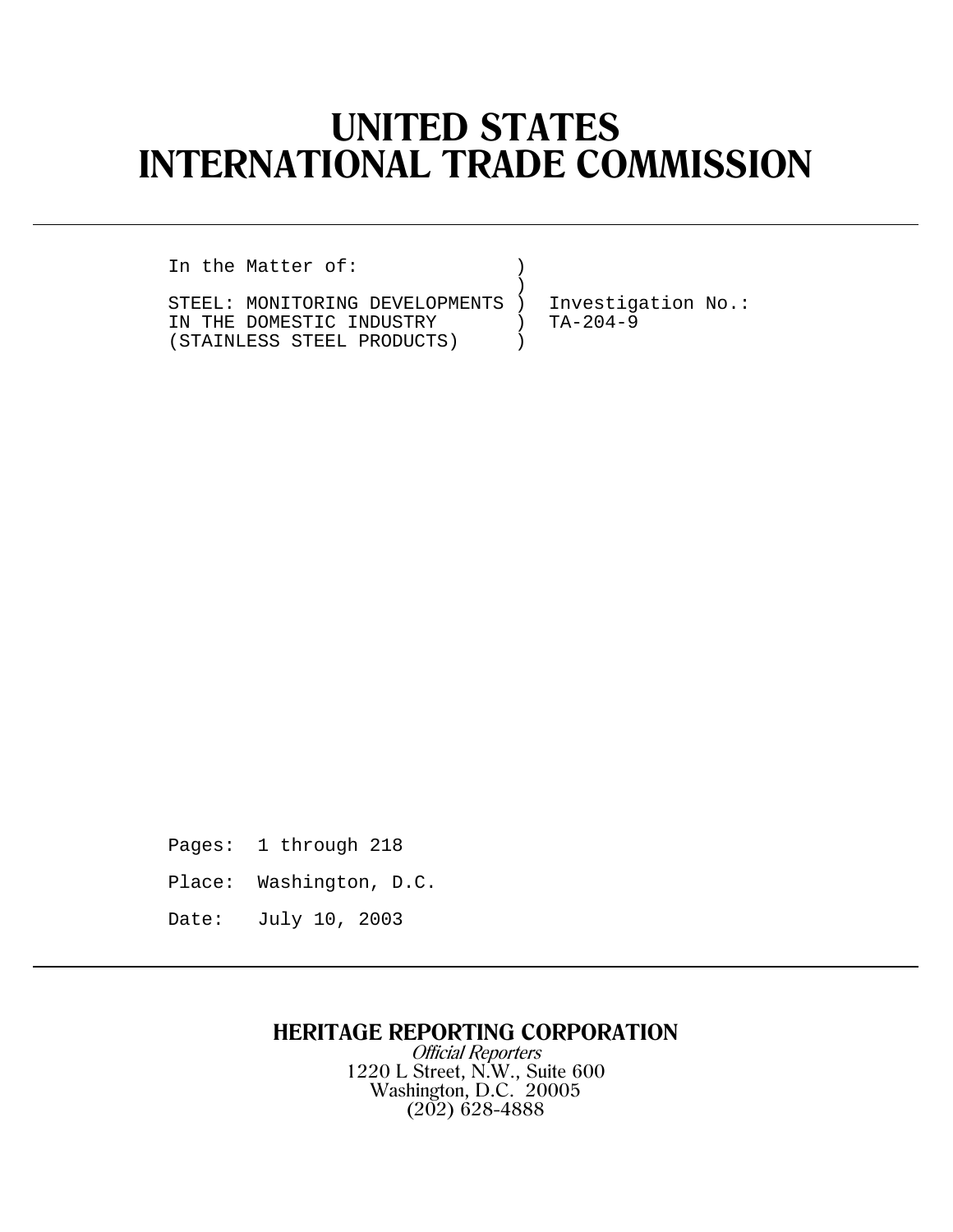# UNITED STATES INTERNATIONAL TRADE COMMISSION

```
In the Matter of:               )
                                )
STEEL: MONITORING DEVELOPMENTS  )  Investigation No.:
IN THE DOMESTIC INDUSTRY        )  TA-204-9
(STAINLESS STEEL PRODUCTS)      )
```

Pages: 1 through 218

Place: Washington, D.C.

Date: July 10, 2003

---

**HERITAGE REPORTING CORPORATION**

*Official Reporters*

1220 L Street, N.W., Suite 600

Washington, D.C. 20005

(202) 628-4888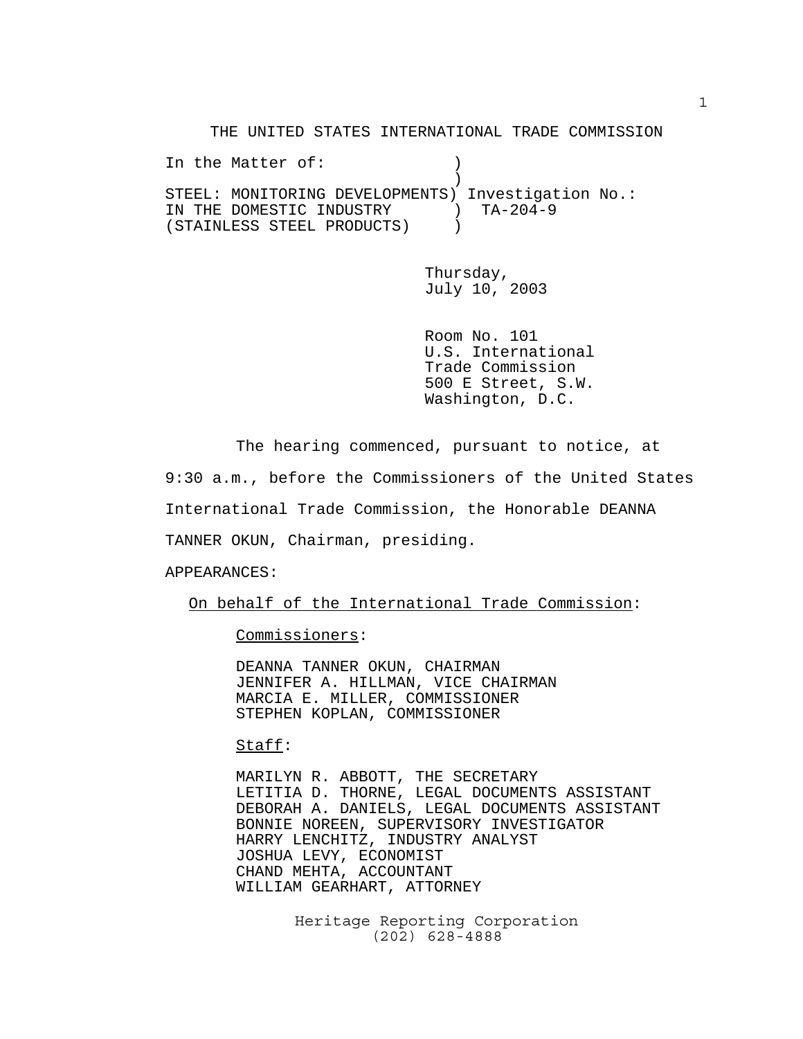THE UNITED STATES INTERNATIONAL TRADE COMMISSION

```
In the Matter of:                )
                                 )
STEEL: MONITORING DEVELOPMENTS) Investigation No.:
IN THE DOMESTIC INDUSTRY         )  TA-204-9
(STAINLESS STEEL PRODUCTS)       )
```

Thursday,
July 10, 2003

Room No. 101
U.S. International
Trade Commission
500 E Street, S.W.
Washington, D.C.

The hearing commenced, pursuant to notice, at 9:30 a.m., before the Commissioners of the United States International Trade Commission, the Honorable DEANNA TANNER OKUN, Chairman, presiding.

APPEARANCES:

On behalf of the International Trade Commission:

Commissioners:

DEANNA TANNER OKUN, CHAIRMAN
JENNIFER A. HILLMAN, VICE CHAIRMAN
MARCIA E. MILLER, COMMISSIONER
STEPHEN KOPLAN, COMMISSIONER

Staff:

MARILYN R. ABBOTT, THE SECRETARY
LETITIA D. THORNE, LEGAL DOCUMENTS ASSISTANT
DEBORAH A. DANIELS, LEGAL DOCUMENTS ASSISTANT
BONNIE NOREEN, SUPERVISORY INVESTIGATOR
HARRY LENCHITZ, INDUSTRY ANALYST
JOSHUA LEVY, ECONOMIST
CHAND MEHTA, ACCOUNTANT
WILLIAM GEARHART, ATTORNEY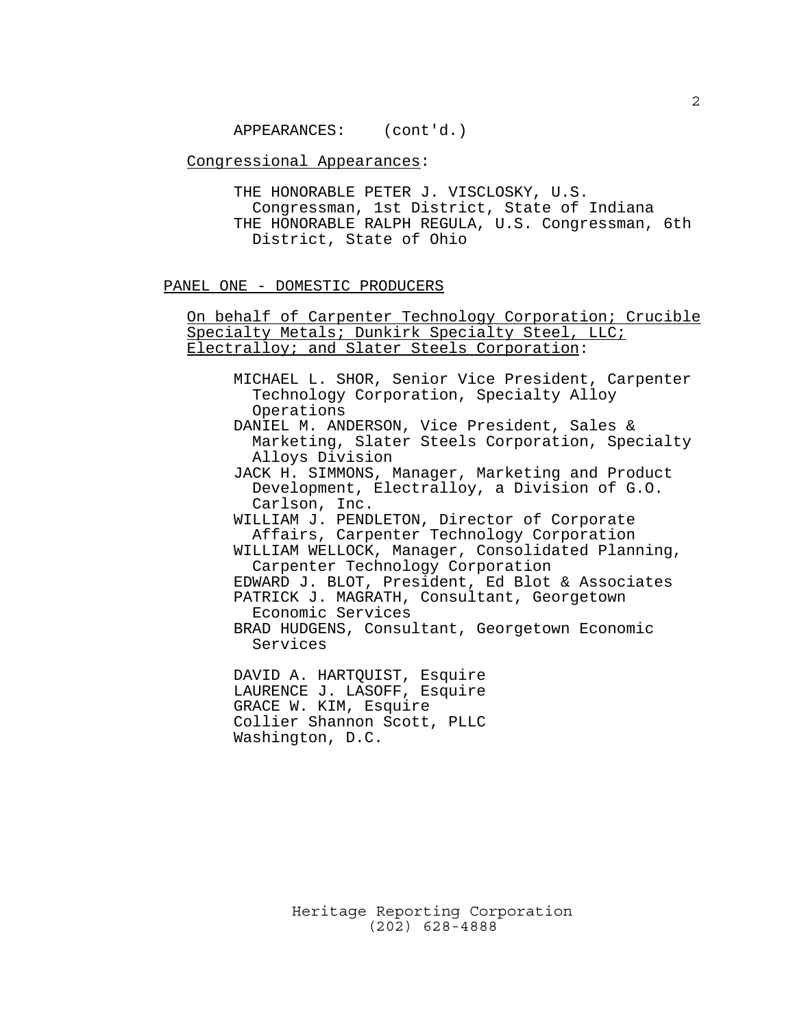APPEARANCES: (cont'd.)

<u>Congressional Appearances</u>:

THE HONORABLE PETER J. VISCLOSKY, U.S. Congressman, 1st District, State of Indiana
THE HONORABLE RALPH REGULA, U.S. Congressman, 6th District, State of Ohio

<u>PANEL ONE - DOMESTIC PRODUCERS</u>

<u>On behalf of Carpenter Technology Corporation; Crucible Specialty Metals; Dunkirk Specialty Steel, LLC; Electralloy; and Slater Steels Corporation</u>:

MICHAEL L. SHOR, Senior Vice President, Carpenter Technology Corporation, Specialty Alloy Operations
DANIEL M. ANDERSON, Vice President, Sales & Marketing, Slater Steels Corporation, Specialty Alloys Division
JACK H. SIMMONS, Manager, Marketing and Product Development, Electralloy, a Division of G.O. Carlson, Inc.
WILLIAM J. PENDLETON, Director of Corporate Affairs, Carpenter Technology Corporation
WILLIAM WELLOCK, Manager, Consolidated Planning, Carpenter Technology Corporation
EDWARD J. BLOT, President, Ed Blot & Associates
PATRICK J. MAGRATH, Consultant, Georgetown Economic Services
BRAD HUDGENS, Consultant, Georgetown Economic Services

DAVID A. HARTQUIST, Esquire
LAURENCE J. LASOFF, Esquire
GRACE W. KIM, Esquire
Collier Shannon Scott, PLLC
Washington, D.C.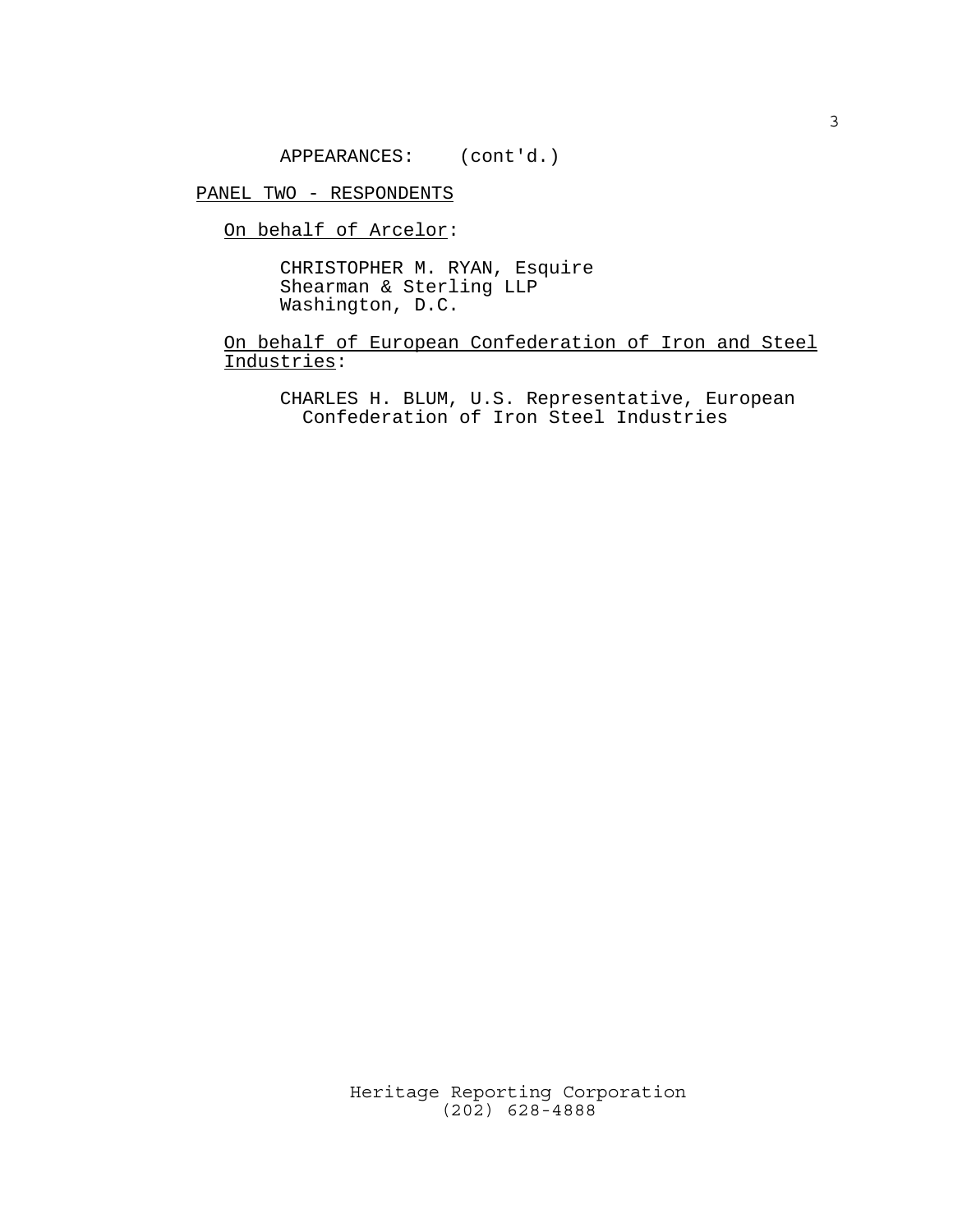APPEARANCES: (cont'd.)

PANEL TWO - RESPONDENTS

On behalf of Arcelor:

CHRISTOPHER M. RYAN, Esquire
Shearman & Sterling LLP
Washington, D.C.

On behalf of European Confederation of Iron and Steel Industries:

CHARLES H. BLUM, U.S. Representative, European Confederation of Iron Steel Industries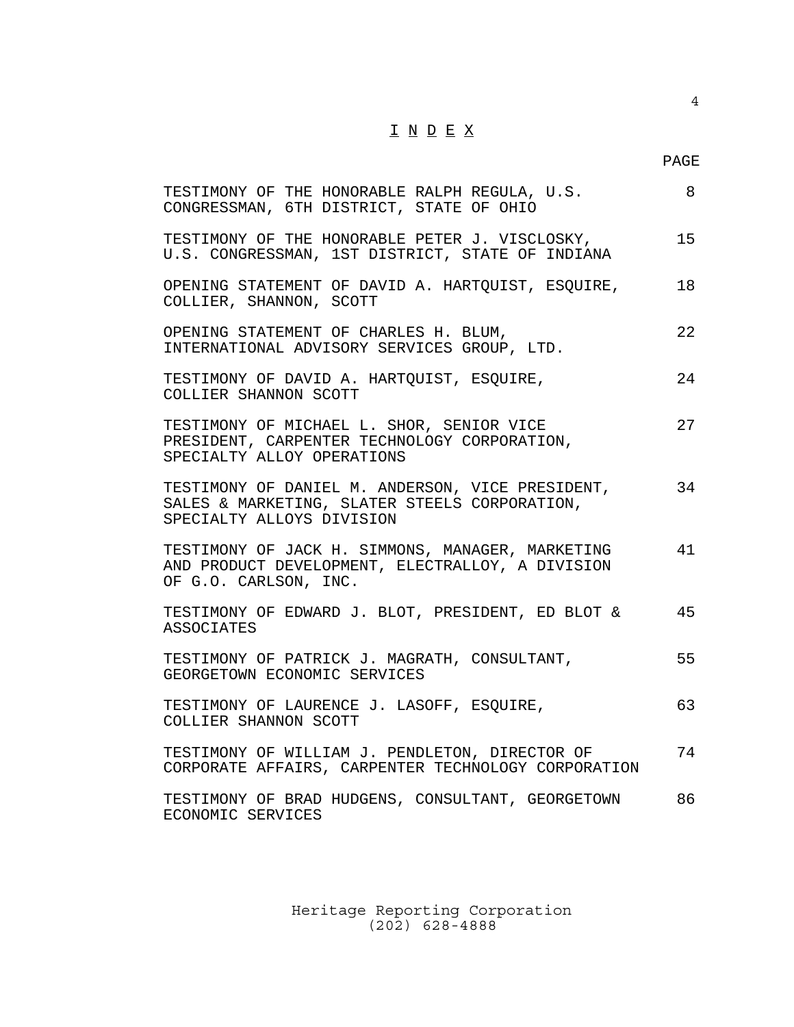# I N D E X

| | PAGE |
|---|---|
| TESTIMONY OF THE HONORABLE RALPH REGULA, U.S. CONGRESSMAN, 6TH DISTRICT, STATE OF OHIO | 8 |
| TESTIMONY OF THE HONORABLE PETER J. VISCLOSKY, U.S. CONGRESSMAN, 1ST DISTRICT, STATE OF INDIANA | 15 |
| OPENING STATEMENT OF DAVID A. HARTQUIST, ESQUIRE, COLLIER, SHANNON, SCOTT | 18 |
| OPENING STATEMENT OF CHARLES H. BLUM, INTERNATIONAL ADVISORY SERVICES GROUP, LTD. | 22 |
| TESTIMONY OF DAVID A. HARTQUIST, ESQUIRE, COLLIER SHANNON SCOTT | 24 |
| TESTIMONY OF MICHAEL L. SHOR, SENIOR VICE PRESIDENT, CARPENTER TECHNOLOGY CORPORATION, SPECIALTY ALLOY OPERATIONS | 27 |
| TESTIMONY OF DANIEL M. ANDERSON, VICE PRESIDENT, SALES & MARKETING, SLATER STEELS CORPORATION, SPECIALTY ALLOYS DIVISION | 34 |
| TESTIMONY OF JACK H. SIMMONS, MANAGER, MARKETING AND PRODUCT DEVELOPMENT, ELECTRALLOY, A DIVISION OF G.O. CARLSON, INC. | 41 |
| TESTIMONY OF EDWARD J. BLOT, PRESIDENT, ED BLOT & ASSOCIATES | 45 |
| TESTIMONY OF PATRICK J. MAGRATH, CONSULTANT, GEORGETOWN ECONOMIC SERVICES | 55 |
| TESTIMONY OF LAURENCE J. LASOFF, ESQUIRE, COLLIER SHANNON SCOTT | 63 |
| TESTIMONY OF WILLIAM J. PENDLETON, DIRECTOR OF CORPORATE AFFAIRS, CARPENTER TECHNOLOGY CORPORATION | 74 |
| TESTIMONY OF BRAD HUDGENS, CONSULTANT, GEORGETOWN ECONOMIC SERVICES | 86 |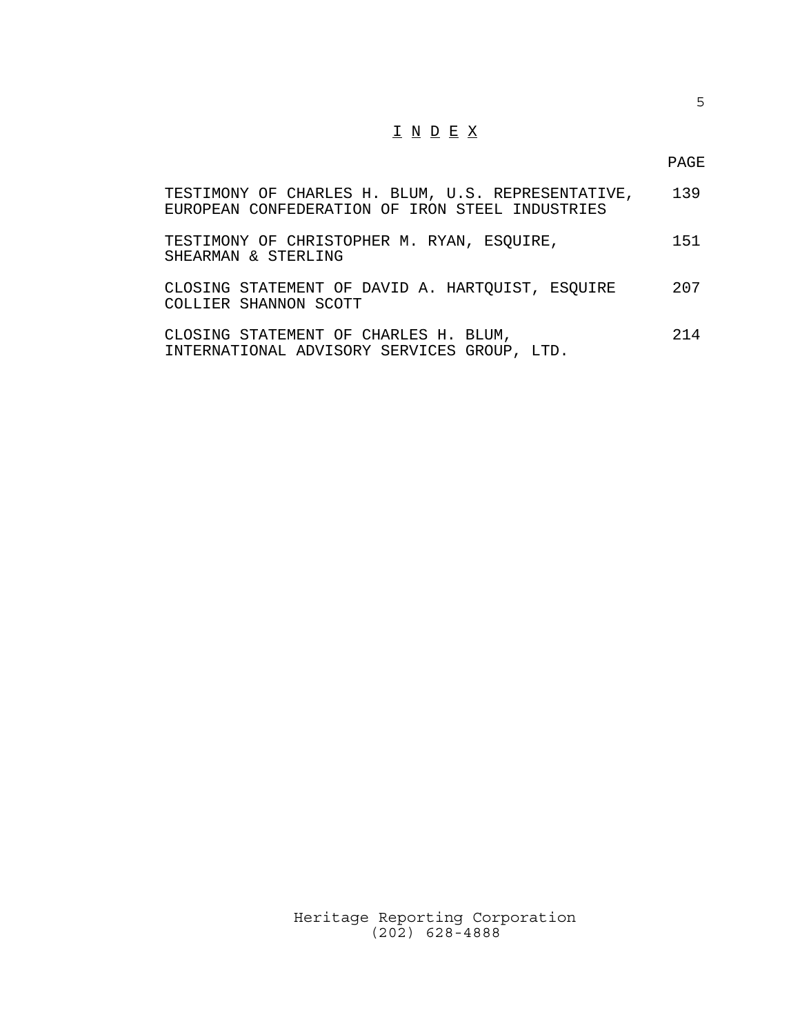# I N D E X

| | PAGE |
|---|---|
| TESTIMONY OF CHARLES H. BLUM, U.S. REPRESENTATIVE, EUROPEAN CONFEDERATION OF IRON STEEL INDUSTRIES | 139 |
| TESTIMONY OF CHRISTOPHER M. RYAN, ESQUIRE, SHEARMAN & STERLING | 151 |
| CLOSING STATEMENT OF DAVID A. HARTQUIST, ESQUIRE COLLIER SHANNON SCOTT | 207 |
| CLOSING STATEMENT OF CHARLES H. BLUM, INTERNATIONAL ADVISORY SERVICES GROUP, LTD. | 214 |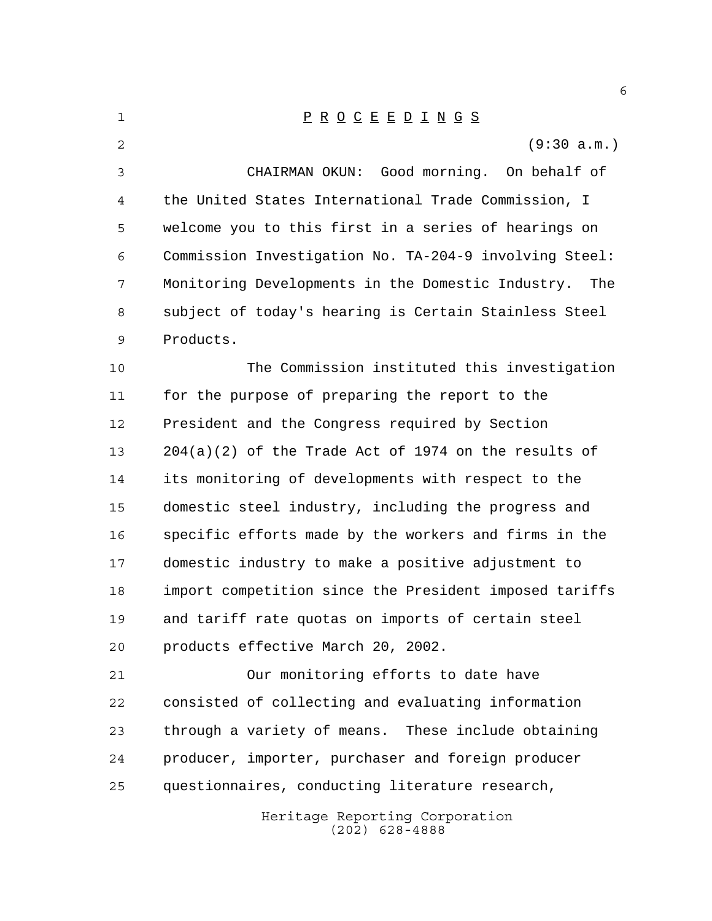# P R O C E E D I N G S

(9:30 a.m.)

CHAIRMAN OKUN: Good morning. On behalf of the United States International Trade Commission, I welcome you to this first in a series of hearings on Commission Investigation No. TA-204-9 involving Steel: Monitoring Developments in the Domestic Industry. The subject of today's hearing is Certain Stainless Steel Products.

The Commission instituted this investigation for the purpose of preparing the report to the President and the Congress required by Section 204(a)(2) of the Trade Act of 1974 on the results of its monitoring of developments with respect to the domestic steel industry, including the progress and specific efforts made by the workers and firms in the domestic industry to make a positive adjustment to import competition since the President imposed tariffs and tariff rate quotas on imports of certain steel products effective March 20, 2002.

Our monitoring efforts to date have consisted of collecting and evaluating information through a variety of means. These include obtaining producer, importer, purchaser and foreign producer questionnaires, conducting literature research,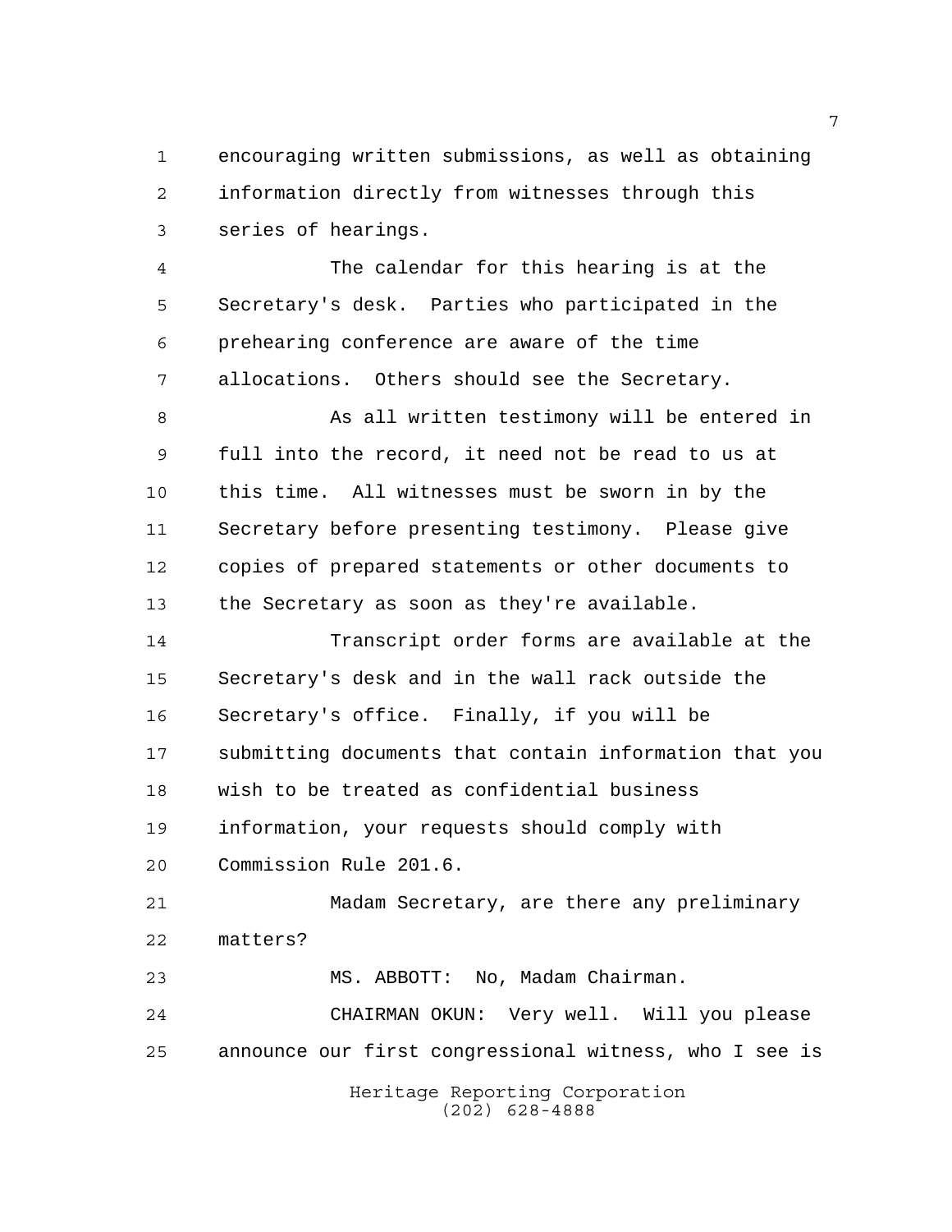encouraging written submissions, as well as obtaining information directly from witnesses through this series of hearings.

The calendar for this hearing is at the Secretary's desk. Parties who participated in the prehearing conference are aware of the time allocations. Others should see the Secretary.

As all written testimony will be entered in full into the record, it need not be read to us at this time. All witnesses must be sworn in by the Secretary before presenting testimony. Please give copies of prepared statements or other documents to the Secretary as soon as they're available.

Transcript order forms are available at the Secretary's desk and in the wall rack outside the Secretary's office. Finally, if you will be submitting documents that contain information that you wish to be treated as confidential business information, your requests should comply with Commission Rule 201.6.

Madam Secretary, are there any preliminary matters?

MS. ABBOTT: No, Madam Chairman.

CHAIRMAN OKUN: Very well. Will you please announce our first congressional witness, who I see is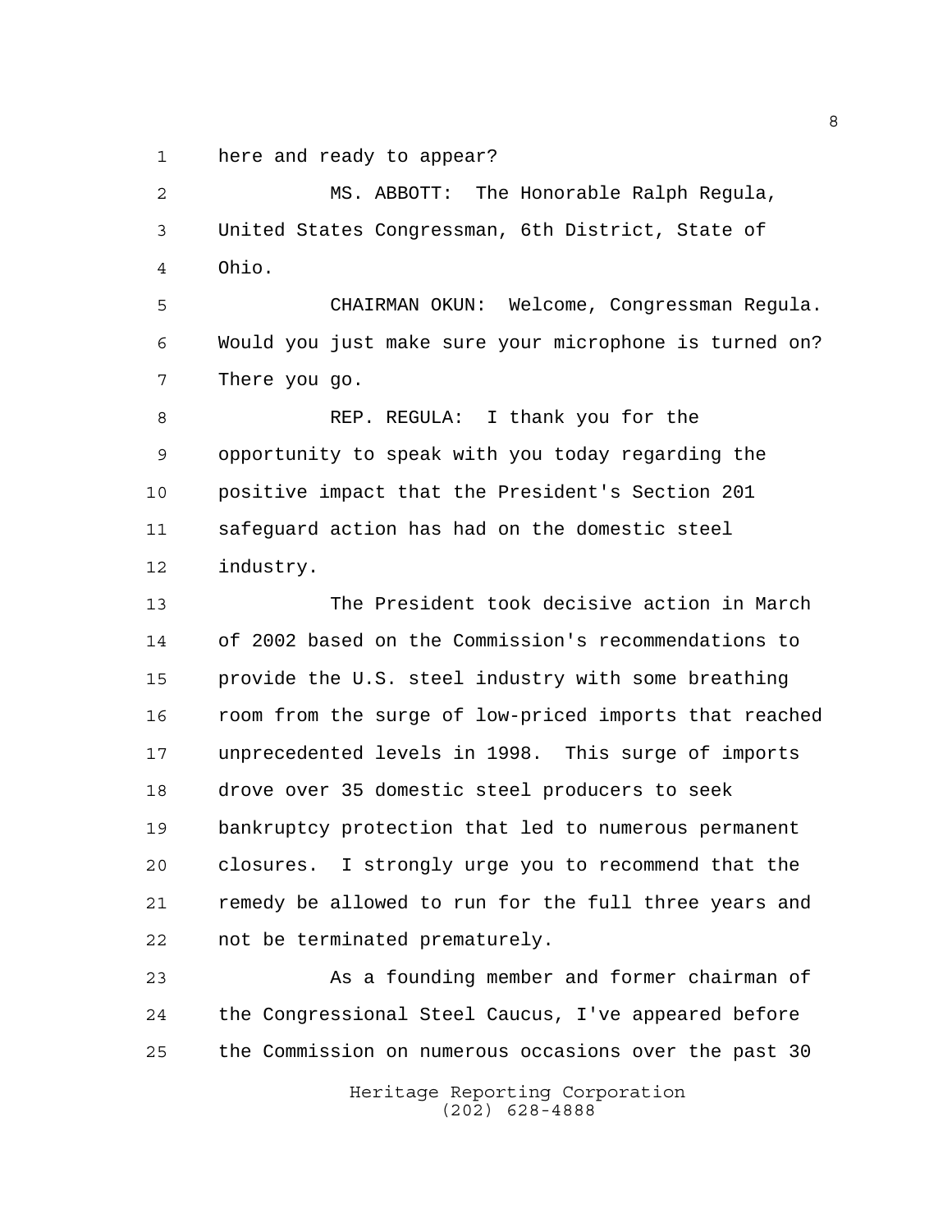here and ready to appear?

MS. ABBOTT: The Honorable Ralph Regula, United States Congressman, 6th District, State of Ohio.

CHAIRMAN OKUN: Welcome, Congressman Regula. Would you just make sure your microphone is turned on? There you go.

REP. REGULA: I thank you for the opportunity to speak with you today regarding the positive impact that the President's Section 201 safeguard action has had on the domestic steel industry.

The President took decisive action in March of 2002 based on the Commission's recommendations to provide the U.S. steel industry with some breathing room from the surge of low-priced imports that reached unprecedented levels in 1998. This surge of imports drove over 35 domestic steel producers to seek bankruptcy protection that led to numerous permanent closures. I strongly urge you to recommend that the remedy be allowed to run for the full three years and not be terminated prematurely.

As a founding member and former chairman of the Congressional Steel Caucus, I've appeared before the Commission on numerous occasions over the past 30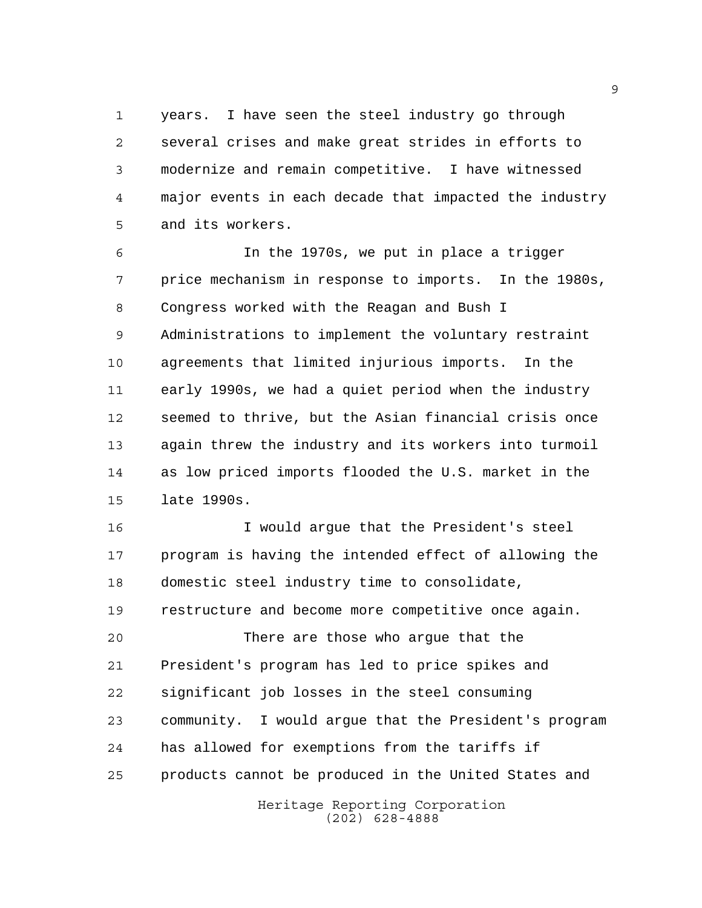years. I have seen the steel industry go through several crises and make great strides in efforts to modernize and remain competitive. I have witnessed major events in each decade that impacted the industry and its workers.

In the 1970s, we put in place a trigger price mechanism in response to imports. In the 1980s, Congress worked with the Reagan and Bush I Administrations to implement the voluntary restraint agreements that limited injurious imports. In the early 1990s, we had a quiet period when the industry seemed to thrive, but the Asian financial crisis once again threw the industry and its workers into turmoil as low priced imports flooded the U.S. market in the late 1990s.

I would argue that the President's steel program is having the intended effect of allowing the domestic steel industry time to consolidate, restructure and become more competitive once again.

There are those who argue that the President's program has led to price spikes and significant job losses in the steel consuming community. I would argue that the President's program has allowed for exemptions from the tariffs if products cannot be produced in the United States and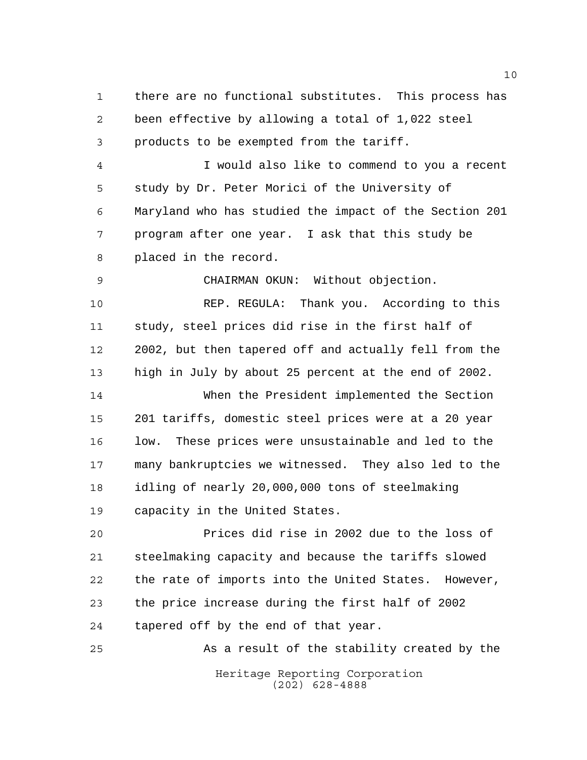there are no functional substitutes. This process has been effective by allowing a total of 1,022 steel products to be exempted from the tariff.

I would also like to commend to you a recent study by Dr. Peter Morici of the University of Maryland who has studied the impact of the Section 201 program after one year. I ask that this study be placed in the record.

CHAIRMAN OKUN: Without objection.

REP. REGULA: Thank you. According to this study, steel prices did rise in the first half of 2002, but then tapered off and actually fell from the high in July by about 25 percent at the end of 2002.

When the President implemented the Section 201 tariffs, domestic steel prices were at a 20 year low. These prices were unsustainable and led to the many bankruptcies we witnessed. They also led to the idling of nearly 20,000,000 tons of steelmaking capacity in the United States.

Prices did rise in 2002 due to the loss of steelmaking capacity and because the tariffs slowed the rate of imports into the United States. However, the price increase during the first half of 2002 tapered off by the end of that year.

As a result of the stability created by the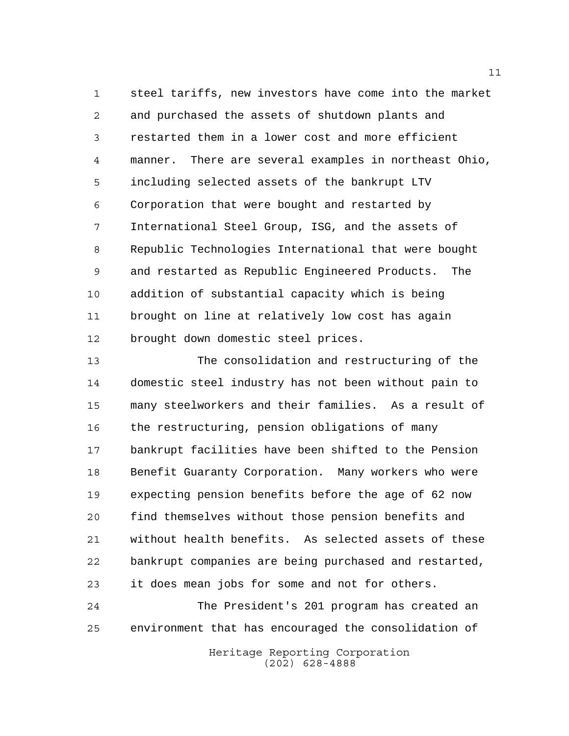steel tariffs, new investors have come into the market and purchased the assets of shutdown plants and restarted them in a lower cost and more efficient manner. There are several examples in northeast Ohio, including selected assets of the bankrupt LTV Corporation that were bought and restarted by International Steel Group, ISG, and the assets of Republic Technologies International that were bought and restarted as Republic Engineered Products. The addition of substantial capacity which is being brought on line at relatively low cost has again brought down domestic steel prices.

The consolidation and restructuring of the domestic steel industry has not been without pain to many steelworkers and their families. As a result of the restructuring, pension obligations of many bankrupt facilities have been shifted to the Pension Benefit Guaranty Corporation. Many workers who were expecting pension benefits before the age of 62 now find themselves without those pension benefits and without health benefits. As selected assets of these bankrupt companies are being purchased and restarted, it does mean jobs for some and not for others.

The President's 201 program has created an environment that has encouraged the consolidation of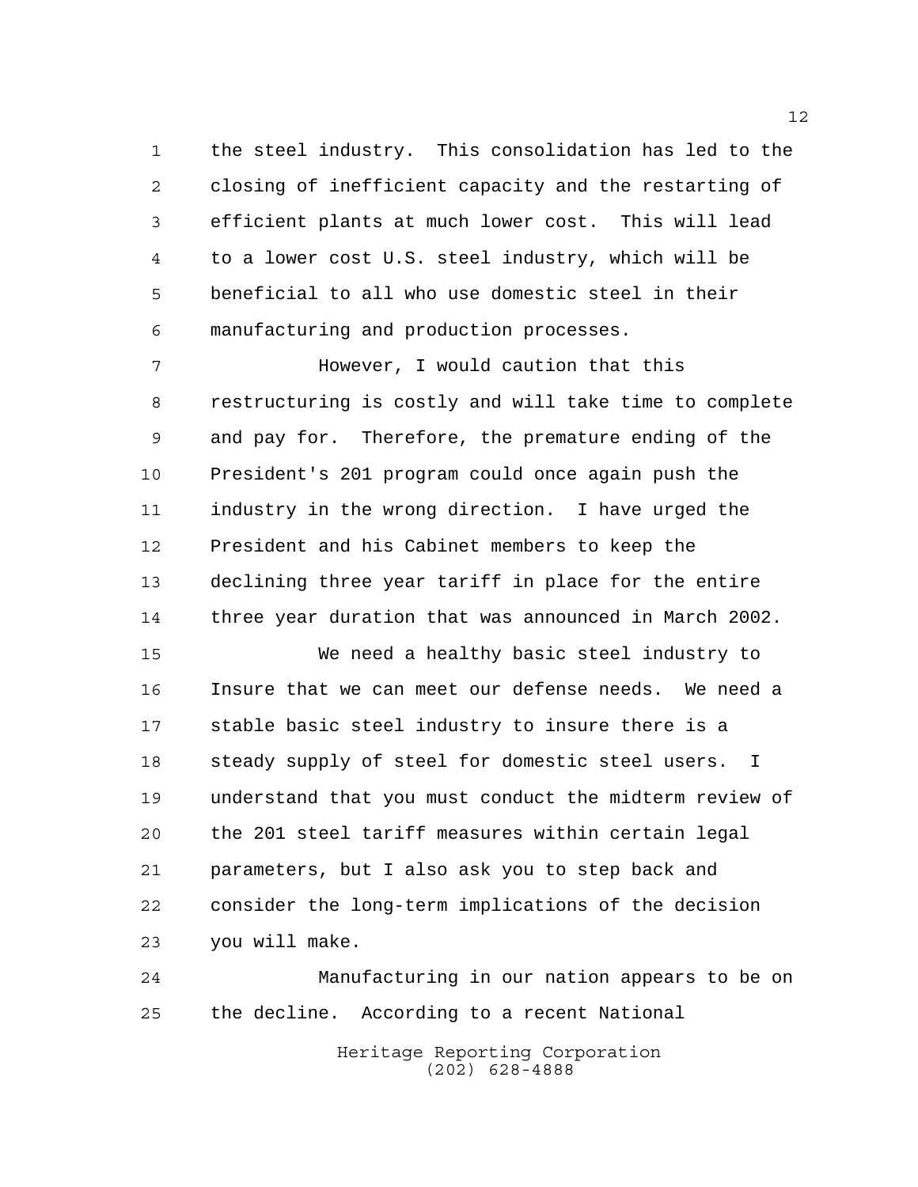the steel industry. This consolidation has led to the closing of inefficient capacity and the restarting of efficient plants at much lower cost. This will lead to a lower cost U.S. steel industry, which will be beneficial to all who use domestic steel in their manufacturing and production processes.

However, I would caution that this restructuring is costly and will take time to complete and pay for. Therefore, the premature ending of the President's 201 program could once again push the industry in the wrong direction. I have urged the President and his Cabinet members to keep the declining three year tariff in place for the entire three year duration that was announced in March 2002.

We need a healthy basic steel industry to Insure that we can meet our defense needs. We need a stable basic steel industry to insure there is a steady supply of steel for domestic steel users. I understand that you must conduct the midterm review of the 201 steel tariff measures within certain legal parameters, but I also ask you to step back and consider the long-term implications of the decision you will make.

Manufacturing in our nation appears to be on the decline. According to a recent National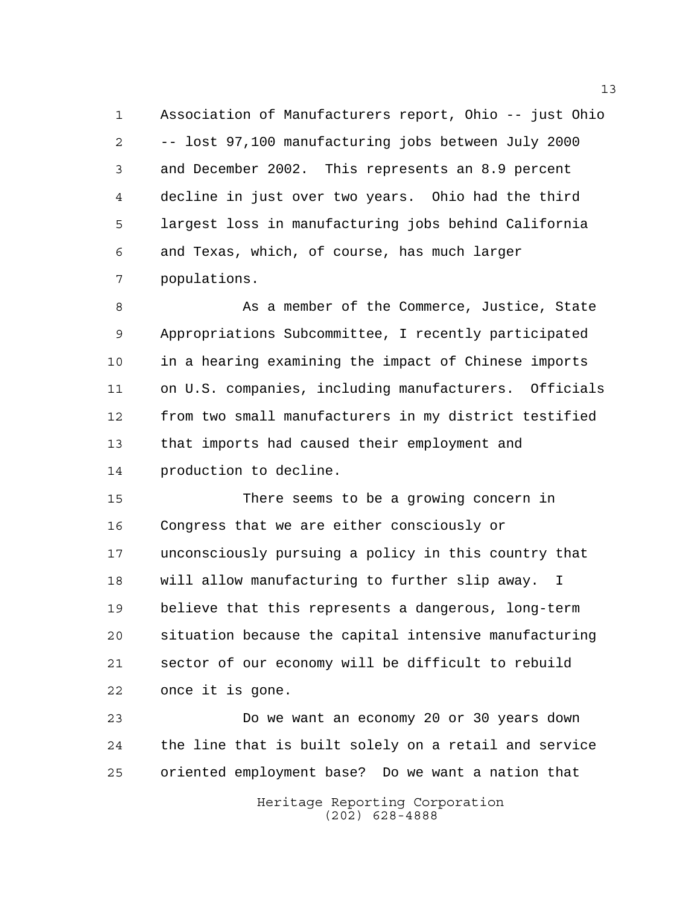Association of Manufacturers report, Ohio -- just Ohio -- lost 97,100 manufacturing jobs between July 2000 and December 2002. This represents an 8.9 percent decline in just over two years. Ohio had the third largest loss in manufacturing jobs behind California and Texas, which, of course, has much larger populations.

As a member of the Commerce, Justice, State Appropriations Subcommittee, I recently participated in a hearing examining the impact of Chinese imports on U.S. companies, including manufacturers. Officials from two small manufacturers in my district testified that imports had caused their employment and production to decline.

There seems to be a growing concern in Congress that we are either consciously or unconsciously pursuing a policy in this country that will allow manufacturing to further slip away. I believe that this represents a dangerous, long-term situation because the capital intensive manufacturing sector of our economy will be difficult to rebuild once it is gone.

Do we want an economy 20 or 30 years down the line that is built solely on a retail and service oriented employment base? Do we want a nation that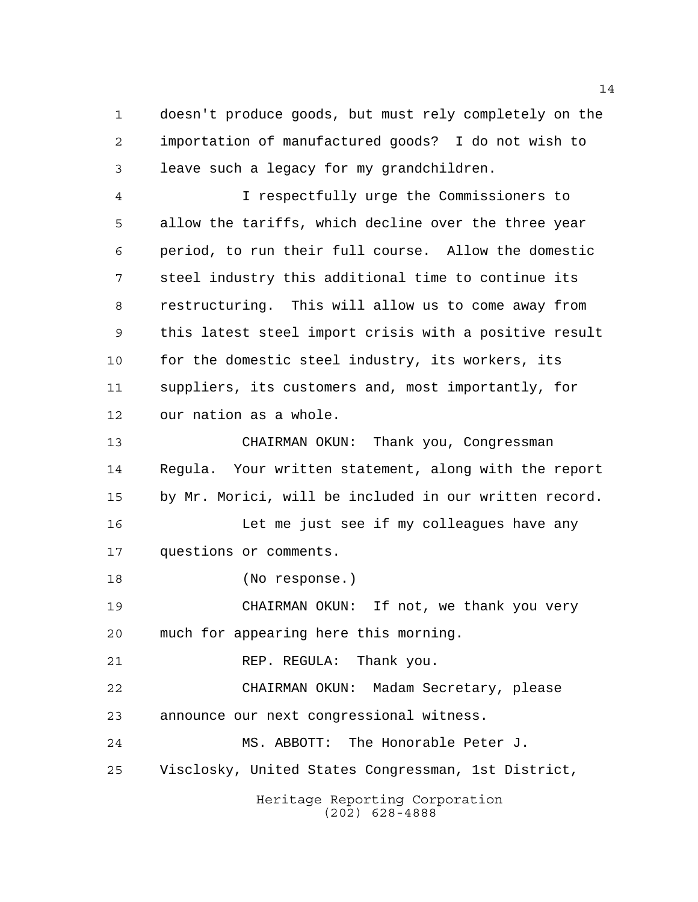doesn't produce goods, but must rely completely on the importation of manufactured goods? I do not wish to leave such a legacy for my grandchildren.

I respectfully urge the Commissioners to allow the tariffs, which decline over the three year period, to run their full course. Allow the domestic steel industry this additional time to continue its restructuring. This will allow us to come away from this latest steel import crisis with a positive result for the domestic steel industry, its workers, its suppliers, its customers and, most importantly, for our nation as a whole.

CHAIRMAN OKUN: Thank you, Congressman Regula. Your written statement, along with the report by Mr. Morici, will be included in our written record.

Let me just see if my colleagues have any questions or comments.

(No response.)

CHAIRMAN OKUN: If not, we thank you very much for appearing here this morning.

REP. REGULA: Thank you.

CHAIRMAN OKUN: Madam Secretary, please announce our next congressional witness.

MS. ABBOTT: The Honorable Peter J. Visclosky, United States Congressman, 1st District,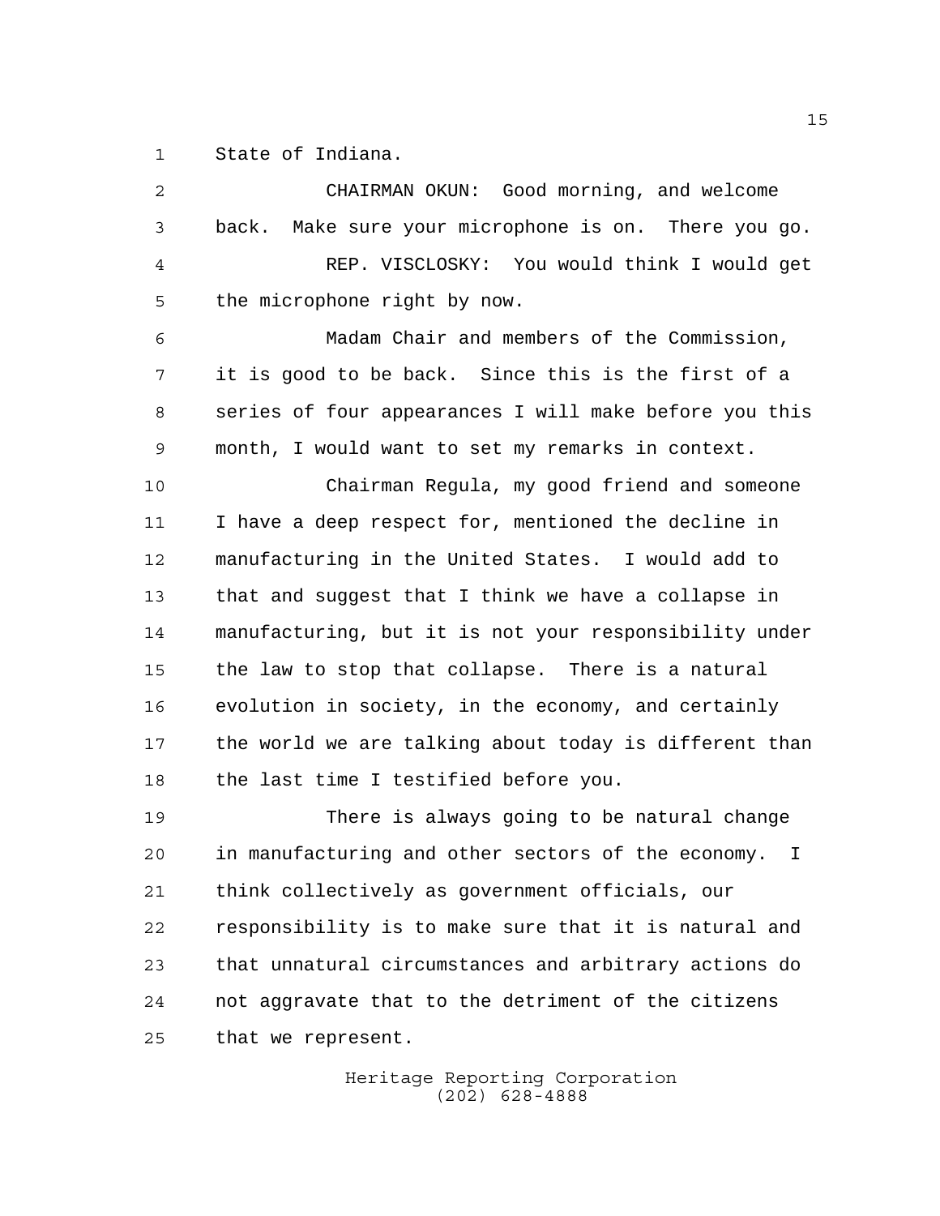State of Indiana.

CHAIRMAN OKUN: Good morning, and welcome back. Make sure your microphone is on. There you go.

REP. VISCLOSKY: You would think I would get the microphone right by now.

Madam Chair and members of the Commission, it is good to be back. Since this is the first of a series of four appearances I will make before you this month, I would want to set my remarks in context.

Chairman Regula, my good friend and someone I have a deep respect for, mentioned the decline in manufacturing in the United States. I would add to that and suggest that I think we have a collapse in manufacturing, but it is not your responsibility under the law to stop that collapse. There is a natural evolution in society, in the economy, and certainly the world we are talking about today is different than the last time I testified before you.

There is always going to be natural change in manufacturing and other sectors of the economy. I think collectively as government officials, our responsibility is to make sure that it is natural and that unnatural circumstances and arbitrary actions do not aggravate that to the detriment of the citizens that we represent.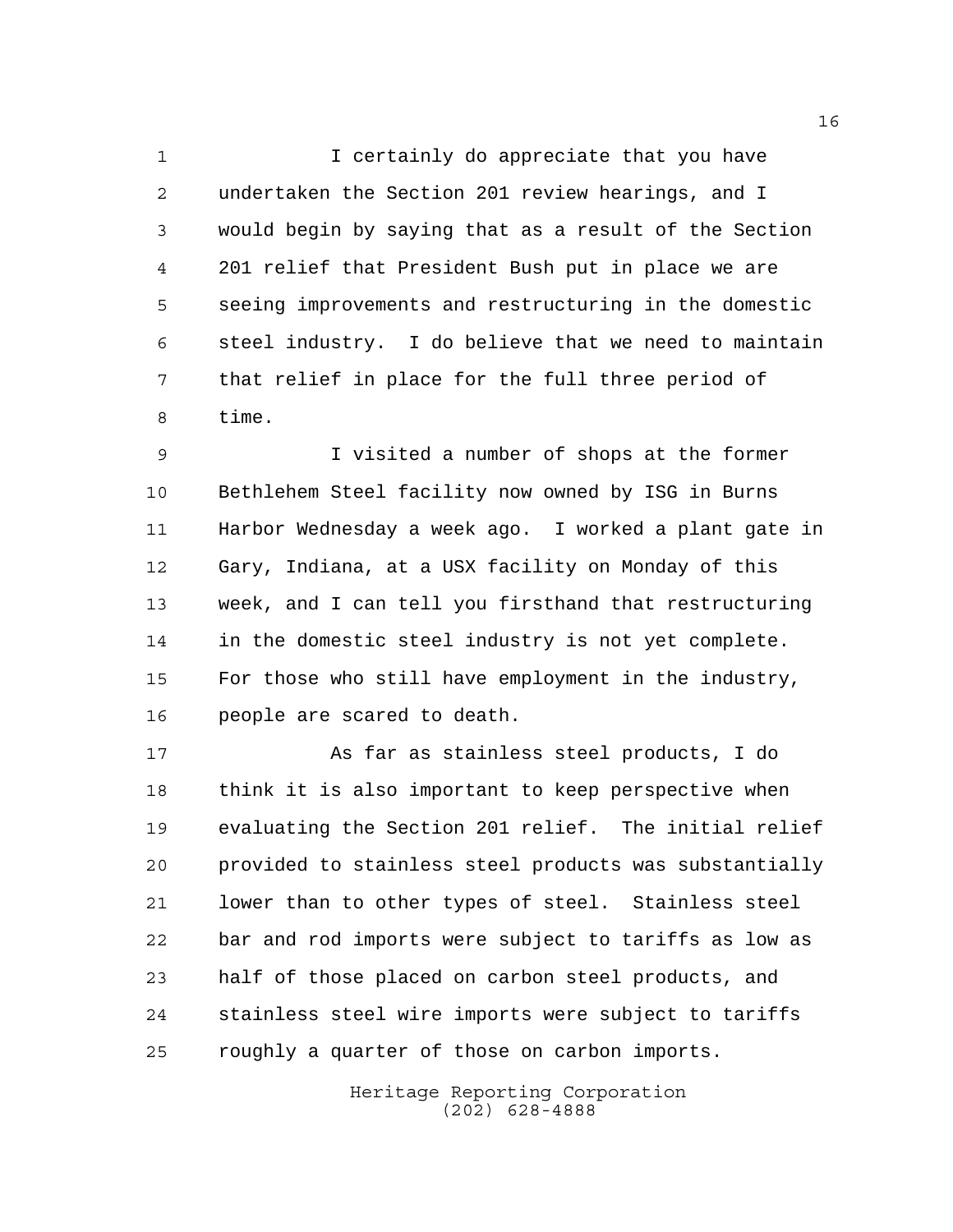I certainly do appreciate that you have undertaken the Section 201 review hearings, and I would begin by saying that as a result of the Section 201 relief that President Bush put in place we are seeing improvements and restructuring in the domestic steel industry. I do believe that we need to maintain that relief in place for the full three period of time.

I visited a number of shops at the former Bethlehem Steel facility now owned by ISG in Burns Harbor Wednesday a week ago. I worked a plant gate in Gary, Indiana, at a USX facility on Monday of this week, and I can tell you firsthand that restructuring in the domestic steel industry is not yet complete. For those who still have employment in the industry, people are scared to death.

As far as stainless steel products, I do think it is also important to keep perspective when evaluating the Section 201 relief. The initial relief provided to stainless steel products was substantially lower than to other types of steel. Stainless steel bar and rod imports were subject to tariffs as low as half of those placed on carbon steel products, and stainless steel wire imports were subject to tariffs roughly a quarter of those on carbon imports.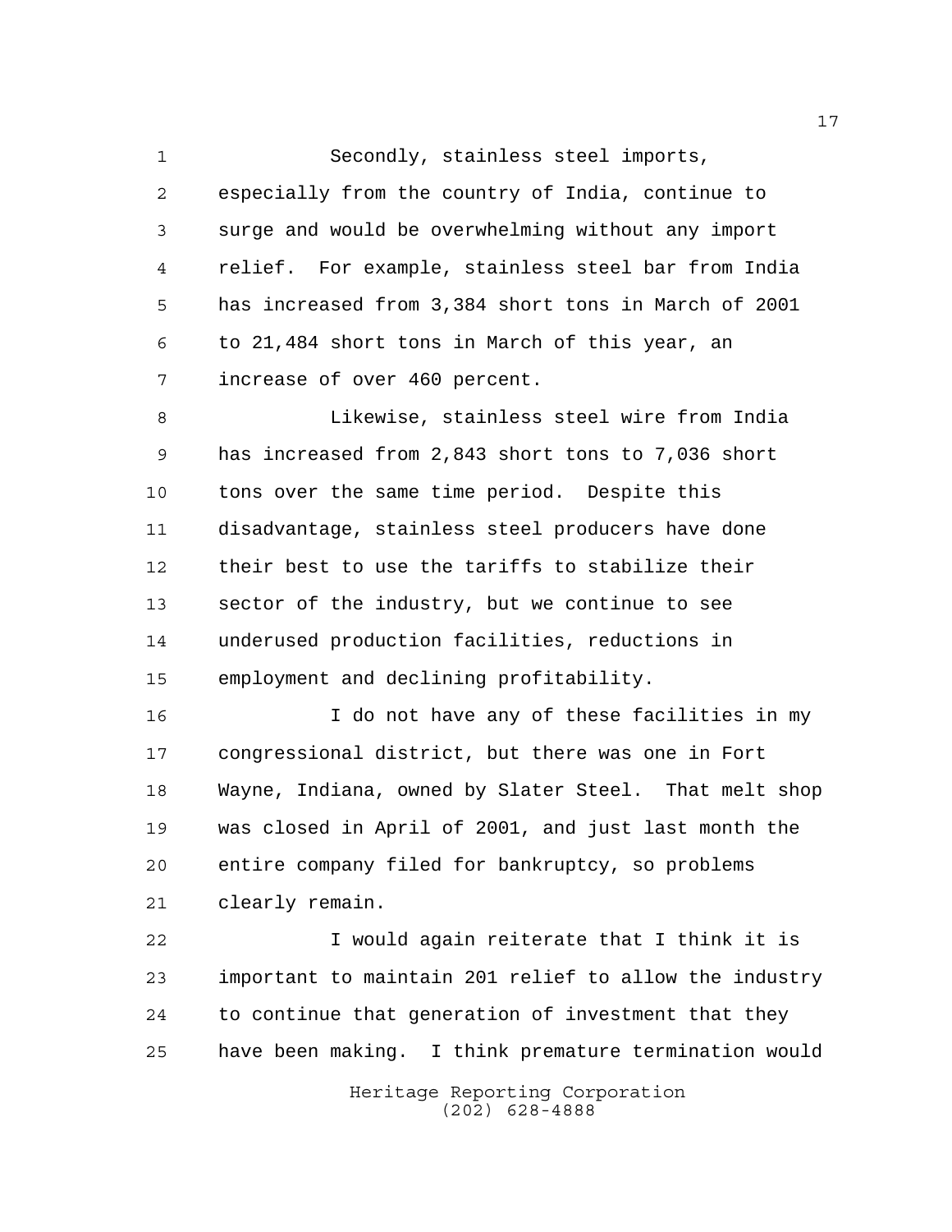Secondly, stainless steel imports, especially from the country of India, continue to surge and would be overwhelming without any import relief. For example, stainless steel bar from India has increased from 3,384 short tons in March of 2001 to 21,484 short tons in March of this year, an increase of over 460 percent.

Likewise, stainless steel wire from India has increased from 2,843 short tons to 7,036 short tons over the same time period. Despite this disadvantage, stainless steel producers have done their best to use the tariffs to stabilize their sector of the industry, but we continue to see underused production facilities, reductions in employment and declining profitability.

I do not have any of these facilities in my congressional district, but there was one in Fort Wayne, Indiana, owned by Slater Steel. That melt shop was closed in April of 2001, and just last month the entire company filed for bankruptcy, so problems clearly remain.

I would again reiterate that I think it is important to maintain 201 relief to allow the industry to continue that generation of investment that they have been making. I think premature termination would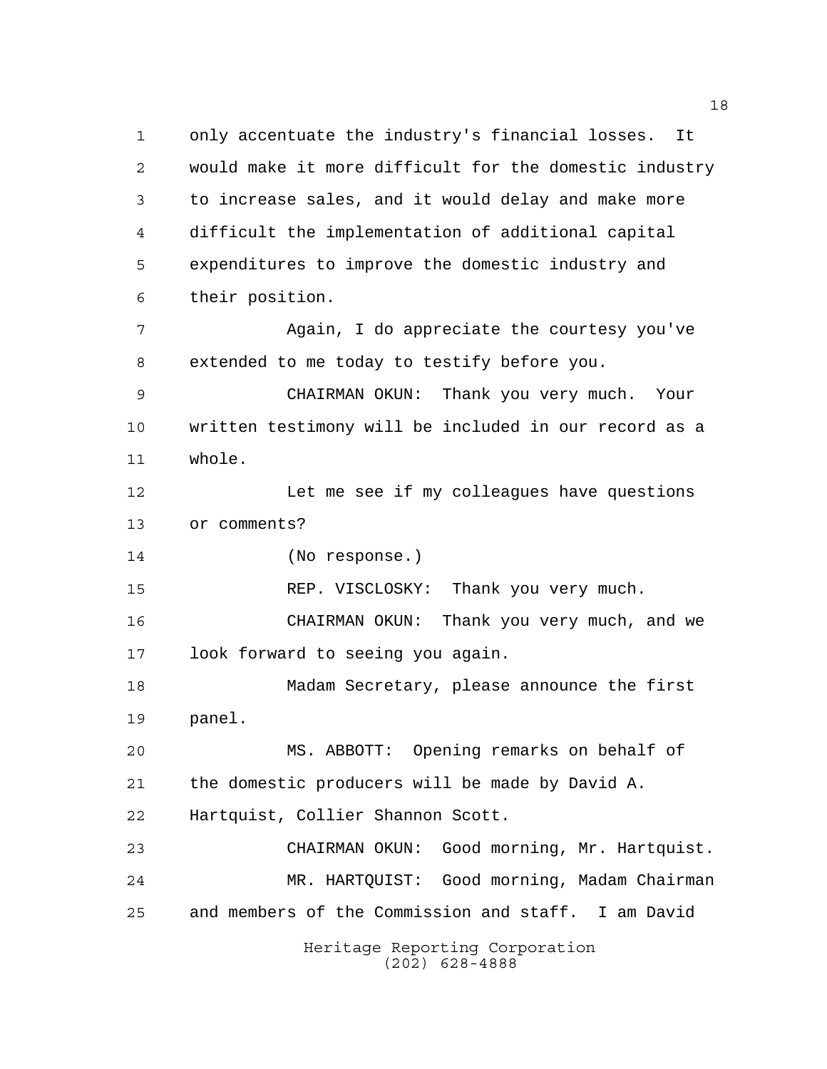only accentuate the industry's financial losses. It would make it more difficult for the domestic industry to increase sales, and it would delay and make more difficult the implementation of additional capital expenditures to improve the domestic industry and their position.

Again, I do appreciate the courtesy you've extended to me today to testify before you.

CHAIRMAN OKUN: Thank you very much. Your written testimony will be included in our record as a whole.

Let me see if my colleagues have questions or comments?

(No response.)

REP. VISCLOSKY: Thank you very much.

CHAIRMAN OKUN: Thank you very much, and we look forward to seeing you again.

Madam Secretary, please announce the first panel.

MS. ABBOTT: Opening remarks on behalf of the domestic producers will be made by David A. Hartquist, Collier Shannon Scott.

CHAIRMAN OKUN: Good morning, Mr. Hartquist.

MR. HARTQUIST: Good morning, Madam Chairman and members of the Commission and staff. I am David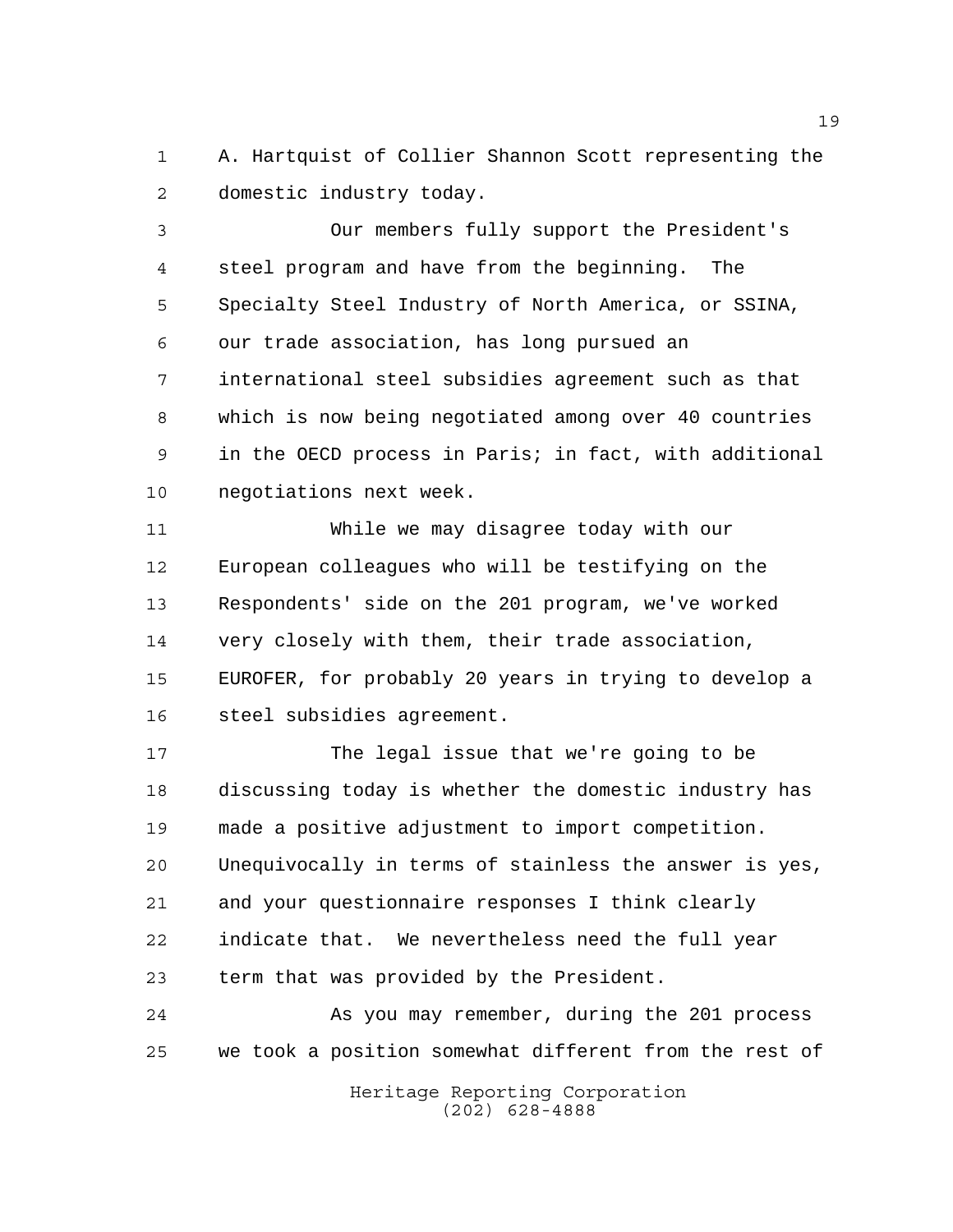A. Hartquist of Collier Shannon Scott representing the domestic industry today.

Our members fully support the President's steel program and have from the beginning. The Specialty Steel Industry of North America, or SSINA, our trade association, has long pursued an international steel subsidies agreement such as that which is now being negotiated among over 40 countries in the OECD process in Paris; in fact, with additional negotiations next week.

While we may disagree today with our European colleagues who will be testifying on the Respondents' side on the 201 program, we've worked very closely with them, their trade association, EUROFER, for probably 20 years in trying to develop a steel subsidies agreement.

The legal issue that we're going to be discussing today is whether the domestic industry has made a positive adjustment to import competition. Unequivocally in terms of stainless the answer is yes, and your questionnaire responses I think clearly indicate that. We nevertheless need the full year term that was provided by the President.

As you may remember, during the 201 process we took a position somewhat different from the rest of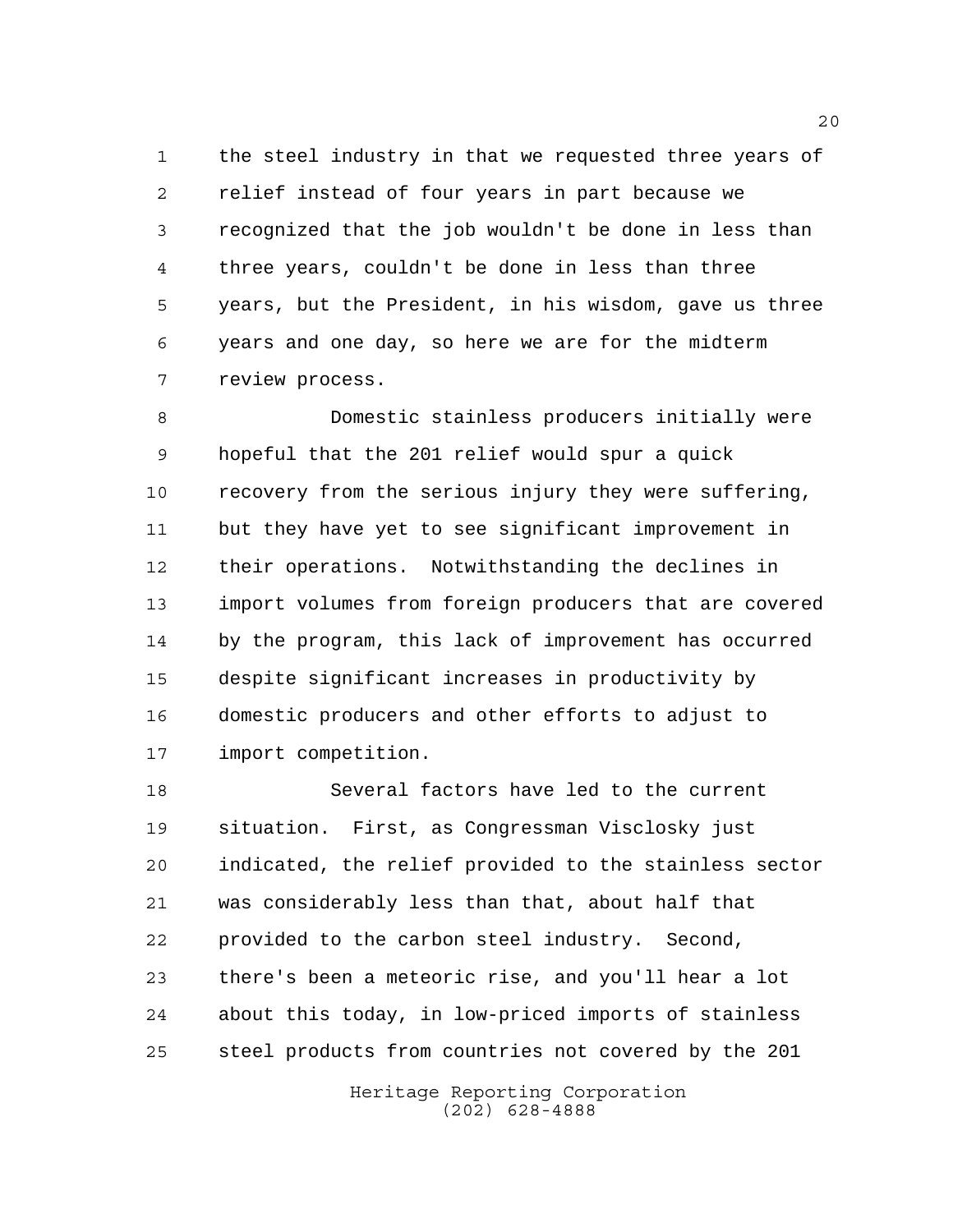the steel industry in that we requested three years of relief instead of four years in part because we recognized that the job wouldn't be done in less than three years, couldn't be done in less than three years, but the President, in his wisdom, gave us three years and one day, so here we are for the midterm review process.

Domestic stainless producers initially were hopeful that the 201 relief would spur a quick recovery from the serious injury they were suffering, but they have yet to see significant improvement in their operations. Notwithstanding the declines in import volumes from foreign producers that are covered by the program, this lack of improvement has occurred despite significant increases in productivity by domestic producers and other efforts to adjust to import competition.

Several factors have led to the current situation. First, as Congressman Visclosky just indicated, the relief provided to the stainless sector was considerably less than that, about half that provided to the carbon steel industry. Second, there's been a meteoric rise, and you'll hear a lot about this today, in low-priced imports of stainless steel products from countries not covered by the 201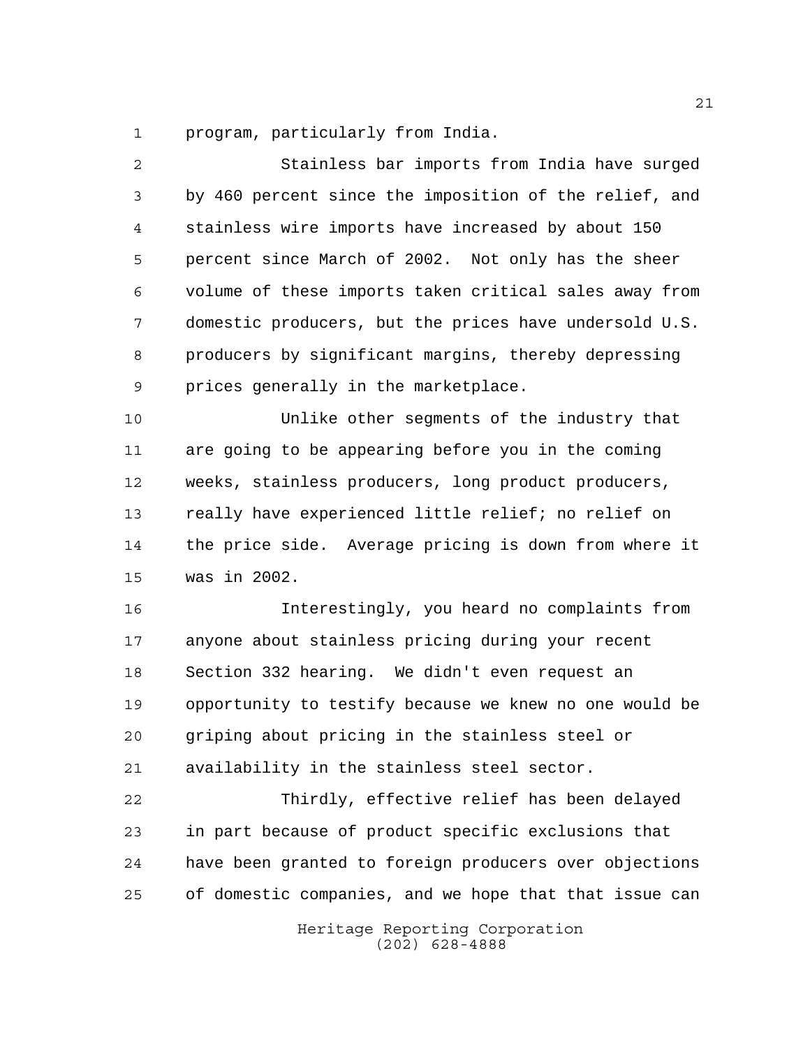program, particularly from India.

Stainless bar imports from India have surged by 460 percent since the imposition of the relief, and stainless wire imports have increased by about 150 percent since March of 2002. Not only has the sheer volume of these imports taken critical sales away from domestic producers, but the prices have undersold U.S. producers by significant margins, thereby depressing prices generally in the marketplace.

Unlike other segments of the industry that are going to be appearing before you in the coming weeks, stainless producers, long product producers, really have experienced little relief; no relief on the price side. Average pricing is down from where it was in 2002.

Interestingly, you heard no complaints from anyone about stainless pricing during your recent Section 332 hearing. We didn't even request an opportunity to testify because we knew no one would be griping about pricing in the stainless steel or availability in the stainless steel sector.

Thirdly, effective relief has been delayed in part because of product specific exclusions that have been granted to foreign producers over objections of domestic companies, and we hope that that issue can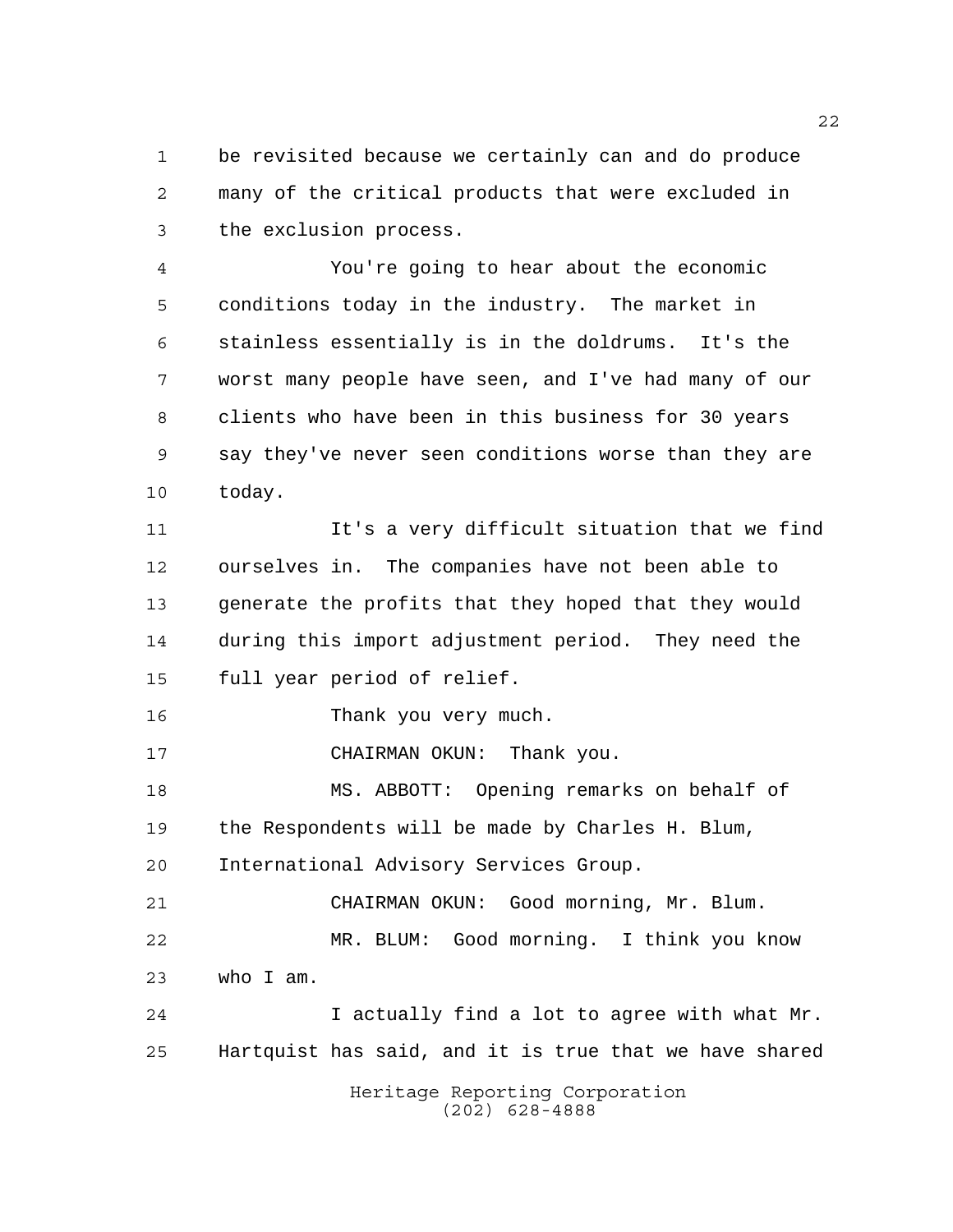be revisited because we certainly can and do produce many of the critical products that were excluded in the exclusion process.

You're going to hear about the economic conditions today in the industry. The market in stainless essentially is in the doldrums. It's the worst many people have seen, and I've had many of our clients who have been in this business for 30 years say they've never seen conditions worse than they are today.

It's a very difficult situation that we find ourselves in. The companies have not been able to generate the profits that they hoped that they would during this import adjustment period. They need the full year period of relief.

Thank you very much.

CHAIRMAN OKUN: Thank you.

MS. ABBOTT: Opening remarks on behalf of the Respondents will be made by Charles H. Blum, International Advisory Services Group.

CHAIRMAN OKUN: Good morning, Mr. Blum.

MR. BLUM: Good morning. I think you know who I am.

I actually find a lot to agree with what Mr. Hartquist has said, and it is true that we have shared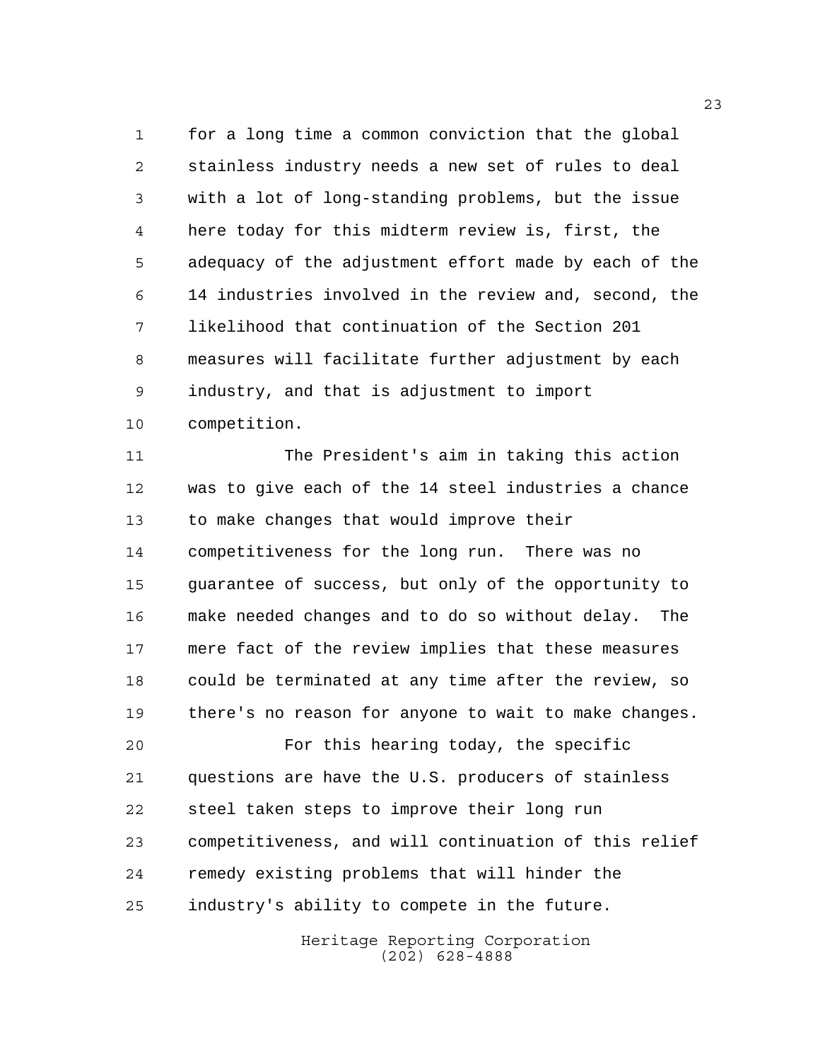for a long time a common conviction that the global stainless industry needs a new set of rules to deal with a lot of long-standing problems, but the issue here today for this midterm review is, first, the adequacy of the adjustment effort made by each of the 14 industries involved in the review and, second, the likelihood that continuation of the Section 201 measures will facilitate further adjustment by each industry, and that is adjustment to import competition.

The President's aim in taking this action was to give each of the 14 steel industries a chance to make changes that would improve their competitiveness for the long run. There was no guarantee of success, but only of the opportunity to make needed changes and to do so without delay. The mere fact of the review implies that these measures could be terminated at any time after the review, so there's no reason for anyone to wait to make changes.

For this hearing today, the specific questions are have the U.S. producers of stainless steel taken steps to improve their long run competitiveness, and will continuation of this relief remedy existing problems that will hinder the industry's ability to compete in the future.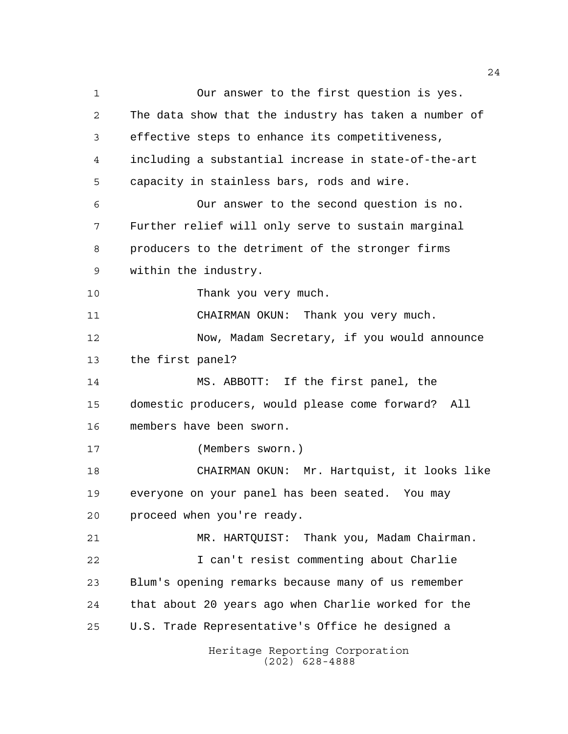Our answer to the first question is yes. The data show that the industry has taken a number of effective steps to enhance its competitiveness, including a substantial increase in state-of-the-art capacity in stainless bars, rods and wire.

Our answer to the second question is no. Further relief will only serve to sustain marginal producers to the detriment of the stronger firms within the industry.

Thank you very much.

CHAIRMAN OKUN: Thank you very much.

Now, Madam Secretary, if you would announce the first panel?

MS. ABBOTT: If the first panel, the domestic producers, would please come forward? All members have been sworn.

(Members sworn.)

CHAIRMAN OKUN: Mr. Hartquist, it looks like everyone on your panel has been seated. You may proceed when you're ready.

MR. HARTQUIST: Thank you, Madam Chairman.

I can't resist commenting about Charlie Blum's opening remarks because many of us remember that about 20 years ago when Charlie worked for the U.S. Trade Representative's Office he designed a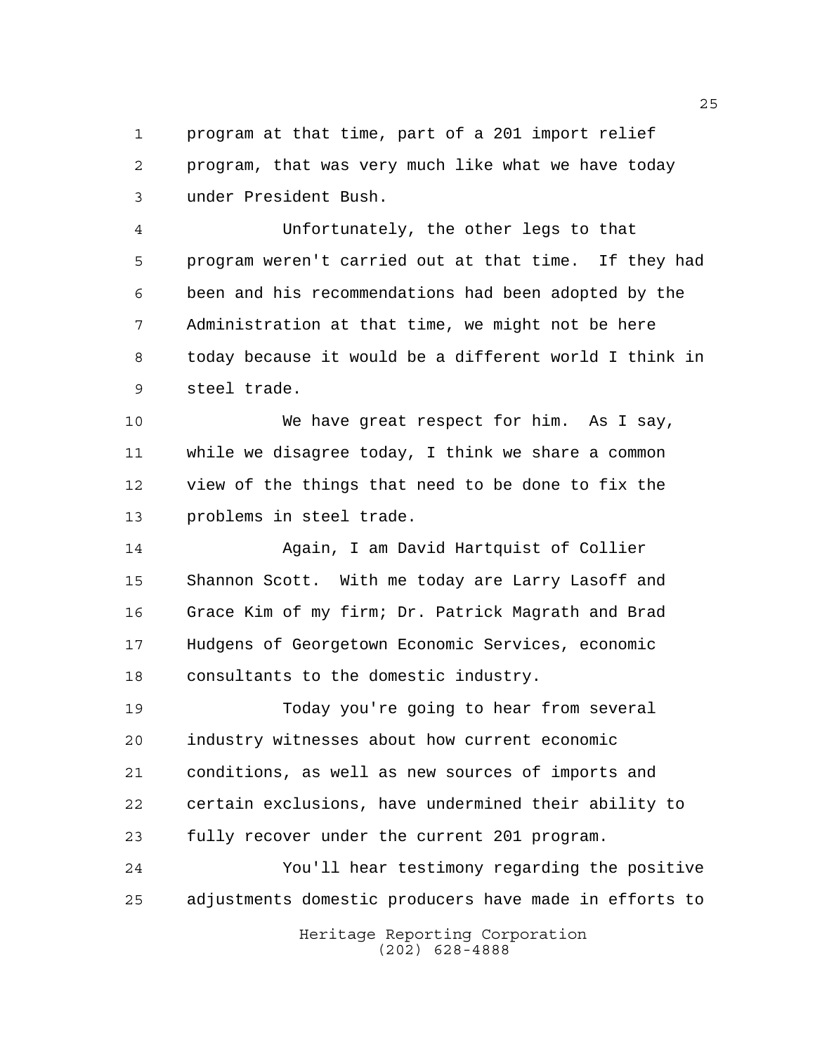program at that time, part of a 201 import relief program, that was very much like what we have today under President Bush.

Unfortunately, the other legs to that program weren't carried out at that time. If they had been and his recommendations had been adopted by the Administration at that time, we might not be here today because it would be a different world I think in steel trade.

We have great respect for him. As I say, while we disagree today, I think we share a common view of the things that need to be done to fix the problems in steel trade.

Again, I am David Hartquist of Collier Shannon Scott. With me today are Larry Lasoff and Grace Kim of my firm; Dr. Patrick Magrath and Brad Hudgens of Georgetown Economic Services, economic consultants to the domestic industry.

Today you're going to hear from several industry witnesses about how current economic conditions, as well as new sources of imports and certain exclusions, have undermined their ability to fully recover under the current 201 program.

You'll hear testimony regarding the positive adjustments domestic producers have made in efforts to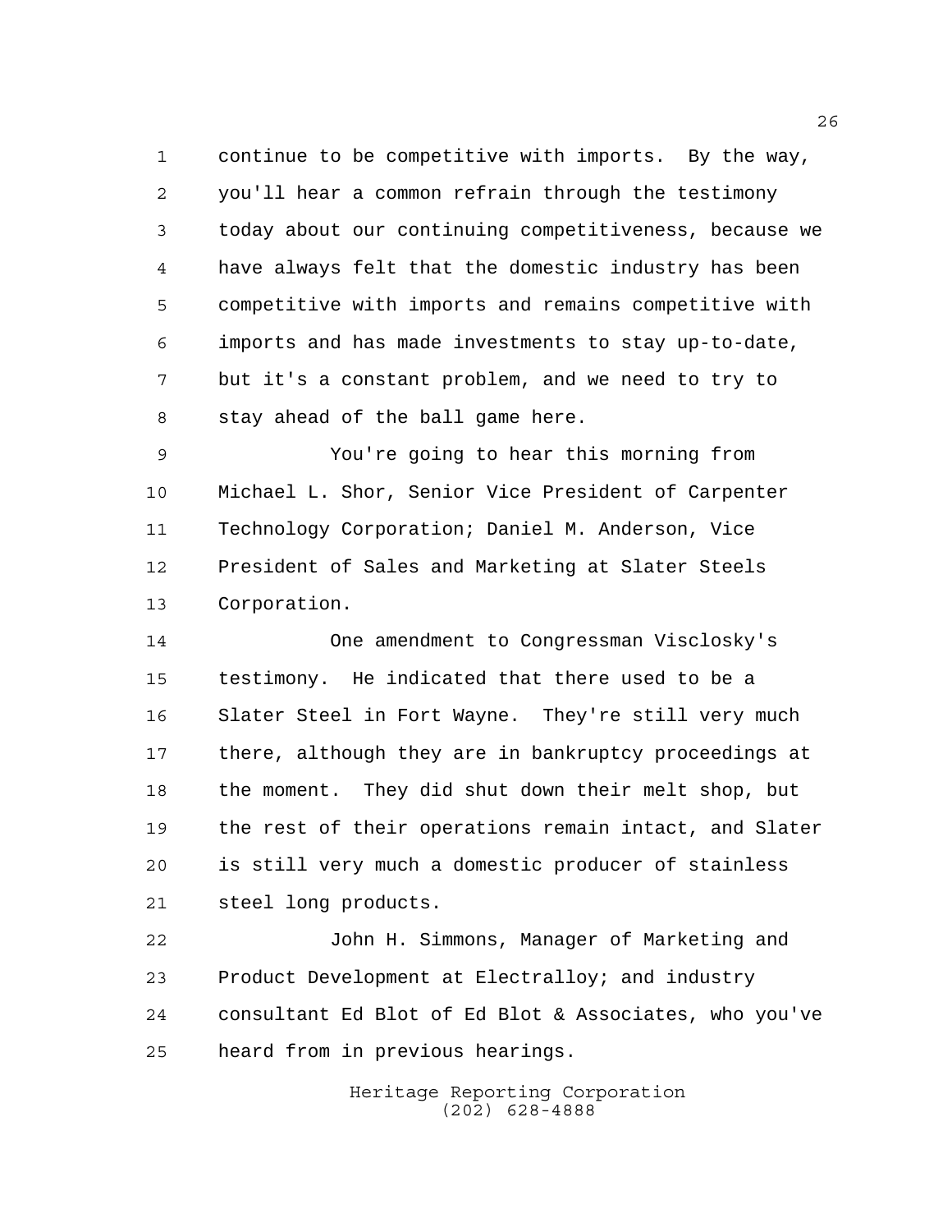continue to be competitive with imports. By the way, you'll hear a common refrain through the testimony today about our continuing competitiveness, because we have always felt that the domestic industry has been competitive with imports and remains competitive with imports and has made investments to stay up-to-date, but it's a constant problem, and we need to try to stay ahead of the ball game here.

You're going to hear this morning from Michael L. Shor, Senior Vice President of Carpenter Technology Corporation; Daniel M. Anderson, Vice President of Sales and Marketing at Slater Steels Corporation.

One amendment to Congressman Visclosky's testimony. He indicated that there used to be a Slater Steel in Fort Wayne. They're still very much there, although they are in bankruptcy proceedings at the moment. They did shut down their melt shop, but the rest of their operations remain intact, and Slater is still very much a domestic producer of stainless steel long products.

John H. Simmons, Manager of Marketing and Product Development at Electralloy; and industry consultant Ed Blot of Ed Blot & Associates, who you've heard from in previous hearings.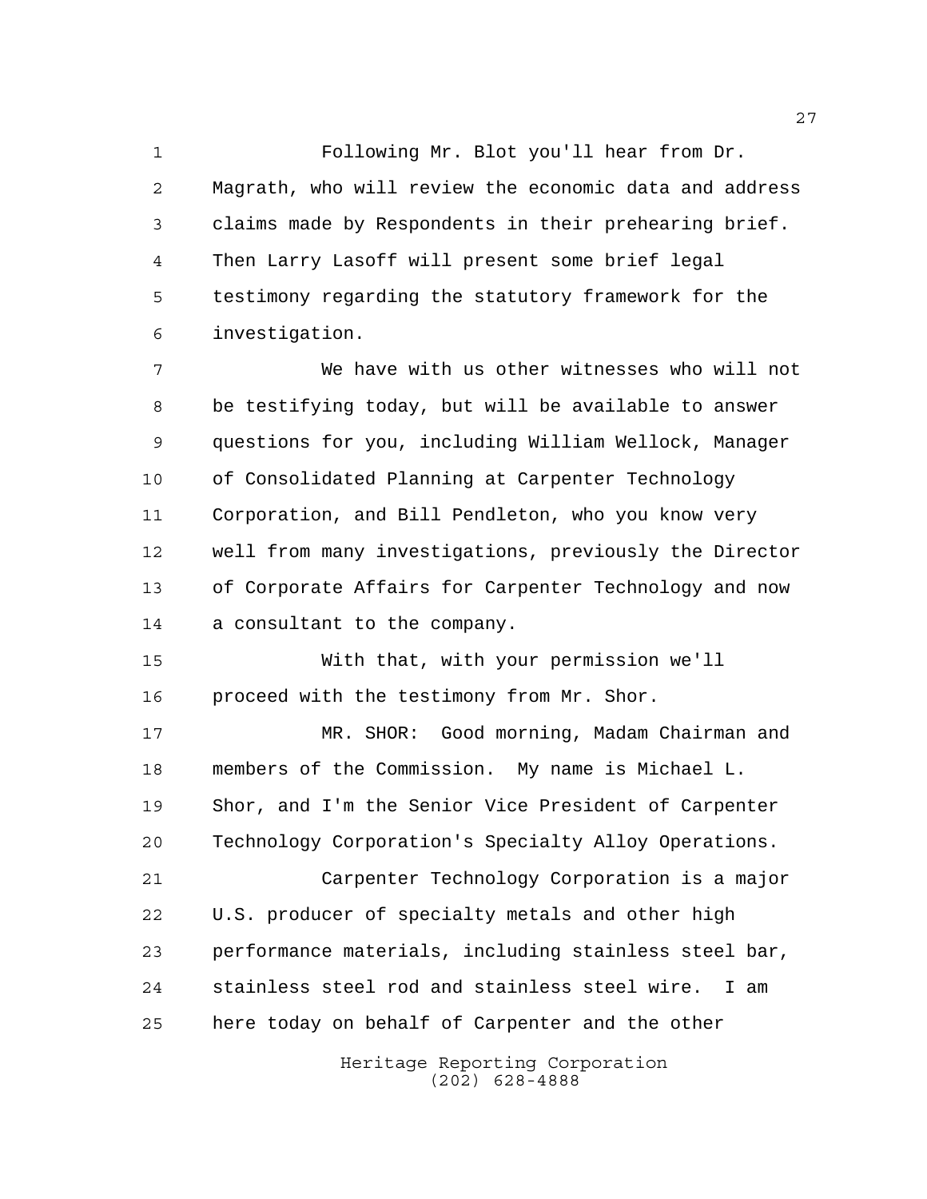Following Mr. Blot you'll hear from Dr. Magrath, who will review the economic data and address claims made by Respondents in their prehearing brief. Then Larry Lasoff will present some brief legal testimony regarding the statutory framework for the investigation.

We have with us other witnesses who will not be testifying today, but will be available to answer questions for you, including William Wellock, Manager of Consolidated Planning at Carpenter Technology Corporation, and Bill Pendleton, who you know very well from many investigations, previously the Director of Corporate Affairs for Carpenter Technology and now a consultant to the company.

With that, with your permission we'll proceed with the testimony from Mr. Shor.

MR. SHOR: Good morning, Madam Chairman and members of the Commission. My name is Michael L. Shor, and I'm the Senior Vice President of Carpenter Technology Corporation's Specialty Alloy Operations.

Carpenter Technology Corporation is a major U.S. producer of specialty metals and other high performance materials, including stainless steel bar, stainless steel rod and stainless steel wire. I am here today on behalf of Carpenter and the other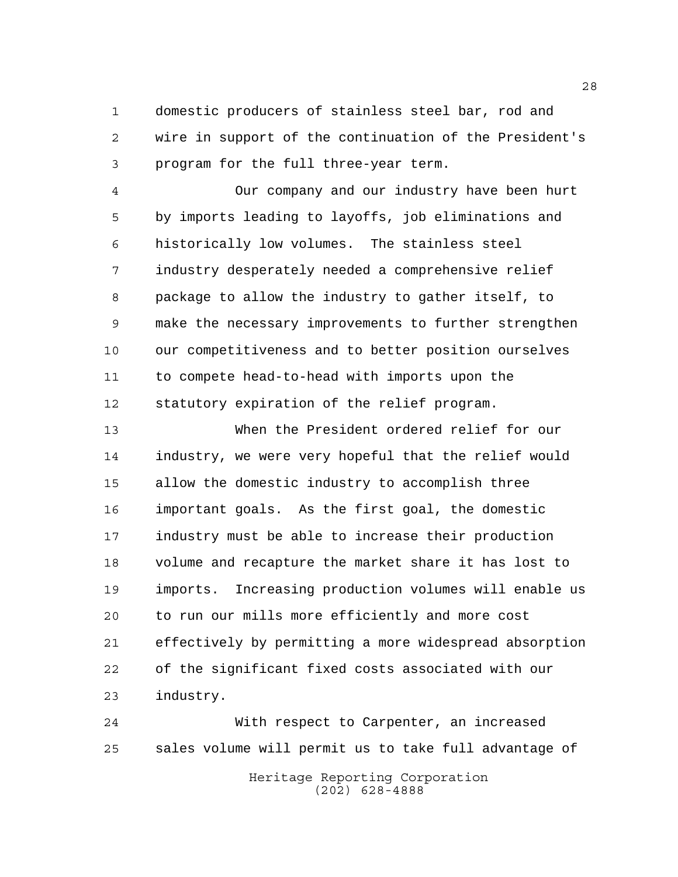domestic producers of stainless steel bar, rod and wire in support of the continuation of the President's program for the full three-year term.

Our company and our industry have been hurt by imports leading to layoffs, job eliminations and historically low volumes. The stainless steel industry desperately needed a comprehensive relief package to allow the industry to gather itself, to make the necessary improvements to further strengthen our competitiveness and to better position ourselves to compete head-to-head with imports upon the statutory expiration of the relief program.

When the President ordered relief for our industry, we were very hopeful that the relief would allow the domestic industry to accomplish three important goals. As the first goal, the domestic industry must be able to increase their production volume and recapture the market share it has lost to imports. Increasing production volumes will enable us to run our mills more efficiently and more cost effectively by permitting a more widespread absorption of the significant fixed costs associated with our industry.

With respect to Carpenter, an increased sales volume will permit us to take full advantage of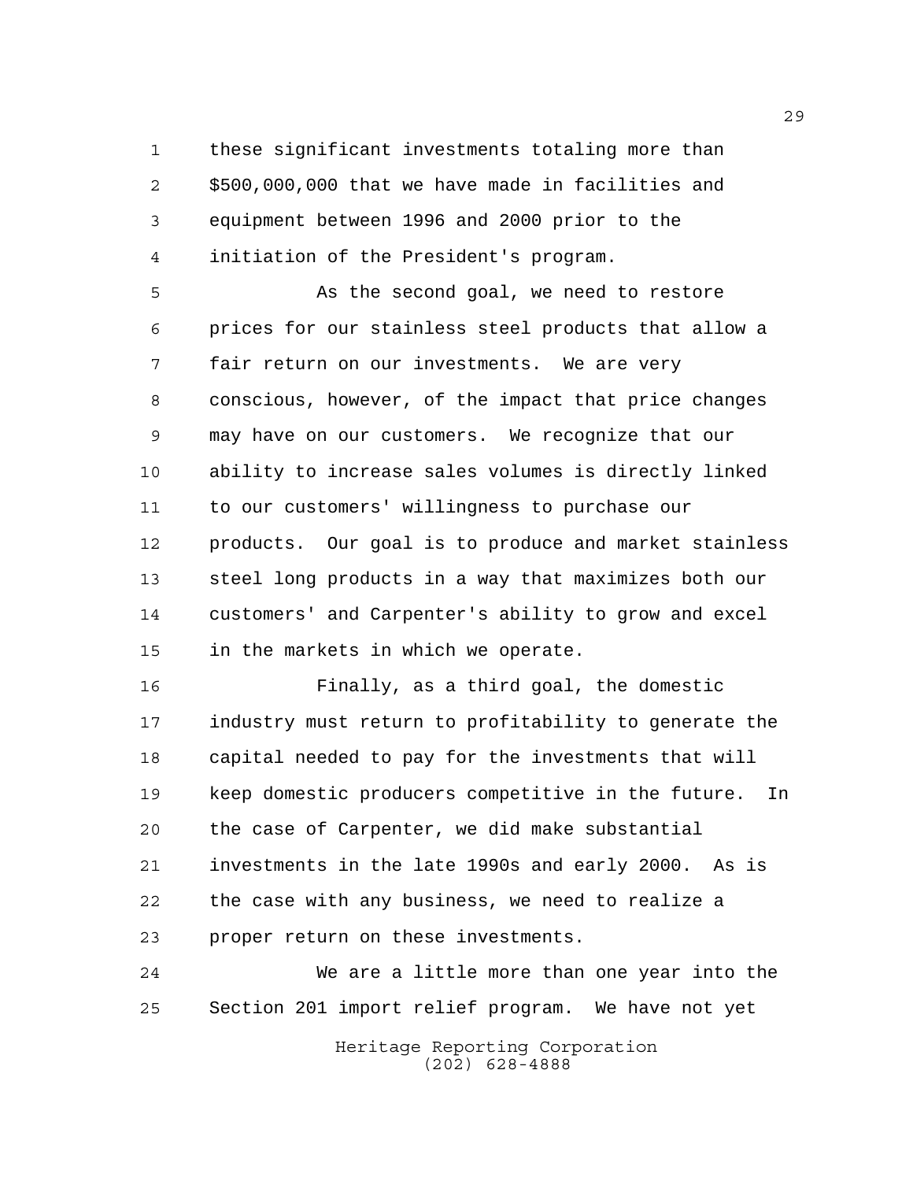these significant investments totaling more than $500,000,000 that we have made in facilities and equipment between 1996 and 2000 prior to the initiation of the President's program.

As the second goal, we need to restore prices for our stainless steel products that allow a fair return on our investments. We are very conscious, however, of the impact that price changes may have on our customers. We recognize that our ability to increase sales volumes is directly linked to our customers' willingness to purchase our products. Our goal is to produce and market stainless steel long products in a way that maximizes both our customers' and Carpenter's ability to grow and excel in the markets in which we operate.

Finally, as a third goal, the domestic industry must return to profitability to generate the capital needed to pay for the investments that will keep domestic producers competitive in the future. In the case of Carpenter, we did make substantial investments in the late 1990s and early 2000. As is the case with any business, we need to realize a proper return on these investments.

We are a little more than one year into the Section 201 import relief program. We have not yet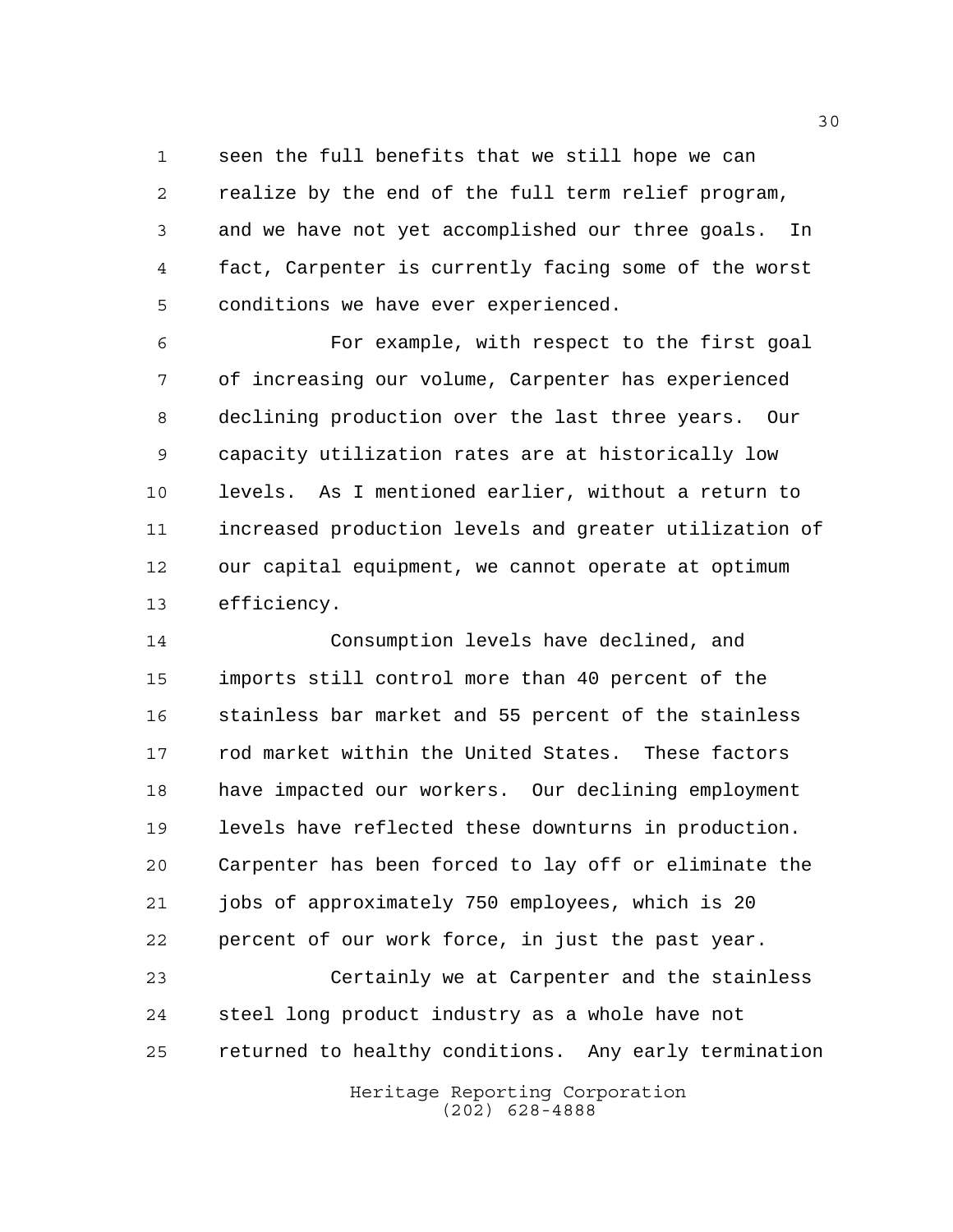seen the full benefits that we still hope we can realize by the end of the full term relief program, and we have not yet accomplished our three goals. In fact, Carpenter is currently facing some of the worst conditions we have ever experienced.

For example, with respect to the first goal of increasing our volume, Carpenter has experienced declining production over the last three years. Our capacity utilization rates are at historically low levels. As I mentioned earlier, without a return to increased production levels and greater utilization of our capital equipment, we cannot operate at optimum efficiency.

Consumption levels have declined, and imports still control more than 40 percent of the stainless bar market and 55 percent of the stainless rod market within the United States. These factors have impacted our workers. Our declining employment levels have reflected these downturns in production. Carpenter has been forced to lay off or eliminate the jobs of approximately 750 employees, which is 20 percent of our work force, in just the past year.

Certainly we at Carpenter and the stainless steel long product industry as a whole have not returned to healthy conditions. Any early termination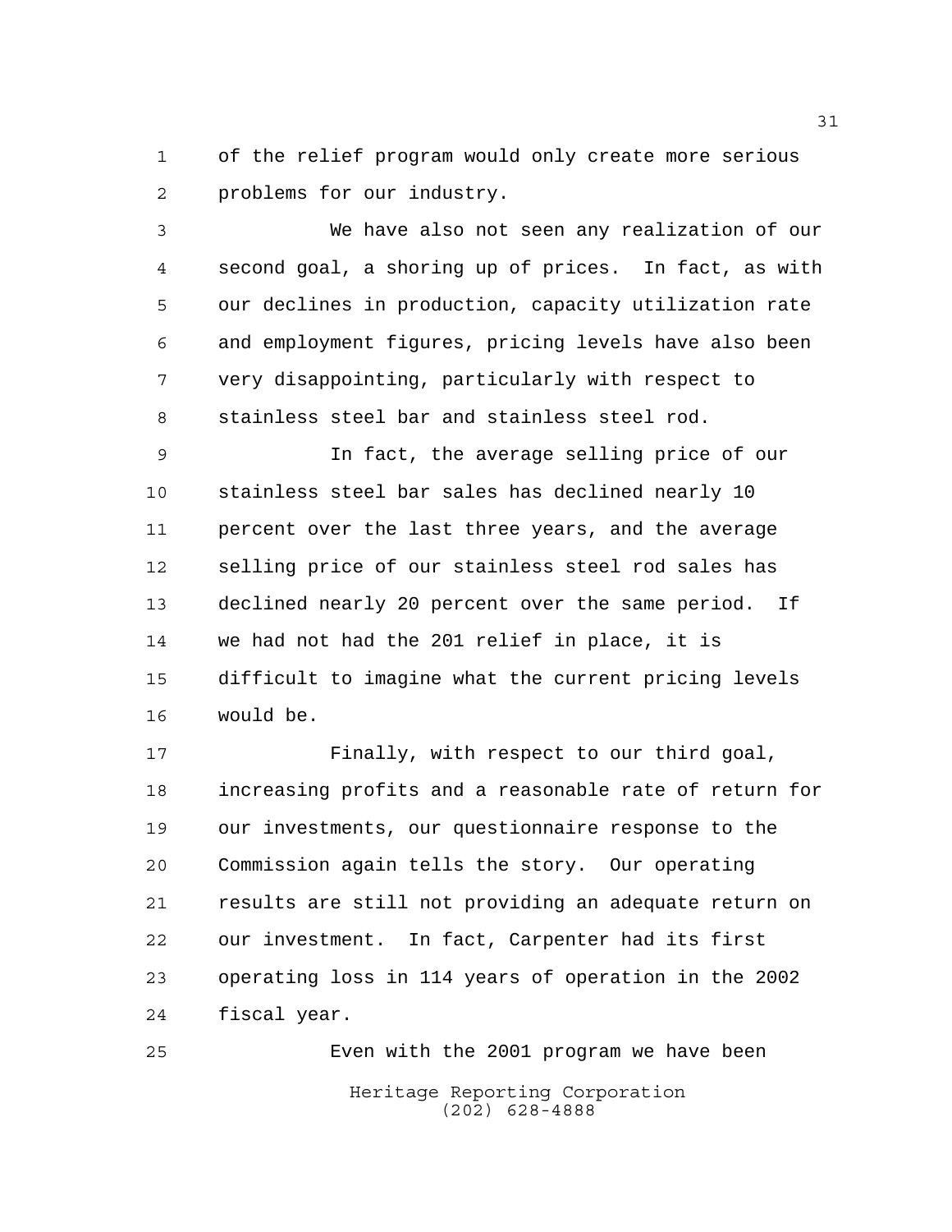of the relief program would only create more serious problems for our industry.

We have also not seen any realization of our second goal, a shoring up of prices. In fact, as with our declines in production, capacity utilization rate and employment figures, pricing levels have also been very disappointing, particularly with respect to stainless steel bar and stainless steel rod.

In fact, the average selling price of our stainless steel bar sales has declined nearly 10 percent over the last three years, and the average selling price of our stainless steel rod sales has declined nearly 20 percent over the same period. If we had not had the 201 relief in place, it is difficult to imagine what the current pricing levels would be.

Finally, with respect to our third goal, increasing profits and a reasonable rate of return for our investments, our questionnaire response to the Commission again tells the story. Our operating results are still not providing an adequate return on our investment. In fact, Carpenter had its first operating loss in 114 years of operation in the 2002 fiscal year.

Even with the 2001 program we have been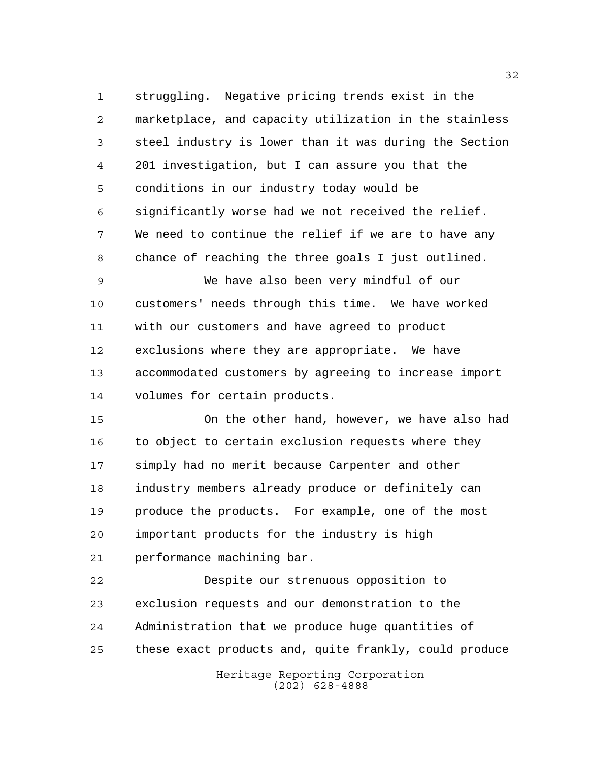struggling. Negative pricing trends exist in the marketplace, and capacity utilization in the stainless steel industry is lower than it was during the Section 201 investigation, but I can assure you that the conditions in our industry today would be significantly worse had we not received the relief. We need to continue the relief if we are to have any chance of reaching the three goals I just outlined.

We have also been very mindful of our customers' needs through this time. We have worked with our customers and have agreed to product exclusions where they are appropriate. We have accommodated customers by agreeing to increase import volumes for certain products.

On the other hand, however, we have also had to object to certain exclusion requests where they simply had no merit because Carpenter and other industry members already produce or definitely can produce the products. For example, one of the most important products for the industry is high performance machining bar.

Despite our strenuous opposition to exclusion requests and our demonstration to the Administration that we produce huge quantities of these exact products and, quite frankly, could produce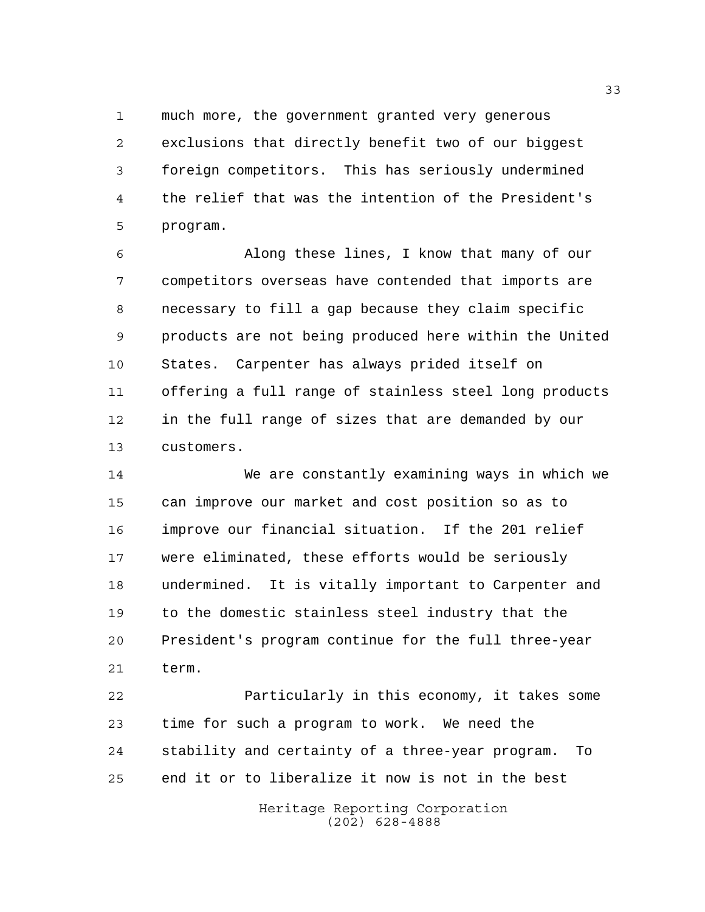much more, the government granted very generous exclusions that directly benefit two of our biggest foreign competitors. This has seriously undermined the relief that was the intention of the President's program.

Along these lines, I know that many of our competitors overseas have contended that imports are necessary to fill a gap because they claim specific products are not being produced here within the United States. Carpenter has always prided itself on offering a full range of stainless steel long products in the full range of sizes that are demanded by our customers.

We are constantly examining ways in which we can improve our market and cost position so as to improve our financial situation. If the 201 relief were eliminated, these efforts would be seriously undermined. It is vitally important to Carpenter and to the domestic stainless steel industry that the President's program continue for the full three-year term.

Particularly in this economy, it takes some time for such a program to work. We need the stability and certainty of a three-year program. To end it or to liberalize it now is not in the best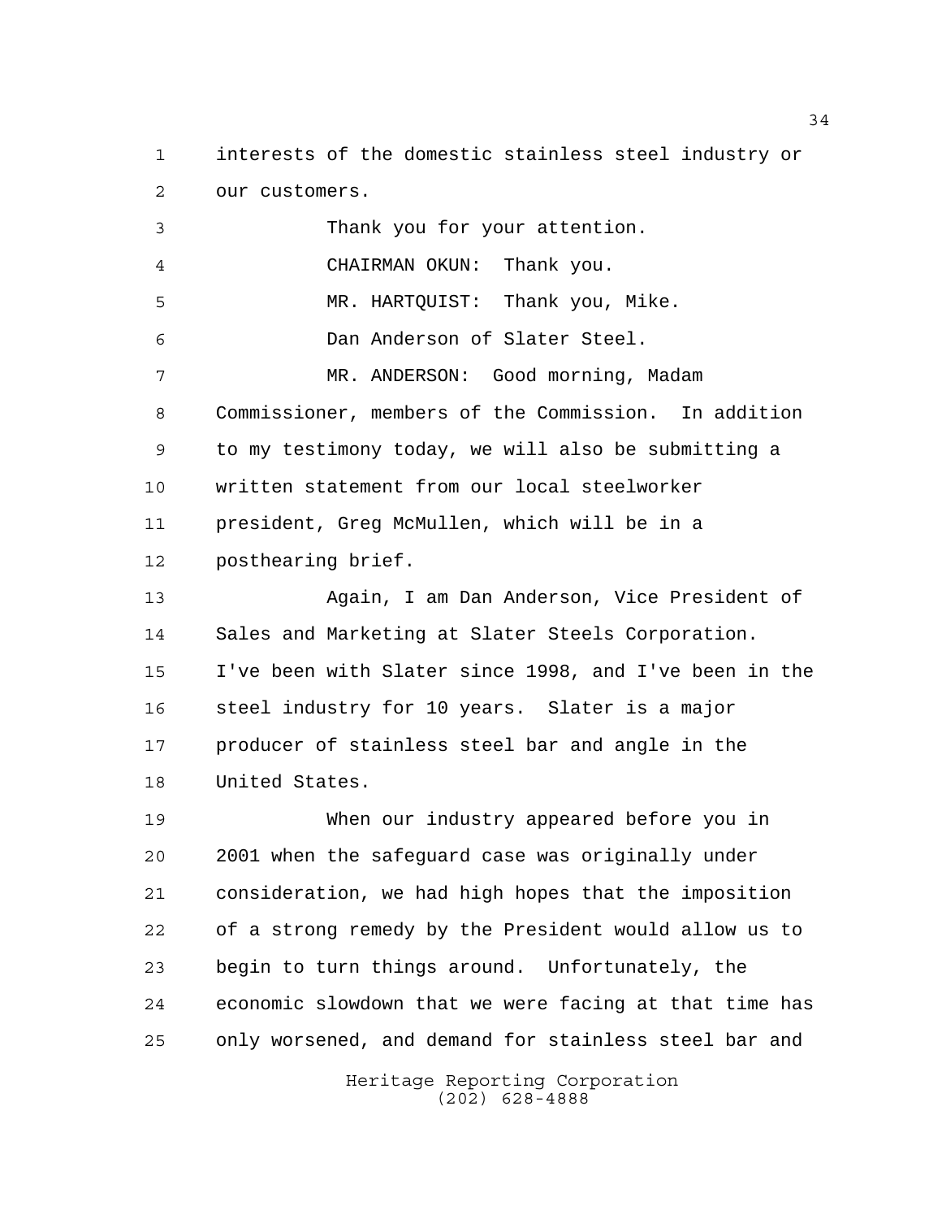interests of the domestic stainless steel industry or our customers.

Thank you for your attention.

CHAIRMAN OKUN: Thank you.

MR. HARTQUIST: Thank you, Mike.

Dan Anderson of Slater Steel.

MR. ANDERSON: Good morning, Madam Commissioner, members of the Commission. In addition to my testimony today, we will also be submitting a written statement from our local steelworker president, Greg McMullen, which will be in a posthearing brief.

Again, I am Dan Anderson, Vice President of Sales and Marketing at Slater Steels Corporation. I've been with Slater since 1998, and I've been in the steel industry for 10 years. Slater is a major producer of stainless steel bar and angle in the United States.

When our industry appeared before you in 2001 when the safeguard case was originally under consideration, we had high hopes that the imposition of a strong remedy by the President would allow us to begin to turn things around. Unfortunately, the economic slowdown that we were facing at that time has only worsened, and demand for stainless steel bar and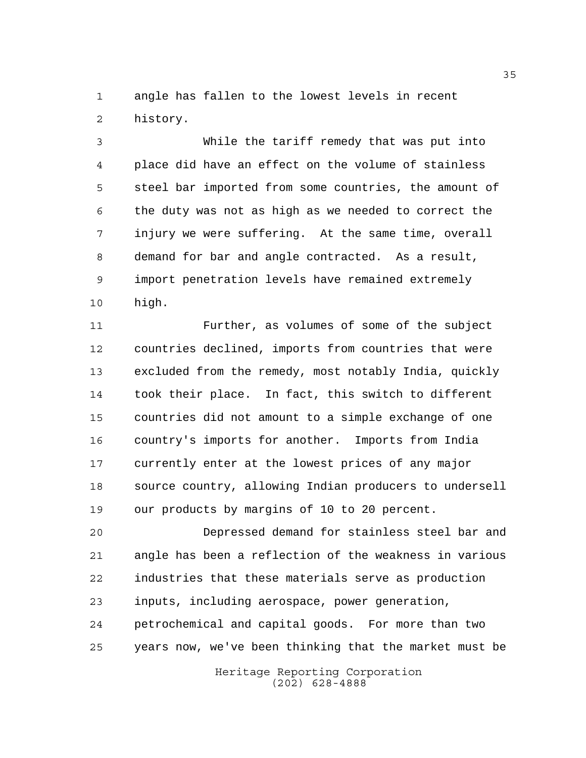angle has fallen to the lowest levels in recent history.

While the tariff remedy that was put into place did have an effect on the volume of stainless steel bar imported from some countries, the amount of the duty was not as high as we needed to correct the injury we were suffering. At the same time, overall demand for bar and angle contracted. As a result, import penetration levels have remained extremely high.

Further, as volumes of some of the subject countries declined, imports from countries that were excluded from the remedy, most notably India, quickly took their place. In fact, this switch to different countries did not amount to a simple exchange of one country's imports for another. Imports from India currently enter at the lowest prices of any major source country, allowing Indian producers to undersell our products by margins of 10 to 20 percent.

Depressed demand for stainless steel bar and angle has been a reflection of the weakness in various industries that these materials serve as production inputs, including aerospace, power generation, petrochemical and capital goods. For more than two years now, we've been thinking that the market must be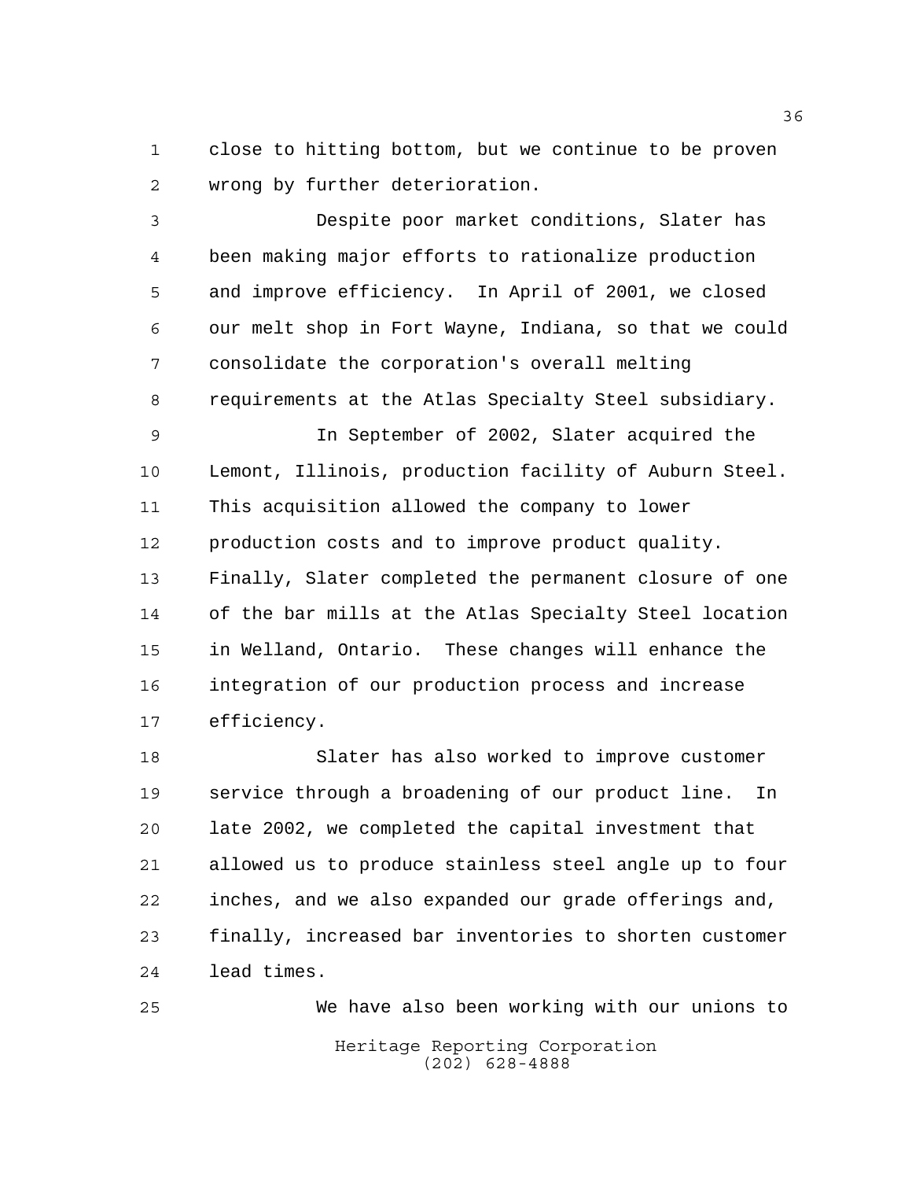close to hitting bottom, but we continue to be proven wrong by further deterioration.

Despite poor market conditions, Slater has been making major efforts to rationalize production and improve efficiency. In April of 2001, we closed our melt shop in Fort Wayne, Indiana, so that we could consolidate the corporation's overall melting requirements at the Atlas Specialty Steel subsidiary.

In September of 2002, Slater acquired the Lemont, Illinois, production facility of Auburn Steel. This acquisition allowed the company to lower production costs and to improve product quality. Finally, Slater completed the permanent closure of one of the bar mills at the Atlas Specialty Steel location in Welland, Ontario. These changes will enhance the integration of our production process and increase efficiency.

Slater has also worked to improve customer service through a broadening of our product line. In late 2002, we completed the capital investment that allowed us to produce stainless steel angle up to four inches, and we also expanded our grade offerings and, finally, increased bar inventories to shorten customer lead times.

We have also been working with our unions to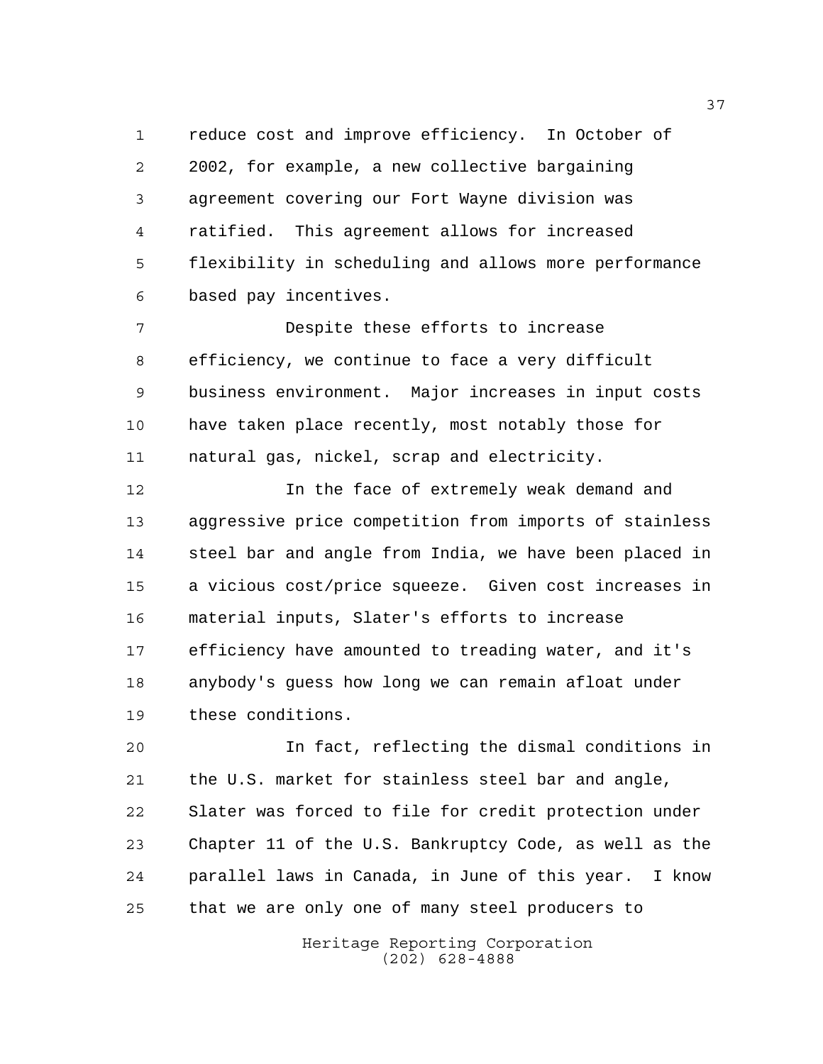reduce cost and improve efficiency. In October of 2002, for example, a new collective bargaining agreement covering our Fort Wayne division was ratified. This agreement allows for increased flexibility in scheduling and allows more performance based pay incentives.

Despite these efforts to increase efficiency, we continue to face a very difficult business environment. Major increases in input costs have taken place recently, most notably those for natural gas, nickel, scrap and electricity.

In the face of extremely weak demand and aggressive price competition from imports of stainless steel bar and angle from India, we have been placed in a vicious cost/price squeeze. Given cost increases in material inputs, Slater's efforts to increase efficiency have amounted to treading water, and it's anybody's guess how long we can remain afloat under these conditions.

In fact, reflecting the dismal conditions in the U.S. market for stainless steel bar and angle, Slater was forced to file for credit protection under Chapter 11 of the U.S. Bankruptcy Code, as well as the parallel laws in Canada, in June of this year. I know that we are only one of many steel producers to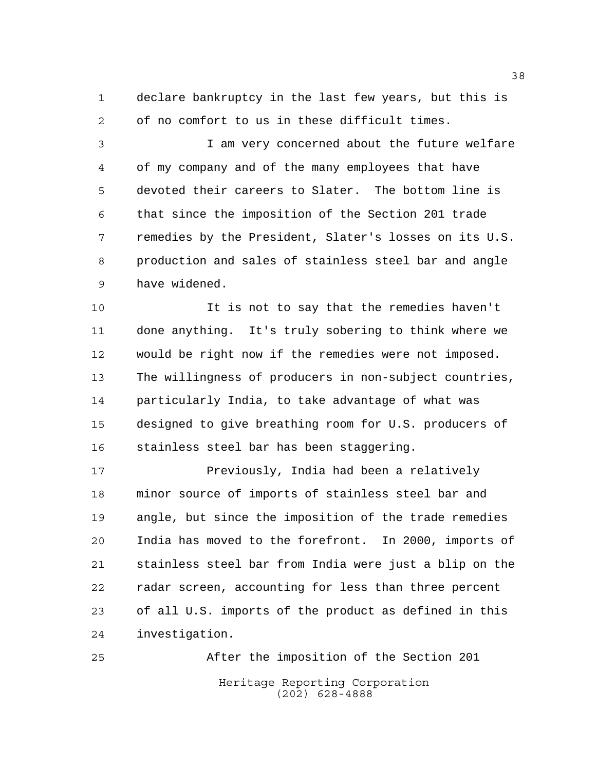declare bankruptcy in the last few years, but this is of no comfort to us in these difficult times.

I am very concerned about the future welfare of my company and of the many employees that have devoted their careers to Slater. The bottom line is that since the imposition of the Section 201 trade remedies by the President, Slater's losses on its U.S. production and sales of stainless steel bar and angle have widened.

It is not to say that the remedies haven't done anything. It's truly sobering to think where we would be right now if the remedies were not imposed. The willingness of producers in non-subject countries, particularly India, to take advantage of what was designed to give breathing room for U.S. producers of stainless steel bar has been staggering.

Previously, India had been a relatively minor source of imports of stainless steel bar and angle, but since the imposition of the trade remedies India has moved to the forefront. In 2000, imports of stainless steel bar from India were just a blip on the radar screen, accounting for less than three percent of all U.S. imports of the product as defined in this investigation.

After the imposition of the Section 201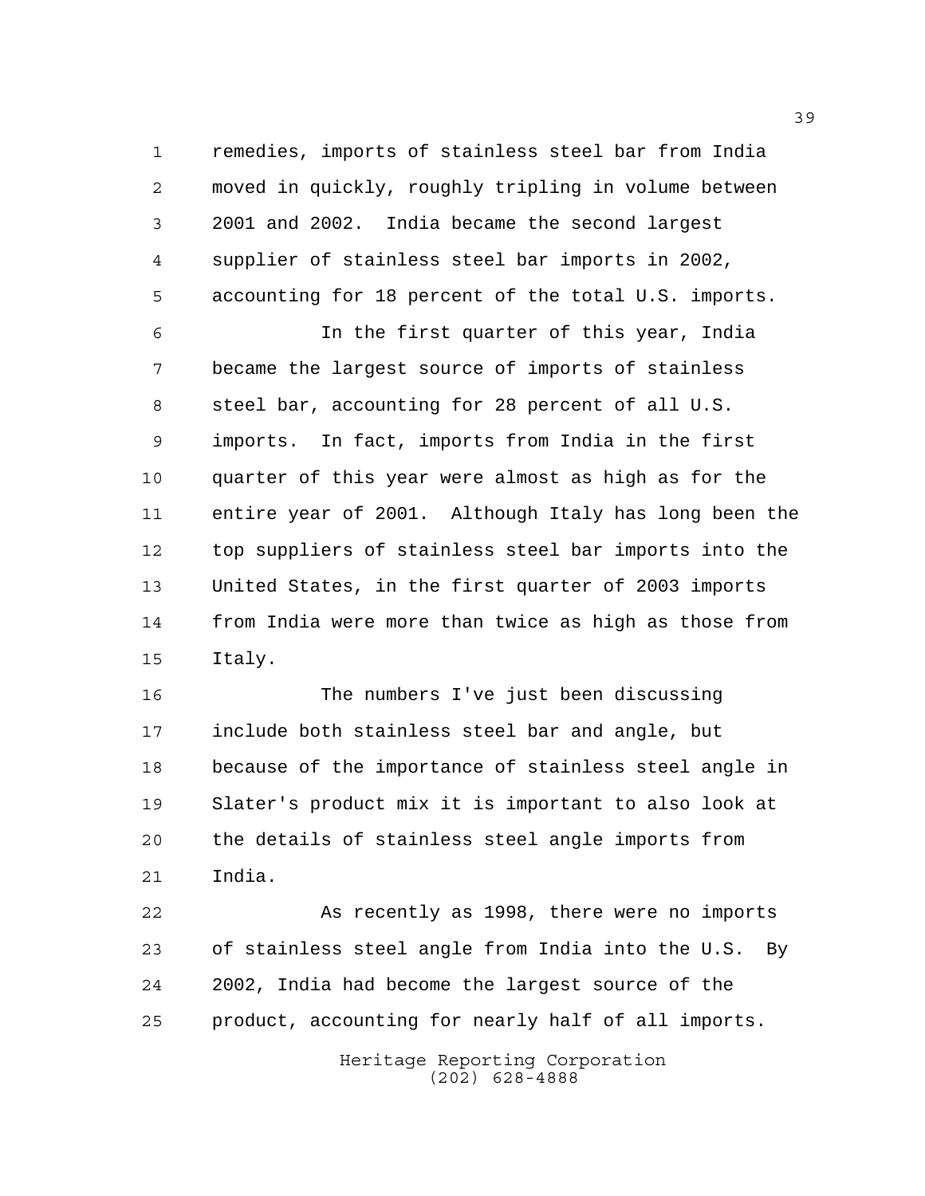remedies, imports of stainless steel bar from India moved in quickly, roughly tripling in volume between 2001 and 2002. India became the second largest supplier of stainless steel bar imports in 2002, accounting for 18 percent of the total U.S. imports.

In the first quarter of this year, India became the largest source of imports of stainless steel bar, accounting for 28 percent of all U.S. imports. In fact, imports from India in the first quarter of this year were almost as high as for the entire year of 2001. Although Italy has long been the top suppliers of stainless steel bar imports into the United States, in the first quarter of 2003 imports from India were more than twice as high as those from Italy.

The numbers I've just been discussing include both stainless steel bar and angle, but because of the importance of stainless steel angle in Slater's product mix it is important to also look at the details of stainless steel angle imports from India.

As recently as 1998, there were no imports of stainless steel angle from India into the U.S. By 2002, India had become the largest source of the product, accounting for nearly half of all imports.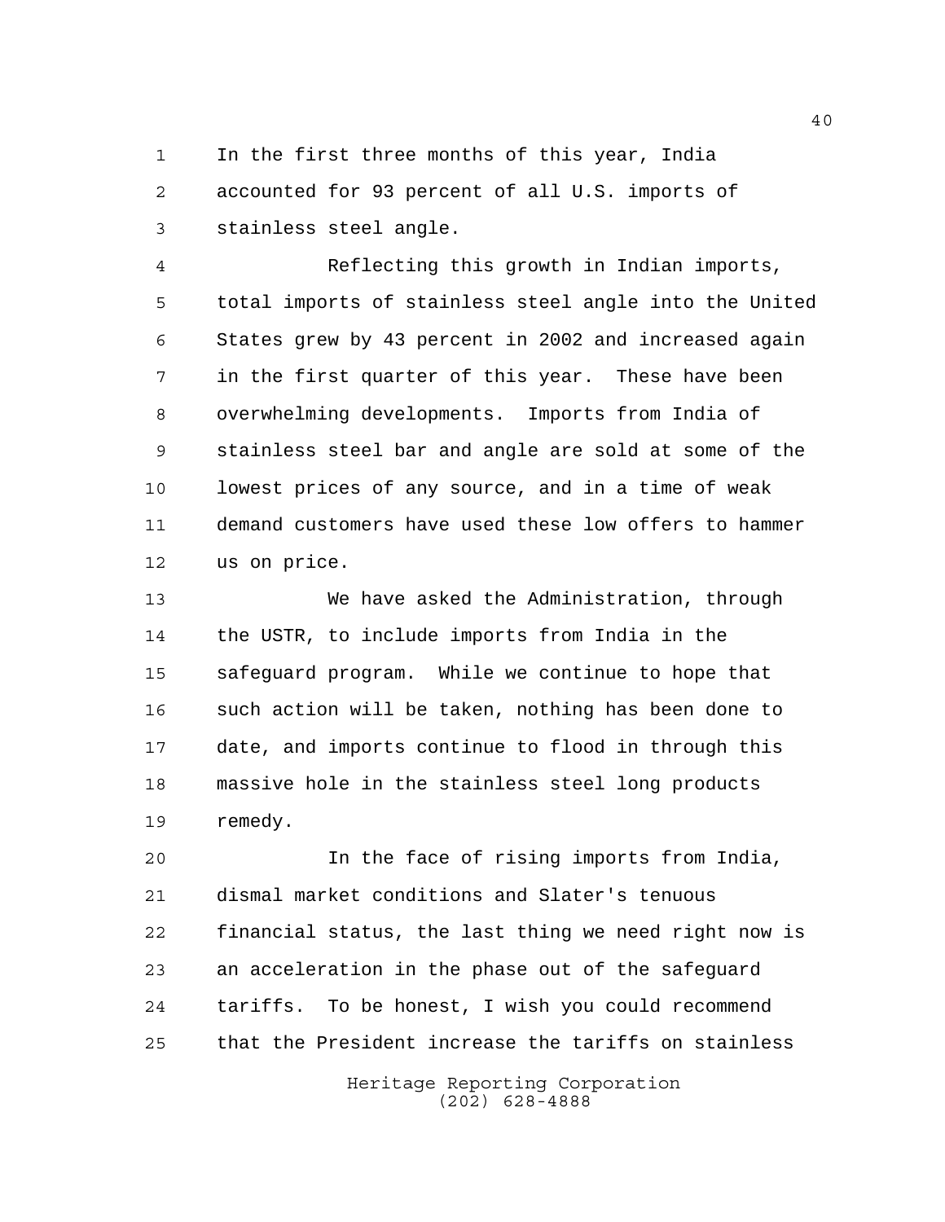In the first three months of this year, India accounted for 93 percent of all U.S. imports of stainless steel angle.

Reflecting this growth in Indian imports, total imports of stainless steel angle into the United States grew by 43 percent in 2002 and increased again in the first quarter of this year. These have been overwhelming developments. Imports from India of stainless steel bar and angle are sold at some of the lowest prices of any source, and in a time of weak demand customers have used these low offers to hammer us on price.

We have asked the Administration, through the USTR, to include imports from India in the safeguard program. While we continue to hope that such action will be taken, nothing has been done to date, and imports continue to flood in through this massive hole in the stainless steel long products remedy.

In the face of rising imports from India, dismal market conditions and Slater's tenuous financial status, the last thing we need right now is an acceleration in the phase out of the safeguard tariffs. To be honest, I wish you could recommend that the President increase the tariffs on stainless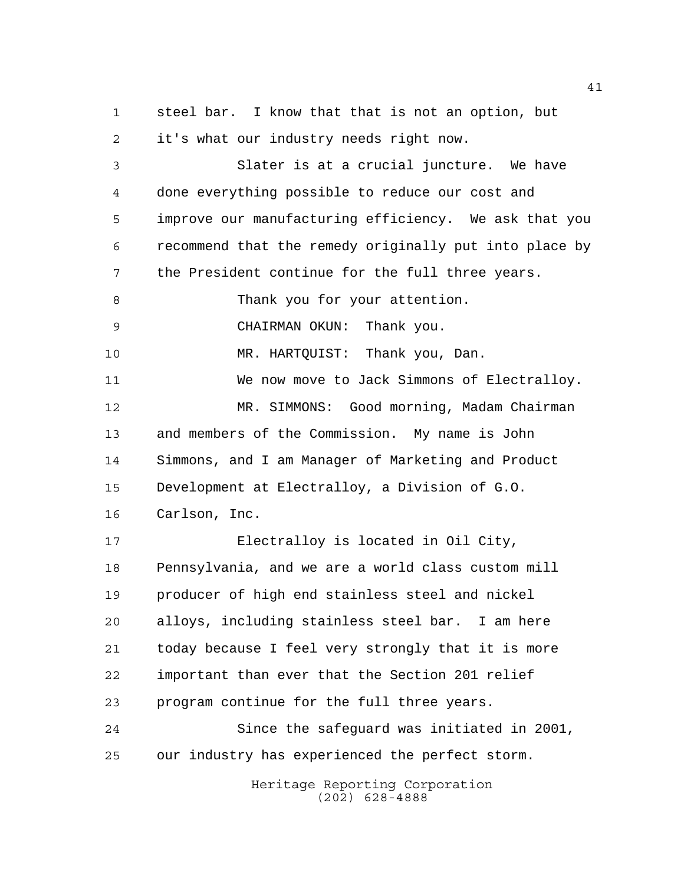steel bar. I know that that is not an option, but it's what our industry needs right now.

Slater is at a crucial juncture. We have done everything possible to reduce our cost and improve our manufacturing efficiency. We ask that you recommend that the remedy originally put into place by the President continue for the full three years.

Thank you for your attention.

CHAIRMAN OKUN: Thank you.

MR. HARTQUIST: Thank you, Dan.

We now move to Jack Simmons of Electralloy.

MR. SIMMONS: Good morning, Madam Chairman and members of the Commission. My name is John Simmons, and I am Manager of Marketing and Product Development at Electralloy, a Division of G.O. Carlson, Inc.

Electralloy is located in Oil City, Pennsylvania, and we are a world class custom mill producer of high end stainless steel and nickel alloys, including stainless steel bar. I am here today because I feel very strongly that it is more important than ever that the Section 201 relief program continue for the full three years.

Since the safeguard was initiated in 2001, our industry has experienced the perfect storm.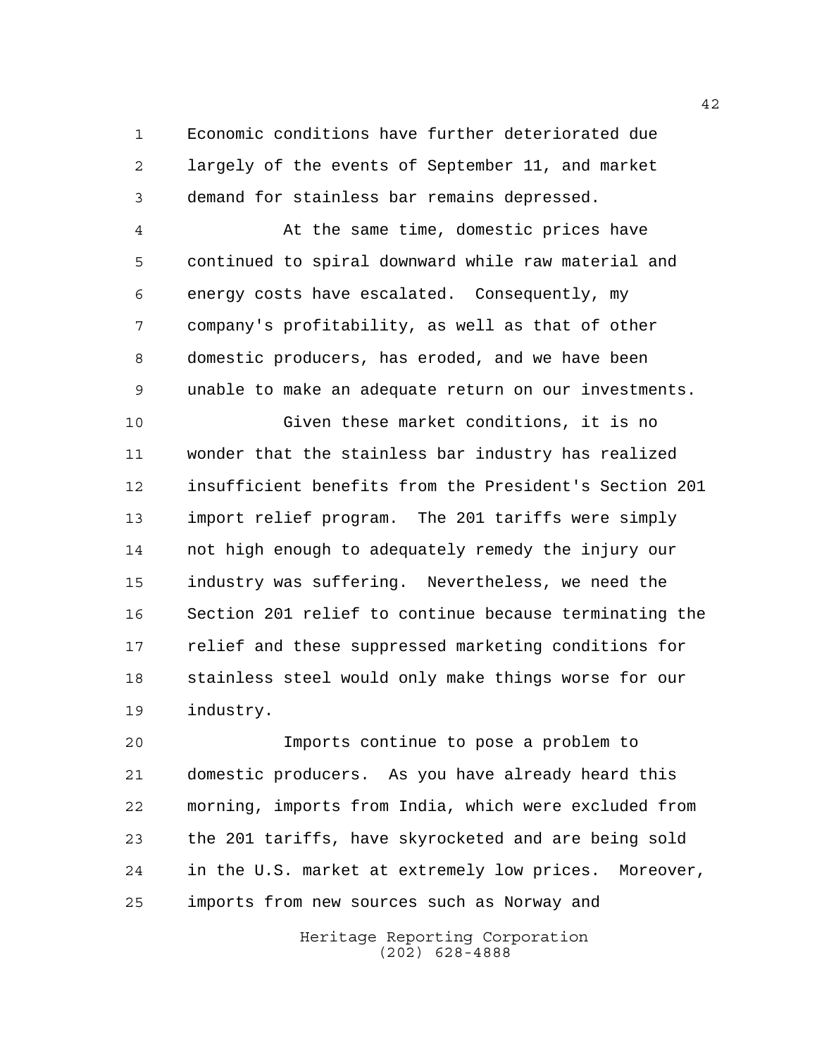Economic conditions have further deteriorated due largely of the events of September 11, and market demand for stainless bar remains depressed.

At the same time, domestic prices have continued to spiral downward while raw material and energy costs have escalated. Consequently, my company's profitability, as well as that of other domestic producers, has eroded, and we have been unable to make an adequate return on our investments.

Given these market conditions, it is no wonder that the stainless bar industry has realized insufficient benefits from the President's Section 201 import relief program. The 201 tariffs were simply not high enough to adequately remedy the injury our industry was suffering. Nevertheless, we need the Section 201 relief to continue because terminating the relief and these suppressed marketing conditions for stainless steel would only make things worse for our industry.

Imports continue to pose a problem to domestic producers. As you have already heard this morning, imports from India, which were excluded from the 201 tariffs, have skyrocketed and are being sold in the U.S. market at extremely low prices. Moreover, imports from new sources such as Norway and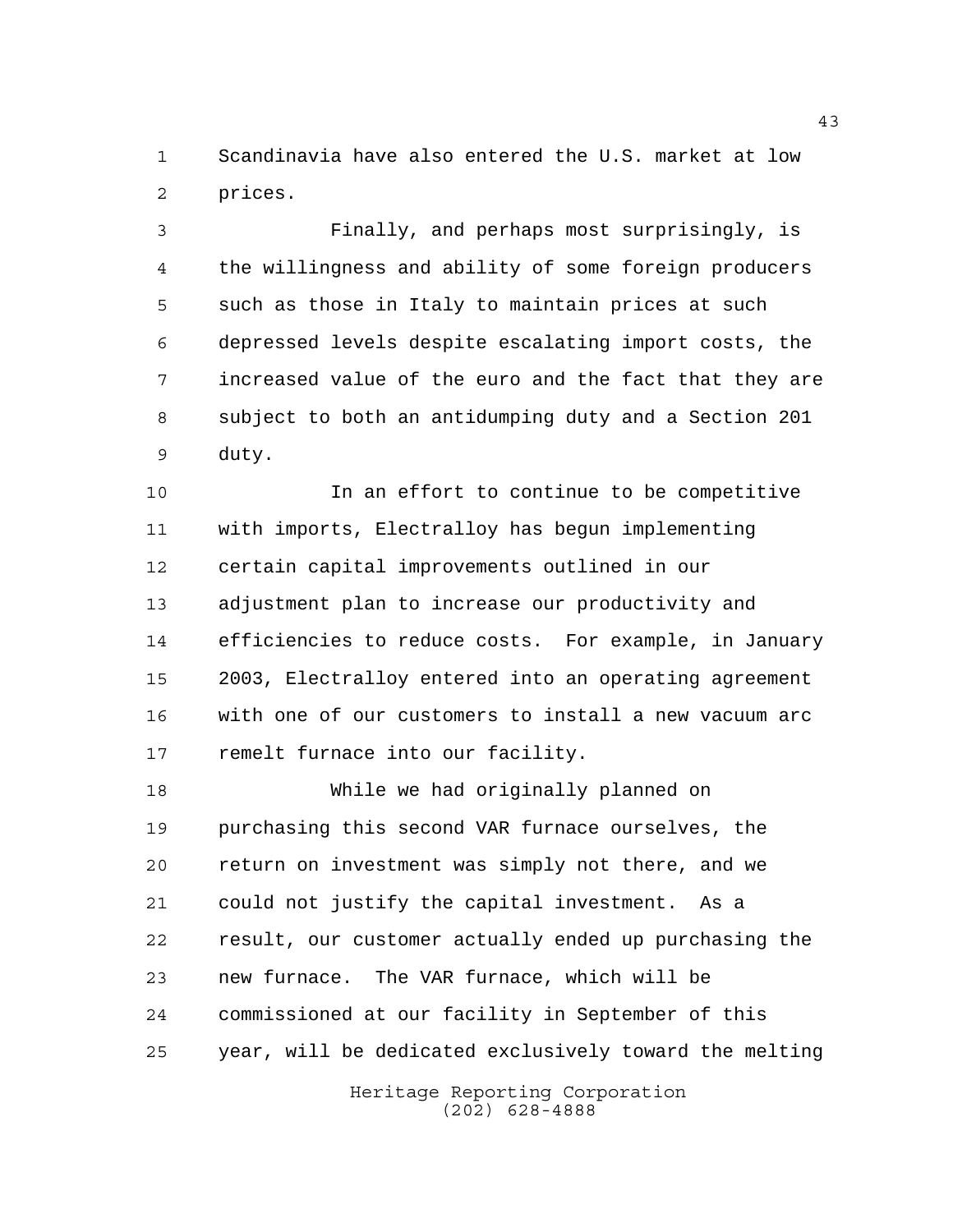Scandinavia have also entered the U.S. market at low prices.

Finally, and perhaps most surprisingly, is the willingness and ability of some foreign producers such as those in Italy to maintain prices at such depressed levels despite escalating import costs, the increased value of the euro and the fact that they are subject to both an antidumping duty and a Section 201 duty.

In an effort to continue to be competitive with imports, Electralloy has begun implementing certain capital improvements outlined in our adjustment plan to increase our productivity and efficiencies to reduce costs. For example, in January 2003, Electralloy entered into an operating agreement with one of our customers to install a new vacuum arc remelt furnace into our facility.

While we had originally planned on purchasing this second VAR furnace ourselves, the return on investment was simply not there, and we could not justify the capital investment. As a result, our customer actually ended up purchasing the new furnace. The VAR furnace, which will be commissioned at our facility in September of this year, will be dedicated exclusively toward the melting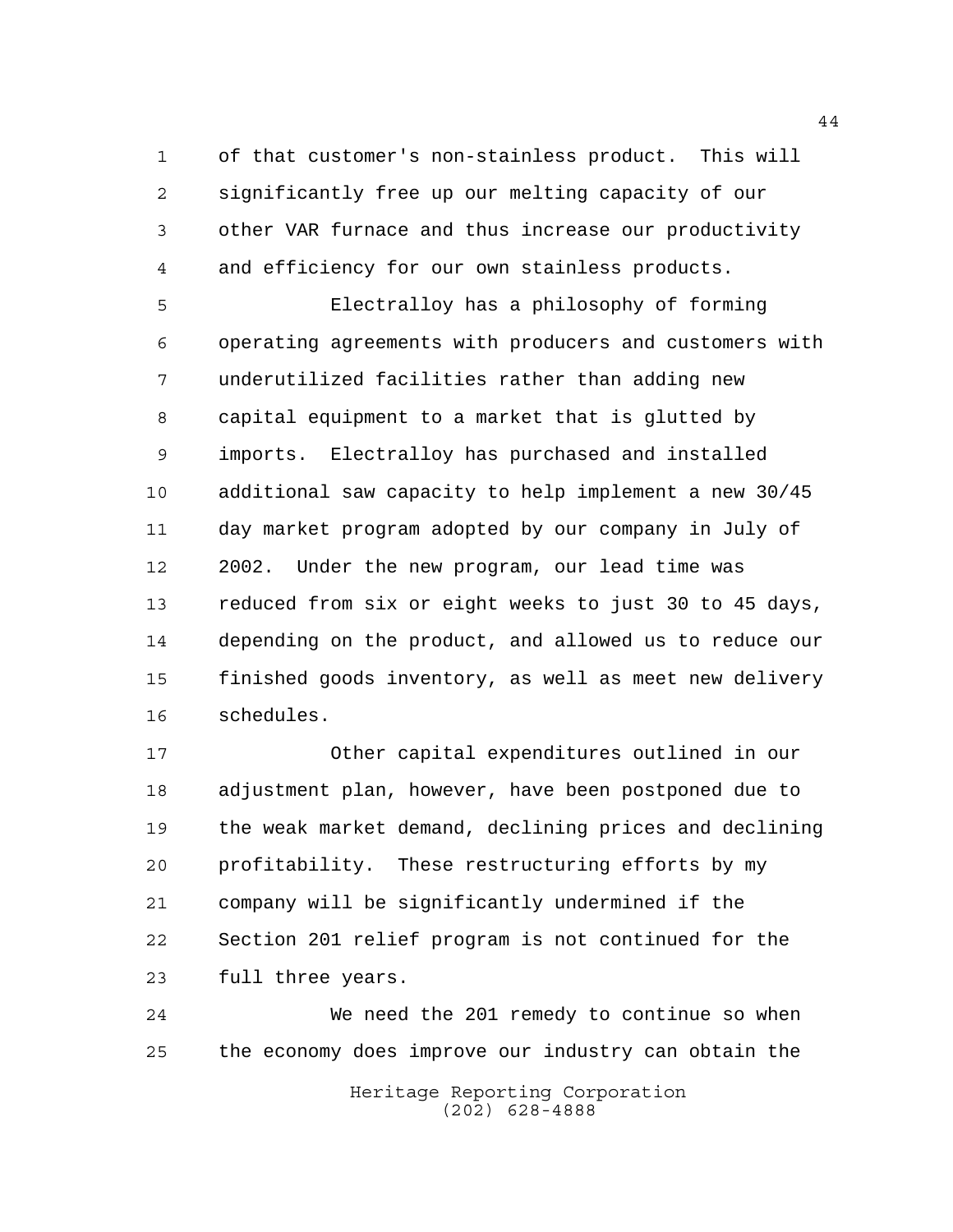of that customer's non-stainless product. This will significantly free up our melting capacity of our other VAR furnace and thus increase our productivity and efficiency for our own stainless products.

Electralloy has a philosophy of forming operating agreements with producers and customers with underutilized facilities rather than adding new capital equipment to a market that is glutted by imports. Electralloy has purchased and installed additional saw capacity to help implement a new 30/45 day market program adopted by our company in July of 2002. Under the new program, our lead time was reduced from six or eight weeks to just 30 to 45 days, depending on the product, and allowed us to reduce our finished goods inventory, as well as meet new delivery schedules.

Other capital expenditures outlined in our adjustment plan, however, have been postponed due to the weak market demand, declining prices and declining profitability. These restructuring efforts by my company will be significantly undermined if the Section 201 relief program is not continued for the full three years.

We need the 201 remedy to continue so when the economy does improve our industry can obtain the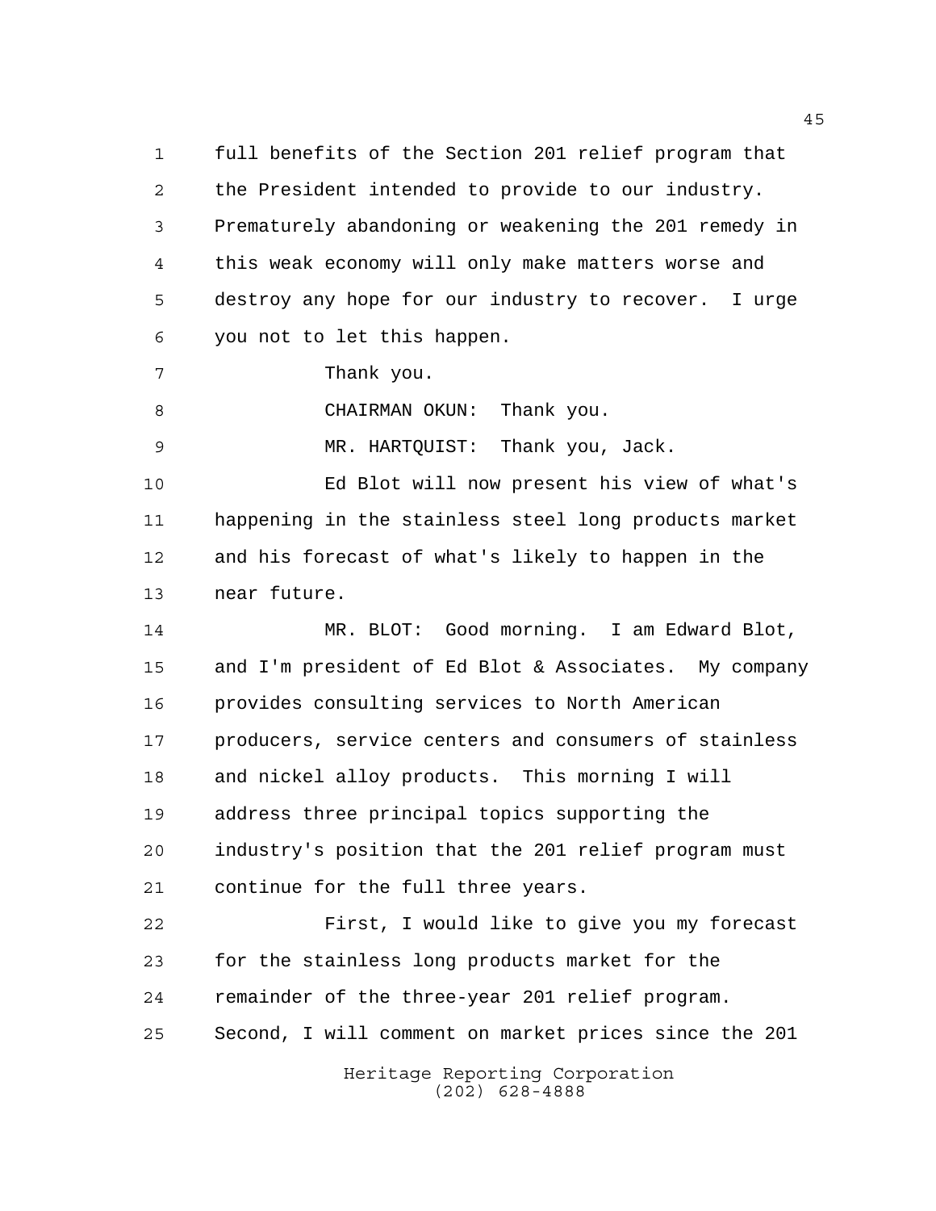full benefits of the Section 201 relief program that the President intended to provide to our industry. Prematurely abandoning or weakening the 201 remedy in this weak economy will only make matters worse and destroy any hope for our industry to recover. I urge you not to let this happen.

Thank you.

CHAIRMAN OKUN: Thank you.

MR. HARTQUIST: Thank you, Jack.

Ed Blot will now present his view of what's happening in the stainless steel long products market and his forecast of what's likely to happen in the near future.

MR. BLOT: Good morning. I am Edward Blot, and I'm president of Ed Blot & Associates. My company provides consulting services to North American producers, service centers and consumers of stainless and nickel alloy products. This morning I will address three principal topics supporting the industry's position that the 201 relief program must continue for the full three years.

First, I would like to give you my forecast for the stainless long products market for the remainder of the three-year 201 relief program. Second, I will comment on market prices since the 201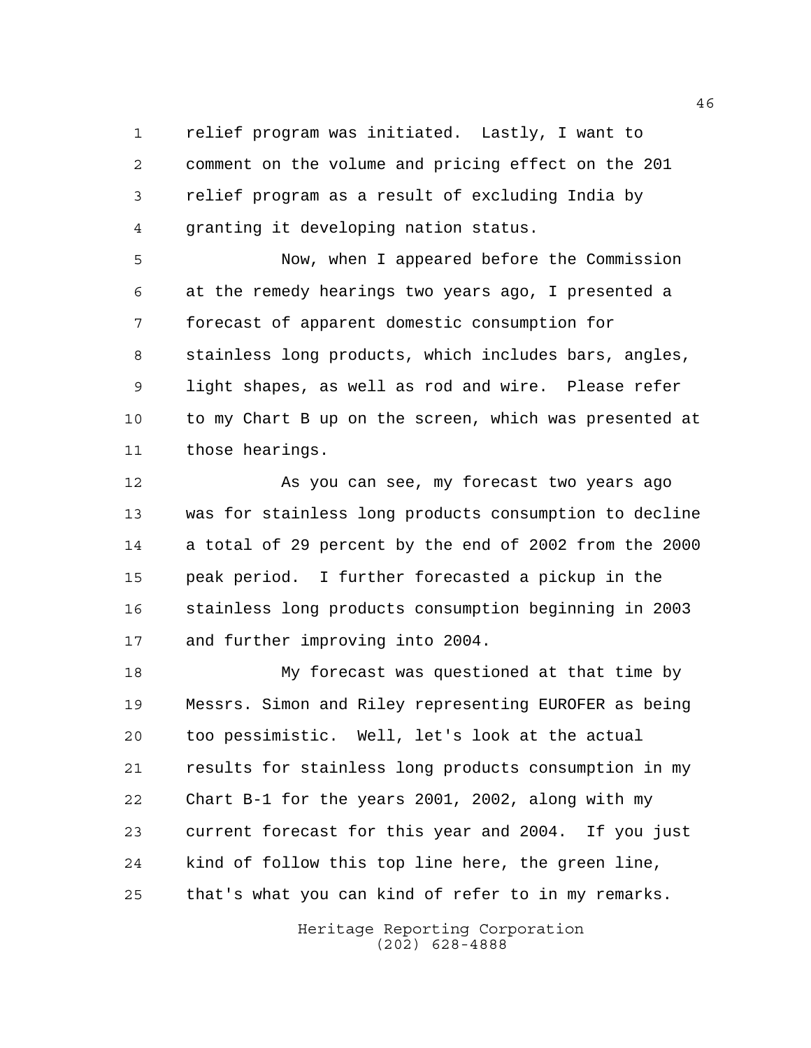relief program was initiated. Lastly, I want to comment on the volume and pricing effect on the 201 relief program as a result of excluding India by granting it developing nation status.

Now, when I appeared before the Commission at the remedy hearings two years ago, I presented a forecast of apparent domestic consumption for stainless long products, which includes bars, angles, light shapes, as well as rod and wire. Please refer to my Chart B up on the screen, which was presented at those hearings.

As you can see, my forecast two years ago was for stainless long products consumption to decline a total of 29 percent by the end of 2002 from the 2000 peak period. I further forecasted a pickup in the stainless long products consumption beginning in 2003 and further improving into 2004.

My forecast was questioned at that time by Messrs. Simon and Riley representing EUROFER as being too pessimistic. Well, let's look at the actual results for stainless long products consumption in my Chart B-1 for the years 2001, 2002, along with my current forecast for this year and 2004. If you just kind of follow this top line here, the green line, that's what you can kind of refer to in my remarks.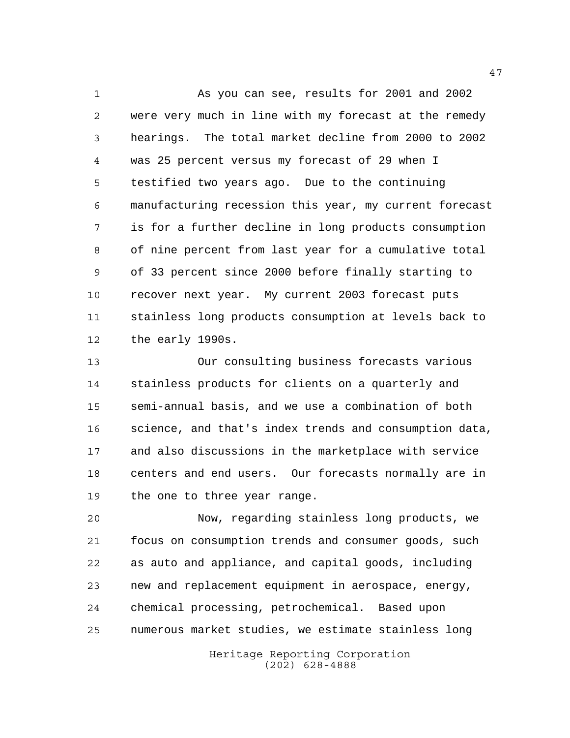As you can see, results for 2001 and 2002 were very much in line with my forecast at the remedy hearings. The total market decline from 2000 to 2002 was 25 percent versus my forecast of 29 when I testified two years ago. Due to the continuing manufacturing recession this year, my current forecast is for a further decline in long products consumption of nine percent from last year for a cumulative total of 33 percent since 2000 before finally starting to recover next year. My current 2003 forecast puts stainless long products consumption at levels back to the early 1990s.

Our consulting business forecasts various stainless products for clients on a quarterly and semi-annual basis, and we use a combination of both science, and that's index trends and consumption data, and also discussions in the marketplace with service centers and end users. Our forecasts normally are in the one to three year range.

Now, regarding stainless long products, we focus on consumption trends and consumer goods, such as auto and appliance, and capital goods, including new and replacement equipment in aerospace, energy, chemical processing, petrochemical. Based upon numerous market studies, we estimate stainless long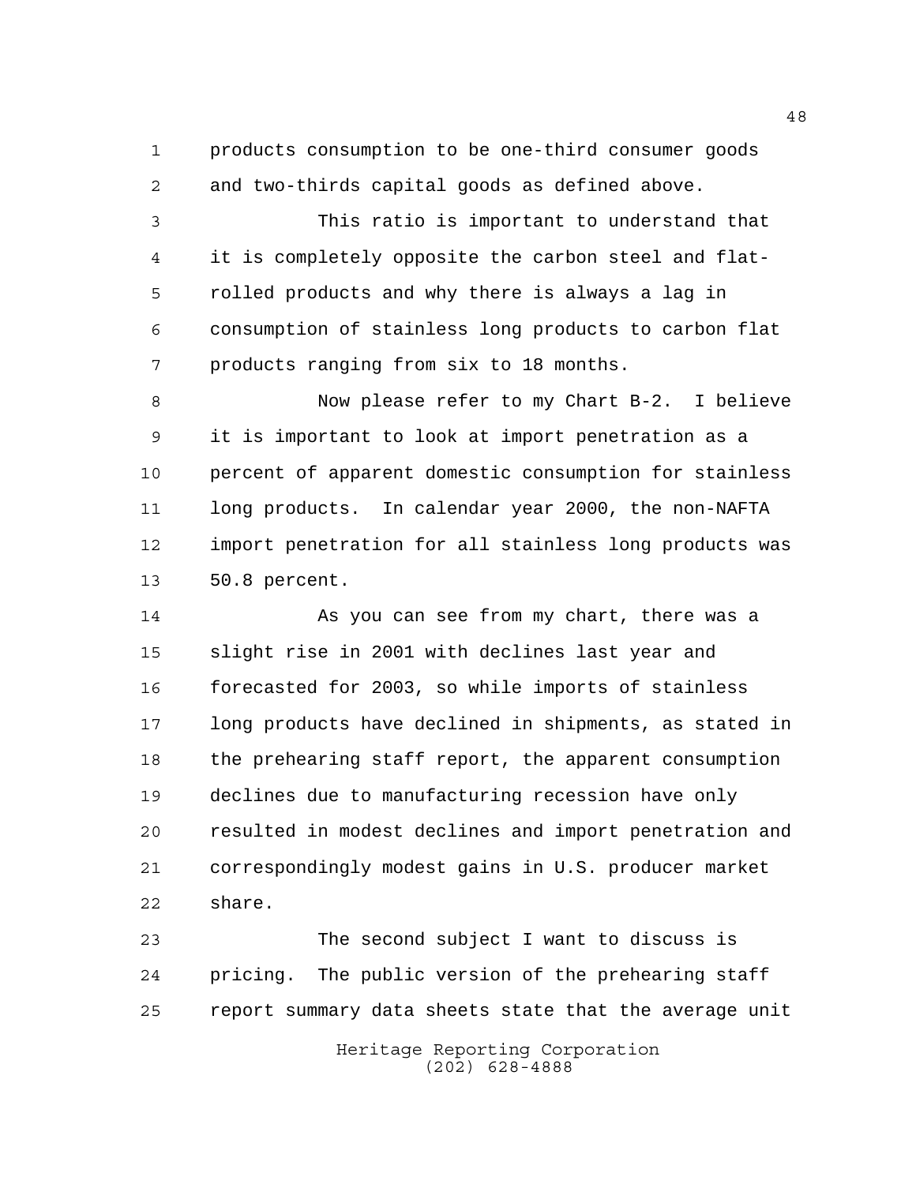products consumption to be one-third consumer goods and two-thirds capital goods as defined above.

This ratio is important to understand that it is completely opposite the carbon steel and flat-rolled products and why there is always a lag in consumption of stainless long products to carbon flat products ranging from six to 18 months.

Now please refer to my Chart B-2. I believe it is important to look at import penetration as a percent of apparent domestic consumption for stainless long products. In calendar year 2000, the non-NAFTA import penetration for all stainless long products was 50.8 percent.

As you can see from my chart, there was a slight rise in 2001 with declines last year and forecasted for 2003, so while imports of stainless long products have declined in shipments, as stated in the prehearing staff report, the apparent consumption declines due to manufacturing recession have only resulted in modest declines and import penetration and correspondingly modest gains in U.S. producer market share.

The second subject I want to discuss is pricing. The public version of the prehearing staff report summary data sheets state that the average unit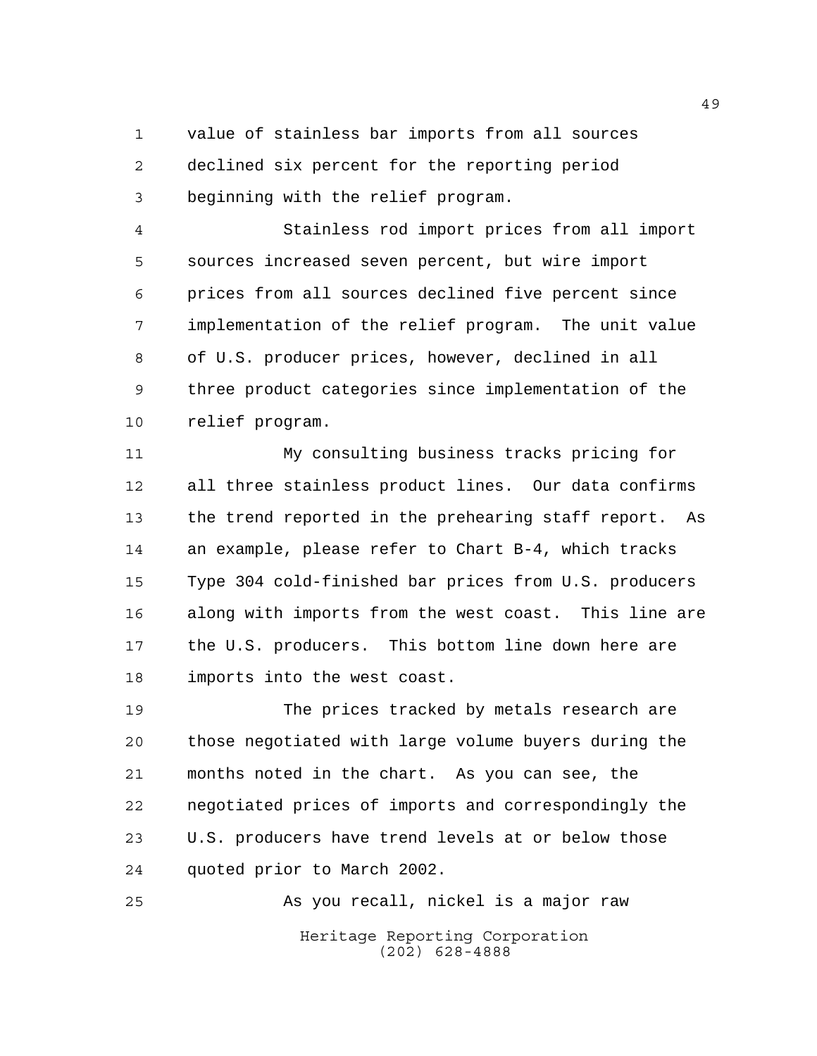value of stainless bar imports from all sources declined six percent for the reporting period beginning with the relief program.

Stainless rod import prices from all import sources increased seven percent, but wire import prices from all sources declined five percent since implementation of the relief program. The unit value of U.S. producer prices, however, declined in all three product categories since implementation of the relief program.

My consulting business tracks pricing for all three stainless product lines. Our data confirms the trend reported in the prehearing staff report. As an example, please refer to Chart B-4, which tracks Type 304 cold-finished bar prices from U.S. producers along with imports from the west coast. This line are the U.S. producers. This bottom line down here are imports into the west coast.

The prices tracked by metals research are those negotiated with large volume buyers during the months noted in the chart. As you can see, the negotiated prices of imports and correspondingly the U.S. producers have trend levels at or below those quoted prior to March 2002.

As you recall, nickel is a major raw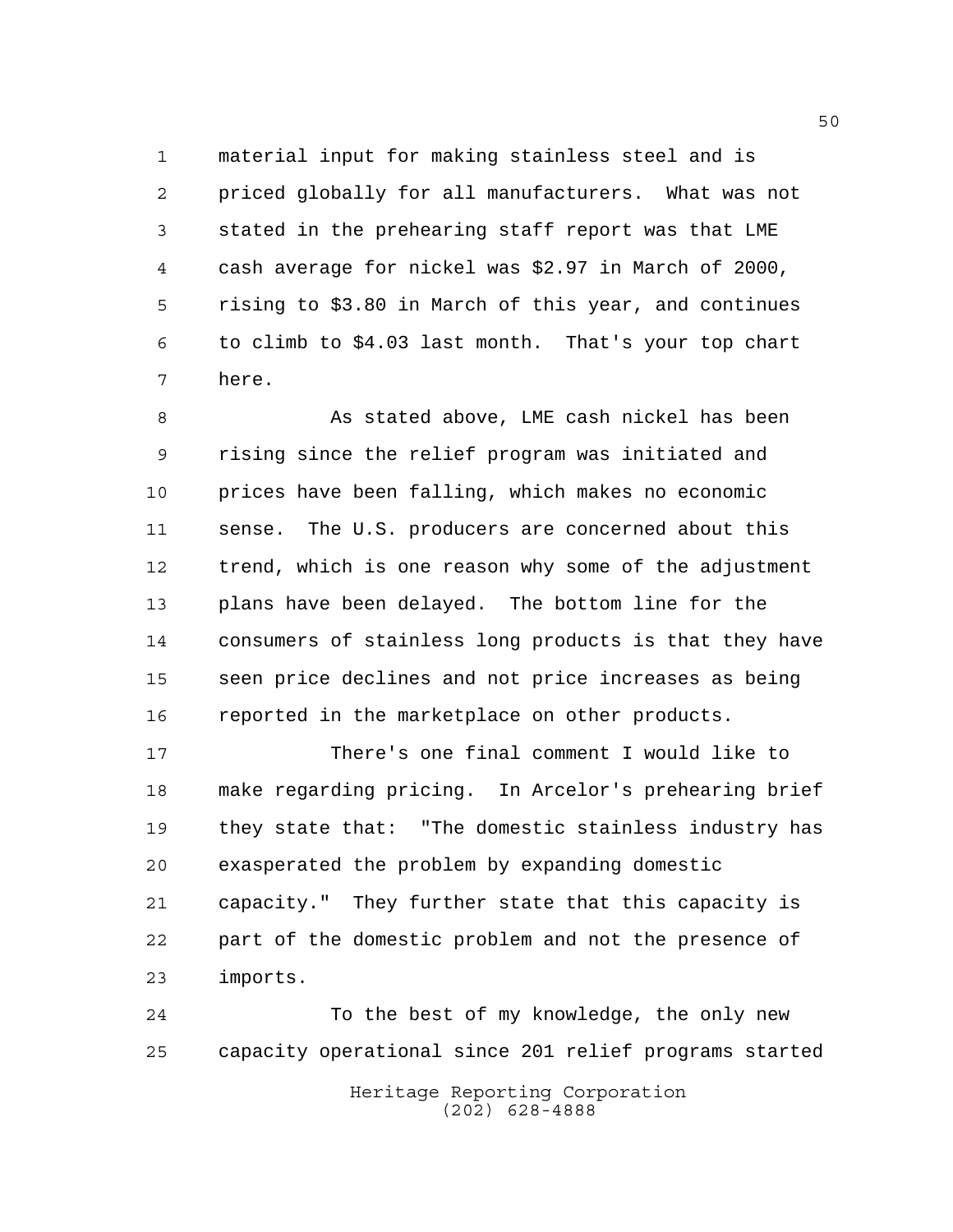material input for making stainless steel and is priced globally for all manufacturers. What was not stated in the prehearing staff report was that LME cash average for nickel was $2.97 in March of 2000, rising to $3.80 in March of this year, and continues to climb to $4.03 last month. That's your top chart here.

As stated above, LME cash nickel has been rising since the relief program was initiated and prices have been falling, which makes no economic sense. The U.S. producers are concerned about this trend, which is one reason why some of the adjustment plans have been delayed. The bottom line for the consumers of stainless long products is that they have seen price declines and not price increases as being reported in the marketplace on other products.

There's one final comment I would like to make regarding pricing. In Arcelor's prehearing brief they state that: "The domestic stainless industry has exasperated the problem by expanding domestic capacity." They further state that this capacity is part of the domestic problem and not the presence of imports.

To the best of my knowledge, the only new capacity operational since 201 relief programs started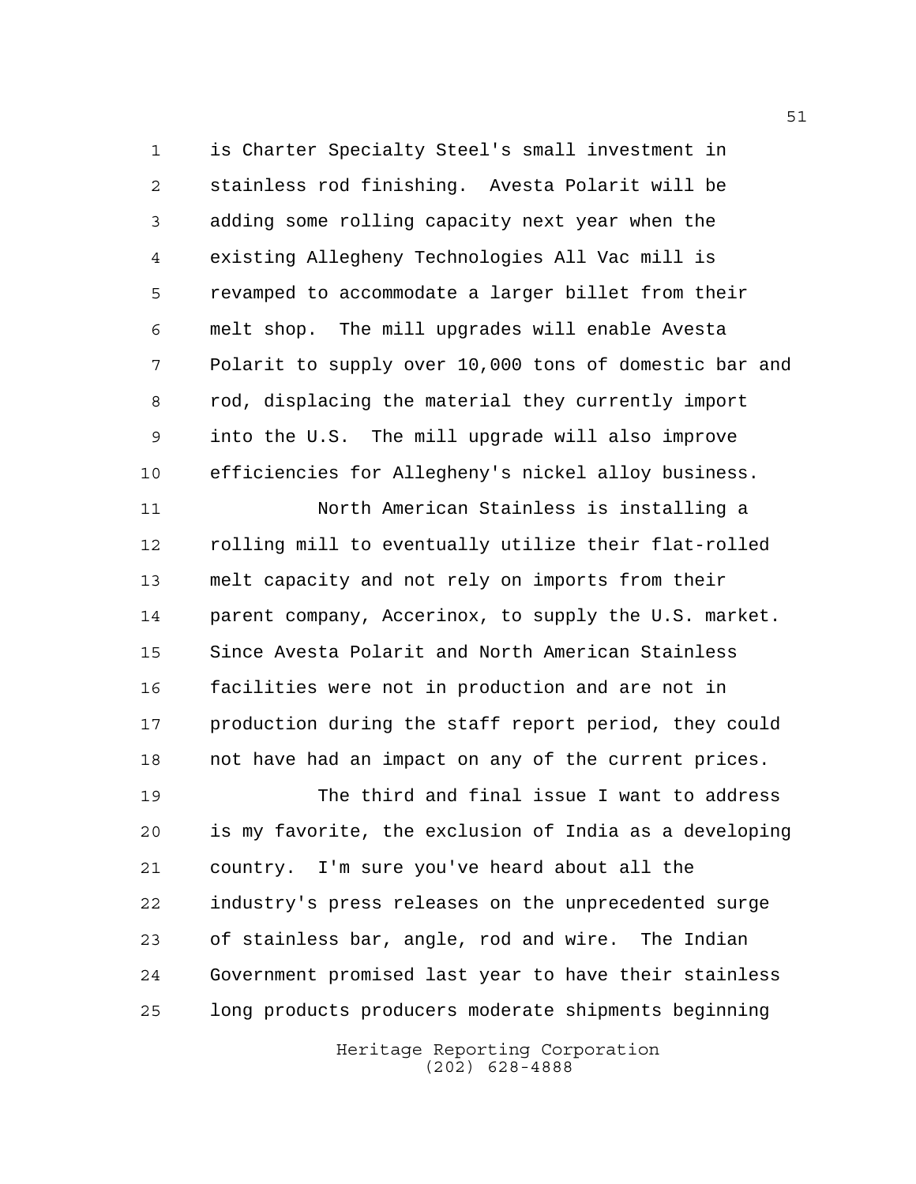is Charter Specialty Steel's small investment in stainless rod finishing. Avesta Polarit will be adding some rolling capacity next year when the existing Allegheny Technologies All Vac mill is revamped to accommodate a larger billet from their melt shop. The mill upgrades will enable Avesta Polarit to supply over 10,000 tons of domestic bar and rod, displacing the material they currently import into the U.S. The mill upgrade will also improve efficiencies for Allegheny's nickel alloy business.

North American Stainless is installing a rolling mill to eventually utilize their flat-rolled melt capacity and not rely on imports from their parent company, Accerinox, to supply the U.S. market. Since Avesta Polarit and North American Stainless facilities were not in production and are not in production during the staff report period, they could not have had an impact on any of the current prices.

The third and final issue I want to address is my favorite, the exclusion of India as a developing country. I'm sure you've heard about all the industry's press releases on the unprecedented surge of stainless bar, angle, rod and wire. The Indian Government promised last year to have their stainless long products producers moderate shipments beginning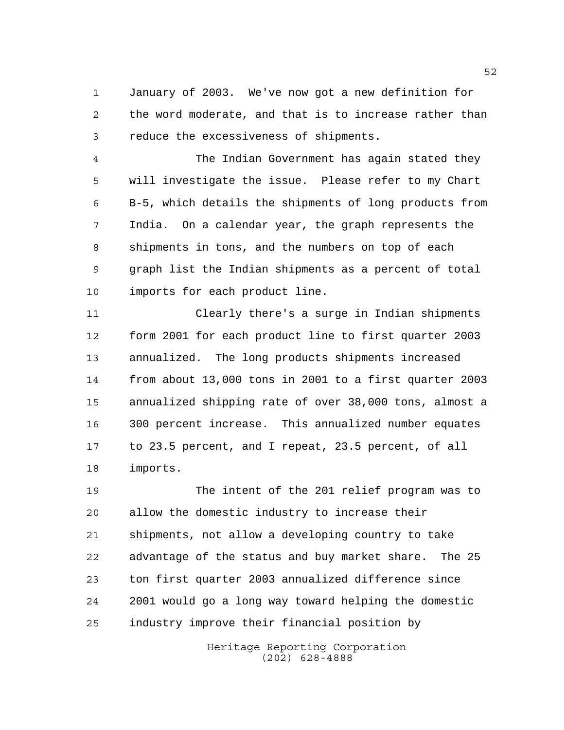January of 2003. We've now got a new definition for the word moderate, and that is to increase rather than reduce the excessiveness of shipments.

The Indian Government has again stated they will investigate the issue. Please refer to my Chart B-5, which details the shipments of long products from India. On a calendar year, the graph represents the shipments in tons, and the numbers on top of each graph list the Indian shipments as a percent of total imports for each product line.

Clearly there's a surge in Indian shipments form 2001 for each product line to first quarter 2003 annualized. The long products shipments increased from about 13,000 tons in 2001 to a first quarter 2003 annualized shipping rate of over 38,000 tons, almost a 300 percent increase. This annualized number equates to 23.5 percent, and I repeat, 23.5 percent, of all imports.

The intent of the 201 relief program was to allow the domestic industry to increase their shipments, not allow a developing country to take advantage of the status and buy market share. The 25 ton first quarter 2003 annualized difference since 2001 would go a long way toward helping the domestic industry improve their financial position by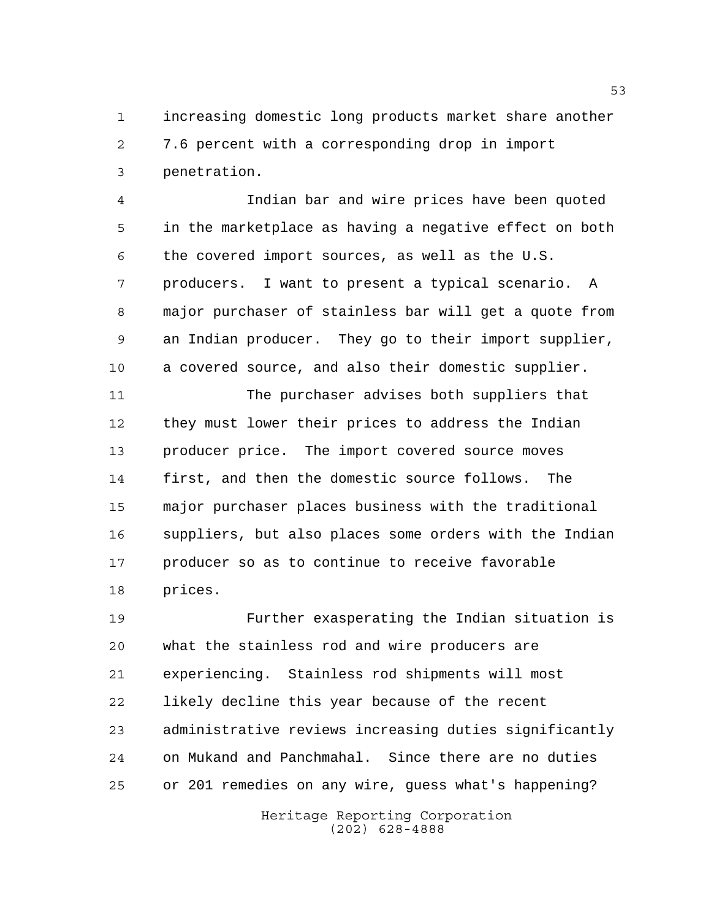increasing domestic long products market share another 7.6 percent with a corresponding drop in import penetration.

Indian bar and wire prices have been quoted in the marketplace as having a negative effect on both the covered import sources, as well as the U.S. producers. I want to present a typical scenario. A major purchaser of stainless bar will get a quote from an Indian producer. They go to their import supplier, a covered source, and also their domestic supplier.

The purchaser advises both suppliers that they must lower their prices to address the Indian producer price. The import covered source moves first, and then the domestic source follows. The major purchaser places business with the traditional suppliers, but also places some orders with the Indian producer so as to continue to receive favorable prices.

Further exasperating the Indian situation is what the stainless rod and wire producers are experiencing. Stainless rod shipments will most likely decline this year because of the recent administrative reviews increasing duties significantly on Mukand and Panchmahal. Since there are no duties or 201 remedies on any wire, guess what's happening?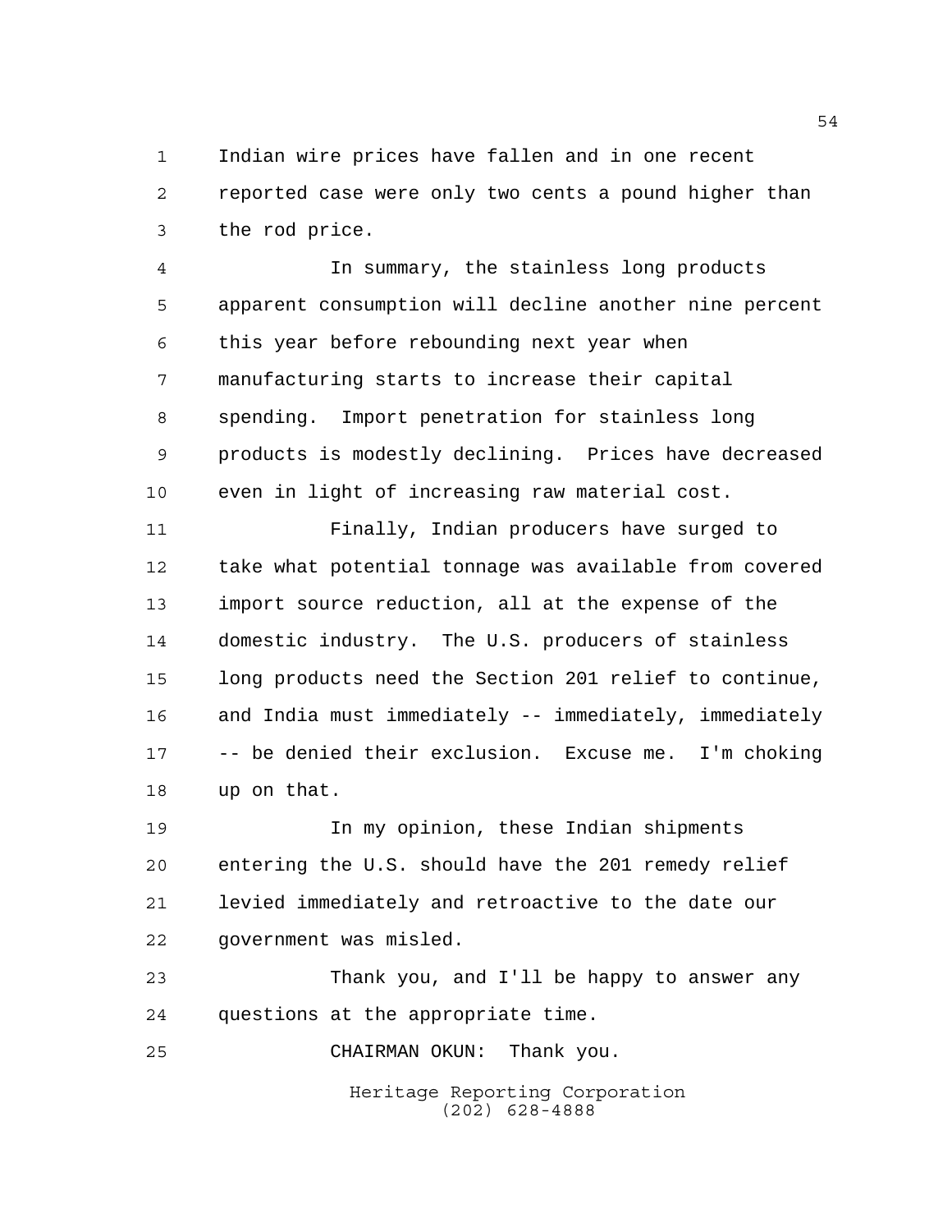Indian wire prices have fallen and in one recent reported case were only two cents a pound higher than the rod price.

In summary, the stainless long products apparent consumption will decline another nine percent this year before rebounding next year when manufacturing starts to increase their capital spending. Import penetration for stainless long products is modestly declining. Prices have decreased even in light of increasing raw material cost.

Finally, Indian producers have surged to take what potential tonnage was available from covered import source reduction, all at the expense of the domestic industry. The U.S. producers of stainless long products need the Section 201 relief to continue, and India must immediately -- immediately, immediately -- be denied their exclusion. Excuse me. I'm choking up on that.

In my opinion, these Indian shipments entering the U.S. should have the 201 remedy relief levied immediately and retroactive to the date our government was misled.

Thank you, and I'll be happy to answer any questions at the appropriate time.

CHAIRMAN OKUN: Thank you.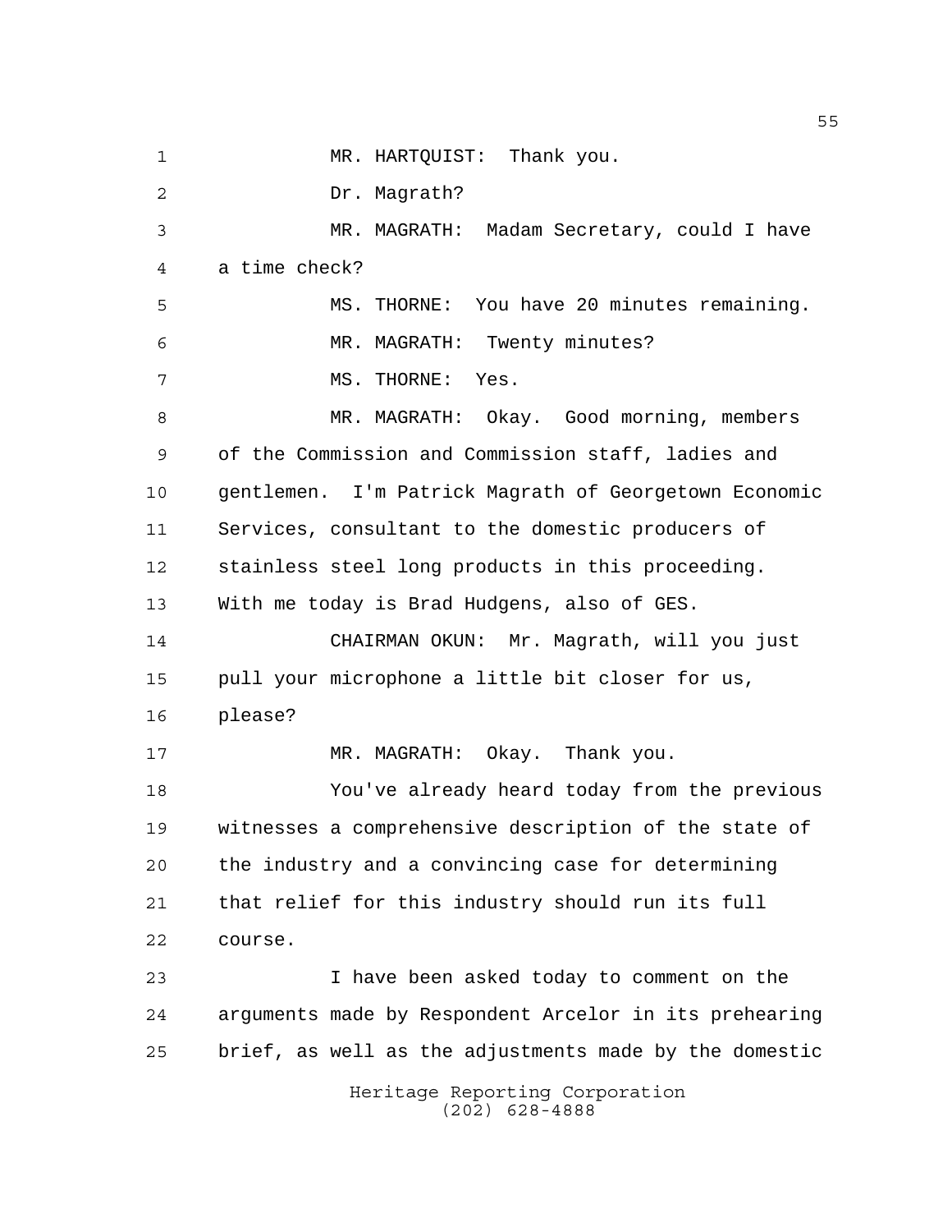MR. HARTQUIST: Thank you.

Dr. Magrath?

MR. MAGRATH: Madam Secretary, could I have a time check?

MS. THORNE: You have 20 minutes remaining.

MR. MAGRATH: Twenty minutes?

MS. THORNE: Yes.

MR. MAGRATH: Okay. Good morning, members of the Commission and Commission staff, ladies and gentlemen. I'm Patrick Magrath of Georgetown Economic Services, consultant to the domestic producers of stainless steel long products in this proceeding. With me today is Brad Hudgens, also of GES.

CHAIRMAN OKUN: Mr. Magrath, will you just pull your microphone a little bit closer for us, please?

MR. MAGRATH: Okay. Thank you.

You've already heard today from the previous witnesses a comprehensive description of the state of the industry and a convincing case for determining that relief for this industry should run its full course.

I have been asked today to comment on the arguments made by Respondent Arcelor in its prehearing brief, as well as the adjustments made by the domestic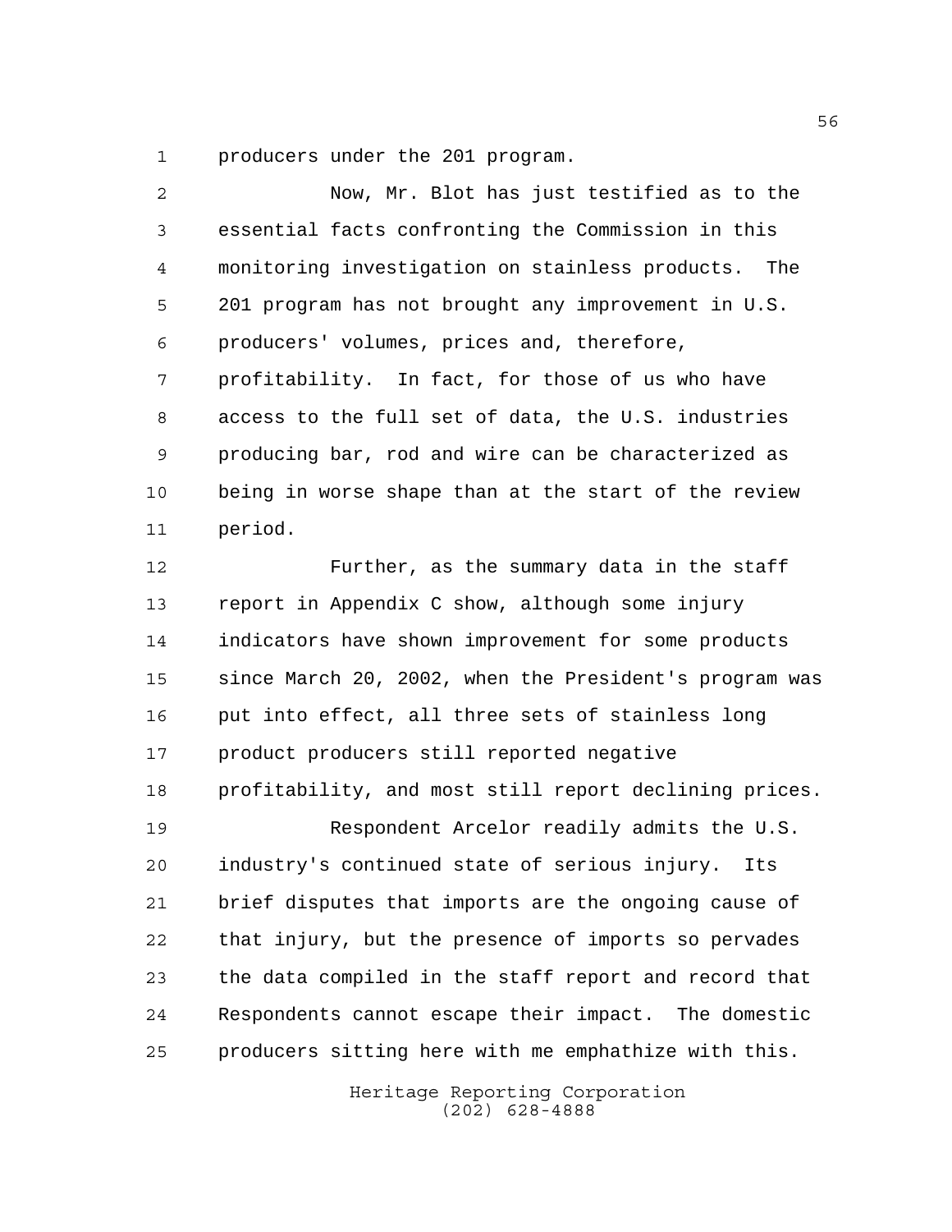producers under the 201 program.

Now, Mr. Blot has just testified as to the essential facts confronting the Commission in this monitoring investigation on stainless products. The 201 program has not brought any improvement in U.S. producers' volumes, prices and, therefore, profitability. In fact, for those of us who have access to the full set of data, the U.S. industries producing bar, rod and wire can be characterized as being in worse shape than at the start of the review period.

Further, as the summary data in the staff report in Appendix C show, although some injury indicators have shown improvement for some products since March 20, 2002, when the President's program was put into effect, all three sets of stainless long product producers still reported negative profitability, and most still report declining prices.

Respondent Arcelor readily admits the U.S. industry's continued state of serious injury. Its brief disputes that imports are the ongoing cause of that injury, but the presence of imports so pervades the data compiled in the staff report and record that Respondents cannot escape their impact. The domestic producers sitting here with me emphathize with this.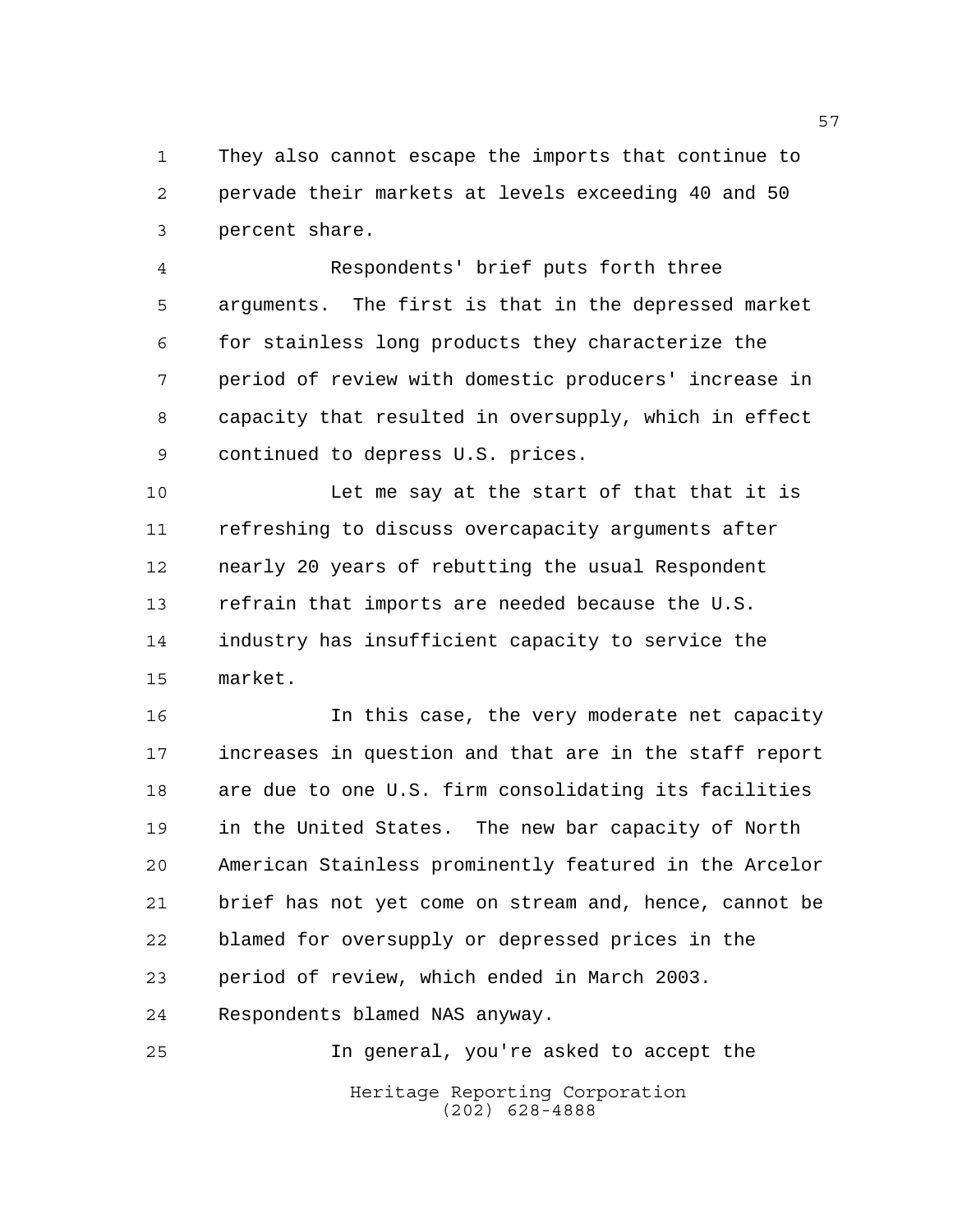They also cannot escape the imports that continue to pervade their markets at levels exceeding 40 and 50 percent share.

Respondents' brief puts forth three arguments. The first is that in the depressed market for stainless long products they characterize the period of review with domestic producers' increase in capacity that resulted in oversupply, which in effect continued to depress U.S. prices.

Let me say at the start of that that it is refreshing to discuss overcapacity arguments after nearly 20 years of rebutting the usual Respondent refrain that imports are needed because the U.S. industry has insufficient capacity to service the market.

In this case, the very moderate net capacity increases in question and that are in the staff report are due to one U.S. firm consolidating its facilities in the United States. The new bar capacity of North American Stainless prominently featured in the Arcelor brief has not yet come on stream and, hence, cannot be blamed for oversupply or depressed prices in the period of review, which ended in March 2003. Respondents blamed NAS anyway.

In general, you're asked to accept the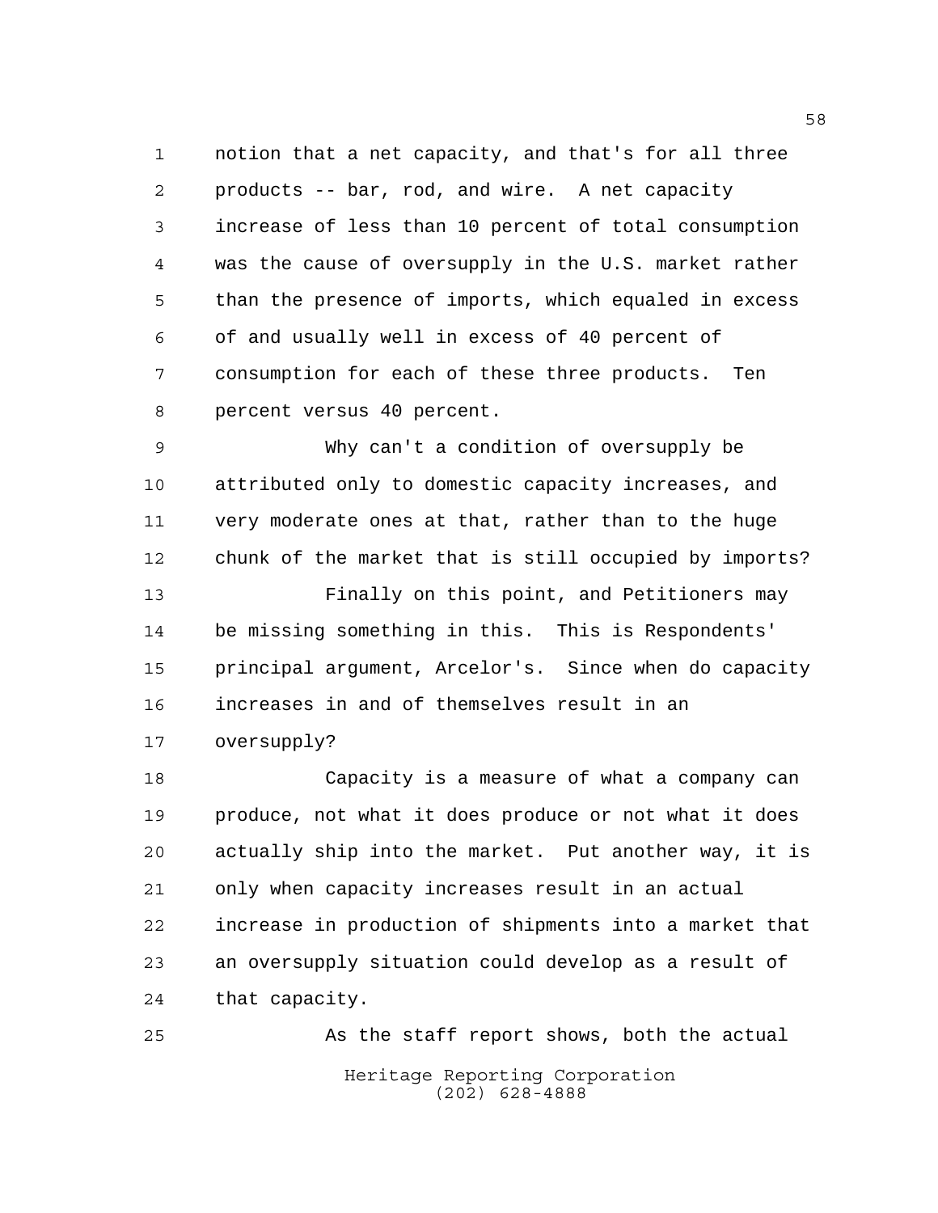notion that a net capacity, and that's for all three products -- bar, rod, and wire. A net capacity increase of less than 10 percent of total consumption was the cause of oversupply in the U.S. market rather than the presence of imports, which equaled in excess of and usually well in excess of 40 percent of consumption for each of these three products. Ten percent versus 40 percent.

Why can't a condition of oversupply be attributed only to domestic capacity increases, and very moderate ones at that, rather than to the huge chunk of the market that is still occupied by imports?

Finally on this point, and Petitioners may be missing something in this. This is Respondents' principal argument, Arcelor's. Since when do capacity increases in and of themselves result in an oversupply?

Capacity is a measure of what a company can produce, not what it does produce or not what it does actually ship into the market. Put another way, it is only when capacity increases result in an actual increase in production of shipments into a market that an oversupply situation could develop as a result of that capacity.

As the staff report shows, both the actual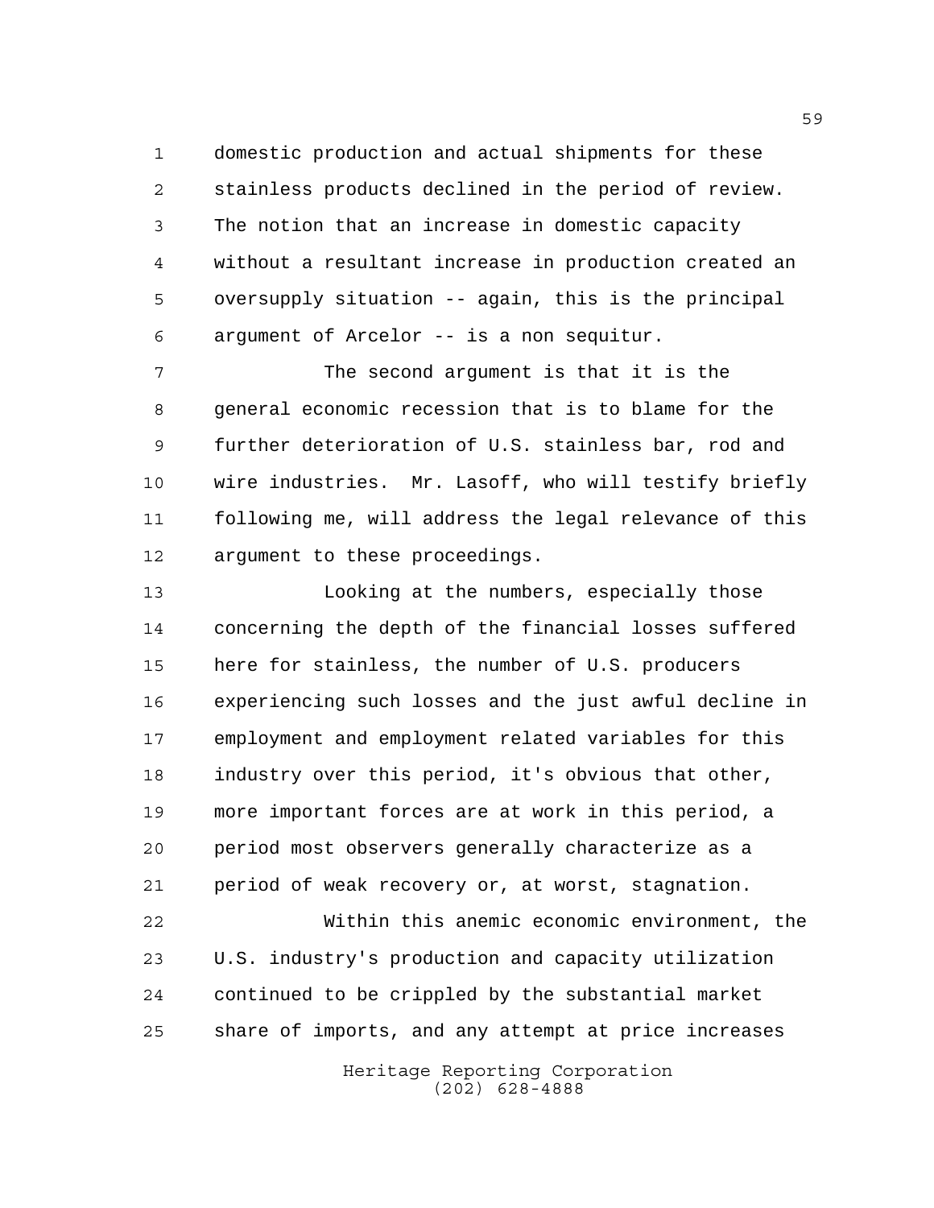domestic production and actual shipments for these stainless products declined in the period of review. The notion that an increase in domestic capacity without a resultant increase in production created an oversupply situation -- again, this is the principal argument of Arcelor -- is a non sequitur.

The second argument is that it is the general economic recession that is to blame for the further deterioration of U.S. stainless bar, rod and wire industries. Mr. Lasoff, who will testify briefly following me, will address the legal relevance of this argument to these proceedings.

Looking at the numbers, especially those concerning the depth of the financial losses suffered here for stainless, the number of U.S. producers experiencing such losses and the just awful decline in employment and employment related variables for this industry over this period, it's obvious that other, more important forces are at work in this period, a period most observers generally characterize as a period of weak recovery or, at worst, stagnation.

Within this anemic economic environment, the U.S. industry's production and capacity utilization continued to be crippled by the substantial market share of imports, and any attempt at price increases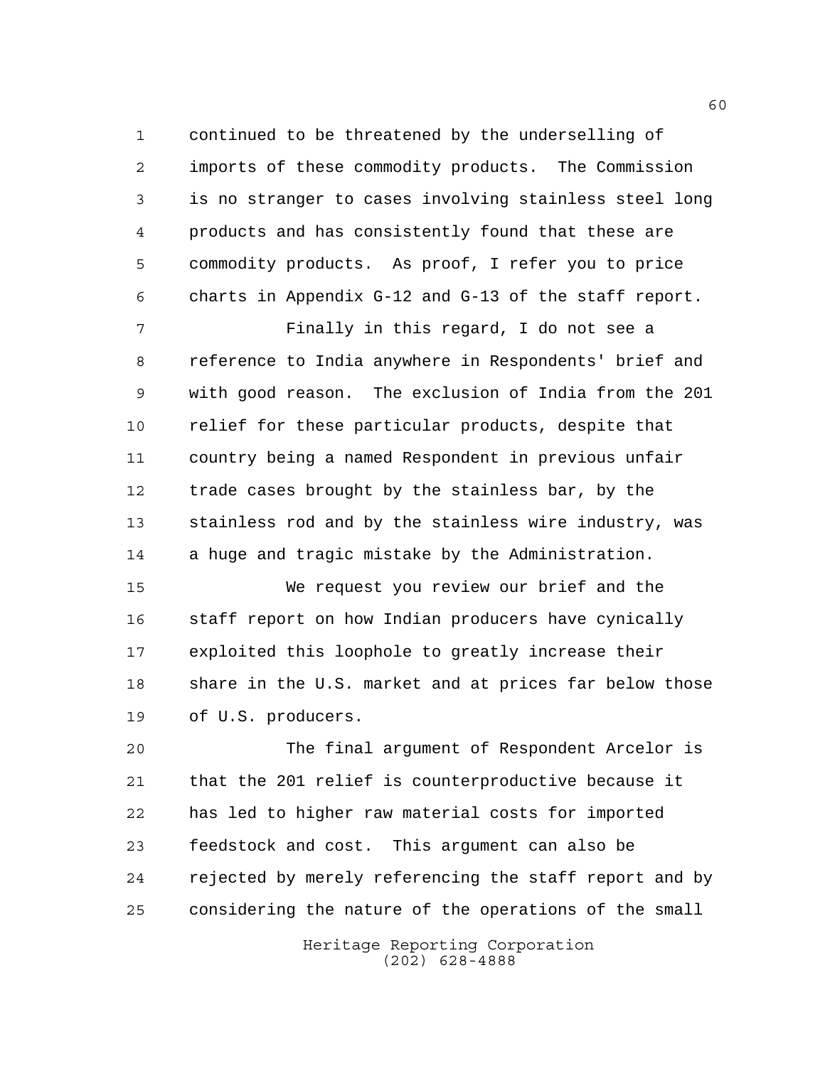continued to be threatened by the underselling of imports of these commodity products. The Commission is no stranger to cases involving stainless steel long products and has consistently found that these are commodity products. As proof, I refer you to price charts in Appendix G-12 and G-13 of the staff report.

Finally in this regard, I do not see a reference to India anywhere in Respondents' brief and with good reason. The exclusion of India from the 201 relief for these particular products, despite that country being a named Respondent in previous unfair trade cases brought by the stainless bar, by the stainless rod and by the stainless wire industry, was a huge and tragic mistake by the Administration.

We request you review our brief and the staff report on how Indian producers have cynically exploited this loophole to greatly increase their share in the U.S. market and at prices far below those of U.S. producers.

The final argument of Respondent Arcelor is that the 201 relief is counterproductive because it has led to higher raw material costs for imported feedstock and cost. This argument can also be rejected by merely referencing the staff report and by considering the nature of the operations of the small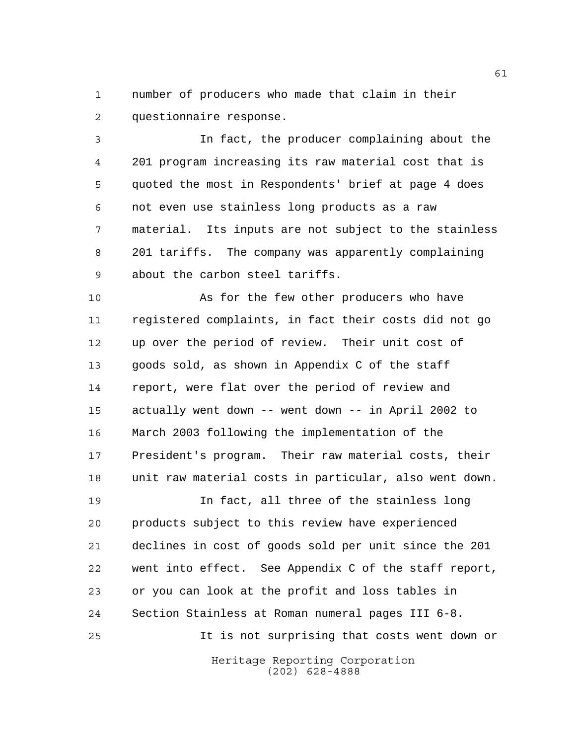number of producers who made that claim in their questionnaire response.

In fact, the producer complaining about the 201 program increasing its raw material cost that is quoted the most in Respondents' brief at page 4 does not even use stainless long products as a raw material. Its inputs are not subject to the stainless 201 tariffs. The company was apparently complaining about the carbon steel tariffs.

As for the few other producers who have registered complaints, in fact their costs did not go up over the period of review. Their unit cost of goods sold, as shown in Appendix C of the staff report, were flat over the period of review and actually went down -- went down -- in April 2002 to March 2003 following the implementation of the President's program. Their raw material costs, their unit raw material costs in particular, also went down.

In fact, all three of the stainless long products subject to this review have experienced declines in cost of goods sold per unit since the 201 went into effect. See Appendix C of the staff report, or you can look at the profit and loss tables in Section Stainless at Roman numeral pages III 6-8.

It is not surprising that costs went down or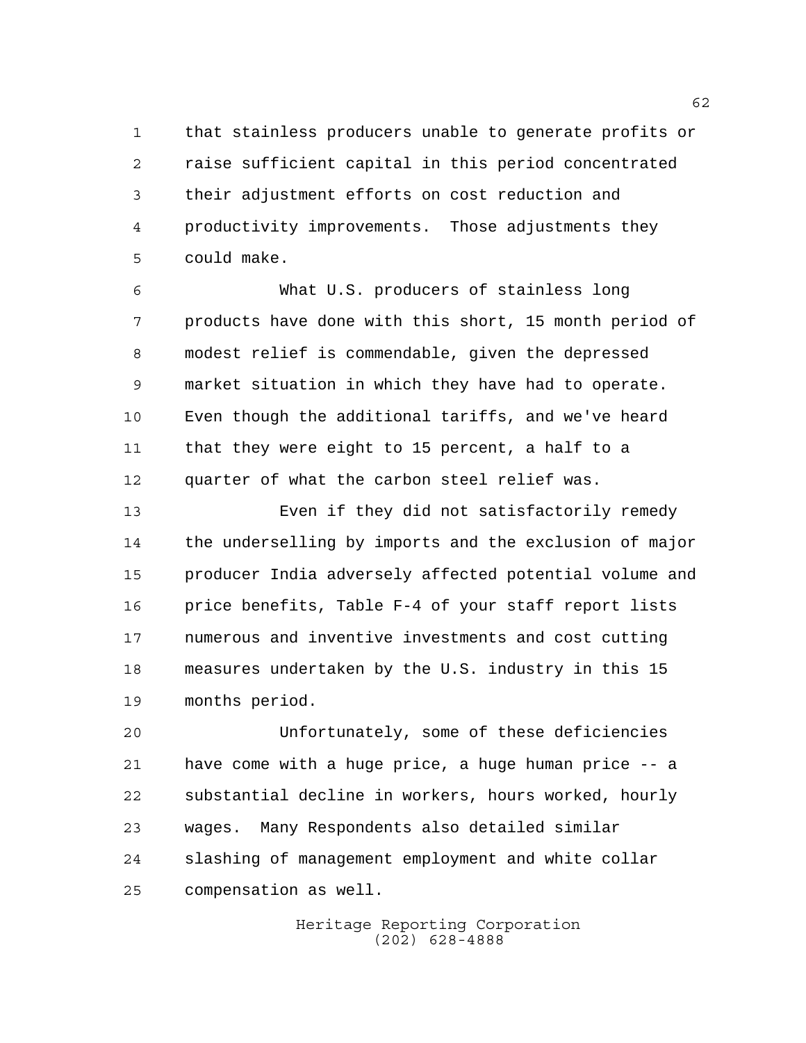that stainless producers unable to generate profits or raise sufficient capital in this period concentrated their adjustment efforts on cost reduction and productivity improvements. Those adjustments they could make.

What U.S. producers of stainless long products have done with this short, 15 month period of modest relief is commendable, given the depressed market situation in which they have had to operate. Even though the additional tariffs, and we've heard that they were eight to 15 percent, a half to a quarter of what the carbon steel relief was.

Even if they did not satisfactorily remedy the underselling by imports and the exclusion of major producer India adversely affected potential volume and price benefits, Table F-4 of your staff report lists numerous and inventive investments and cost cutting measures undertaken by the U.S. industry in this 15 months period.

Unfortunately, some of these deficiencies have come with a huge price, a huge human price -- a substantial decline in workers, hours worked, hourly wages. Many Respondents also detailed similar slashing of management employment and white collar compensation as well.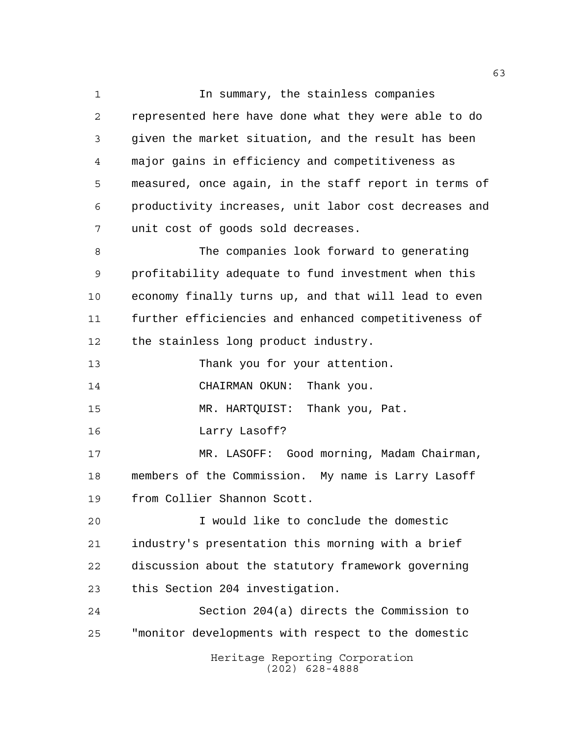In summary, the stainless companies represented here have done what they were able to do given the market situation, and the result has been major gains in efficiency and competitiveness as measured, once again, in the staff report in terms of productivity increases, unit labor cost decreases and unit cost of goods sold decreases.

The companies look forward to generating profitability adequate to fund investment when this economy finally turns up, and that will lead to even further efficiencies and enhanced competitiveness of the stainless long product industry.

Thank you for your attention.

CHAIRMAN OKUN: Thank you.

MR. HARTQUIST: Thank you, Pat.

Larry Lasoff?

MR. LASOFF: Good morning, Madam Chairman, members of the Commission. My name is Larry Lasoff from Collier Shannon Scott.

I would like to conclude the domestic industry's presentation this morning with a brief discussion about the statutory framework governing this Section 204 investigation.

Section 204(a) directs the Commission to "monitor developments with respect to the domestic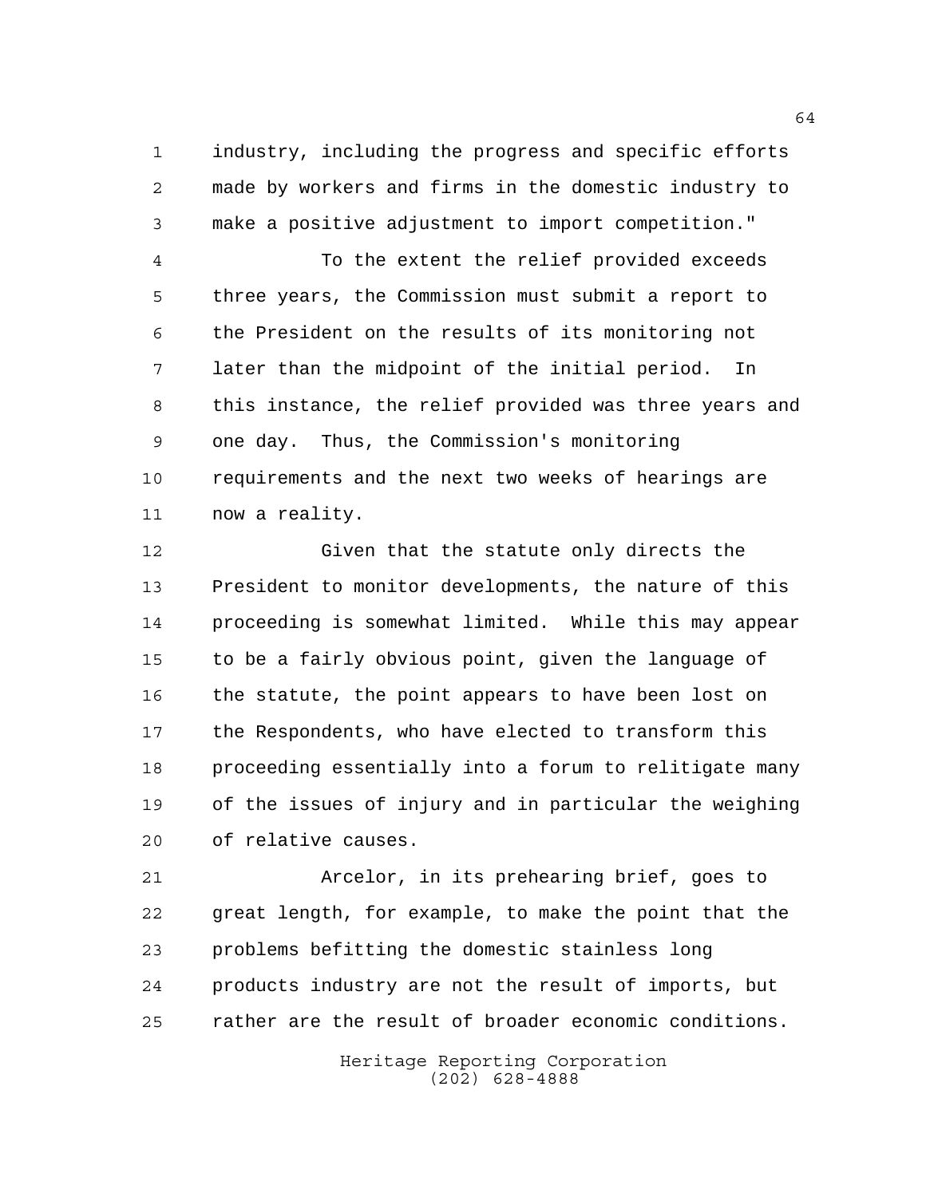industry, including the progress and specific efforts made by workers and firms in the domestic industry to make a positive adjustment to import competition."

To the extent the relief provided exceeds three years, the Commission must submit a report to the President on the results of its monitoring not later than the midpoint of the initial period. In this instance, the relief provided was three years and one day. Thus, the Commission's monitoring requirements and the next two weeks of hearings are now a reality.

Given that the statute only directs the President to monitor developments, the nature of this proceeding is somewhat limited. While this may appear to be a fairly obvious point, given the language of the statute, the point appears to have been lost on the Respondents, who have elected to transform this proceeding essentially into a forum to relitigate many of the issues of injury and in particular the weighing of relative causes.

Arcelor, in its prehearing brief, goes to great length, for example, to make the point that the problems befitting the domestic stainless long products industry are not the result of imports, but rather are the result of broader economic conditions.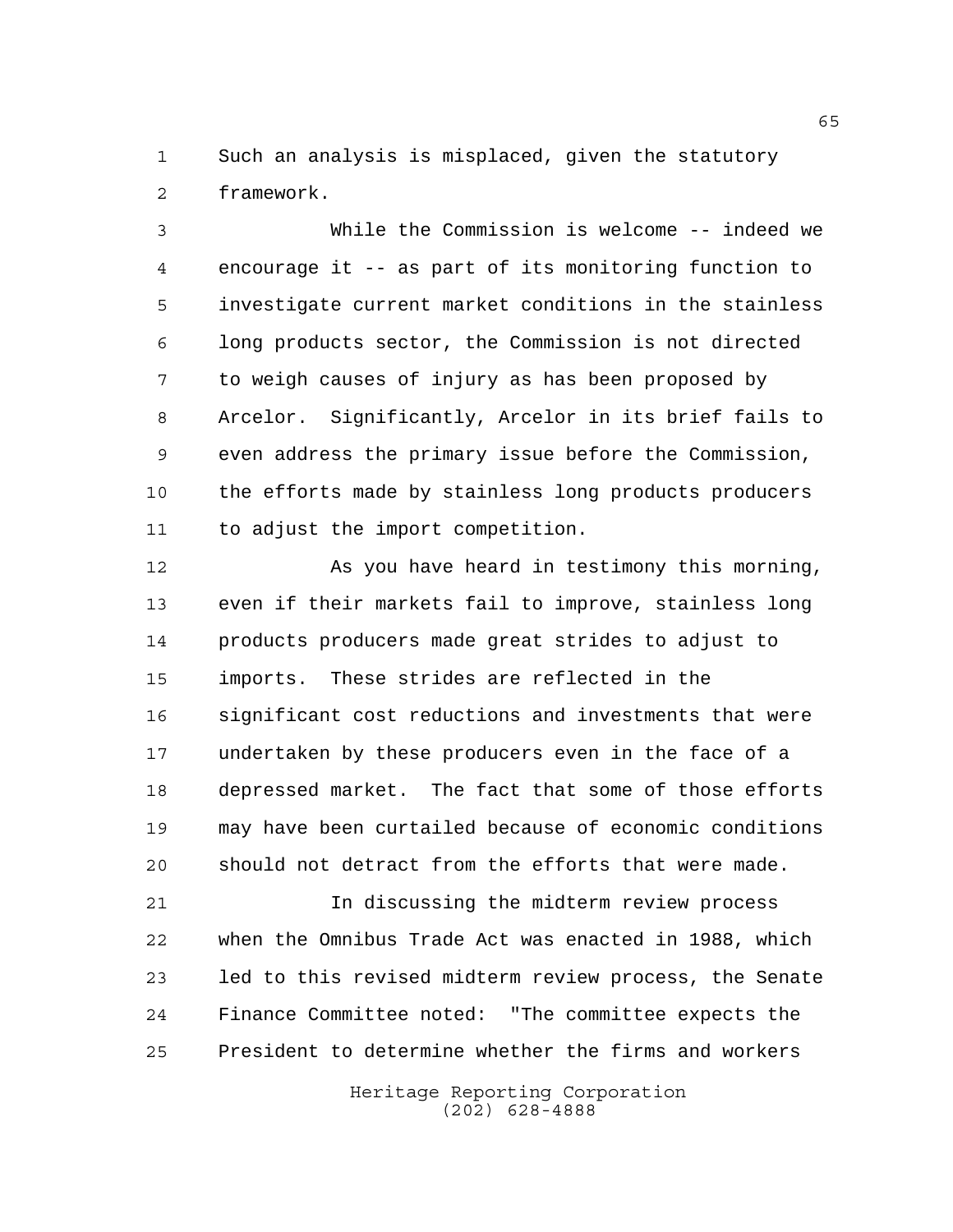Such an analysis is misplaced, given the statutory framework.

While the Commission is welcome -- indeed we encourage it -- as part of its monitoring function to investigate current market conditions in the stainless long products sector, the Commission is not directed to weigh causes of injury as has been proposed by Arcelor. Significantly, Arcelor in its brief fails to even address the primary issue before the Commission, the efforts made by stainless long products producers to adjust the import competition.

As you have heard in testimony this morning, even if their markets fail to improve, stainless long products producers made great strides to adjust to imports. These strides are reflected in the significant cost reductions and investments that were undertaken by these producers even in the face of a depressed market. The fact that some of those efforts may have been curtailed because of economic conditions should not detract from the efforts that were made.

In discussing the midterm review process when the Omnibus Trade Act was enacted in 1988, which led to this revised midterm review process, the Senate Finance Committee noted: "The committee expects the President to determine whether the firms and workers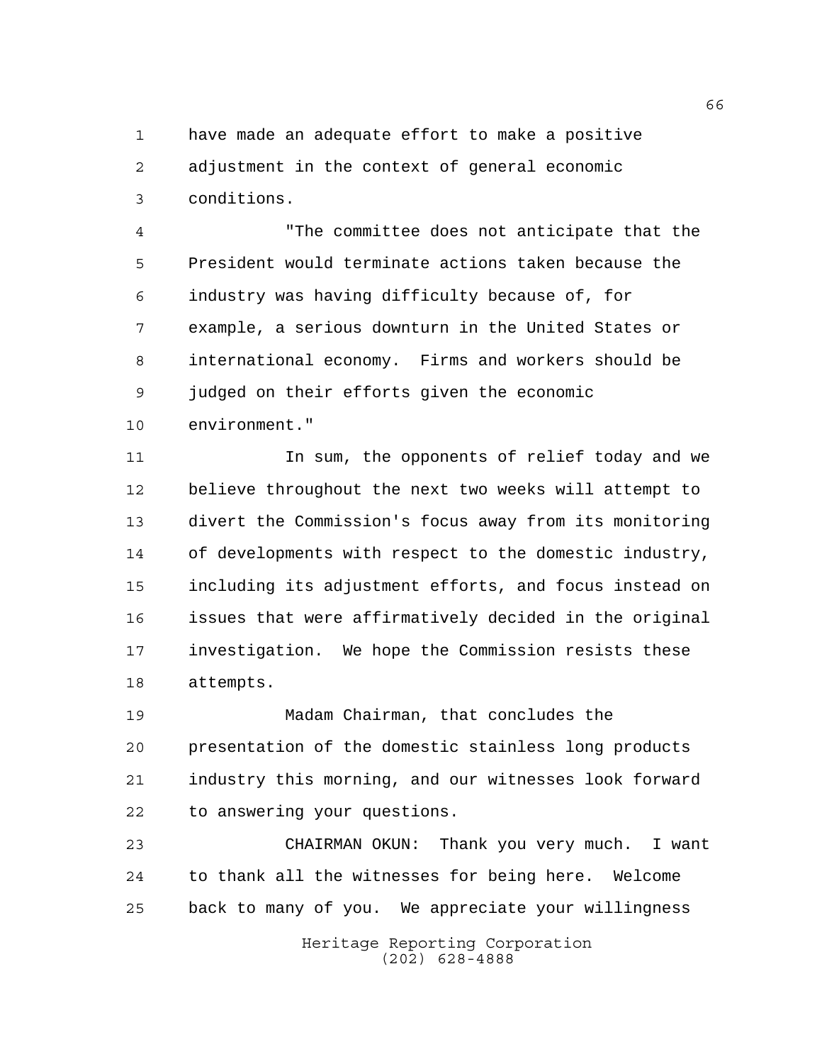have made an adequate effort to make a positive adjustment in the context of general economic conditions.

"The committee does not anticipate that the President would terminate actions taken because the industry was having difficulty because of, for example, a serious downturn in the United States or international economy. Firms and workers should be judged on their efforts given the economic environment."

In sum, the opponents of relief today and we believe throughout the next two weeks will attempt to divert the Commission's focus away from its monitoring of developments with respect to the domestic industry, including its adjustment efforts, and focus instead on issues that were affirmatively decided in the original investigation. We hope the Commission resists these attempts.

Madam Chairman, that concludes the presentation of the domestic stainless long products industry this morning, and our witnesses look forward to answering your questions.

CHAIRMAN OKUN: Thank you very much. I want to thank all the witnesses for being here. Welcome back to many of you. We appreciate your willingness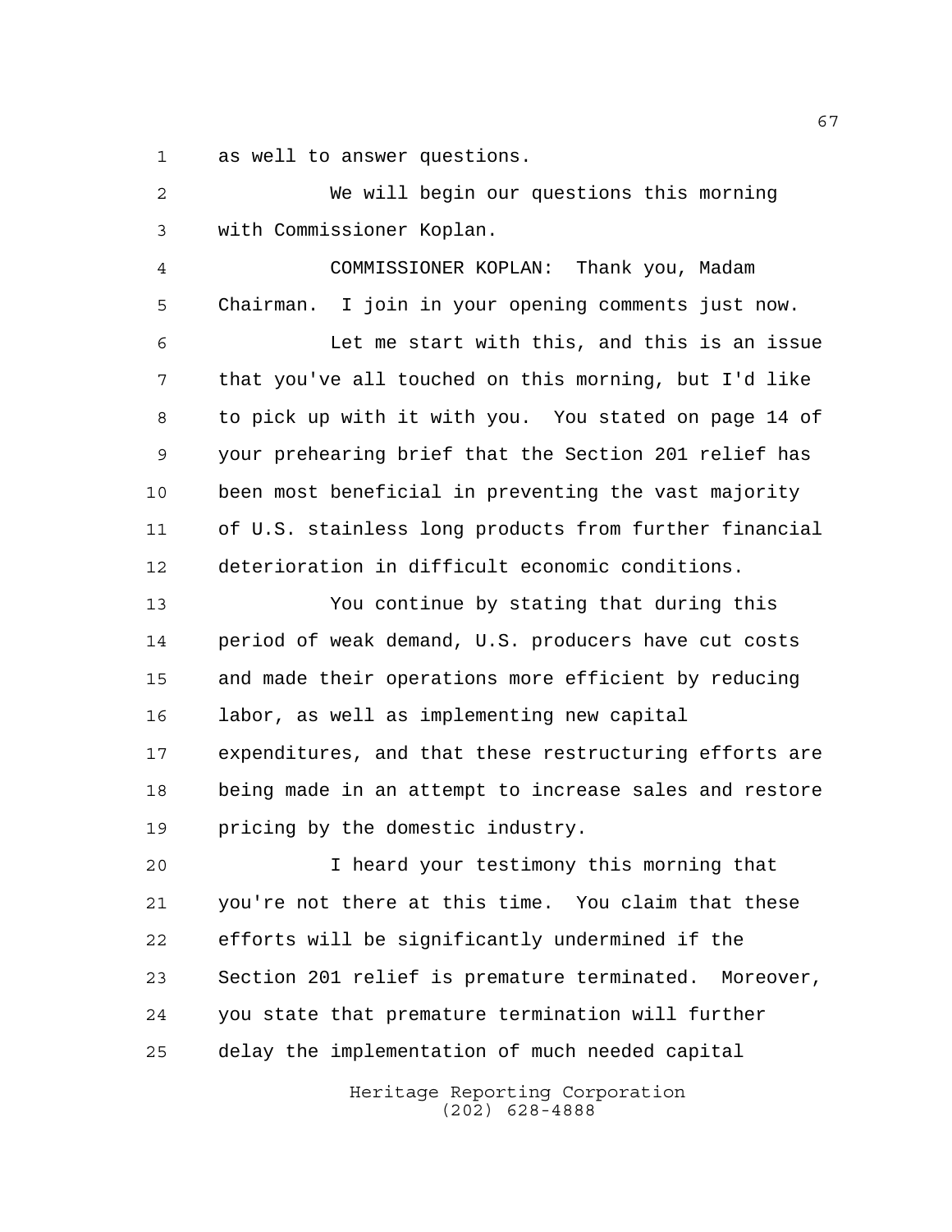as well to answer questions.

We will begin our questions this morning with Commissioner Koplan.

COMMISSIONER KOPLAN: Thank you, Madam Chairman. I join in your opening comments just now.

Let me start with this, and this is an issue that you've all touched on this morning, but I'd like to pick up with it with you. You stated on page 14 of your prehearing brief that the Section 201 relief has been most beneficial in preventing the vast majority of U.S. stainless long products from further financial deterioration in difficult economic conditions.

You continue by stating that during this period of weak demand, U.S. producers have cut costs and made their operations more efficient by reducing labor, as well as implementing new capital expenditures, and that these restructuring efforts are being made in an attempt to increase sales and restore pricing by the domestic industry.

I heard your testimony this morning that you're not there at this time. You claim that these efforts will be significantly undermined if the Section 201 relief is premature terminated. Moreover, you state that premature termination will further delay the implementation of much needed capital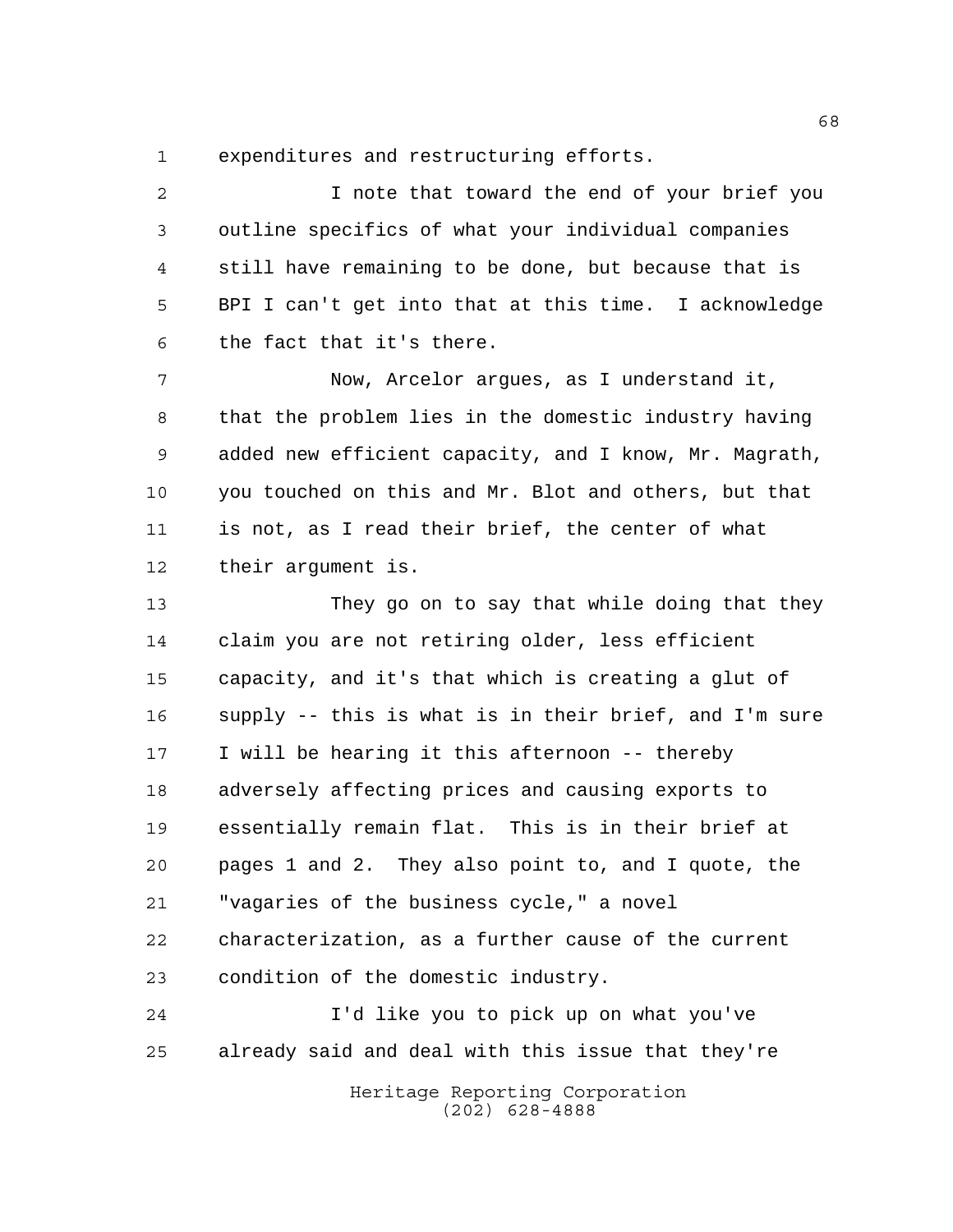expenditures and restructuring efforts.

I note that toward the end of your brief you outline specifics of what your individual companies still have remaining to be done, but because that is BPI I can't get into that at this time. I acknowledge the fact that it's there.

Now, Arcelor argues, as I understand it, that the problem lies in the domestic industry having added new efficient capacity, and I know, Mr. Magrath, you touched on this and Mr. Blot and others, but that is not, as I read their brief, the center of what their argument is.

They go on to say that while doing that they claim you are not retiring older, less efficient capacity, and it's that which is creating a glut of supply -- this is what is in their brief, and I'm sure I will be hearing it this afternoon -- thereby adversely affecting prices and causing exports to essentially remain flat. This is in their brief at pages 1 and 2. They also point to, and I quote, the "vagaries of the business cycle," a novel characterization, as a further cause of the current condition of the domestic industry.

I'd like you to pick up on what you've already said and deal with this issue that they're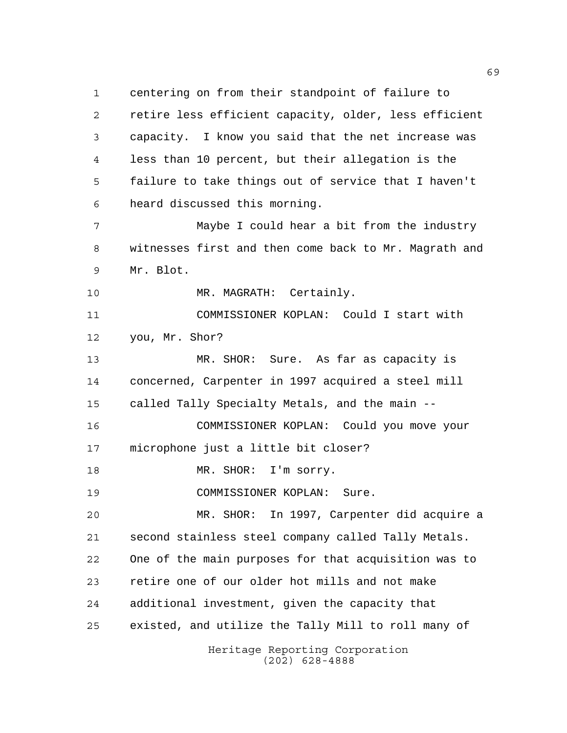centering on from their standpoint of failure to retire less efficient capacity, older, less efficient capacity. I know you said that the net increase was less than 10 percent, but their allegation is the failure to take things out of service that I haven't heard discussed this morning.

Maybe I could hear a bit from the industry witnesses first and then come back to Mr. Magrath and Mr. Blot.

MR. MAGRATH: Certainly.

COMMISSIONER KOPLAN: Could I start with you, Mr. Shor?

MR. SHOR: Sure. As far as capacity is concerned, Carpenter in 1997 acquired a steel mill called Tally Specialty Metals, and the main --

COMMISSIONER KOPLAN: Could you move your microphone just a little bit closer?

MR. SHOR: I'm sorry.

COMMISSIONER KOPLAN: Sure.

MR. SHOR: In 1997, Carpenter did acquire a second stainless steel company called Tally Metals. One of the main purposes for that acquisition was to retire one of our older hot mills and not make additional investment, given the capacity that existed, and utilize the Tally Mill to roll many of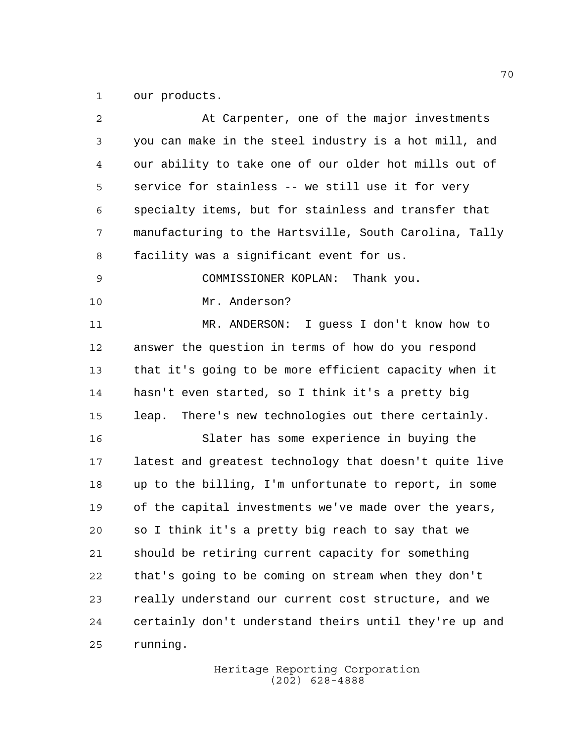our products.

At Carpenter, one of the major investments you can make in the steel industry is a hot mill, and our ability to take one of our older hot mills out of service for stainless -- we still use it for very specialty items, but for stainless and transfer that manufacturing to the Hartsville, South Carolina, Tally facility was a significant event for us.

COMMISSIONER KOPLAN: Thank you.

Mr. Anderson?

MR. ANDERSON: I guess I don't know how to answer the question in terms of how do you respond that it's going to be more efficient capacity when it hasn't even started, so I think it's a pretty big leap. There's new technologies out there certainly.

Slater has some experience in buying the latest and greatest technology that doesn't quite live up to the billing, I'm unfortunate to report, in some of the capital investments we've made over the years, so I think it's a pretty big reach to say that we should be retiring current capacity for something that's going to be coming on stream when they don't really understand our current cost structure, and we certainly don't understand theirs until they're up and running.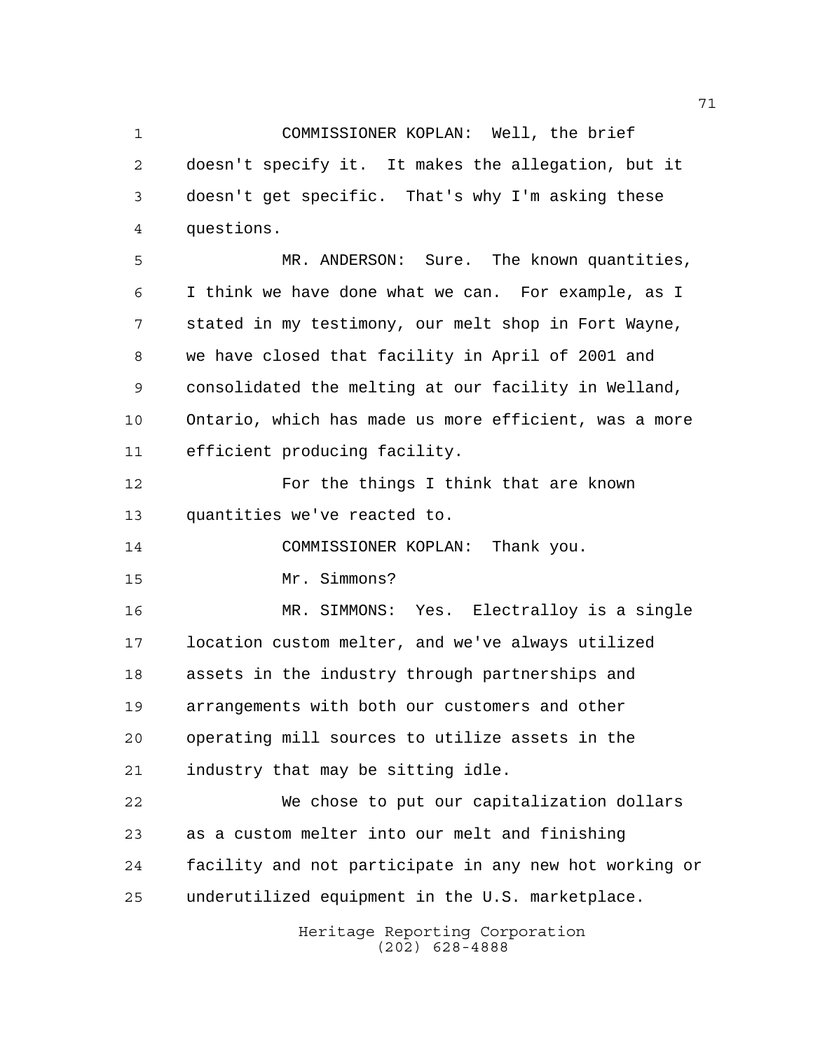COMMISSIONER KOPLAN: Well, the brief doesn't specify it. It makes the allegation, but it doesn't get specific. That's why I'm asking these questions.

MR. ANDERSON: Sure. The known quantities, I think we have done what we can. For example, as I stated in my testimony, our melt shop in Fort Wayne, we have closed that facility in April of 2001 and consolidated the melting at our facility in Welland, Ontario, which has made us more efficient, was a more efficient producing facility.

For the things I think that are known quantities we've reacted to.

COMMISSIONER KOPLAN: Thank you.

Mr. Simmons?

MR. SIMMONS: Yes. Electralloy is a single location custom melter, and we've always utilized assets in the industry through partnerships and arrangements with both our customers and other operating mill sources to utilize assets in the industry that may be sitting idle.

We chose to put our capitalization dollars as a custom melter into our melt and finishing facility and not participate in any new hot working or underutilized equipment in the U.S. marketplace.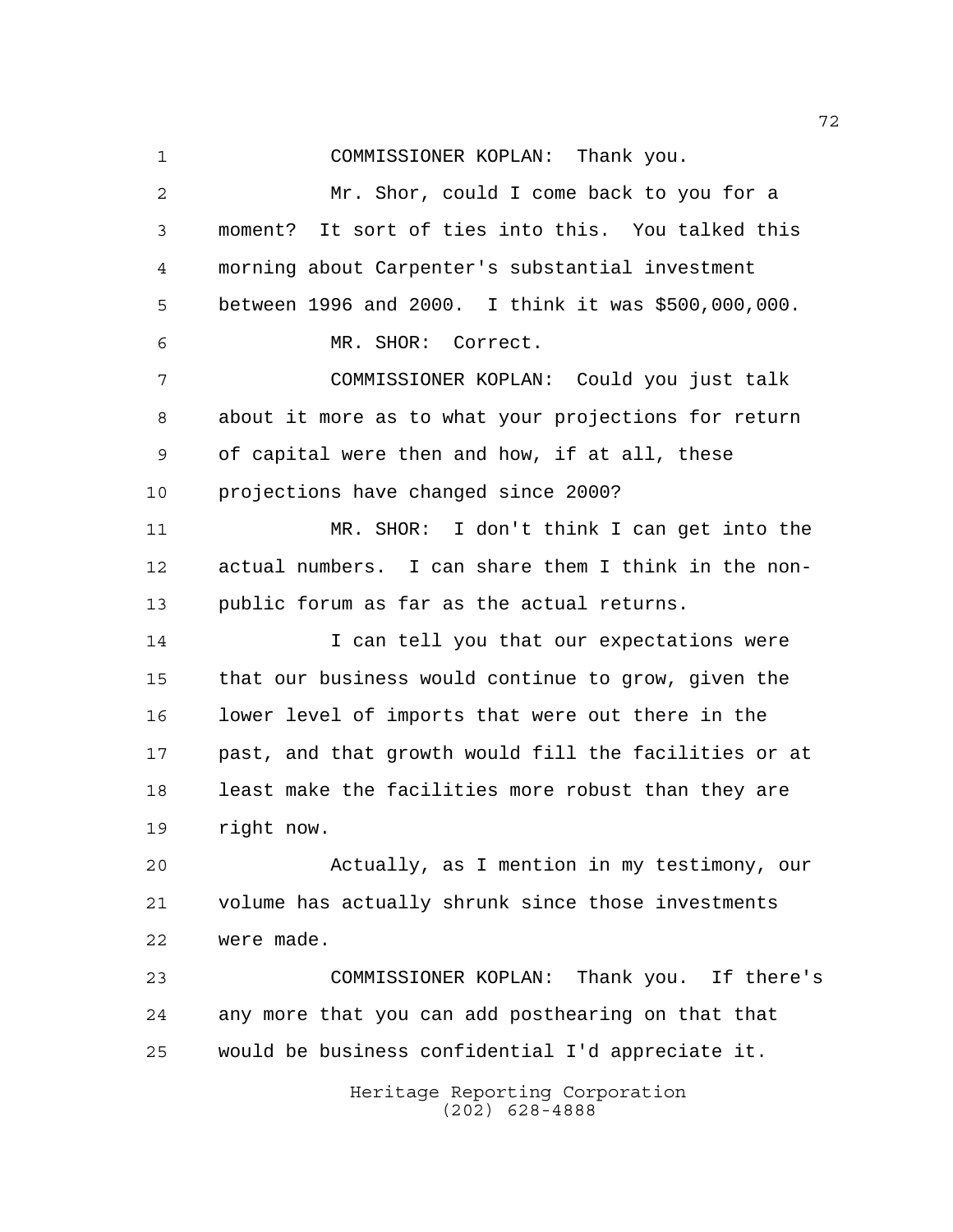COMMISSIONER KOPLAN: Thank you.

Mr. Shor, could I come back to you for a moment? It sort of ties into this. You talked this morning about Carpenter's substantial investment between 1996 and 2000. I think it was $500,000,000.

MR. SHOR: Correct.

COMMISSIONER KOPLAN: Could you just talk about it more as to what your projections for return of capital were then and how, if at all, these projections have changed since 2000?

MR. SHOR: I don't think I can get into the actual numbers. I can share them I think in the non-public forum as far as the actual returns.

I can tell you that our expectations were that our business would continue to grow, given the lower level of imports that were out there in the past, and that growth would fill the facilities or at least make the facilities more robust than they are right now.

Actually, as I mention in my testimony, our volume has actually shrunk since those investments were made.

COMMISSIONER KOPLAN: Thank you. If there's any more that you can add posthearing on that that would be business confidential I'd appreciate it.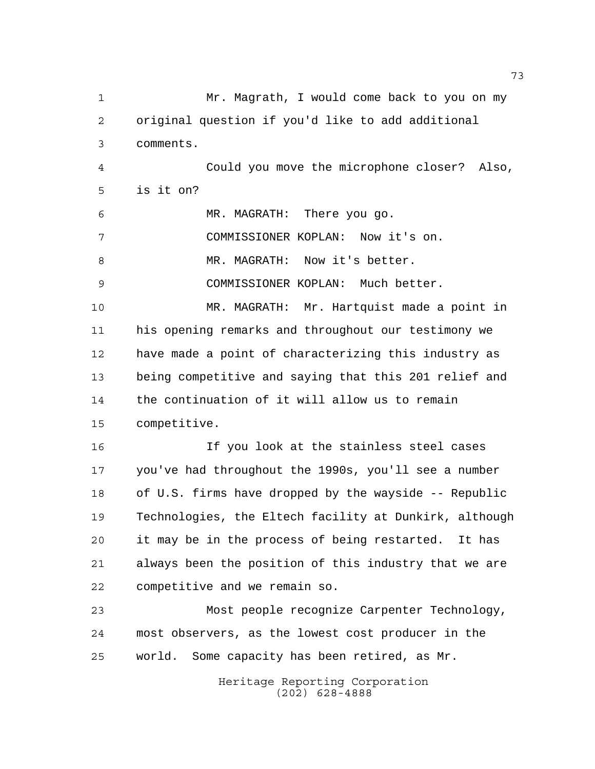Mr. Magrath, I would come back to you on my original question if you'd like to add additional comments.

Could you move the microphone closer? Also, is it on?

MR. MAGRATH: There you go.

COMMISSIONER KOPLAN: Now it's on.

MR. MAGRATH: Now it's better.

COMMISSIONER KOPLAN: Much better.

MR. MAGRATH: Mr. Hartquist made a point in his opening remarks and throughout our testimony we have made a point of characterizing this industry as being competitive and saying that this 201 relief and the continuation of it will allow us to remain competitive.

If you look at the stainless steel cases you've had throughout the 1990s, you'll see a number of U.S. firms have dropped by the wayside -- Republic Technologies, the Eltech facility at Dunkirk, although it may be in the process of being restarted. It has always been the position of this industry that we are competitive and we remain so.

Most people recognize Carpenter Technology, most observers, as the lowest cost producer in the world. Some capacity has been retired, as Mr.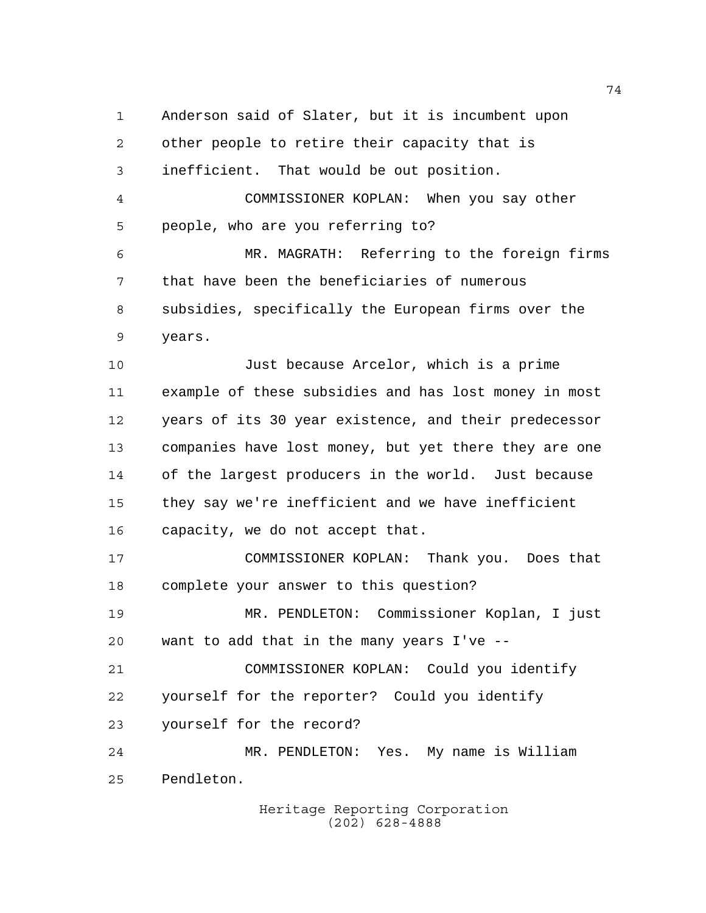Anderson said of Slater, but it is incumbent upon other people to retire their capacity that is inefficient. That would be out position.

COMMISSIONER KOPLAN: When you say other people, who are you referring to?

MR. MAGRATH: Referring to the foreign firms that have been the beneficiaries of numerous subsidies, specifically the European firms over the years.

Just because Arcelor, which is a prime example of these subsidies and has lost money in most years of its 30 year existence, and their predecessor companies have lost money, but yet there they are one of the largest producers in the world. Just because they say we're inefficient and we have inefficient capacity, we do not accept that.

COMMISSIONER KOPLAN: Thank you. Does that complete your answer to this question?

MR. PENDLETON: Commissioner Koplan, I just want to add that in the many years I've --

COMMISSIONER KOPLAN: Could you identify yourself for the reporter? Could you identify yourself for the record?

MR. PENDLETON: Yes. My name is William Pendleton.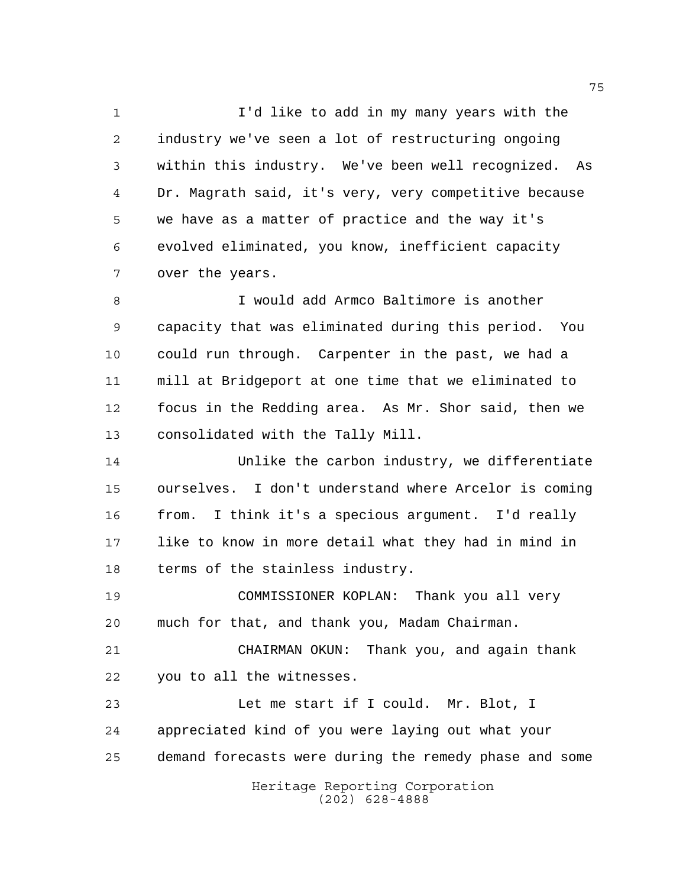I'd like to add in my many years with the industry we've seen a lot of restructuring ongoing within this industry. We've been well recognized. As Dr. Magrath said, it's very, very competitive because we have as a matter of practice and the way it's evolved eliminated, you know, inefficient capacity over the years.

I would add Armco Baltimore is another capacity that was eliminated during this period. You could run through. Carpenter in the past, we had a mill at Bridgeport at one time that we eliminated to focus in the Redding area. As Mr. Shor said, then we consolidated with the Tally Mill.

Unlike the carbon industry, we differentiate ourselves. I don't understand where Arcelor is coming from. I think it's a specious argument. I'd really like to know in more detail what they had in mind in terms of the stainless industry.

COMMISSIONER KOPLAN: Thank you all very much for that, and thank you, Madam Chairman.

CHAIRMAN OKUN: Thank you, and again thank you to all the witnesses.

Let me start if I could. Mr. Blot, I appreciated kind of you were laying out what your demand forecasts were during the remedy phase and some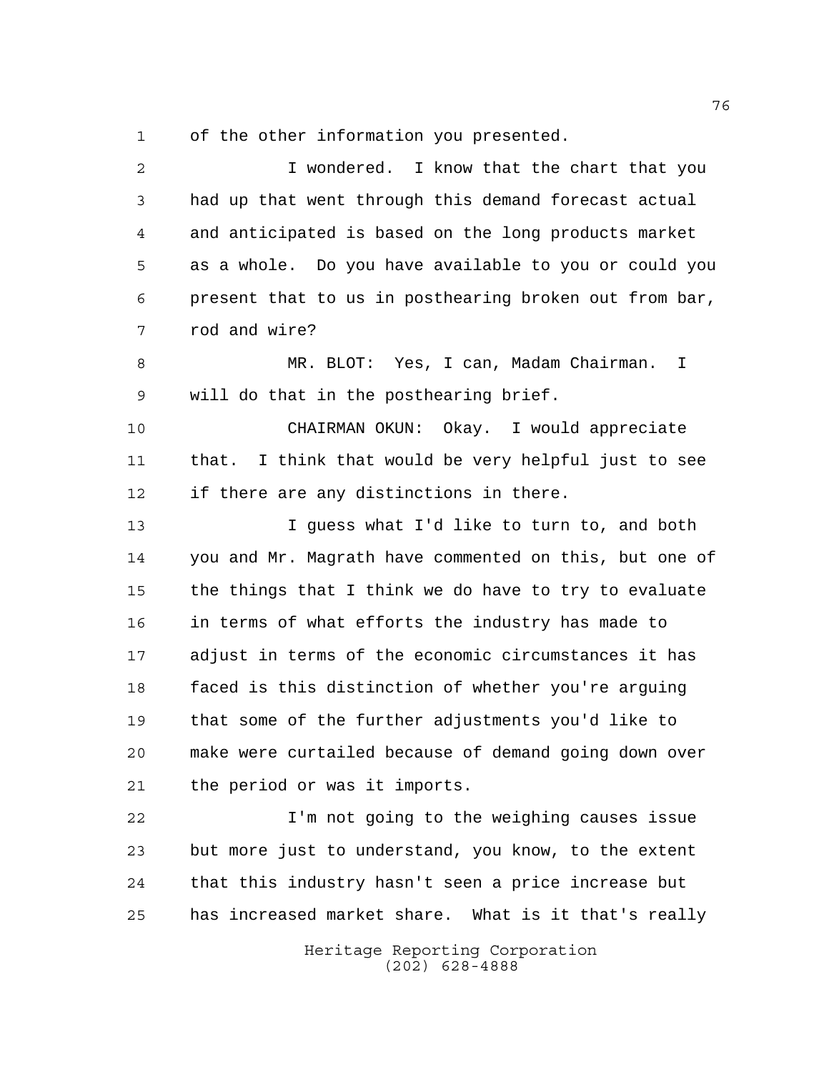of the other information you presented.

I wondered. I know that the chart that you had up that went through this demand forecast actual and anticipated is based on the long products market as a whole. Do you have available to you or could you present that to us in posthearing broken out from bar, rod and wire?

MR. BLOT: Yes, I can, Madam Chairman. I will do that in the posthearing brief.

CHAIRMAN OKUN: Okay. I would appreciate that. I think that would be very helpful just to see if there are any distinctions in there.

I guess what I'd like to turn to, and both you and Mr. Magrath have commented on this, but one of the things that I think we do have to try to evaluate in terms of what efforts the industry has made to adjust in terms of the economic circumstances it has faced is this distinction of whether you're arguing that some of the further adjustments you'd like to make were curtailed because of demand going down over the period or was it imports.

I'm not going to the weighing causes issue but more just to understand, you know, to the extent that this industry hasn't seen a price increase but has increased market share. What is it that's really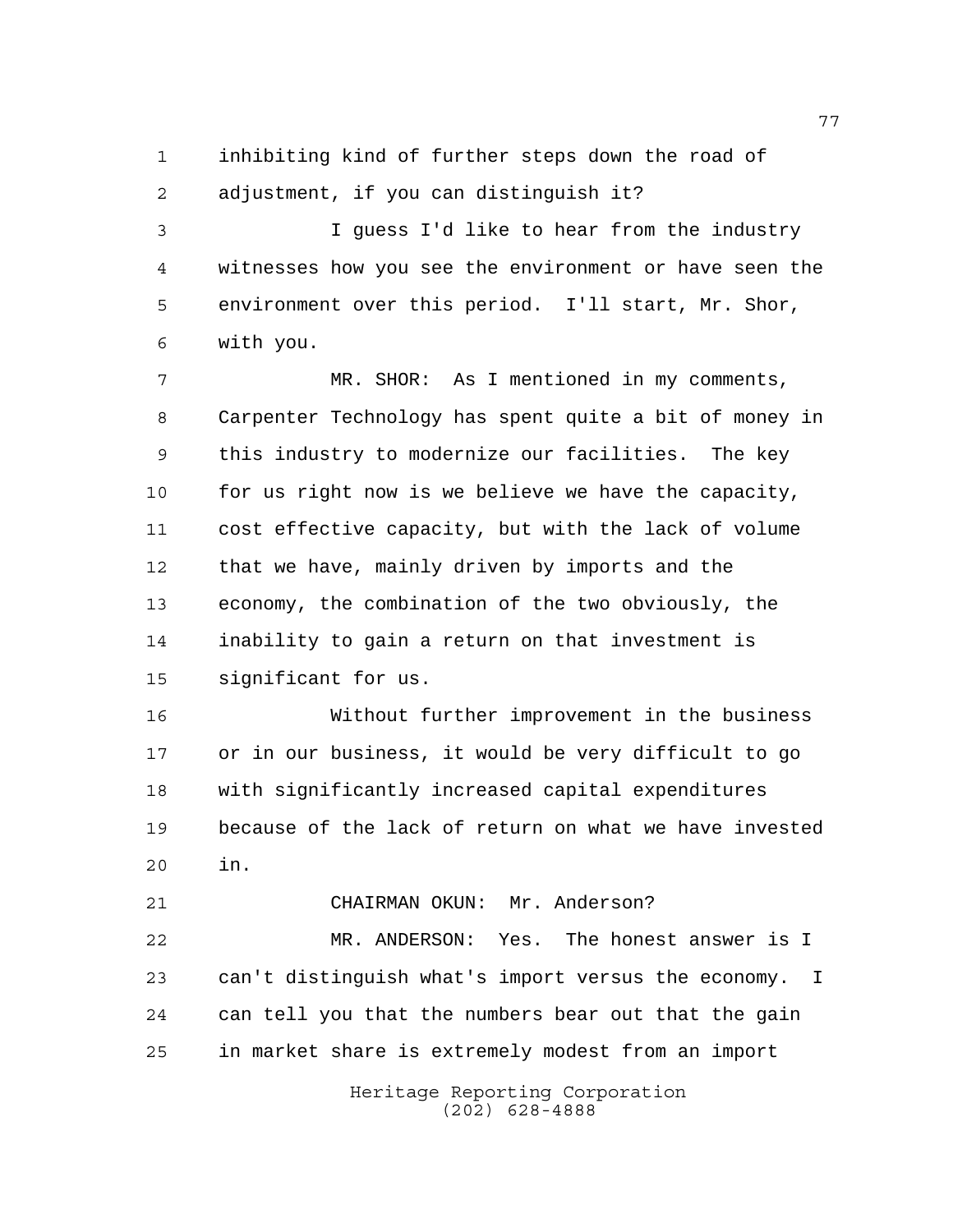inhibiting kind of further steps down the road of adjustment, if you can distinguish it?

I guess I'd like to hear from the industry witnesses how you see the environment or have seen the environment over this period. I'll start, Mr. Shor, with you.

MR. SHOR: As I mentioned in my comments, Carpenter Technology has spent quite a bit of money in this industry to modernize our facilities. The key for us right now is we believe we have the capacity, cost effective capacity, but with the lack of volume that we have, mainly driven by imports and the economy, the combination of the two obviously, the inability to gain a return on that investment is significant for us.

Without further improvement in the business or in our business, it would be very difficult to go with significantly increased capital expenditures because of the lack of return on what we have invested in.

CHAIRMAN OKUN: Mr. Anderson?

MR. ANDERSON: Yes. The honest answer is I can't distinguish what's import versus the economy. I can tell you that the numbers bear out that the gain in market share is extremely modest from an import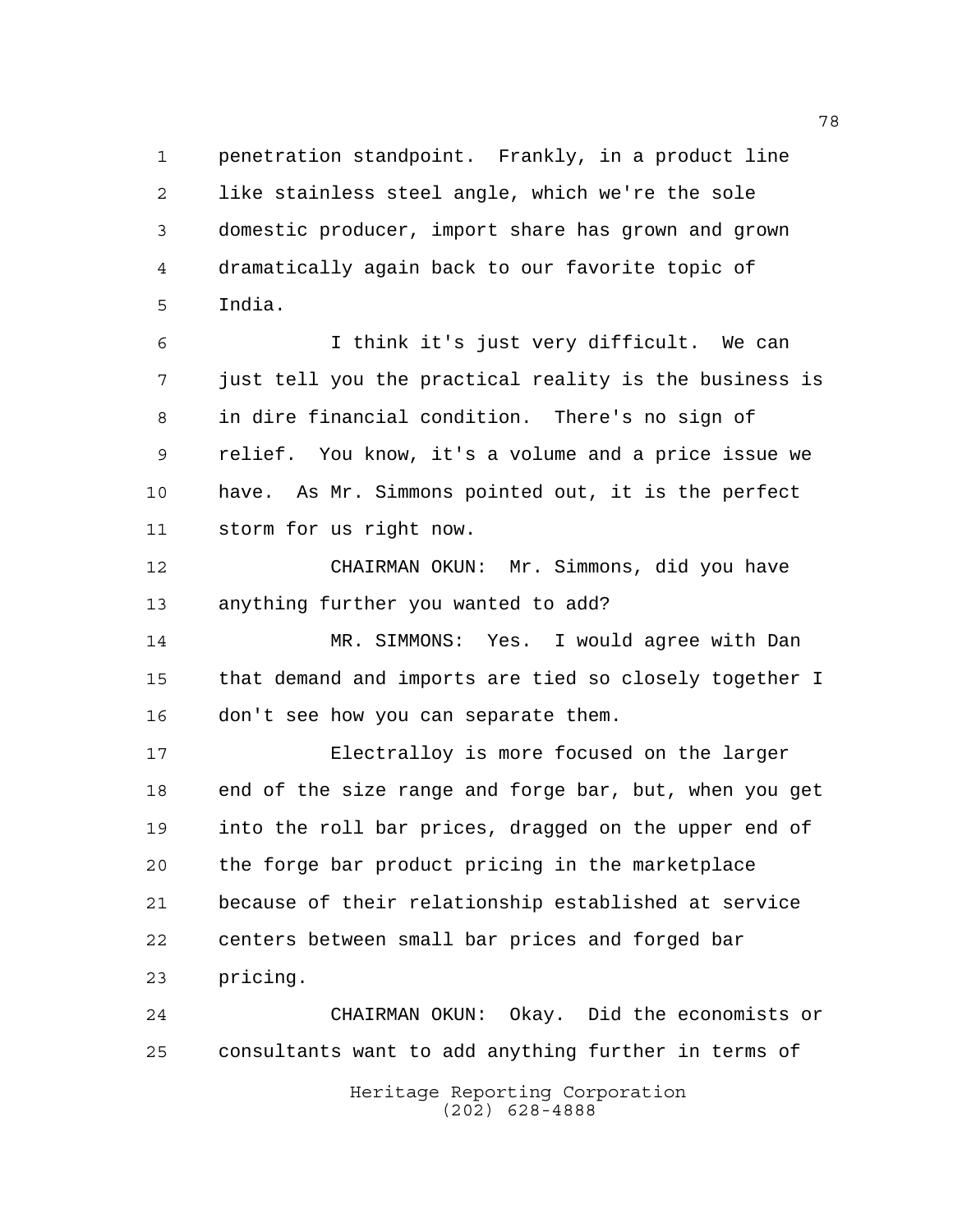penetration standpoint. Frankly, in a product line like stainless steel angle, which we're the sole domestic producer, import share has grown and grown dramatically again back to our favorite topic of India.

I think it's just very difficult. We can just tell you the practical reality is the business is in dire financial condition. There's no sign of relief. You know, it's a volume and a price issue we have. As Mr. Simmons pointed out, it is the perfect storm for us right now.

CHAIRMAN OKUN: Mr. Simmons, did you have anything further you wanted to add?

MR. SIMMONS: Yes. I would agree with Dan that demand and imports are tied so closely together I don't see how you can separate them.

Electralloy is more focused on the larger end of the size range and forge bar, but, when you get into the roll bar prices, dragged on the upper end of the forge bar product pricing in the marketplace because of their relationship established at service centers between small bar prices and forged bar pricing.

CHAIRMAN OKUN: Okay. Did the economists or consultants want to add anything further in terms of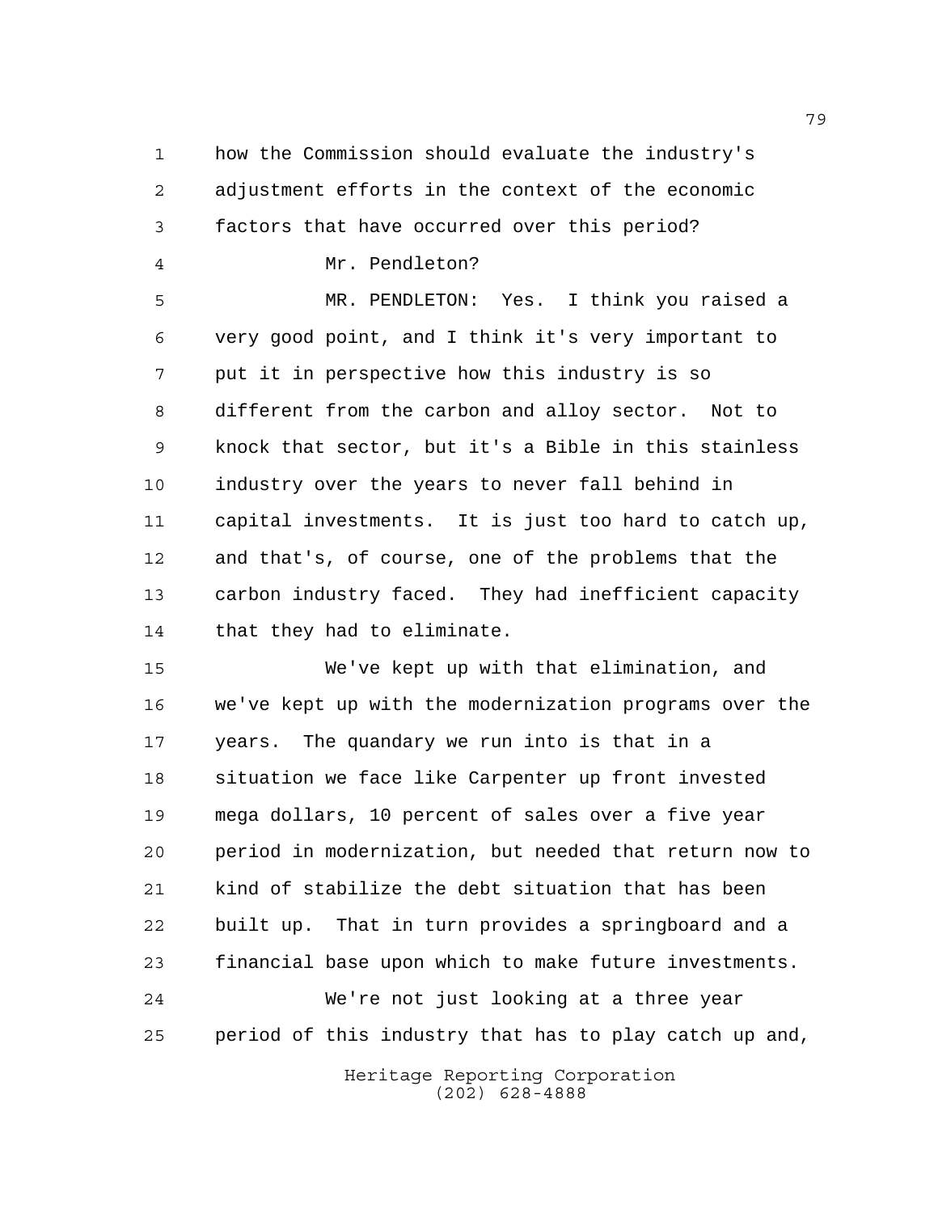how the Commission should evaluate the industry's adjustment efforts in the context of the economic factors that have occurred over this period?

Mr. Pendleton?

MR. PENDLETON: Yes. I think you raised a very good point, and I think it's very important to put it in perspective how this industry is so different from the carbon and alloy sector. Not to knock that sector, but it's a Bible in this stainless industry over the years to never fall behind in capital investments. It is just too hard to catch up, and that's, of course, one of the problems that the carbon industry faced. They had inefficient capacity that they had to eliminate.

We've kept up with that elimination, and we've kept up with the modernization programs over the years. The quandary we run into is that in a situation we face like Carpenter up front invested mega dollars, 10 percent of sales over a five year period in modernization, but needed that return now to kind of stabilize the debt situation that has been built up. That in turn provides a springboard and a financial base upon which to make future investments.

We're not just looking at a three year period of this industry that has to play catch up and,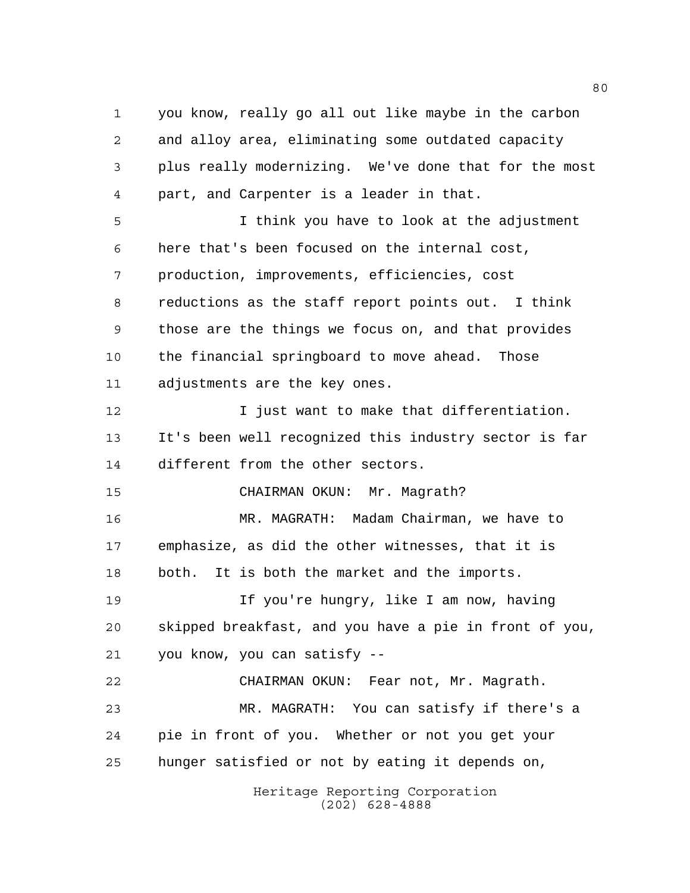you know, really go all out like maybe in the carbon and alloy area, eliminating some outdated capacity plus really modernizing. We've done that for the most part, and Carpenter is a leader in that.

I think you have to look at the adjustment here that's been focused on the internal cost, production, improvements, efficiencies, cost reductions as the staff report points out. I think those are the things we focus on, and that provides the financial springboard to move ahead. Those adjustments are the key ones.

I just want to make that differentiation. It's been well recognized this industry sector is far different from the other sectors.

CHAIRMAN OKUN: Mr. Magrath?

MR. MAGRATH: Madam Chairman, we have to emphasize, as did the other witnesses, that it is both. It is both the market and the imports.

If you're hungry, like I am now, having skipped breakfast, and you have a pie in front of you, you know, you can satisfy --

CHAIRMAN OKUN: Fear not, Mr. Magrath.

MR. MAGRATH: You can satisfy if there's a pie in front of you. Whether or not you get your hunger satisfied or not by eating it depends on,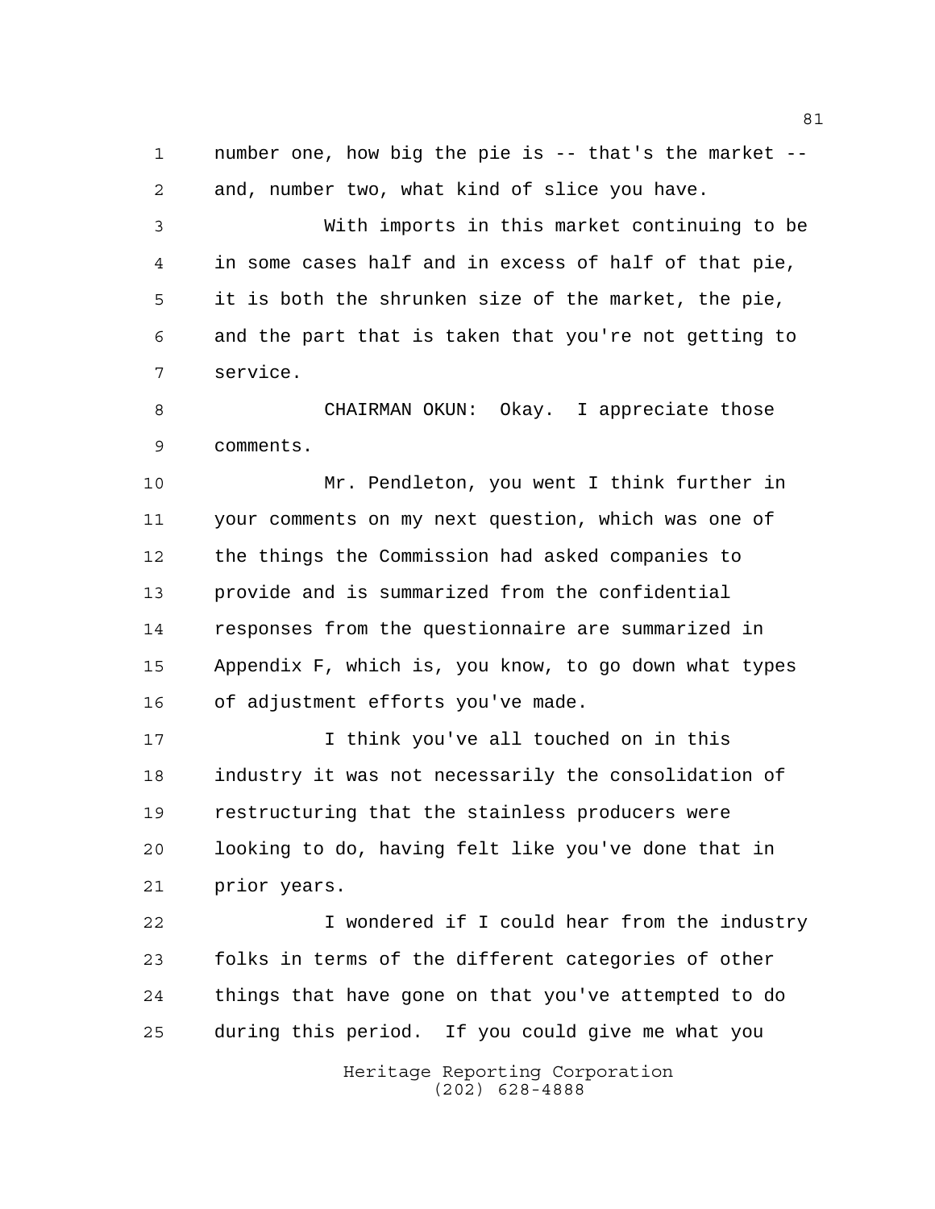number one, how big the pie is -- that's the market -- and, number two, what kind of slice you have.

With imports in this market continuing to be in some cases half and in excess of half of that pie, it is both the shrunken size of the market, the pie, and the part that is taken that you're not getting to service.

CHAIRMAN OKUN: Okay. I appreciate those comments.

Mr. Pendleton, you went I think further in your comments on my next question, which was one of the things the Commission had asked companies to provide and is summarized from the confidential responses from the questionnaire are summarized in Appendix F, which is, you know, to go down what types of adjustment efforts you've made.

I think you've all touched on in this industry it was not necessarily the consolidation of restructuring that the stainless producers were looking to do, having felt like you've done that in prior years.

I wondered if I could hear from the industry folks in terms of the different categories of other things that have gone on that you've attempted to do during this period. If you could give me what you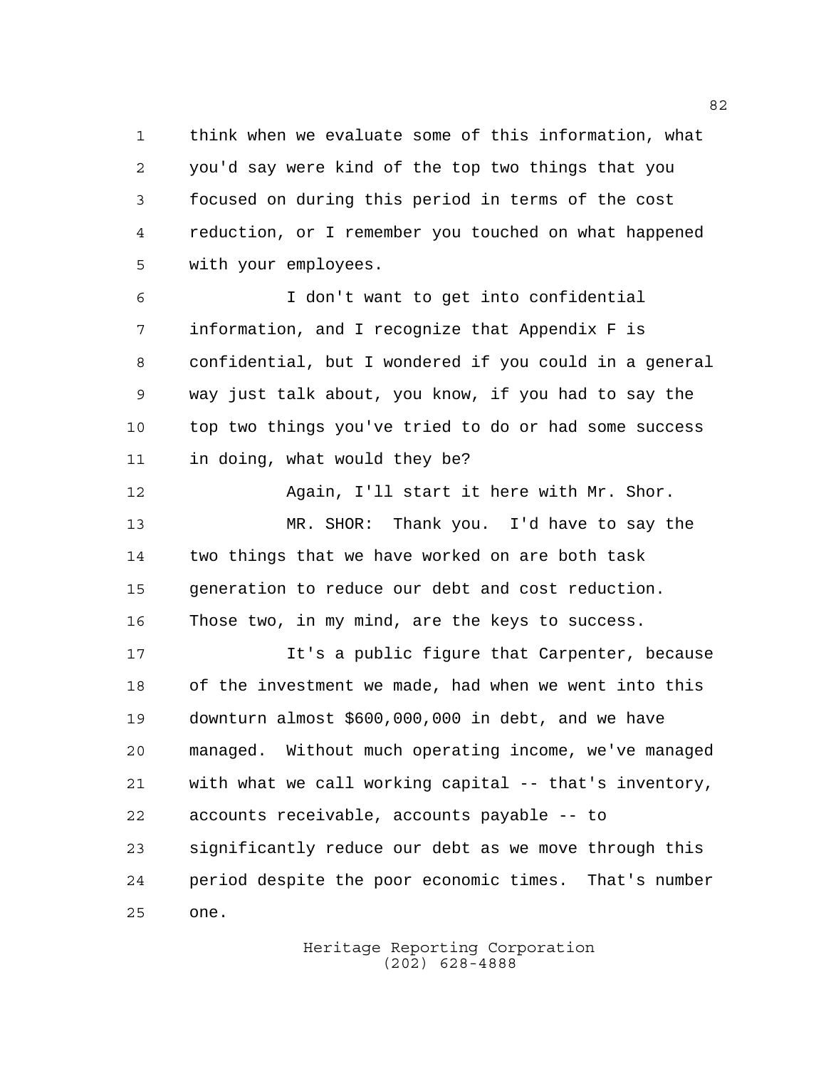think when we evaluate some of this information, what you'd say were kind of the top two things that you focused on during this period in terms of the cost reduction, or I remember you touched on what happened with your employees.

I don't want to get into confidential information, and I recognize that Appendix F is confidential, but I wondered if you could in a general way just talk about, you know, if you had to say the top two things you've tried to do or had some success in doing, what would they be?

Again, I'll start it here with Mr. Shor.

MR. SHOR: Thank you. I'd have to say the two things that we have worked on are both task generation to reduce our debt and cost reduction. Those two, in my mind, are the keys to success.

It's a public figure that Carpenter, because of the investment we made, had when we went into this downturn almost $600,000,000 in debt, and we have managed. Without much operating income, we've managed with what we call working capital -- that's inventory, accounts receivable, accounts payable -- to significantly reduce our debt as we move through this period despite the poor economic times. That's number one.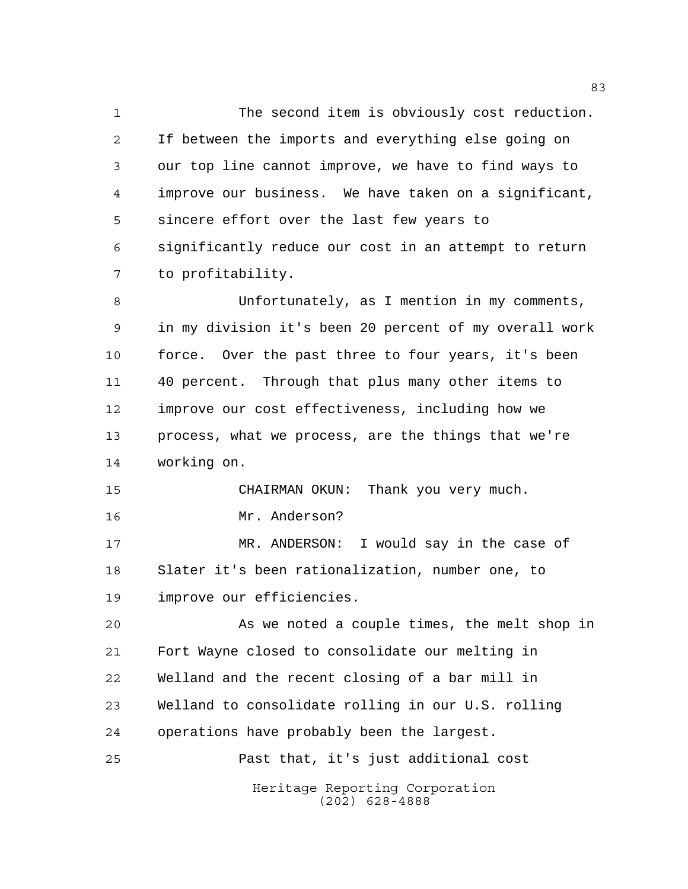The second item is obviously cost reduction. If between the imports and everything else going on our top line cannot improve, we have to find ways to improve our business. We have taken on a significant, sincere effort over the last few years to significantly reduce our cost in an attempt to return to profitability.

Unfortunately, as I mention in my comments, in my division it's been 20 percent of my overall work force. Over the past three to four years, it's been 40 percent. Through that plus many other items to improve our cost effectiveness, including how we process, what we process, are the things that we're working on.

CHAIRMAN OKUN: Thank you very much.

Mr. Anderson?

MR. ANDERSON: I would say in the case of Slater it's been rationalization, number one, to improve our efficiencies.

As we noted a couple times, the melt shop in Fort Wayne closed to consolidate our melting in Welland and the recent closing of a bar mill in Welland to consolidate rolling in our U.S. rolling operations have probably been the largest.

Past that, it's just additional cost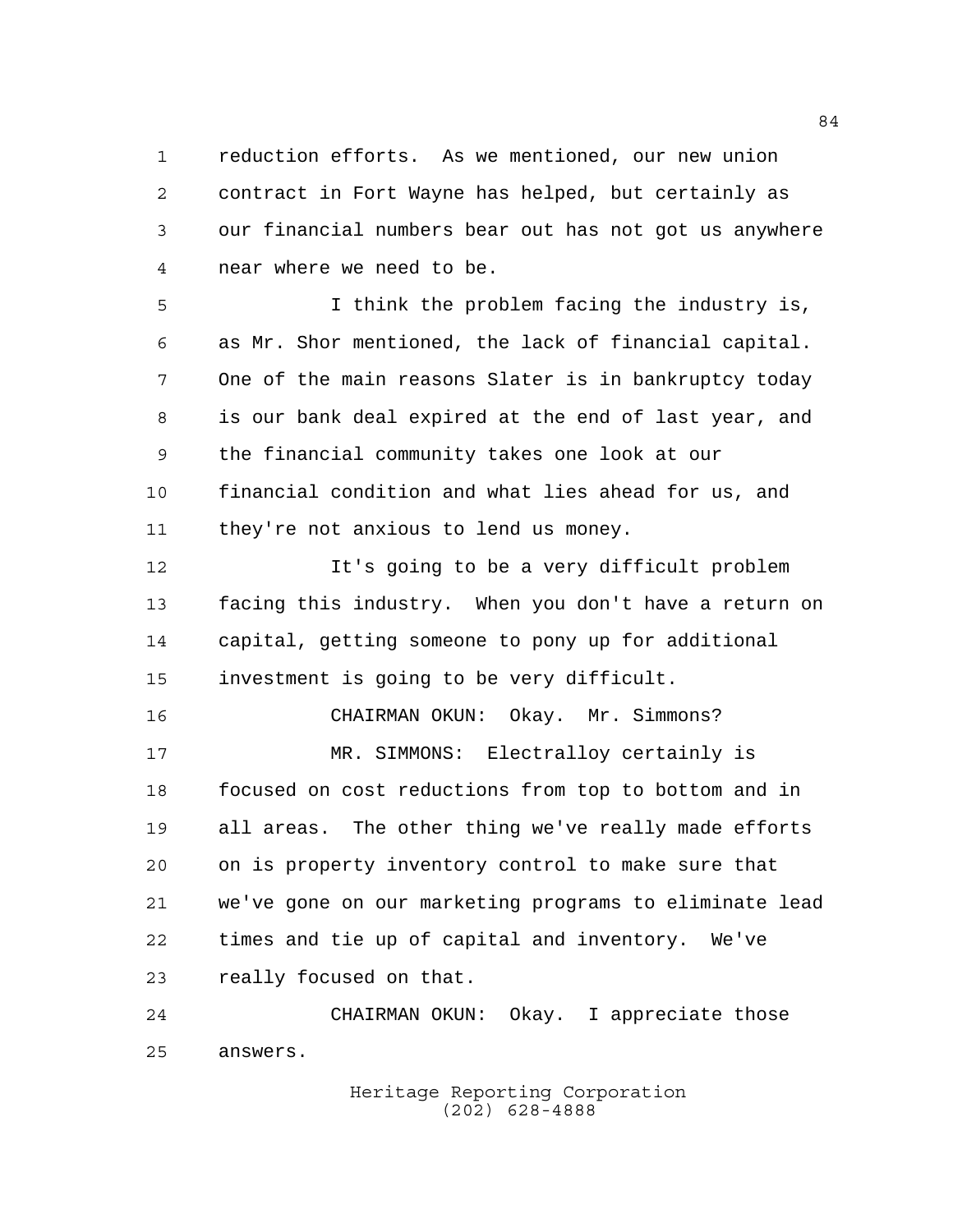reduction efforts. As we mentioned, our new union contract in Fort Wayne has helped, but certainly as our financial numbers bear out has not got us anywhere near where we need to be.

I think the problem facing the industry is, as Mr. Shor mentioned, the lack of financial capital. One of the main reasons Slater is in bankruptcy today is our bank deal expired at the end of last year, and the financial community takes one look at our financial condition and what lies ahead for us, and they're not anxious to lend us money.

It's going to be a very difficult problem facing this industry. When you don't have a return on capital, getting someone to pony up for additional investment is going to be very difficult.

CHAIRMAN OKUN: Okay. Mr. Simmons?

MR. SIMMONS: Electralloy certainly is focused on cost reductions from top to bottom and in all areas. The other thing we've really made efforts on is property inventory control to make sure that we've gone on our marketing programs to eliminate lead times and tie up of capital and inventory. We've really focused on that.

CHAIRMAN OKUN: Okay. I appreciate those answers.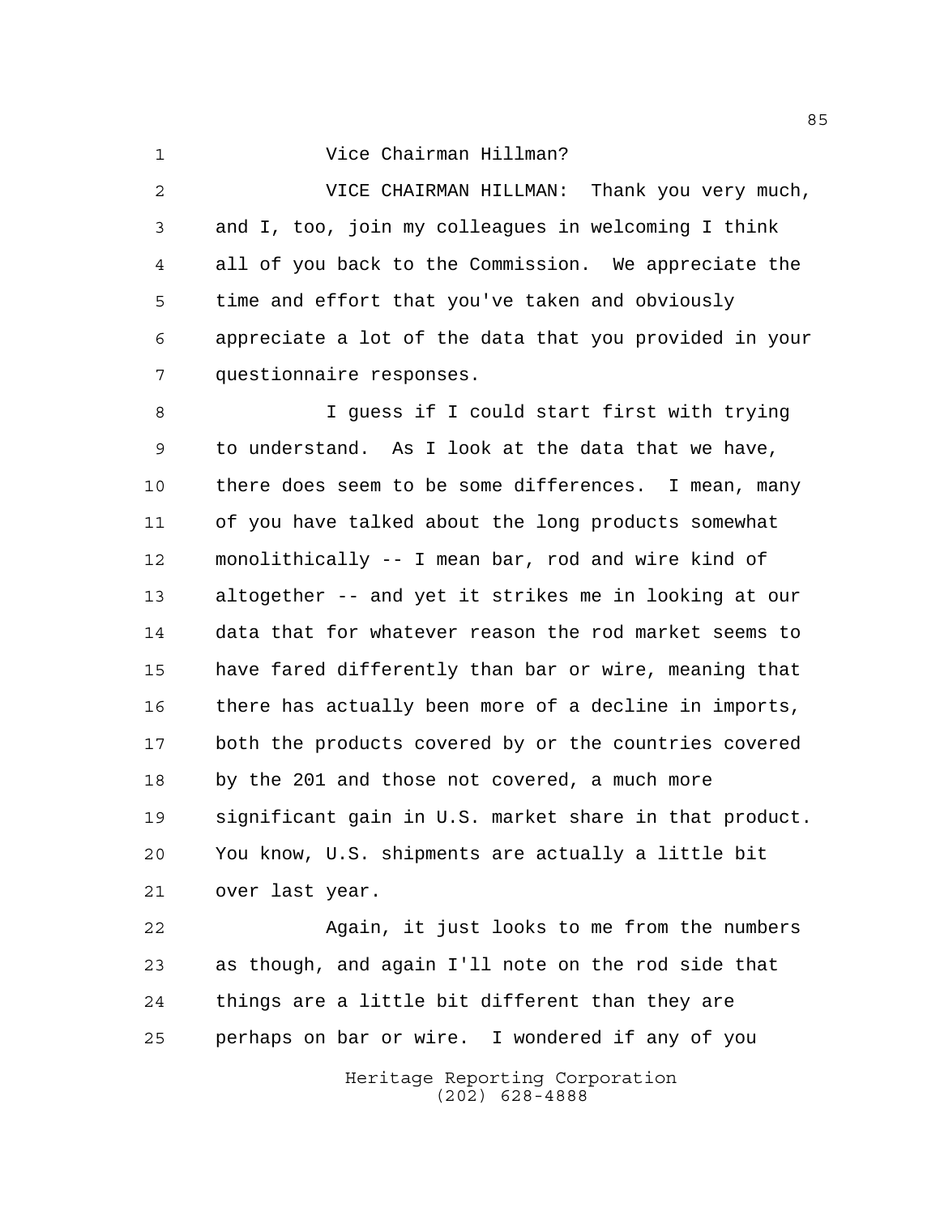Vice Chairman Hillman?

VICE CHAIRMAN HILLMAN: Thank you very much, and I, too, join my colleagues in welcoming I think all of you back to the Commission. We appreciate the time and effort that you've taken and obviously appreciate a lot of the data that you provided in your questionnaire responses.

I guess if I could start first with trying to understand. As I look at the data that we have, there does seem to be some differences. I mean, many of you have talked about the long products somewhat monolithically -- I mean bar, rod and wire kind of altogether -- and yet it strikes me in looking at our data that for whatever reason the rod market seems to have fared differently than bar or wire, meaning that there has actually been more of a decline in imports, both the products covered by or the countries covered by the 201 and those not covered, a much more significant gain in U.S. market share in that product. You know, U.S. shipments are actually a little bit over last year.

Again, it just looks to me from the numbers as though, and again I'll note on the rod side that things are a little bit different than they are perhaps on bar or wire. I wondered if any of you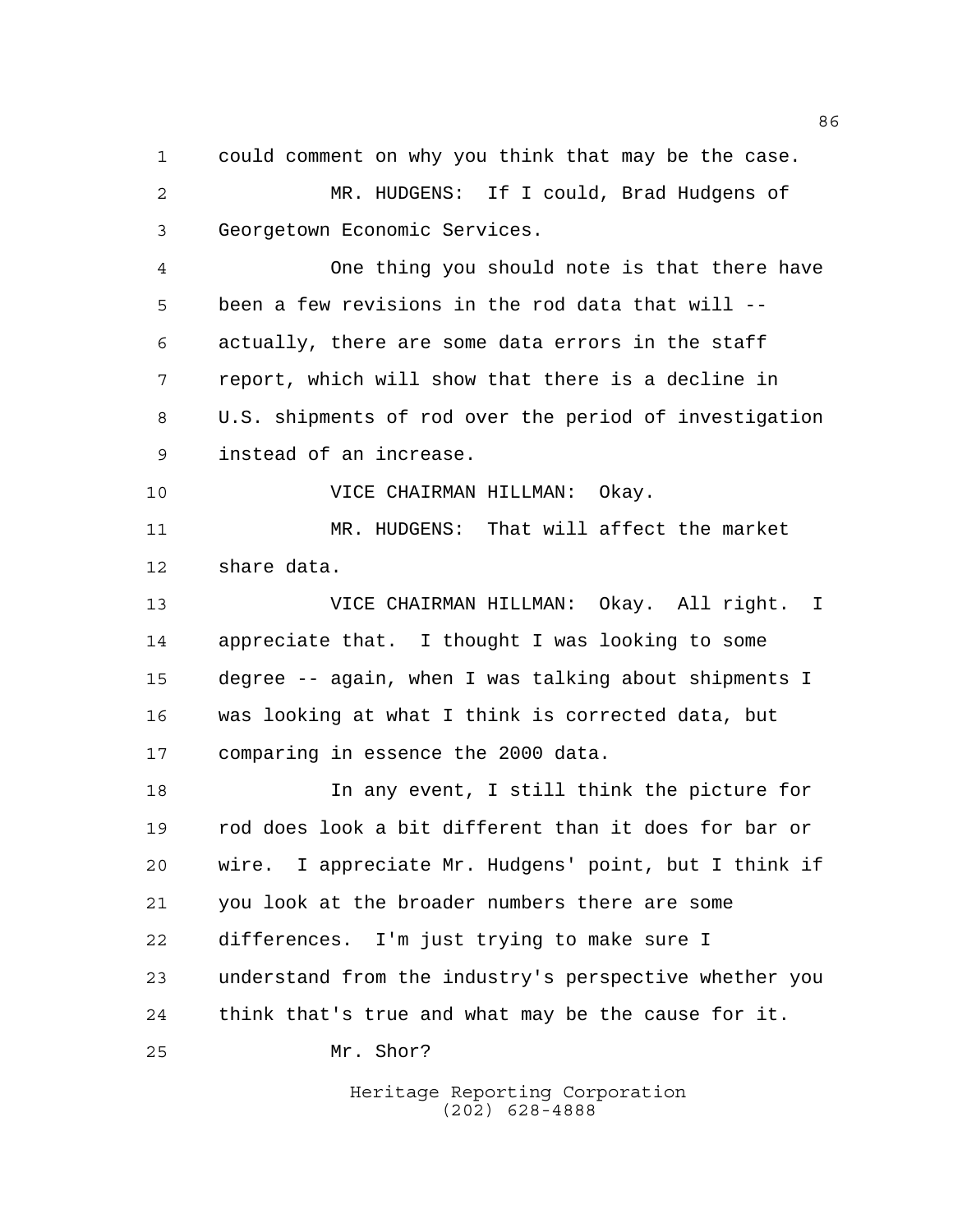could comment on why you think that may be the case.

MR. HUDGENS: If I could, Brad Hudgens of Georgetown Economic Services.

One thing you should note is that there have been a few revisions in the rod data that will -- actually, there are some data errors in the staff report, which will show that there is a decline in U.S. shipments of rod over the period of investigation instead of an increase.

VICE CHAIRMAN HILLMAN: Okay.

MR. HUDGENS: That will affect the market share data.

VICE CHAIRMAN HILLMAN: Okay. All right. I appreciate that. I thought I was looking to some degree -- again, when I was talking about shipments I was looking at what I think is corrected data, but comparing in essence the 2000 data.

In any event, I still think the picture for rod does look a bit different than it does for bar or wire. I appreciate Mr. Hudgens' point, but I think if you look at the broader numbers there are some differences. I'm just trying to make sure I understand from the industry's perspective whether you think that's true and what may be the cause for it.

Mr. Shor?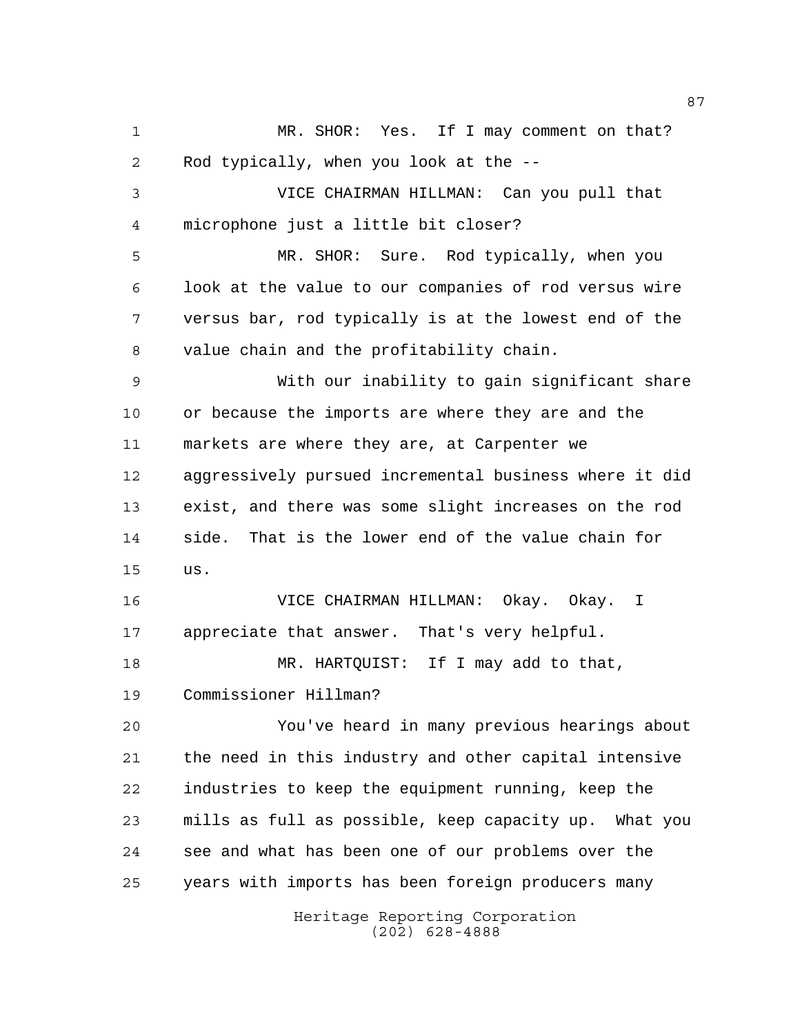MR. SHOR: Yes. If I may comment on that? Rod typically, when you look at the --

VICE CHAIRMAN HILLMAN: Can you pull that microphone just a little bit closer?

MR. SHOR: Sure. Rod typically, when you look at the value to our companies of rod versus wire versus bar, rod typically is at the lowest end of the value chain and the profitability chain.

With our inability to gain significant share or because the imports are where they are and the markets are where they are, at Carpenter we aggressively pursued incremental business where it did exist, and there was some slight increases on the rod side. That is the lower end of the value chain for us.

VICE CHAIRMAN HILLMAN: Okay. Okay. I appreciate that answer. That's very helpful.

MR. HARTQUIST: If I may add to that, Commissioner Hillman?

You've heard in many previous hearings about the need in this industry and other capital intensive industries to keep the equipment running, keep the mills as full as possible, keep capacity up. What you see and what has been one of our problems over the years with imports has been foreign producers many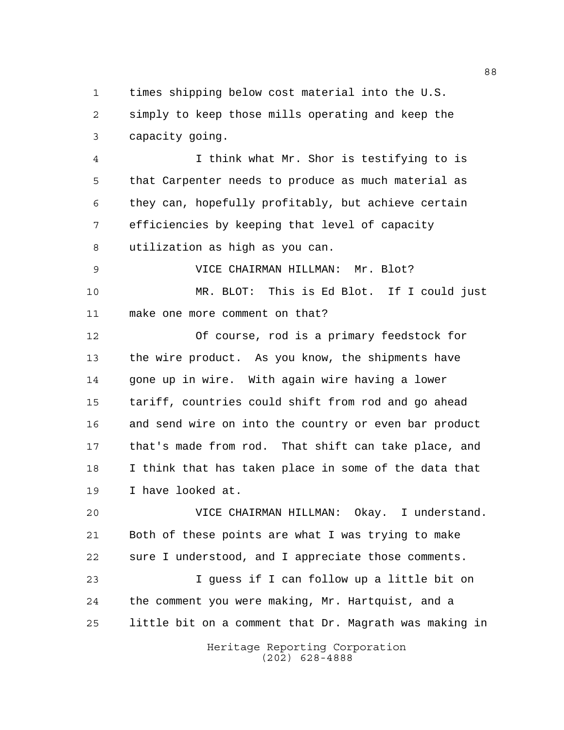times shipping below cost material into the U.S. simply to keep those mills operating and keep the capacity going.

I think what Mr. Shor is testifying to is that Carpenter needs to produce as much material as they can, hopefully profitably, but achieve certain efficiencies by keeping that level of capacity utilization as high as you can.

VICE CHAIRMAN HILLMAN: Mr. Blot?

MR. BLOT: This is Ed Blot. If I could just make one more comment on that?

Of course, rod is a primary feedstock for the wire product. As you know, the shipments have gone up in wire. With again wire having a lower tariff, countries could shift from rod and go ahead and send wire on into the country or even bar product that's made from rod. That shift can take place, and I think that has taken place in some of the data that I have looked at.

VICE CHAIRMAN HILLMAN: Okay. I understand. Both of these points are what I was trying to make sure I understood, and I appreciate those comments.

I guess if I can follow up a little bit on the comment you were making, Mr. Hartquist, and a little bit on a comment that Dr. Magrath was making in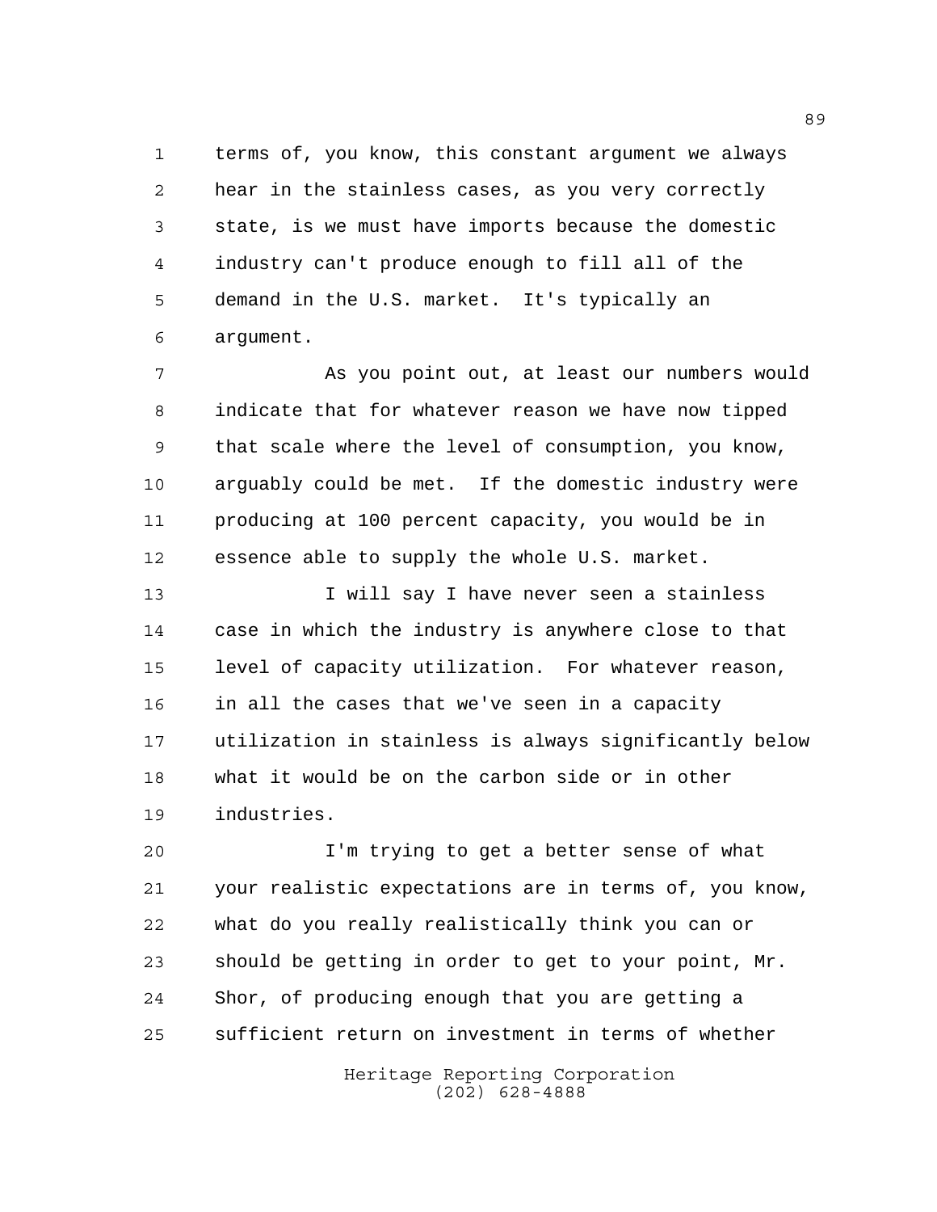terms of, you know, this constant argument we always hear in the stainless cases, as you very correctly state, is we must have imports because the domestic industry can't produce enough to fill all of the demand in the U.S. market. It's typically an argument.

As you point out, at least our numbers would indicate that for whatever reason we have now tipped that scale where the level of consumption, you know, arguably could be met. If the domestic industry were producing at 100 percent capacity, you would be in essence able to supply the whole U.S. market.

I will say I have never seen a stainless case in which the industry is anywhere close to that level of capacity utilization. For whatever reason, in all the cases that we've seen in a capacity utilization in stainless is always significantly below what it would be on the carbon side or in other industries.

I'm trying to get a better sense of what your realistic expectations are in terms of, you know, what do you really realistically think you can or should be getting in order to get to your point, Mr. Shor, of producing enough that you are getting a sufficient return on investment in terms of whether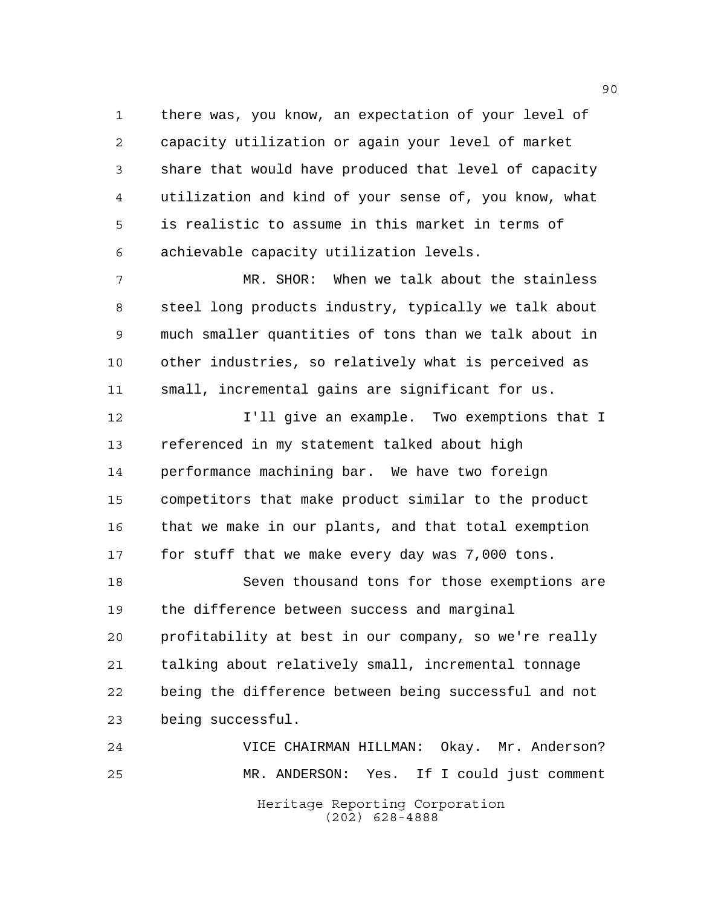there was, you know, an expectation of your level of capacity utilization or again your level of market share that would have produced that level of capacity utilization and kind of your sense of, you know, what is realistic to assume in this market in terms of achievable capacity utilization levels.

MR. SHOR: When we talk about the stainless steel long products industry, typically we talk about much smaller quantities of tons than we talk about in other industries, so relatively what is perceived as small, incremental gains are significant for us.

I'll give an example. Two exemptions that I referenced in my statement talked about high performance machining bar. We have two foreign competitors that make product similar to the product that we make in our plants, and that total exemption for stuff that we make every day was 7,000 tons.

Seven thousand tons for those exemptions are the difference between success and marginal profitability at best in our company, so we're really talking about relatively small, incremental tonnage being the difference between being successful and not being successful.

VICE CHAIRMAN HILLMAN: Okay. Mr. Anderson?

MR. ANDERSON: Yes. If I could just comment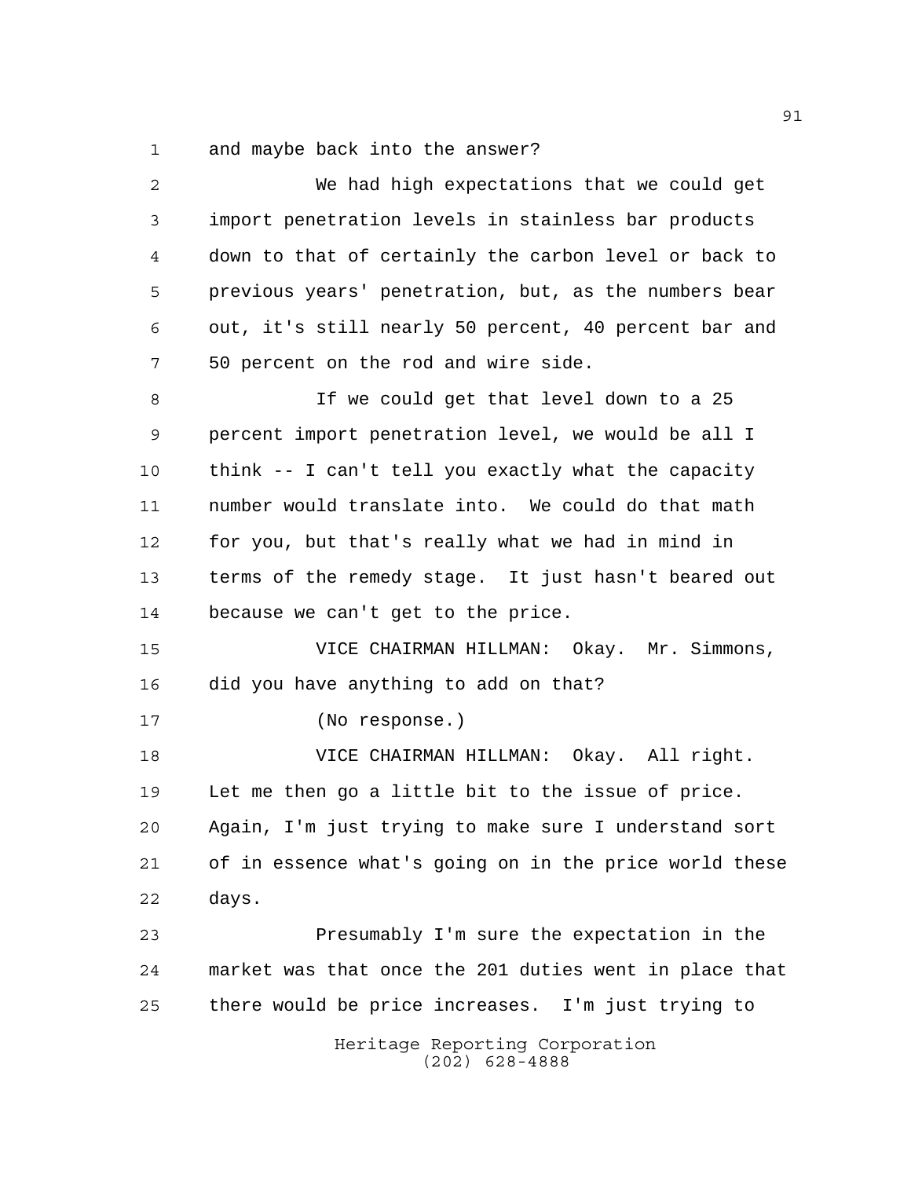and maybe back into the answer?

We had high expectations that we could get import penetration levels in stainless bar products down to that of certainly the carbon level or back to previous years' penetration, but, as the numbers bear out, it's still nearly 50 percent, 40 percent bar and 50 percent on the rod and wire side.

If we could get that level down to a 25 percent import penetration level, we would be all I think -- I can't tell you exactly what the capacity number would translate into. We could do that math for you, but that's really what we had in mind in terms of the remedy stage. It just hasn't beared out because we can't get to the price.

VICE CHAIRMAN HILLMAN: Okay. Mr. Simmons, did you have anything to add on that?

(No response.)

VICE CHAIRMAN HILLMAN: Okay. All right. Let me then go a little bit to the issue of price. Again, I'm just trying to make sure I understand sort of in essence what's going on in the price world these days.

Presumably I'm sure the expectation in the market was that once the 201 duties went in place that there would be price increases. I'm just trying to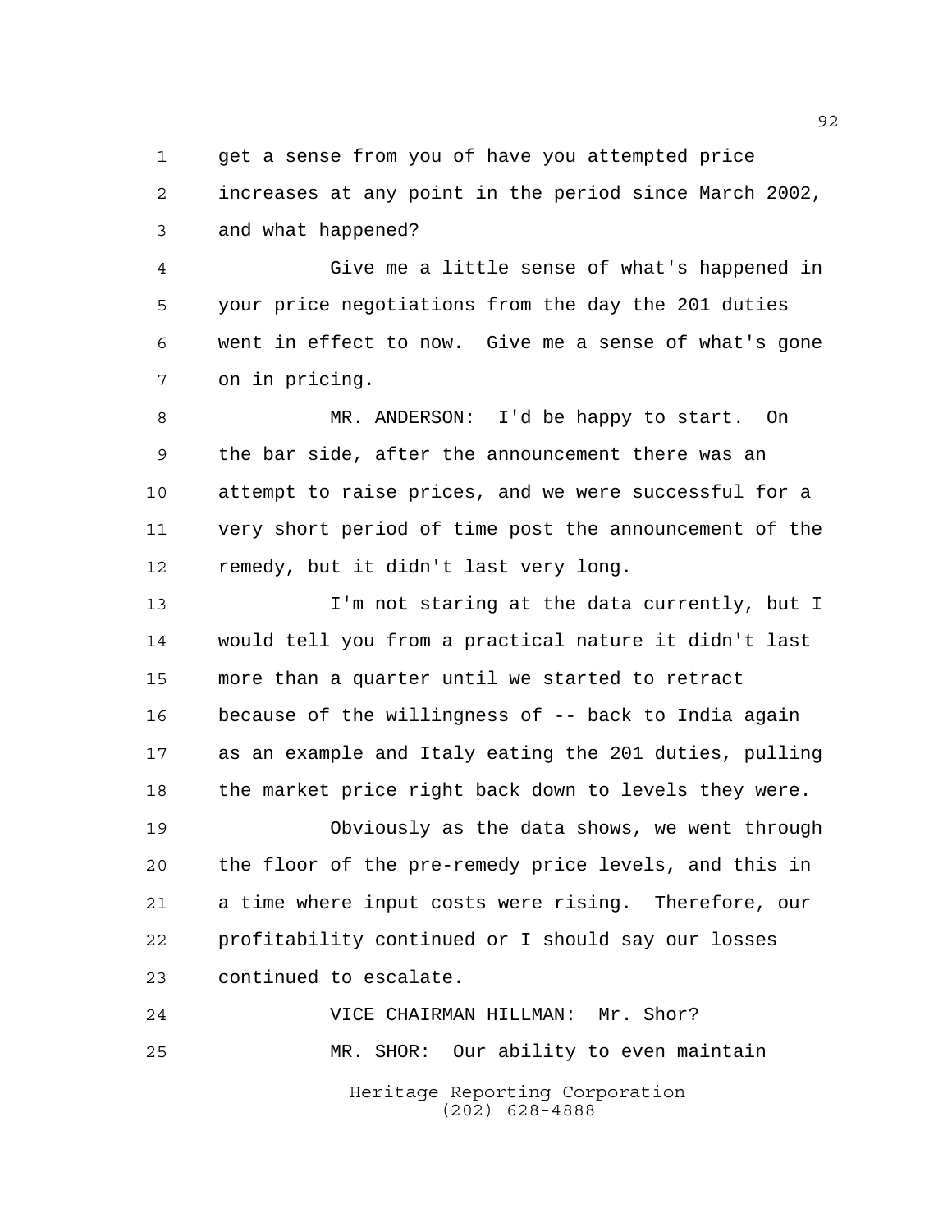get a sense from you of have you attempted price increases at any point in the period since March 2002, and what happened?

Give me a little sense of what's happened in your price negotiations from the day the 201 duties went in effect to now. Give me a sense of what's gone on in pricing.

MR. ANDERSON: I'd be happy to start. On the bar side, after the announcement there was an attempt to raise prices, and we were successful for a very short period of time post the announcement of the remedy, but it didn't last very long.

I'm not staring at the data currently, but I would tell you from a practical nature it didn't last more than a quarter until we started to retract because of the willingness of -- back to India again as an example and Italy eating the 201 duties, pulling the market price right back down to levels they were.

Obviously as the data shows, we went through the floor of the pre-remedy price levels, and this in a time where input costs were rising. Therefore, our profitability continued or I should say our losses continued to escalate.

VICE CHAIRMAN HILLMAN: Mr. Shor?

MR. SHOR: Our ability to even maintain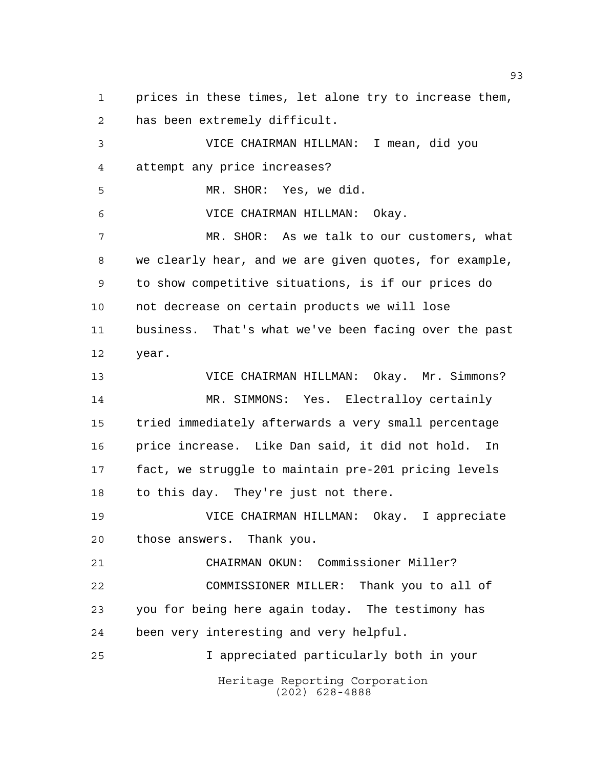prices in these times, let alone try to increase them, has been extremely difficult.

VICE CHAIRMAN HILLMAN: I mean, did you attempt any price increases?

MR. SHOR: Yes, we did.

VICE CHAIRMAN HILLMAN: Okay.

MR. SHOR: As we talk to our customers, what we clearly hear, and we are given quotes, for example, to show competitive situations, is if our prices do not decrease on certain products we will lose business. That's what we've been facing over the past year.

VICE CHAIRMAN HILLMAN: Okay. Mr. Simmons?

MR. SIMMONS: Yes. Electralloy certainly tried immediately afterwards a very small percentage price increase. Like Dan said, it did not hold. In fact, we struggle to maintain pre-201 pricing levels to this day. They're just not there.

VICE CHAIRMAN HILLMAN: Okay. I appreciate those answers. Thank you.

CHAIRMAN OKUN: Commissioner Miller?

COMMISSIONER MILLER: Thank you to all of you for being here again today. The testimony has been very interesting and very helpful.

I appreciated particularly both in your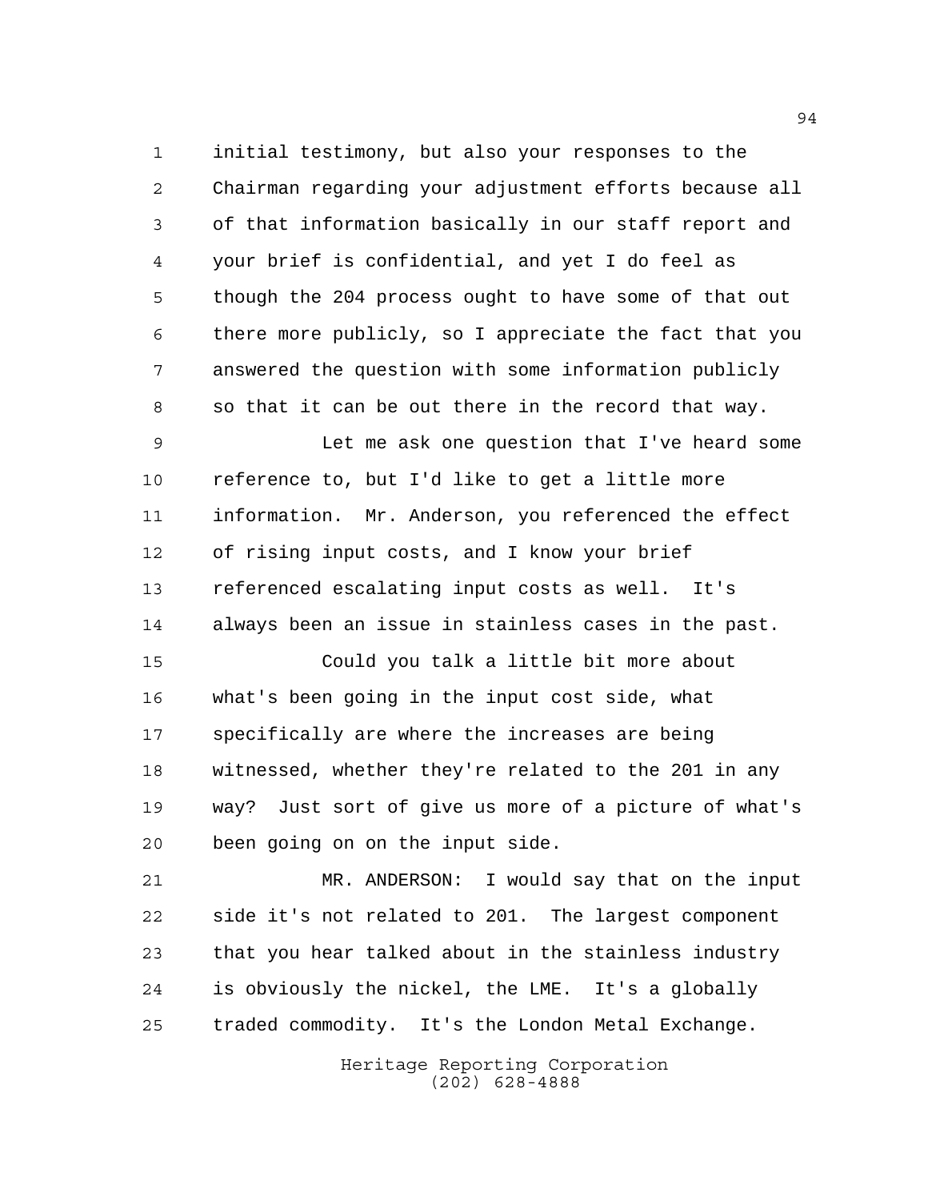initial testimony, but also your responses to the Chairman regarding your adjustment efforts because all of that information basically in our staff report and your brief is confidential, and yet I do feel as though the 204 process ought to have some of that out there more publicly, so I appreciate the fact that you answered the question with some information publicly so that it can be out there in the record that way.

Let me ask one question that I've heard some reference to, but I'd like to get a little more information. Mr. Anderson, you referenced the effect of rising input costs, and I know your brief referenced escalating input costs as well. It's always been an issue in stainless cases in the past.

Could you talk a little bit more about what's been going in the input cost side, what specifically are where the increases are being witnessed, whether they're related to the 201 in any way? Just sort of give us more of a picture of what's been going on on the input side.

MR. ANDERSON: I would say that on the input side it's not related to 201. The largest component that you hear talked about in the stainless industry is obviously the nickel, the LME. It's a globally traded commodity. It's the London Metal Exchange.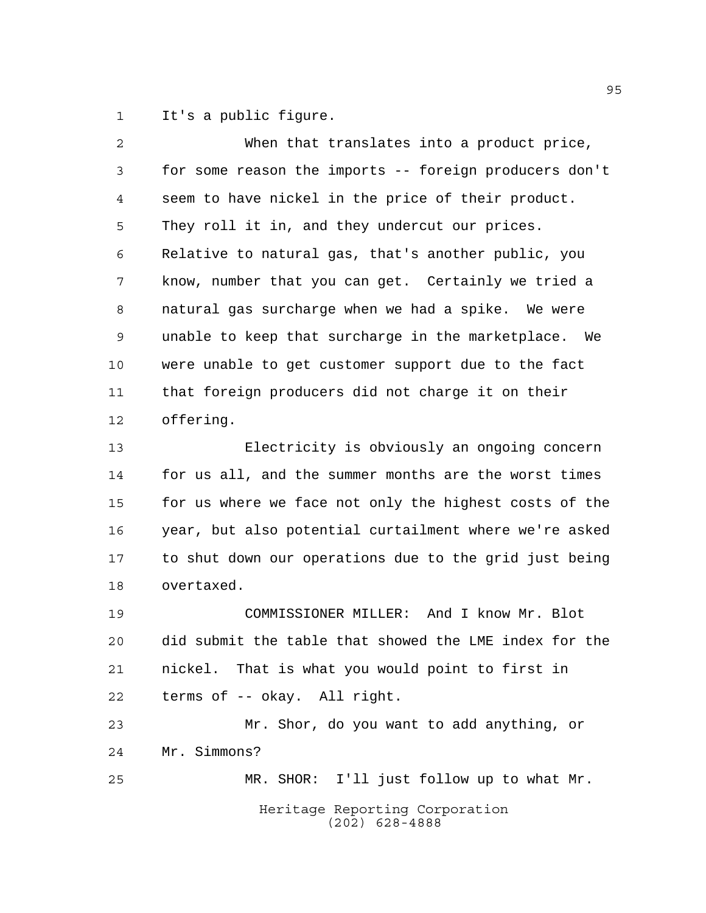It's a public figure.

When that translates into a product price, for some reason the imports -- foreign producers don't seem to have nickel in the price of their product. They roll it in, and they undercut our prices. Relative to natural gas, that's another public, you know, number that you can get. Certainly we tried a natural gas surcharge when we had a spike. We were unable to keep that surcharge in the marketplace. We were unable to get customer support due to the fact that foreign producers did not charge it on their offering.

Electricity is obviously an ongoing concern for us all, and the summer months are the worst times for us where we face not only the highest costs of the year, but also potential curtailment where we're asked to shut down our operations due to the grid just being overtaxed.

COMMISSIONER MILLER: And I know Mr. Blot did submit the table that showed the LME index for the nickel. That is what you would point to first in terms of -- okay. All right.

Mr. Shor, do you want to add anything, or Mr. Simmons?

MR. SHOR: I'll just follow up to what Mr.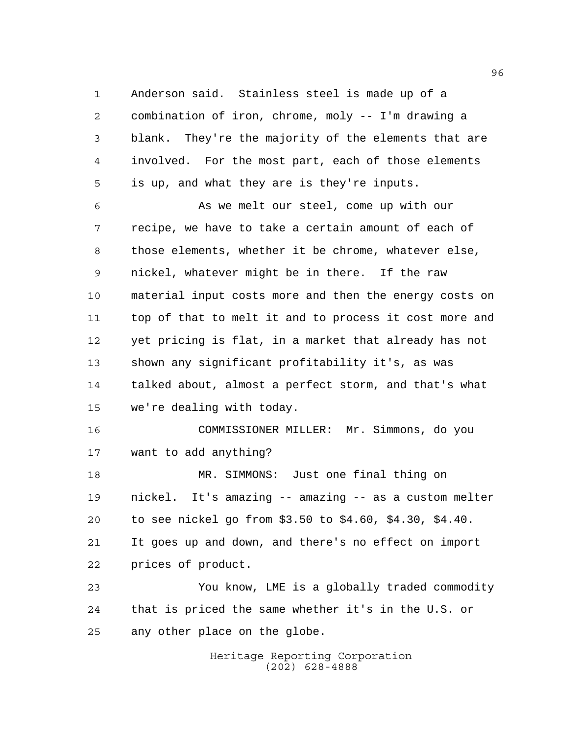Anderson said. Stainless steel is made up of a combination of iron, chrome, moly -- I'm drawing a blank. They're the majority of the elements that are involved. For the most part, each of those elements is up, and what they are is they're inputs.

As we melt our steel, come up with our recipe, we have to take a certain amount of each of those elements, whether it be chrome, whatever else, nickel, whatever might be in there. If the raw material input costs more and then the energy costs on top of that to melt it and to process it cost more and yet pricing is flat, in a market that already has not shown any significant profitability it's, as was talked about, almost a perfect storm, and that's what we're dealing with today.

COMMISSIONER MILLER: Mr. Simmons, do you want to add anything?

MR. SIMMONS: Just one final thing on nickel. It's amazing -- amazing -- as a custom melter to see nickel go from $3.50 to $4.60, $4.30, $4.40. It goes up and down, and there's no effect on import prices of product.

You know, LME is a globally traded commodity that is priced the same whether it's in the U.S. or any other place on the globe.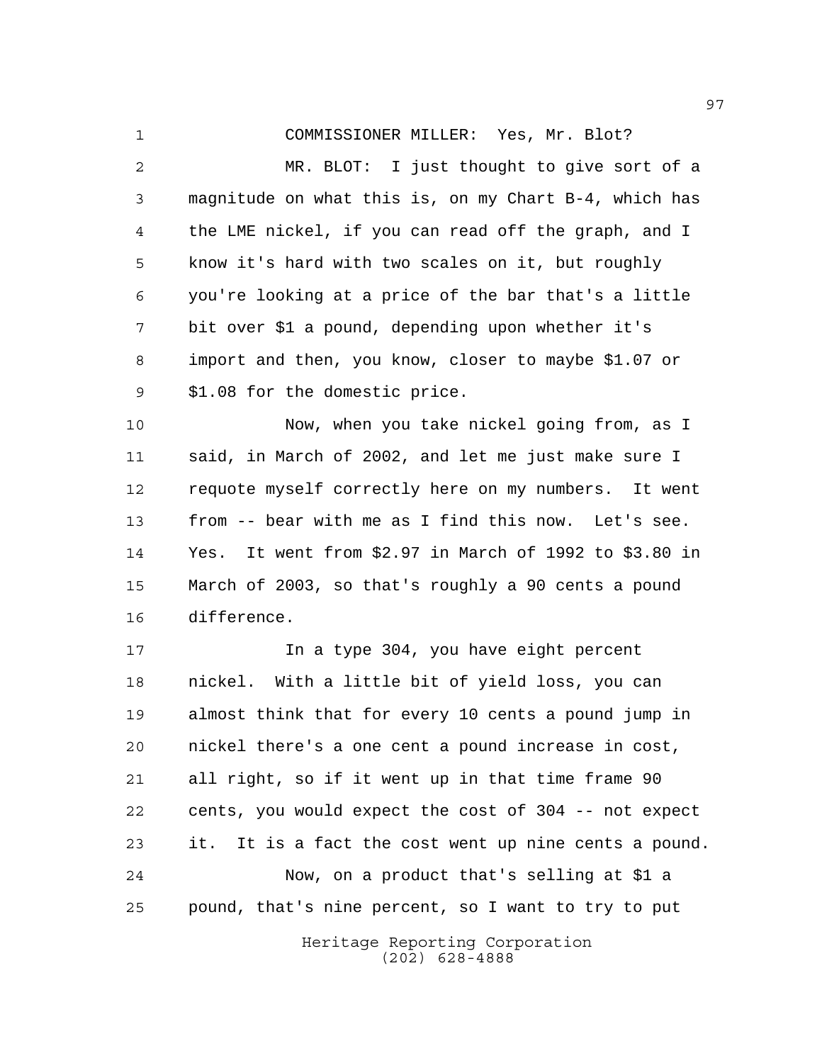COMMISSIONER MILLER: Yes, Mr. Blot?

MR. BLOT: I just thought to give sort of a magnitude on what this is, on my Chart B-4, which has the LME nickel, if you can read off the graph, and I know it's hard with two scales on it, but roughly you're looking at a price of the bar that's a little bit over $1 a pound, depending upon whether it's import and then, you know, closer to maybe $1.07 or $1.08 for the domestic price.

Now, when you take nickel going from, as I said, in March of 2002, and let me just make sure I requote myself correctly here on my numbers. It went from -- bear with me as I find this now. Let's see. Yes. It went from $2.97 in March of 1992 to $3.80 in March of 2003, so that's roughly a 90 cents a pound difference.

In a type 304, you have eight percent nickel. With a little bit of yield loss, you can almost think that for every 10 cents a pound jump in nickel there's a one cent a pound increase in cost, all right, so if it went up in that time frame 90 cents, you would expect the cost of 304 -- not expect it. It is a fact the cost went up nine cents a pound.

Now, on a product that's selling at $1 a pound, that's nine percent, so I want to try to put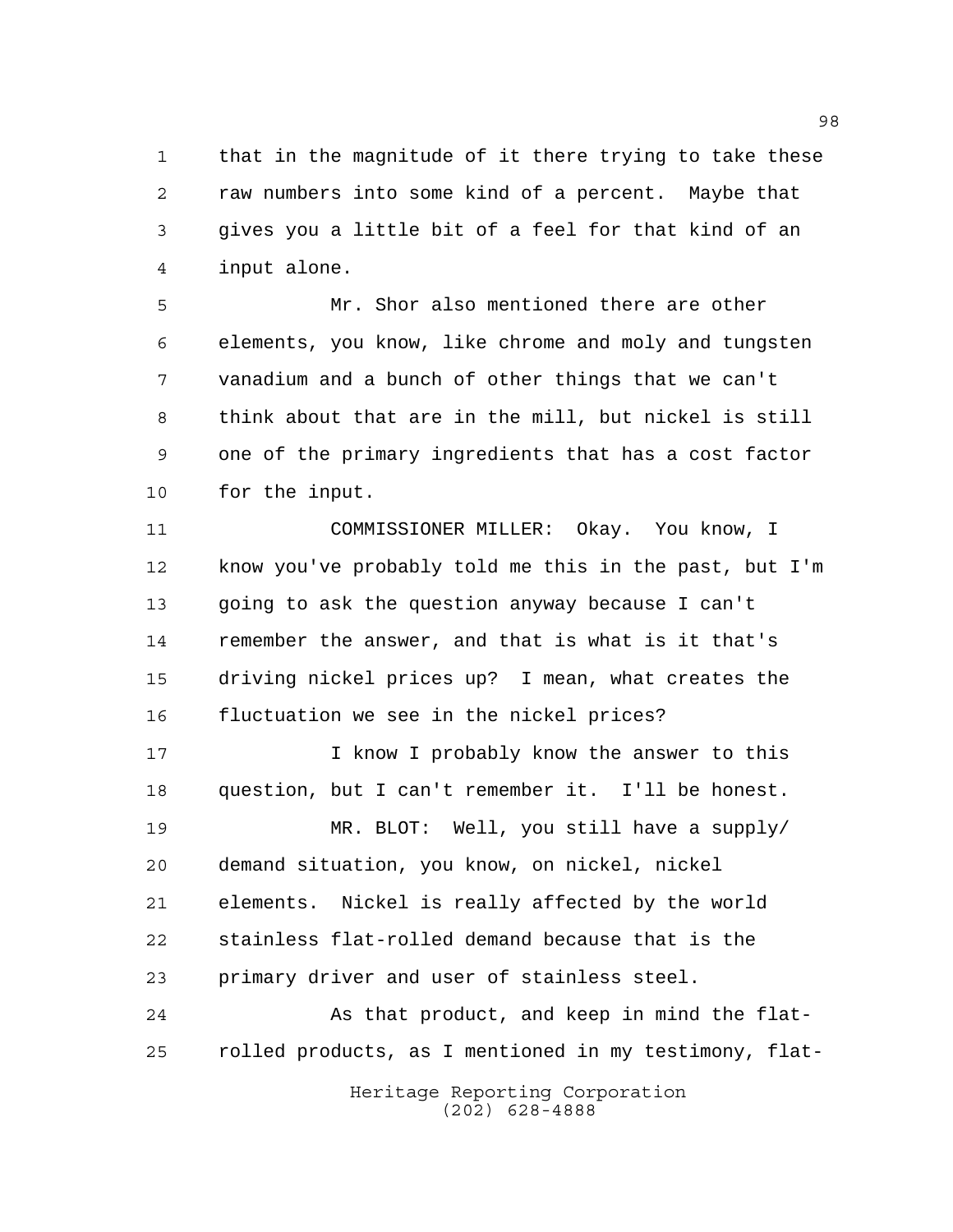that in the magnitude of it there trying to take these raw numbers into some kind of a percent. Maybe that gives you a little bit of a feel for that kind of an input alone.

Mr. Shor also mentioned there are other elements, you know, like chrome and moly and tungsten vanadium and a bunch of other things that we can't think about that are in the mill, but nickel is still one of the primary ingredients that has a cost factor for the input.

COMMISSIONER MILLER: Okay. You know, I know you've probably told me this in the past, but I'm going to ask the question anyway because I can't remember the answer, and that is what is it that's driving nickel prices up? I mean, what creates the fluctuation we see in the nickel prices?

I know I probably know the answer to this question, but I can't remember it. I'll be honest.

MR. BLOT: Well, you still have a supply/demand situation, you know, on nickel, nickel elements. Nickel is really affected by the world stainless flat-rolled demand because that is the primary driver and user of stainless steel.

As that product, and keep in mind the flat-rolled products, as I mentioned in my testimony, flat-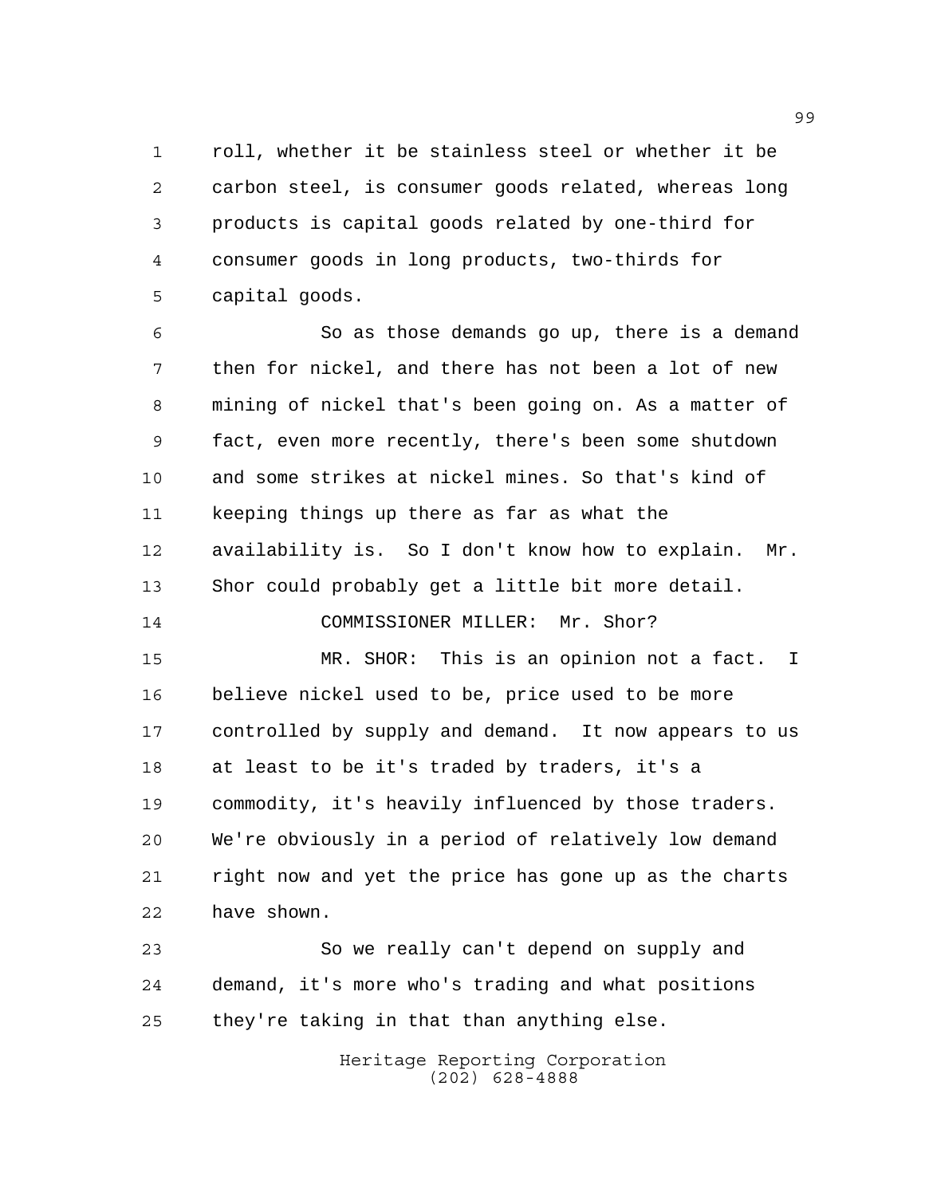roll, whether it be stainless steel or whether it be carbon steel, is consumer goods related, whereas long products is capital goods related by one-third for consumer goods in long products, two-thirds for capital goods.

So as those demands go up, there is a demand then for nickel, and there has not been a lot of new mining of nickel that's been going on. As a matter of fact, even more recently, there's been some shutdown and some strikes at nickel mines. So that's kind of keeping things up there as far as what the availability is. So I don't know how to explain. Mr. Shor could probably get a little bit more detail.

COMMISSIONER MILLER: Mr. Shor?

MR. SHOR: This is an opinion not a fact. I believe nickel used to be, price used to be more controlled by supply and demand. It now appears to us at least to be it's traded by traders, it's a commodity, it's heavily influenced by those traders. We're obviously in a period of relatively low demand right now and yet the price has gone up as the charts have shown.

So we really can't depend on supply and demand, it's more who's trading and what positions they're taking in that than anything else.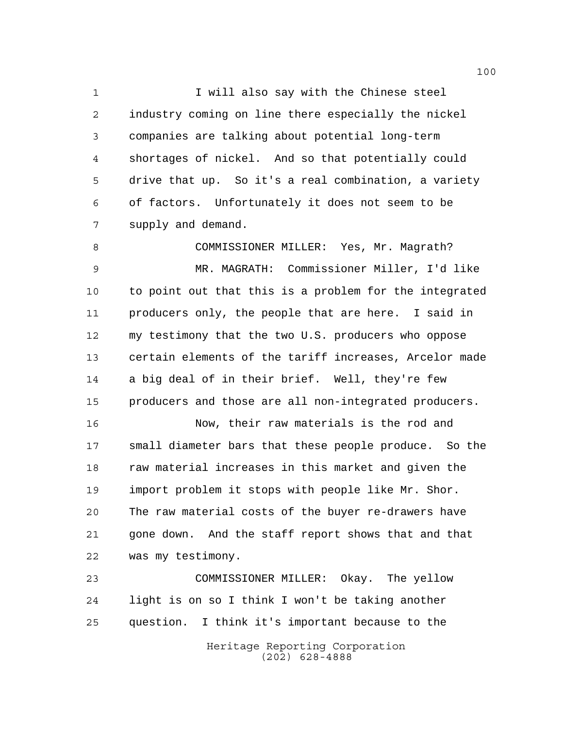I will also say with the Chinese steel industry coming on line there especially the nickel companies are talking about potential long-term shortages of nickel. And so that potentially could drive that up. So it's a real combination, a variety of factors. Unfortunately it does not seem to be supply and demand.

COMMISSIONER MILLER: Yes, Mr. Magrath?

MR. MAGRATH: Commissioner Miller, I'd like to point out that this is a problem for the integrated producers only, the people that are here. I said in my testimony that the two U.S. producers who oppose certain elements of the tariff increases, Arcelor made a big deal of in their brief. Well, they're few producers and those are all non-integrated producers.

Now, their raw materials is the rod and small diameter bars that these people produce. So the raw material increases in this market and given the import problem it stops with people like Mr. Shor. The raw material costs of the buyer re-drawers have gone down. And the staff report shows that and that was my testimony.

COMMISSIONER MILLER: Okay. The yellow light is on so I think I won't be taking another question. I think it's important because to the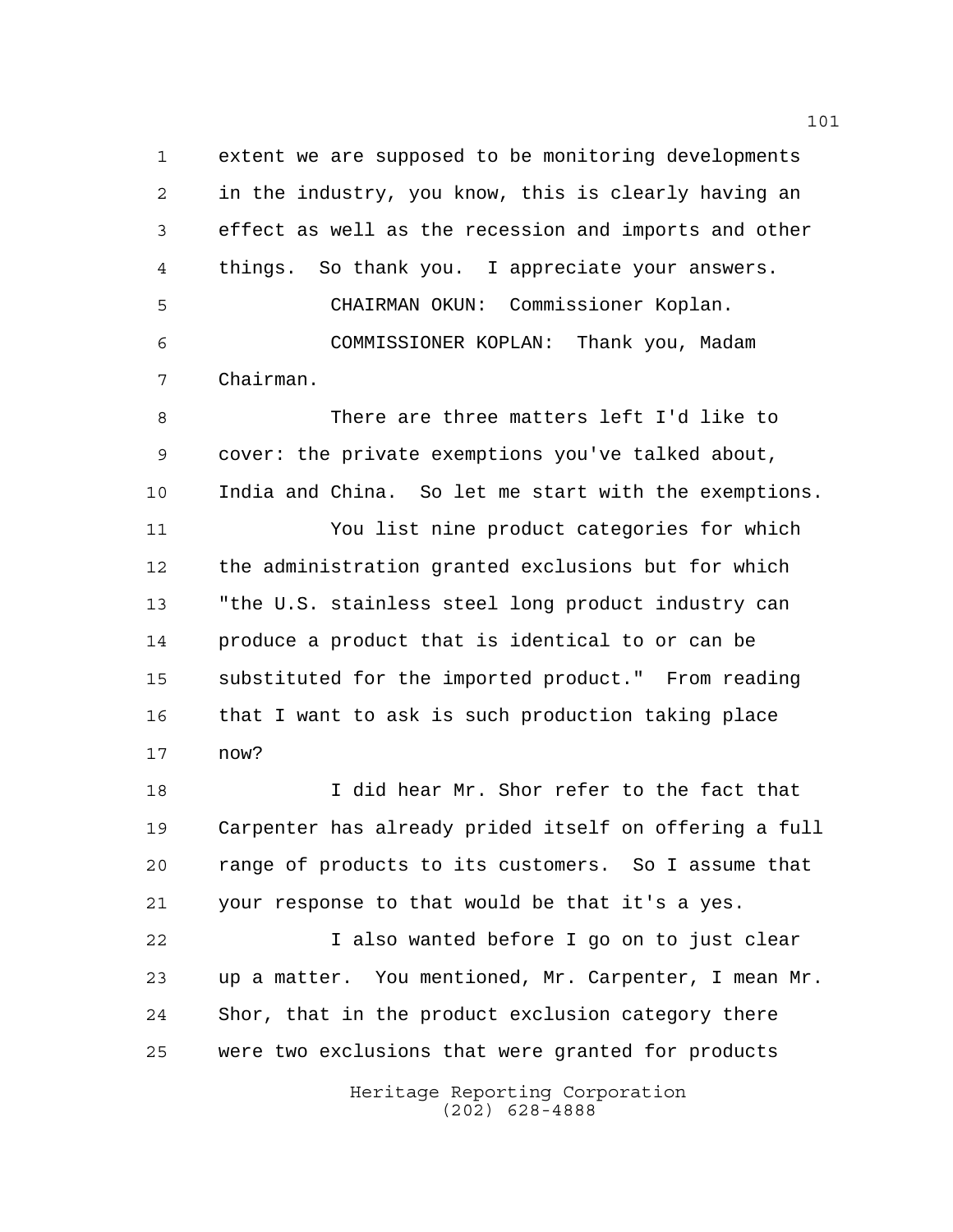extent we are supposed to be monitoring developments in the industry, you know, this is clearly having an effect as well as the recession and imports and other things. So thank you. I appreciate your answers.

CHAIRMAN OKUN: Commissioner Koplan.

COMMISSIONER KOPLAN: Thank you, Madam Chairman.

There are three matters left I'd like to cover: the private exemptions you've talked about, India and China. So let me start with the exemptions.

You list nine product categories for which the administration granted exclusions but for which "the U.S. stainless steel long product industry can produce a product that is identical to or can be substituted for the imported product." From reading that I want to ask is such production taking place now?

I did hear Mr. Shor refer to the fact that Carpenter has already prided itself on offering a full range of products to its customers. So I assume that your response to that would be that it's a yes.

I also wanted before I go on to just clear up a matter. You mentioned, Mr. Carpenter, I mean Mr. Shor, that in the product exclusion category there were two exclusions that were granted for products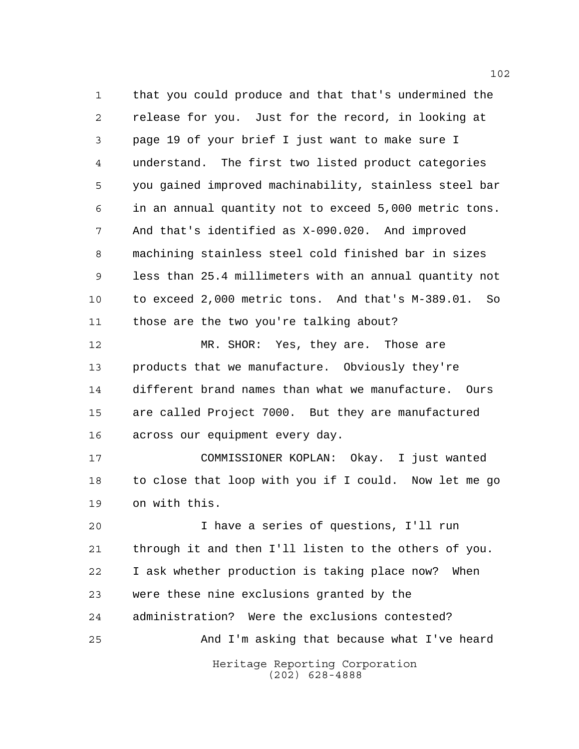that you could produce and that that's undermined the release for you. Just for the record, in looking at page 19 of your brief I just want to make sure I understand. The first two listed product categories you gained improved machinability, stainless steel bar in an annual quantity not to exceed 5,000 metric tons. And that's identified as X-090.020. And improved machining stainless steel cold finished bar in sizes less than 25.4 millimeters with an annual quantity not to exceed 2,000 metric tons. And that's M-389.01. So those are the two you're talking about?

MR. SHOR: Yes, they are. Those are products that we manufacture. Obviously they're different brand names than what we manufacture. Ours are called Project 7000. But they are manufactured across our equipment every day.

COMMISSIONER KOPLAN: Okay. I just wanted to close that loop with you if I could. Now let me go on with this.

I have a series of questions, I'll run through it and then I'll listen to the others of you. I ask whether production is taking place now? When were these nine exclusions granted by the administration? Were the exclusions contested?

And I'm asking that because what I've heard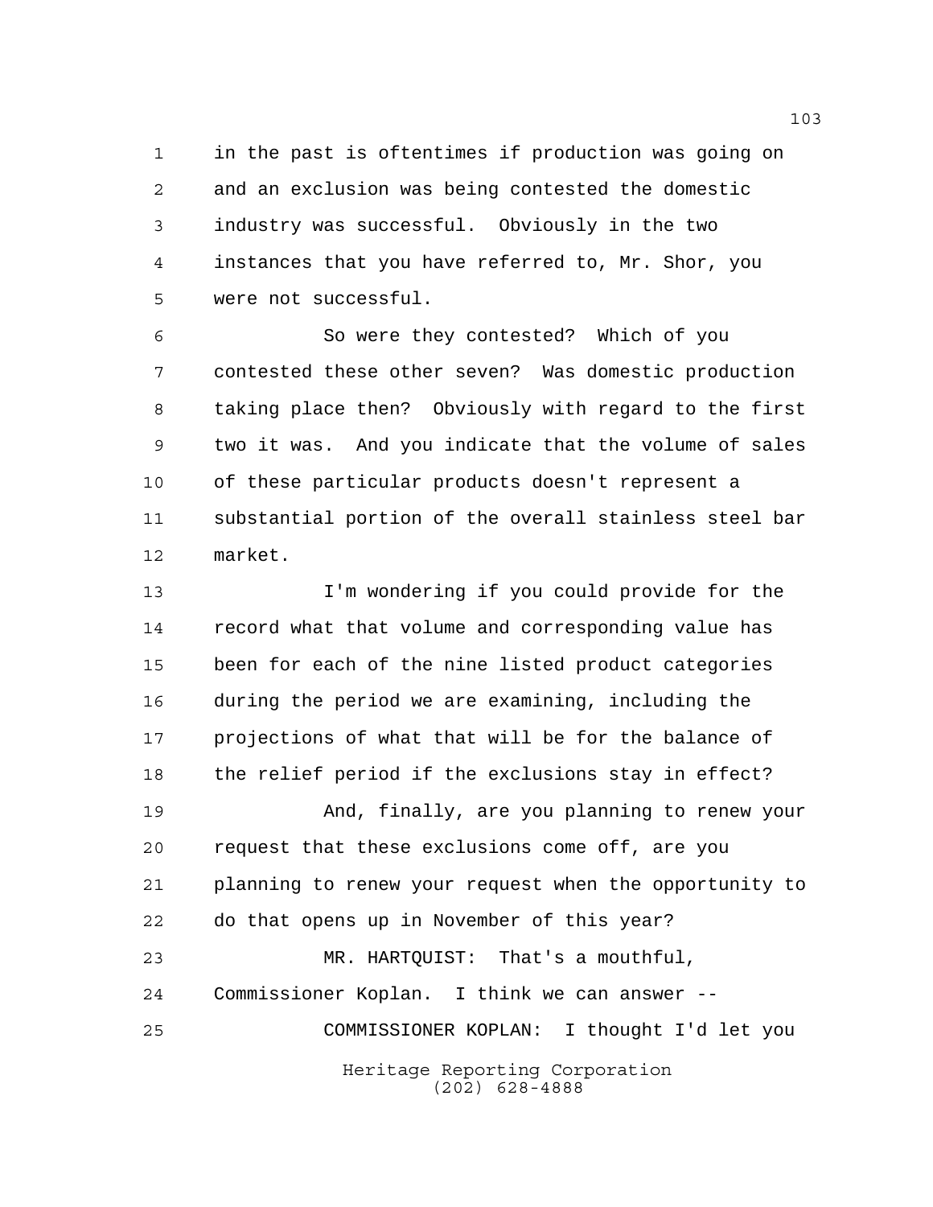in the past is oftentimes if production was going on and an exclusion was being contested the domestic industry was successful. Obviously in the two instances that you have referred to, Mr. Shor, you were not successful.

So were they contested? Which of you contested these other seven? Was domestic production taking place then? Obviously with regard to the first two it was. And you indicate that the volume of sales of these particular products doesn't represent a substantial portion of the overall stainless steel bar market.

I'm wondering if you could provide for the record what that volume and corresponding value has been for each of the nine listed product categories during the period we are examining, including the projections of what that will be for the balance of the relief period if the exclusions stay in effect?

And, finally, are you planning to renew your request that these exclusions come off, are you planning to renew your request when the opportunity to do that opens up in November of this year?

MR. HARTQUIST: That's a mouthful, Commissioner Koplan. I think we can answer --

COMMISSIONER KOPLAN: I thought I'd let you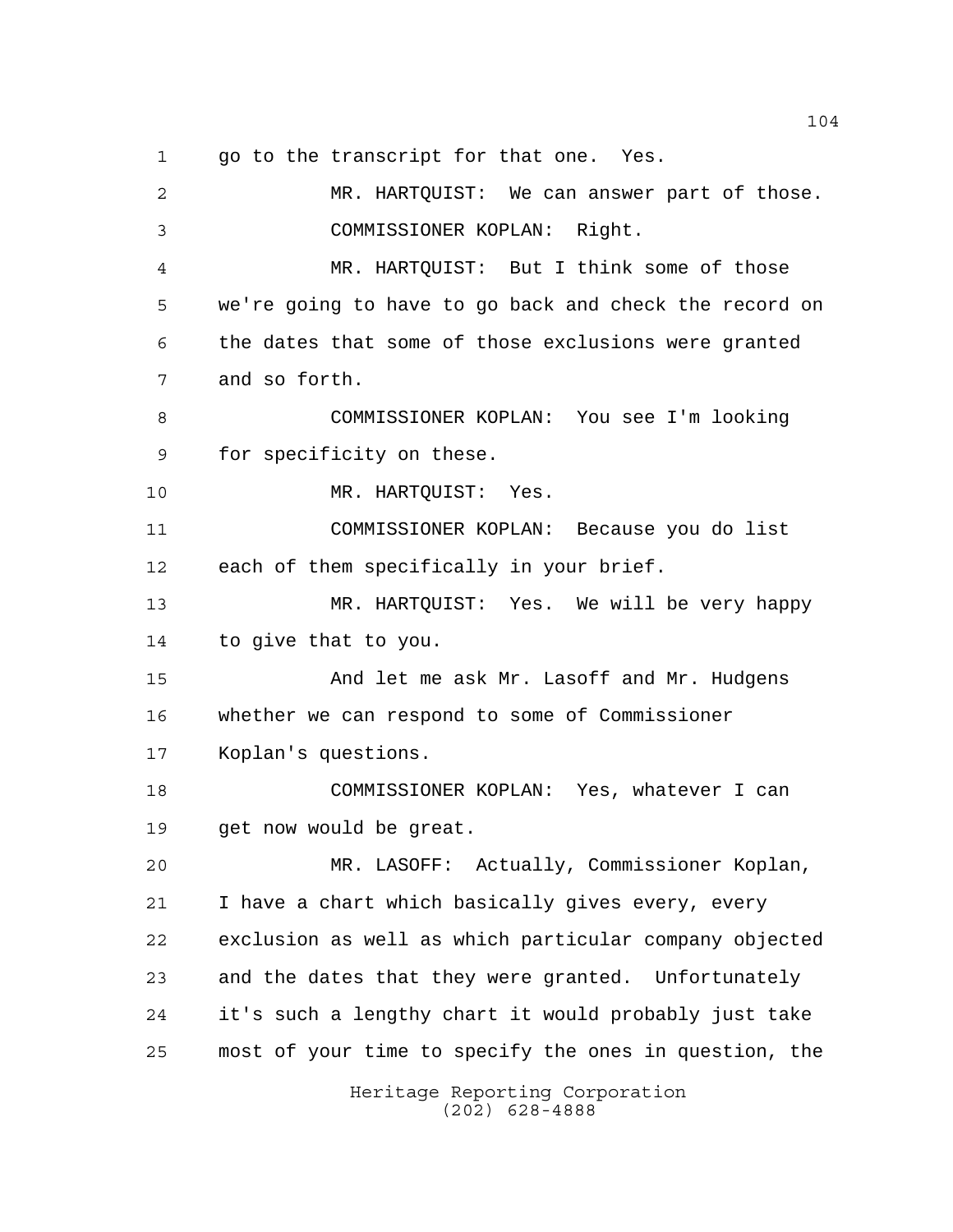go to the transcript for that one. Yes.

MR. HARTQUIST: We can answer part of those.

COMMISSIONER KOPLAN: Right.

MR. HARTQUIST: But I think some of those we're going to have to go back and check the record on the dates that some of those exclusions were granted and so forth.

COMMISSIONER KOPLAN: You see I'm looking for specificity on these.

MR. HARTQUIST: Yes.

COMMISSIONER KOPLAN: Because you do list each of them specifically in your brief.

MR. HARTQUIST: Yes. We will be very happy to give that to you.

And let me ask Mr. Lasoff and Mr. Hudgens whether we can respond to some of Commissioner Koplan's questions.

COMMISSIONER KOPLAN: Yes, whatever I can get now would be great.

MR. LASOFF: Actually, Commissioner Koplan, I have a chart which basically gives every, every exclusion as well as which particular company objected and the dates that they were granted. Unfortunately it's such a lengthy chart it would probably just take most of your time to specify the ones in question, the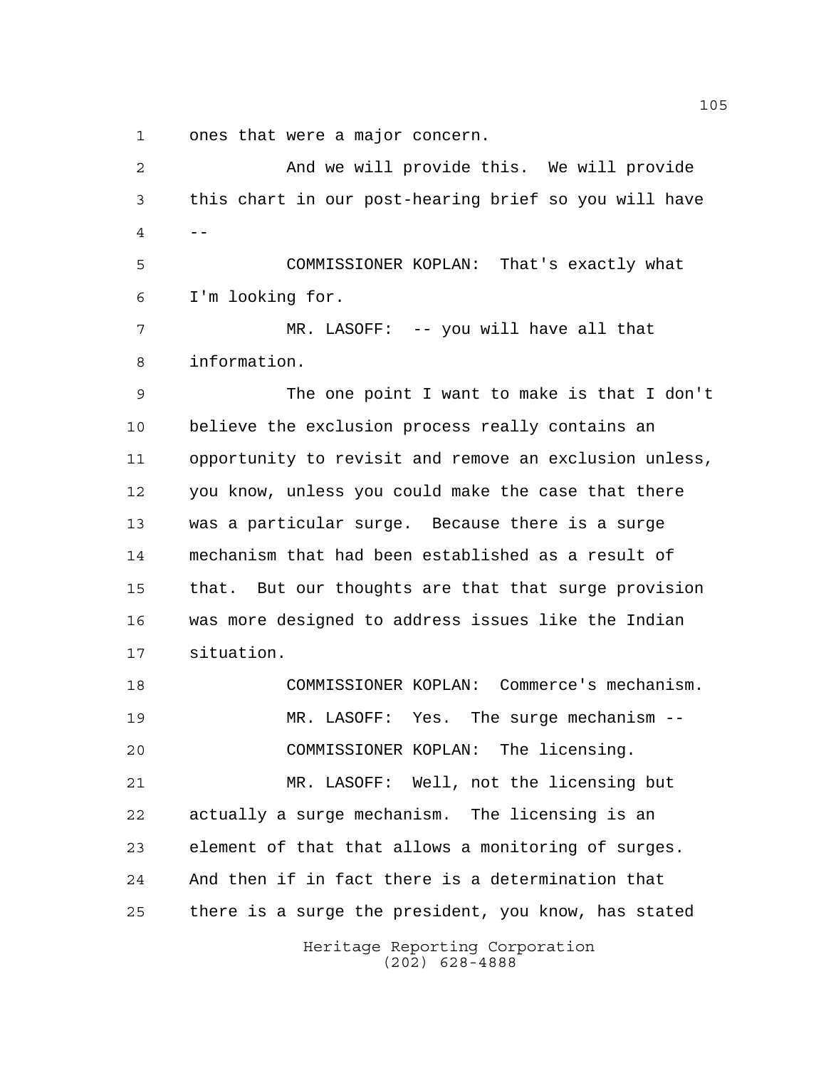ones that were a major concern.

And we will provide this. We will provide this chart in our post-hearing brief so you will have --

COMMISSIONER KOPLAN: That's exactly what I'm looking for.

MR. LASOFF: -- you will have all that information.

The one point I want to make is that I don't believe the exclusion process really contains an opportunity to revisit and remove an exclusion unless, you know, unless you could make the case that there was a particular surge. Because there is a surge mechanism that had been established as a result of that. But our thoughts are that that surge provision was more designed to address issues like the Indian situation.

COMMISSIONER KOPLAN: Commerce's mechanism.

MR. LASOFF: Yes. The surge mechanism --

COMMISSIONER KOPLAN: The licensing.

MR. LASOFF: Well, not the licensing but actually a surge mechanism. The licensing is an element of that that allows a monitoring of surges. And then if in fact there is a determination that there is a surge the president, you know, has stated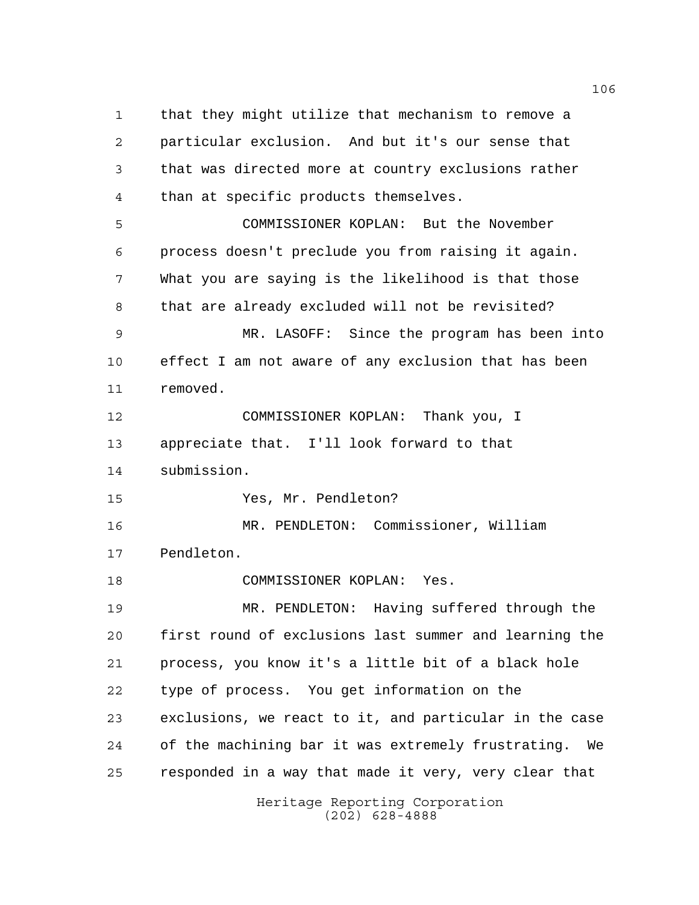that they might utilize that mechanism to remove a particular exclusion. And but it's our sense that that was directed more at country exclusions rather than at specific products themselves.

COMMISSIONER KOPLAN: But the November process doesn't preclude you from raising it again. What you are saying is the likelihood is that those that are already excluded will not be revisited?

MR. LASOFF: Since the program has been into effect I am not aware of any exclusion that has been removed.

COMMISSIONER KOPLAN: Thank you, I appreciate that. I'll look forward to that submission.

Yes, Mr. Pendleton?

MR. PENDLETON: Commissioner, William Pendleton.

COMMISSIONER KOPLAN: Yes.

MR. PENDLETON: Having suffered through the first round of exclusions last summer and learning the process, you know it's a little bit of a black hole type of process. You get information on the exclusions, we react to it, and particular in the case of the machining bar it was extremely frustrating. We responded in a way that made it very, very clear that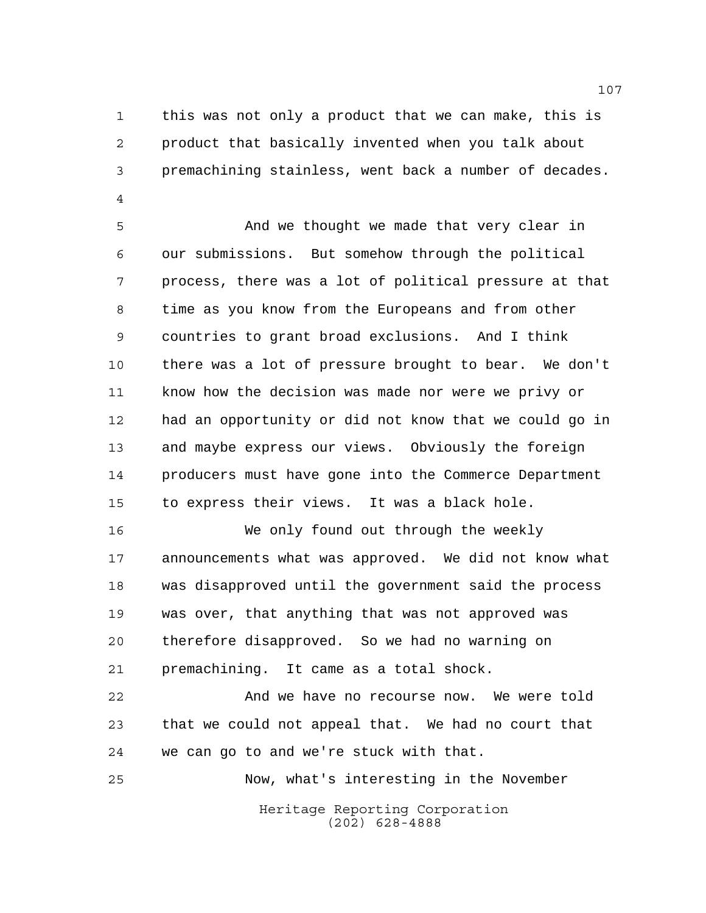this was not only a product that we can make, this is product that basically invented when you talk about premachining stainless, went back a number of decades.

And we thought we made that very clear in our submissions. But somehow through the political process, there was a lot of political pressure at that time as you know from the Europeans and from other countries to grant broad exclusions. And I think there was a lot of pressure brought to bear. We don't know how the decision was made nor were we privy or had an opportunity or did not know that we could go in and maybe express our views. Obviously the foreign producers must have gone into the Commerce Department to express their views. It was a black hole.

We only found out through the weekly announcements what was approved. We did not know what was disapproved until the government said the process was over, that anything that was not approved was therefore disapproved. So we had no warning on premachining. It came as a total shock.

And we have no recourse now. We were told that we could not appeal that. We had no court that we can go to and we're stuck with that.

Now, what's interesting in the November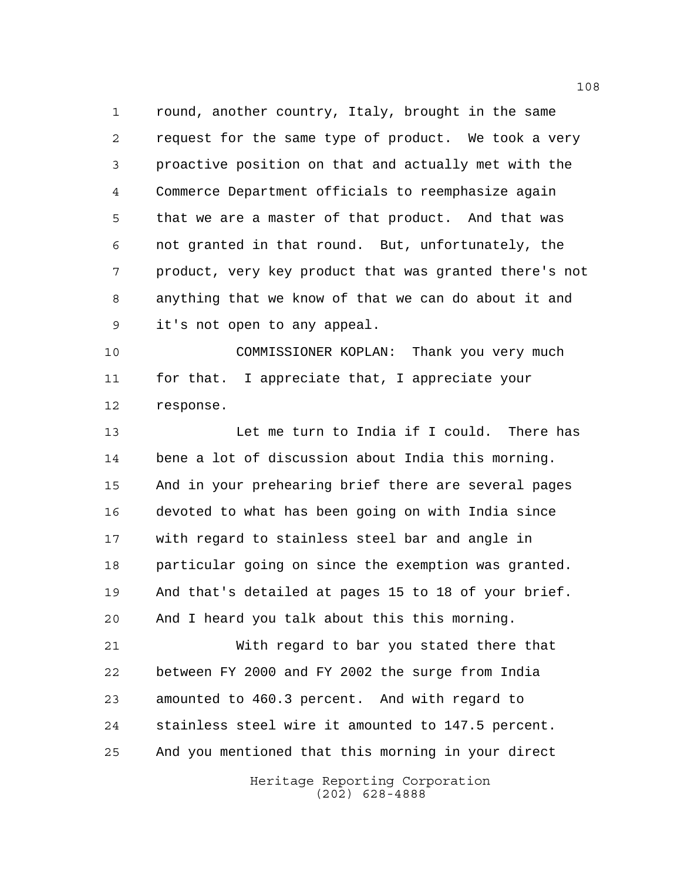round, another country, Italy, brought in the same request for the same type of product. We took a very proactive position on that and actually met with the Commerce Department officials to reemphasize again that we are a master of that product. And that was not granted in that round. But, unfortunately, the product, very key product that was granted there's not anything that we know of that we can do about it and it's not open to any appeal.

COMMISSIONER KOPLAN: Thank you very much for that. I appreciate that, I appreciate your response.

Let me turn to India if I could. There has bene a lot of discussion about India this morning. And in your prehearing brief there are several pages devoted to what has been going on with India since with regard to stainless steel bar and angle in particular going on since the exemption was granted. And that's detailed at pages 15 to 18 of your brief. And I heard you talk about this this morning.

With regard to bar you stated there that between FY 2000 and FY 2002 the surge from India amounted to 460.3 percent. And with regard to stainless steel wire it amounted to 147.5 percent. And you mentioned that this morning in your direct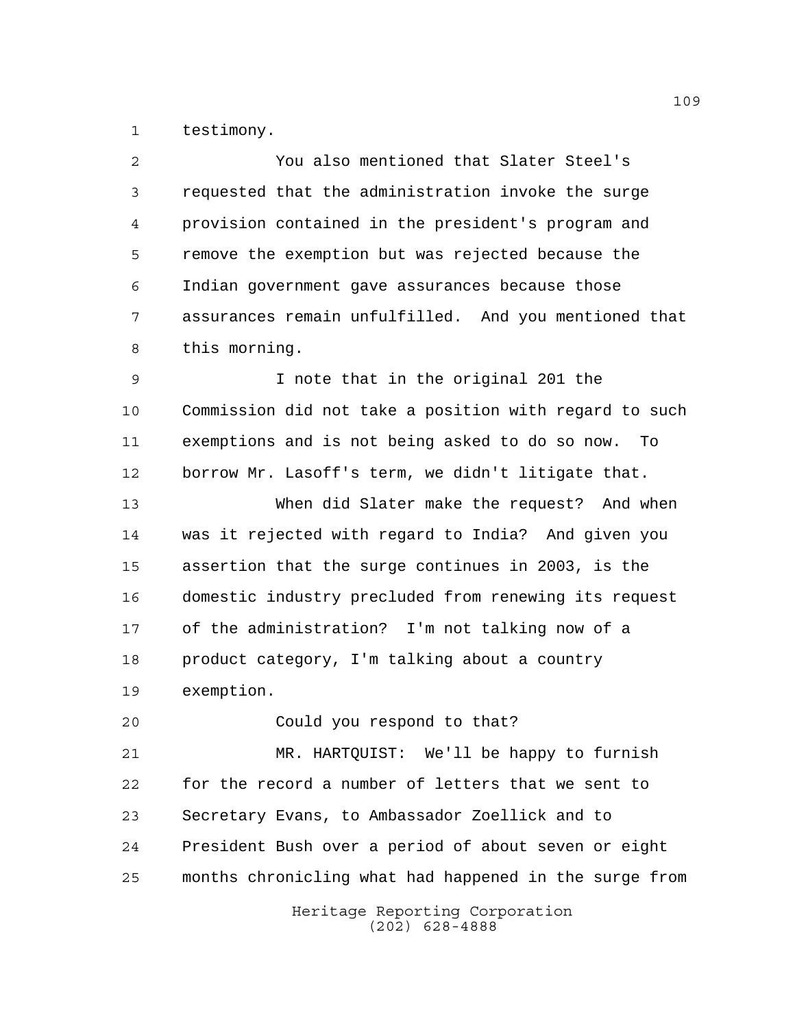testimony.

You also mentioned that Slater Steel's requested that the administration invoke the surge provision contained in the president's program and remove the exemption but was rejected because the Indian government gave assurances because those assurances remain unfulfilled. And you mentioned that this morning.

I note that in the original 201 the Commission did not take a position with regard to such exemptions and is not being asked to do so now. To borrow Mr. Lasoff's term, we didn't litigate that.

When did Slater make the request? And when was it rejected with regard to India? And given you assertion that the surge continues in 2003, is the domestic industry precluded from renewing its request of the administration? I'm not talking now of a product category, I'm talking about a country exemption.

Could you respond to that?

MR. HARTQUIST: We'll be happy to furnish for the record a number of letters that we sent to Secretary Evans, to Ambassador Zoellick and to President Bush over a period of about seven or eight months chronicling what had happened in the surge from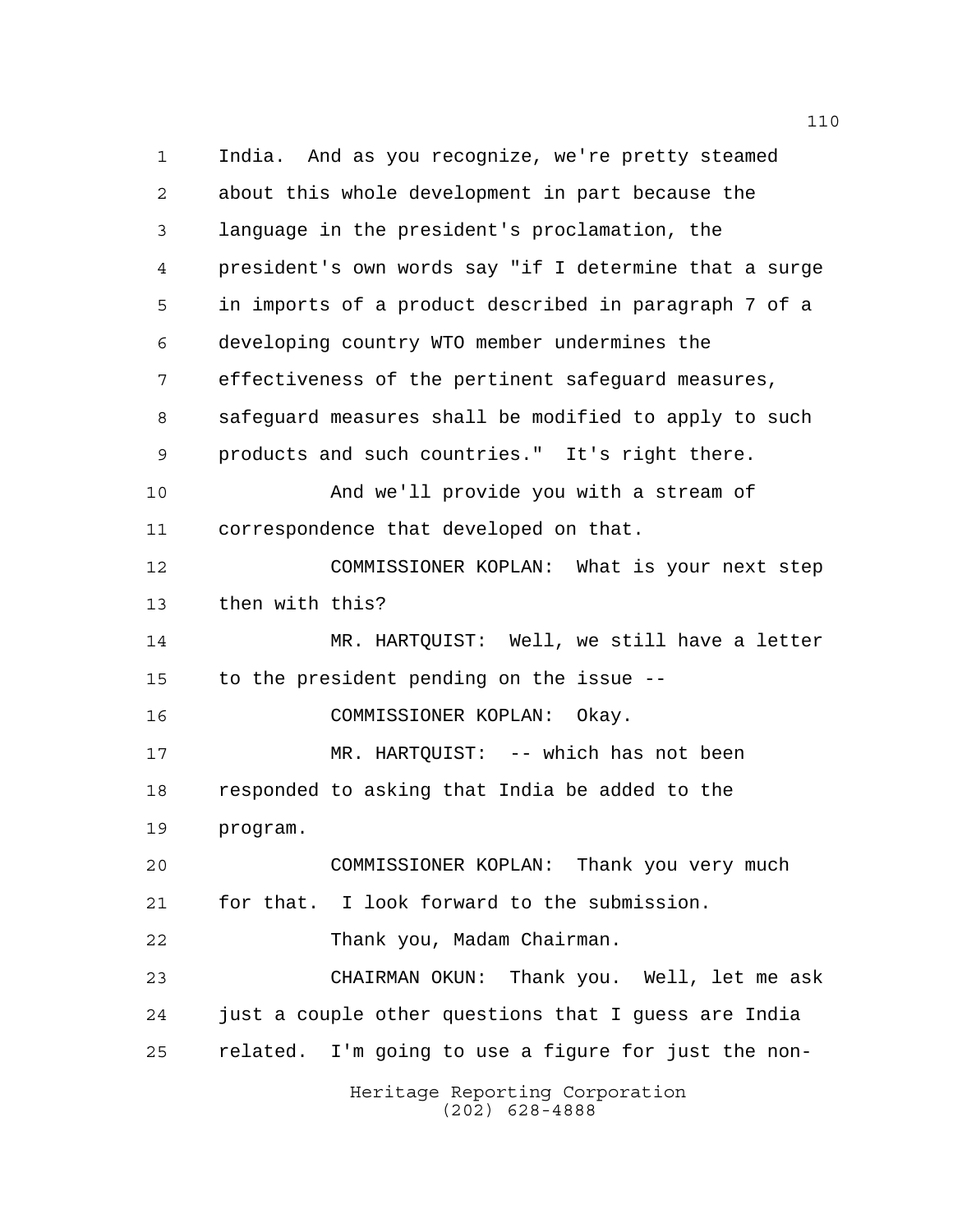India. And as you recognize, we're pretty steamed about this whole development in part because the language in the president's proclamation, the president's own words say "if I determine that a surge in imports of a product described in paragraph 7 of a developing country WTO member undermines the effectiveness of the pertinent safeguard measures, safeguard measures shall be modified to apply to such products and such countries." It's right there.

And we'll provide you with a stream of correspondence that developed on that.

COMMISSIONER KOPLAN: What is your next step then with this?

MR. HARTQUIST: Well, we still have a letter to the president pending on the issue --

COMMISSIONER KOPLAN: Okay.

MR. HARTQUIST: -- which has not been responded to asking that India be added to the program.

COMMISSIONER KOPLAN: Thank you very much for that. I look forward to the submission.

Thank you, Madam Chairman.

CHAIRMAN OKUN: Thank you. Well, let me ask just a couple other questions that I guess are India related. I'm going to use a figure for just the non-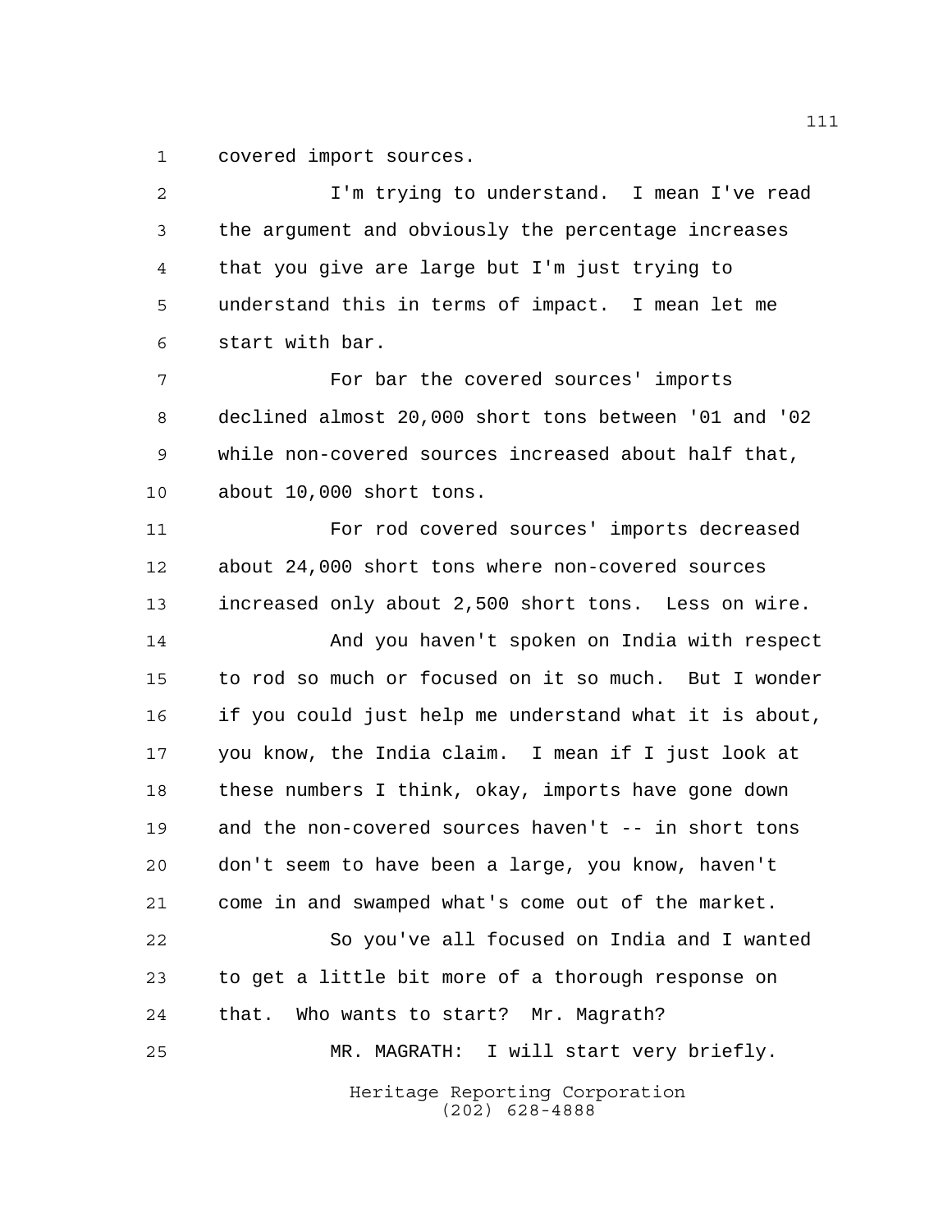covered import sources.

I'm trying to understand. I mean I've read the argument and obviously the percentage increases that you give are large but I'm just trying to understand this in terms of impact. I mean let me start with bar.

For bar the covered sources' imports declined almost 20,000 short tons between '01 and '02 while non-covered sources increased about half that, about 10,000 short tons.

For rod covered sources' imports decreased about 24,000 short tons where non-covered sources increased only about 2,500 short tons. Less on wire.

And you haven't spoken on India with respect to rod so much or focused on it so much. But I wonder if you could just help me understand what it is about, you know, the India claim. I mean if I just look at these numbers I think, okay, imports have gone down and the non-covered sources haven't -- in short tons don't seem to have been a large, you know, haven't come in and swamped what's come out of the market.

So you've all focused on India and I wanted to get a little bit more of a thorough response on that. Who wants to start? Mr. Magrath?

MR. MAGRATH: I will start very briefly.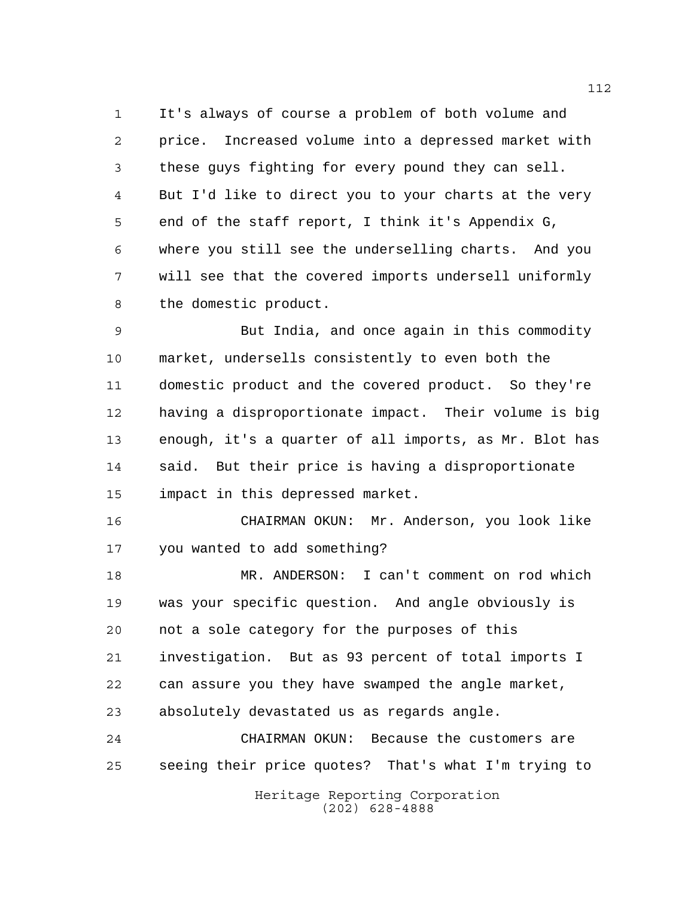It's always of course a problem of both volume and price. Increased volume into a depressed market with these guys fighting for every pound they can sell. But I'd like to direct you to your charts at the very end of the staff report, I think it's Appendix G, where you still see the underselling charts. And you will see that the covered imports undersell uniformly the domestic product.

But India, and once again in this commodity market, undersells consistently to even both the domestic product and the covered product. So they're having a disproportionate impact. Their volume is big enough, it's a quarter of all imports, as Mr. Blot has said. But their price is having a disproportionate impact in this depressed market.

CHAIRMAN OKUN: Mr. Anderson, you look like you wanted to add something?

MR. ANDERSON: I can't comment on rod which was your specific question. And angle obviously is not a sole category for the purposes of this investigation. But as 93 percent of total imports I can assure you they have swamped the angle market, absolutely devastated us as regards angle.

CHAIRMAN OKUN: Because the customers are seeing their price quotes? That's what I'm trying to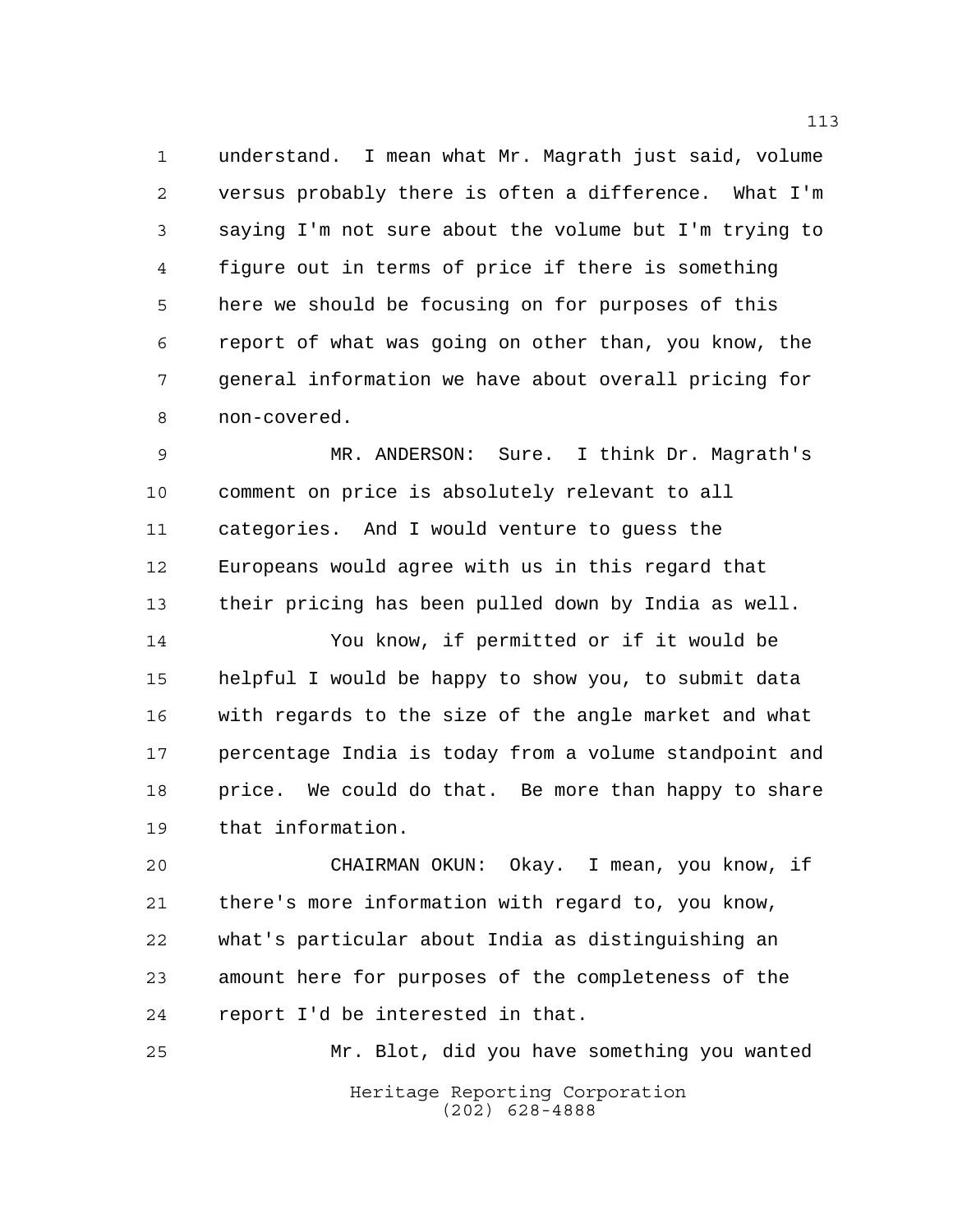understand. I mean what Mr. Magrath just said, volume versus probably there is often a difference. What I'm saying I'm not sure about the volume but I'm trying to figure out in terms of price if there is something here we should be focusing on for purposes of this report of what was going on other than, you know, the general information we have about overall pricing for non-covered.

MR. ANDERSON: Sure. I think Dr. Magrath's comment on price is absolutely relevant to all categories. And I would venture to guess the Europeans would agree with us in this regard that their pricing has been pulled down by India as well.

You know, if permitted or if it would be helpful I would be happy to show you, to submit data with regards to the size of the angle market and what percentage India is today from a volume standpoint and price. We could do that. Be more than happy to share that information.

CHAIRMAN OKUN: Okay. I mean, you know, if there's more information with regard to, you know, what's particular about India as distinguishing an amount here for purposes of the completeness of the report I'd be interested in that.

Mr. Blot, did you have something you wanted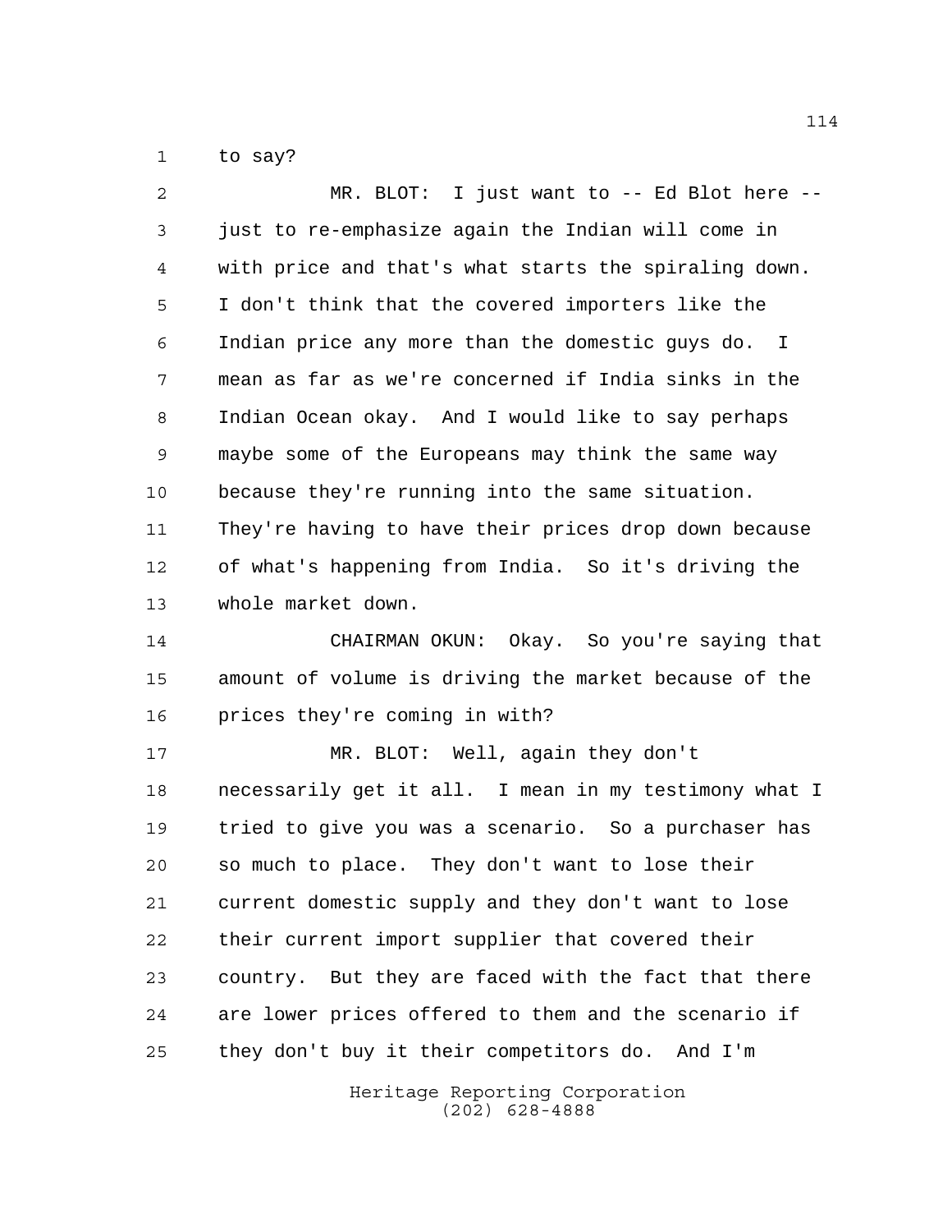to say?

MR. BLOT: I just want to -- Ed Blot here -- just to re-emphasize again the Indian will come in with price and that's what starts the spiraling down. I don't think that the covered importers like the Indian price any more than the domestic guys do. I mean as far as we're concerned if India sinks in the Indian Ocean okay. And I would like to say perhaps maybe some of the Europeans may think the same way because they're running into the same situation. They're having to have their prices drop down because of what's happening from India. So it's driving the whole market down.

CHAIRMAN OKUN: Okay. So you're saying that amount of volume is driving the market because of the prices they're coming in with?

MR. BLOT: Well, again they don't necessarily get it all. I mean in my testimony what I tried to give you was a scenario. So a purchaser has so much to place. They don't want to lose their current domestic supply and they don't want to lose their current import supplier that covered their country. But they are faced with the fact that there are lower prices offered to them and the scenario if they don't buy it their competitors do. And I'm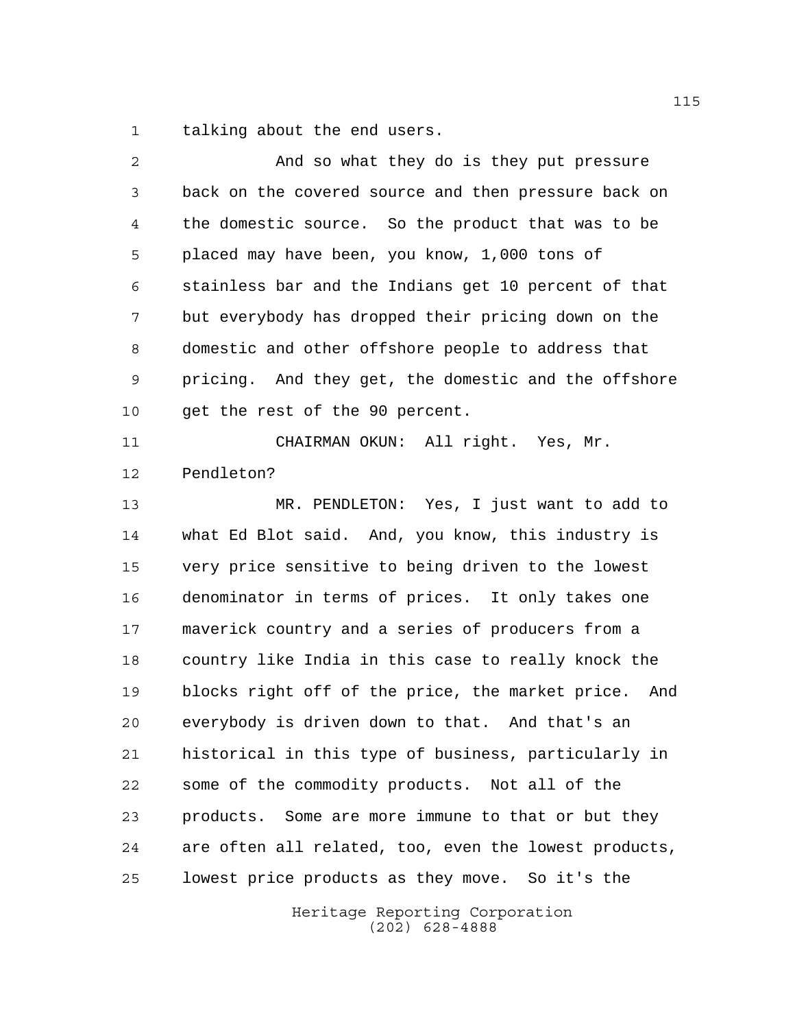talking about the end users.

And so what they do is they put pressure back on the covered source and then pressure back on the domestic source. So the product that was to be placed may have been, you know, 1,000 tons of stainless bar and the Indians get 10 percent of that but everybody has dropped their pricing down on the domestic and other offshore people to address that pricing. And they get, the domestic and the offshore get the rest of the 90 percent.

CHAIRMAN OKUN: All right. Yes, Mr. Pendleton?

MR. PENDLETON: Yes, I just want to add to what Ed Blot said. And, you know, this industry is very price sensitive to being driven to the lowest denominator in terms of prices. It only takes one maverick country and a series of producers from a country like India in this case to really knock the blocks right off of the price, the market price. And everybody is driven down to that. And that's an historical in this type of business, particularly in some of the commodity products. Not all of the products. Some are more immune to that or but they are often all related, too, even the lowest products, lowest price products as they move. So it's the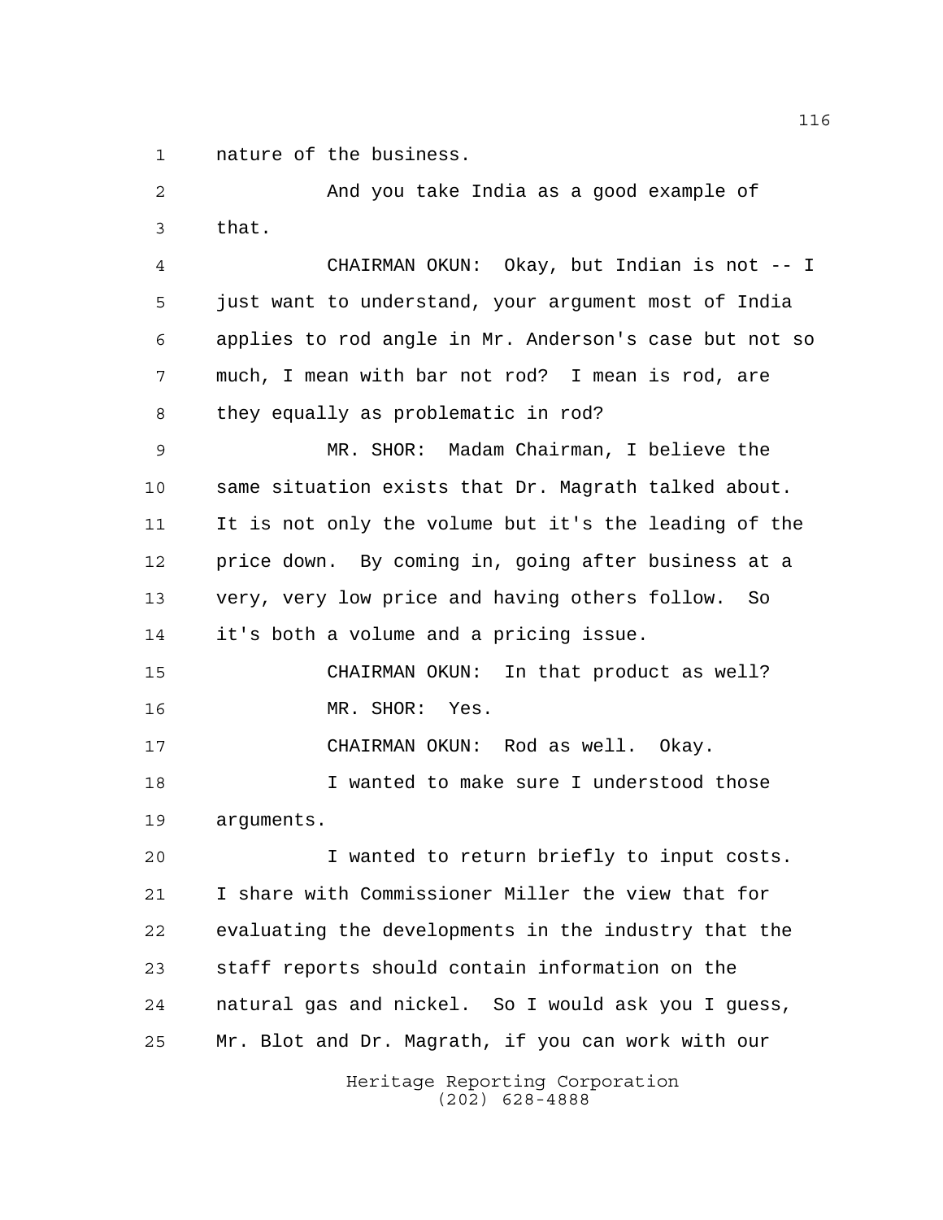nature of the business.

And you take India as a good example of that.

CHAIRMAN OKUN: Okay, but Indian is not -- I just want to understand, your argument most of India applies to rod angle in Mr. Anderson's case but not so much, I mean with bar not rod? I mean is rod, are they equally as problematic in rod?

MR. SHOR: Madam Chairman, I believe the same situation exists that Dr. Magrath talked about. It is not only the volume but it's the leading of the price down. By coming in, going after business at a very, very low price and having others follow. So it's both a volume and a pricing issue.

CHAIRMAN OKUN: In that product as well?

MR. SHOR: Yes.

CHAIRMAN OKUN: Rod as well. Okay.

I wanted to make sure I understood those arguments.

I wanted to return briefly to input costs. I share with Commissioner Miller the view that for evaluating the developments in the industry that the staff reports should contain information on the natural gas and nickel. So I would ask you I guess, Mr. Blot and Dr. Magrath, if you can work with our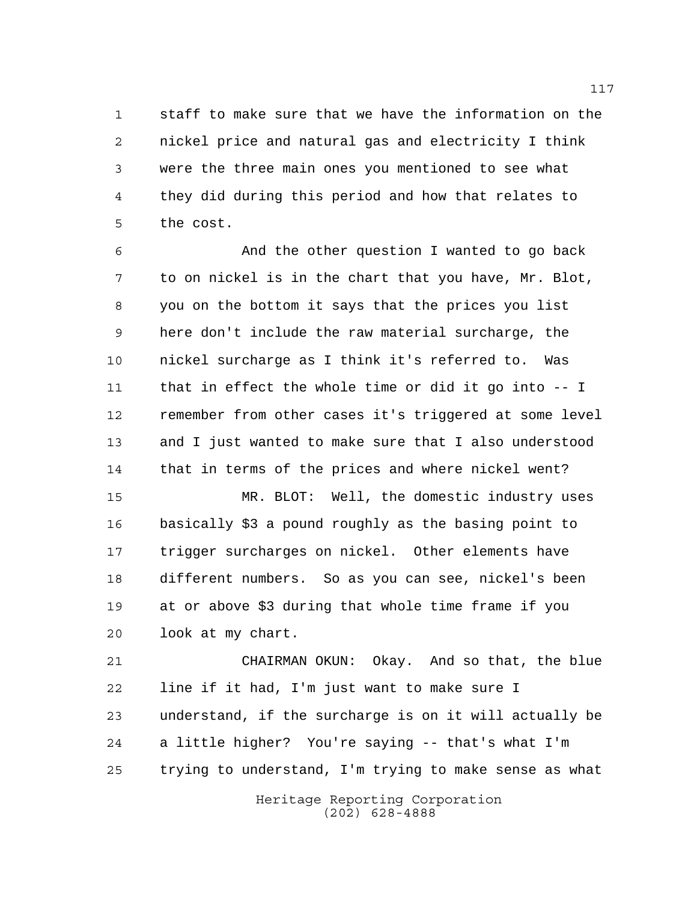staff to make sure that we have the information on the nickel price and natural gas and electricity I think were the three main ones you mentioned to see what they did during this period and how that relates to the cost.

And the other question I wanted to go back to on nickel is in the chart that you have, Mr. Blot, you on the bottom it says that the prices you list here don't include the raw material surcharge, the nickel surcharge as I think it's referred to. Was that in effect the whole time or did it go into -- I remember from other cases it's triggered at some level and I just wanted to make sure that I also understood that in terms of the prices and where nickel went?

MR. BLOT: Well, the domestic industry uses basically $3 a pound roughly as the basing point to trigger surcharges on nickel. Other elements have different numbers. So as you can see, nickel's been at or above $3 during that whole time frame if you look at my chart.

CHAIRMAN OKUN: Okay. And so that, the blue line if it had, I'm just want to make sure I understand, if the surcharge is on it will actually be a little higher? You're saying -- that's what I'm trying to understand, I'm trying to make sense as what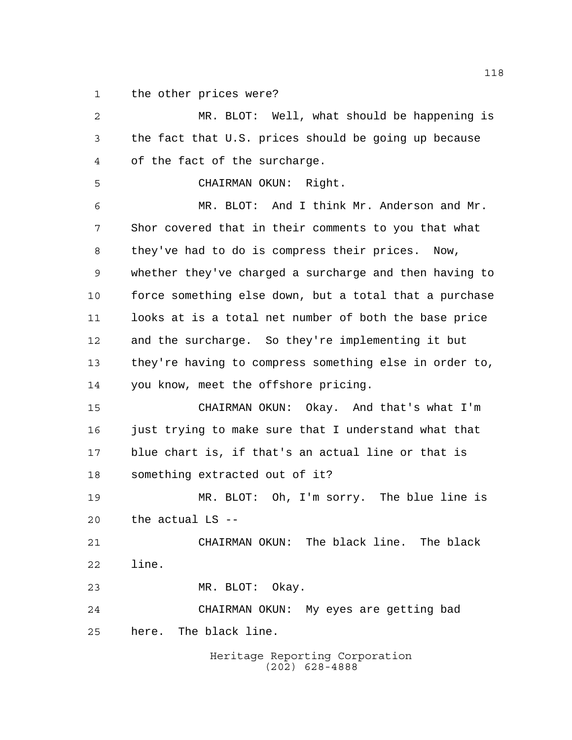the other prices were?

MR. BLOT: Well, what should be happening is the fact that U.S. prices should be going up because of the fact of the surcharge.

CHAIRMAN OKUN: Right.

MR. BLOT: And I think Mr. Anderson and Mr. Shor covered that in their comments to you that what they've had to do is compress their prices. Now, whether they've charged a surcharge and then having to force something else down, but a total that a purchase looks at is a total net number of both the base price and the surcharge. So they're implementing it but they're having to compress something else in order to, you know, meet the offshore pricing.

CHAIRMAN OKUN: Okay. And that's what I'm just trying to make sure that I understand what that blue chart is, if that's an actual line or that is something extracted out of it?

MR. BLOT: Oh, I'm sorry. The blue line is the actual LS --

CHAIRMAN OKUN: The black line. The black line.

MR. BLOT: Okay.

CHAIRMAN OKUN: My eyes are getting bad here. The black line.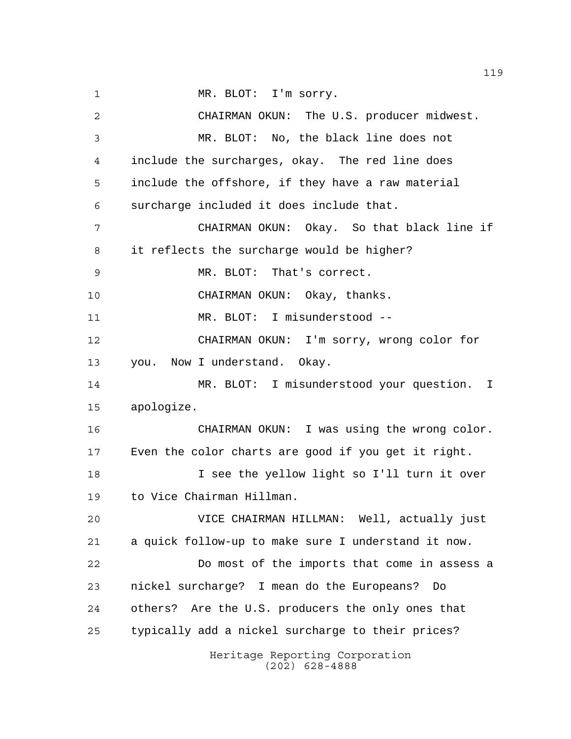MR. BLOT: I'm sorry.

CHAIRMAN OKUN: The U.S. producer midwest.

MR. BLOT: No, the black line does not include the surcharges, okay. The red line does include the offshore, if they have a raw material surcharge included it does include that.

CHAIRMAN OKUN: Okay. So that black line if it reflects the surcharge would be higher?

MR. BLOT: That's correct.

CHAIRMAN OKUN: Okay, thanks.

MR. BLOT: I misunderstood --

CHAIRMAN OKUN: I'm sorry, wrong color for you. Now I understand. Okay.

MR. BLOT: I misunderstood your question. I apologize.

CHAIRMAN OKUN: I was using the wrong color. Even the color charts are good if you get it right.

I see the yellow light so I'll turn it over to Vice Chairman Hillman.

VICE CHAIRMAN HILLMAN: Well, actually just a quick follow-up to make sure I understand it now.

Do most of the imports that come in assess a nickel surcharge? I mean do the Europeans? Do others? Are the U.S. producers the only ones that typically add a nickel surcharge to their prices?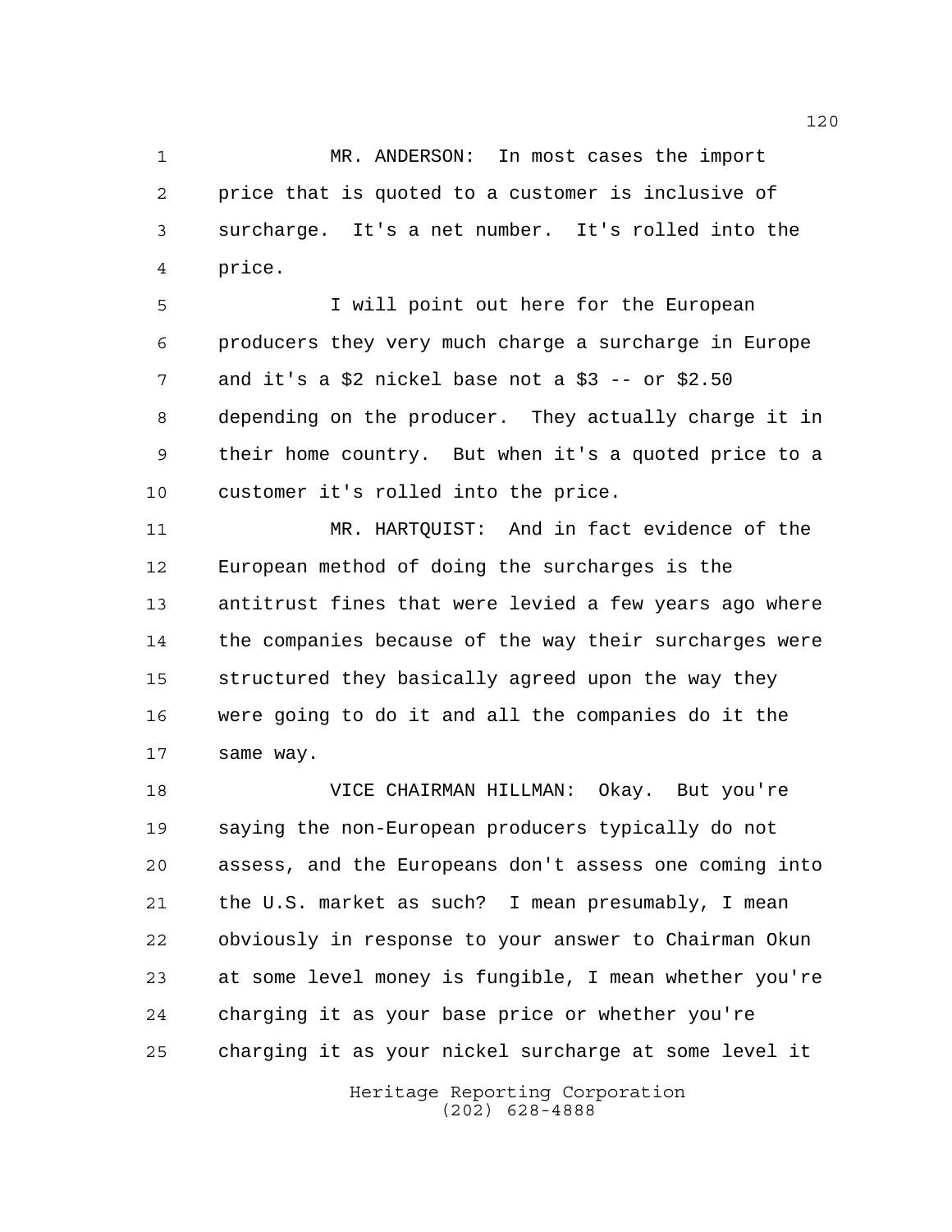MR. ANDERSON: In most cases the import price that is quoted to a customer is inclusive of surcharge. It's a net number. It's rolled into the price.

I will point out here for the European producers they very much charge a surcharge in Europe and it's a $2 nickel base not a $3 -- or $2.50 depending on the producer. They actually charge it in their home country. But when it's a quoted price to a customer it's rolled into the price.

MR. HARTQUIST: And in fact evidence of the European method of doing the surcharges is the antitrust fines that were levied a few years ago where the companies because of the way their surcharges were structured they basically agreed upon the way they were going to do it and all the companies do it the same way.

VICE CHAIRMAN HILLMAN: Okay. But you're saying the non-European producers typically do not assess, and the Europeans don't assess one coming into the U.S. market as such? I mean presumably, I mean obviously in response to your answer to Chairman Okun at some level money is fungible, I mean whether you're charging it as your base price or whether you're charging it as your nickel surcharge at some level it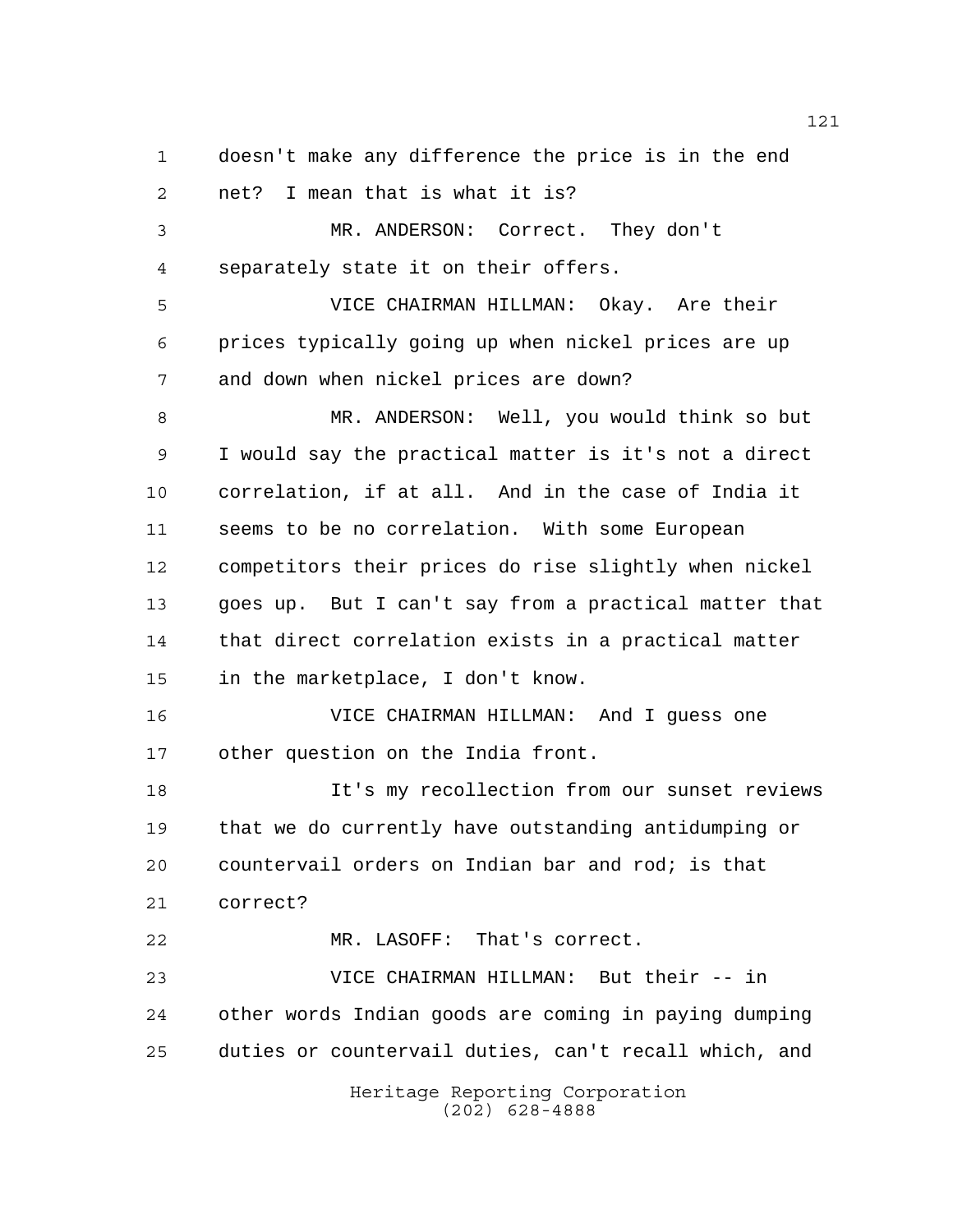doesn't make any difference the price is in the end net? I mean that is what it is?

MR. ANDERSON: Correct. They don't separately state it on their offers.

VICE CHAIRMAN HILLMAN: Okay. Are their prices typically going up when nickel prices are up and down when nickel prices are down?

MR. ANDERSON: Well, you would think so but I would say the practical matter is it's not a direct correlation, if at all. And in the case of India it seems to be no correlation. With some European competitors their prices do rise slightly when nickel goes up. But I can't say from a practical matter that that direct correlation exists in a practical matter in the marketplace, I don't know.

VICE CHAIRMAN HILLMAN: And I guess one other question on the India front.

It's my recollection from our sunset reviews that we do currently have outstanding antidumping or countervail orders on Indian bar and rod; is that correct?

MR. LASOFF: That's correct.

VICE CHAIRMAN HILLMAN: But their -- in other words Indian goods are coming in paying dumping duties or countervail duties, can't recall which, and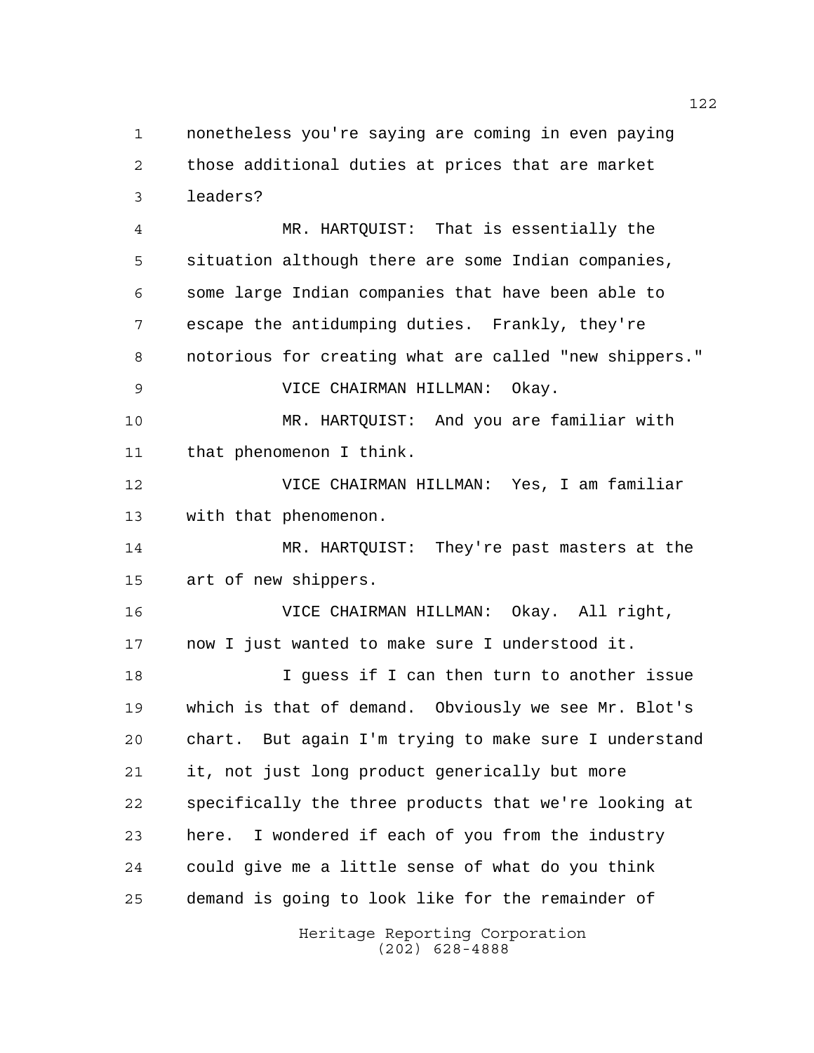nonetheless you're saying are coming in even paying those additional duties at prices that are market leaders?

MR. HARTQUIST: That is essentially the situation although there are some Indian companies, some large Indian companies that have been able to escape the antidumping duties. Frankly, they're notorious for creating what are called "new shippers."

VICE CHAIRMAN HILLMAN: Okay.

MR. HARTQUIST: And you are familiar with that phenomenon I think.

VICE CHAIRMAN HILLMAN: Yes, I am familiar with that phenomenon.

MR. HARTQUIST: They're past masters at the art of new shippers.

VICE CHAIRMAN HILLMAN: Okay. All right, now I just wanted to make sure I understood it.

I guess if I can then turn to another issue which is that of demand. Obviously we see Mr. Blot's chart. But again I'm trying to make sure I understand it, not just long product generically but more specifically the three products that we're looking at here. I wondered if each of you from the industry could give me a little sense of what do you think demand is going to look like for the remainder of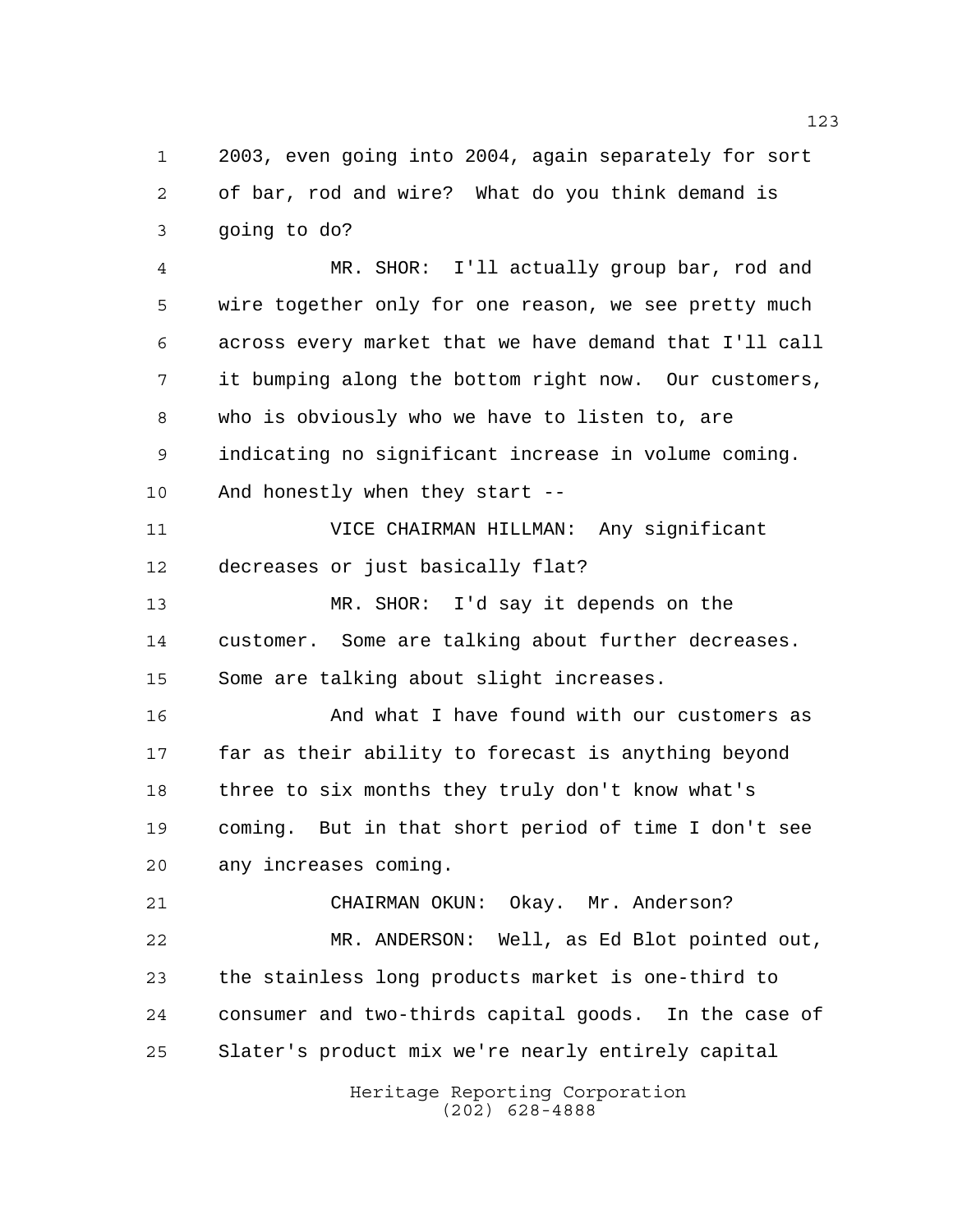2003, even going into 2004, again separately for sort of bar, rod and wire? What do you think demand is going to do?

MR. SHOR: I'll actually group bar, rod and wire together only for one reason, we see pretty much across every market that we have demand that I'll call it bumping along the bottom right now. Our customers, who is obviously who we have to listen to, are indicating no significant increase in volume coming. And honestly when they start --

VICE CHAIRMAN HILLMAN: Any significant decreases or just basically flat?

MR. SHOR: I'd say it depends on the customer. Some are talking about further decreases. Some are talking about slight increases.

And what I have found with our customers as far as their ability to forecast is anything beyond three to six months they truly don't know what's coming. But in that short period of time I don't see any increases coming.

CHAIRMAN OKUN: Okay. Mr. Anderson?

MR. ANDERSON: Well, as Ed Blot pointed out, the stainless long products market is one-third to consumer and two-thirds capital goods. In the case of Slater's product mix we're nearly entirely capital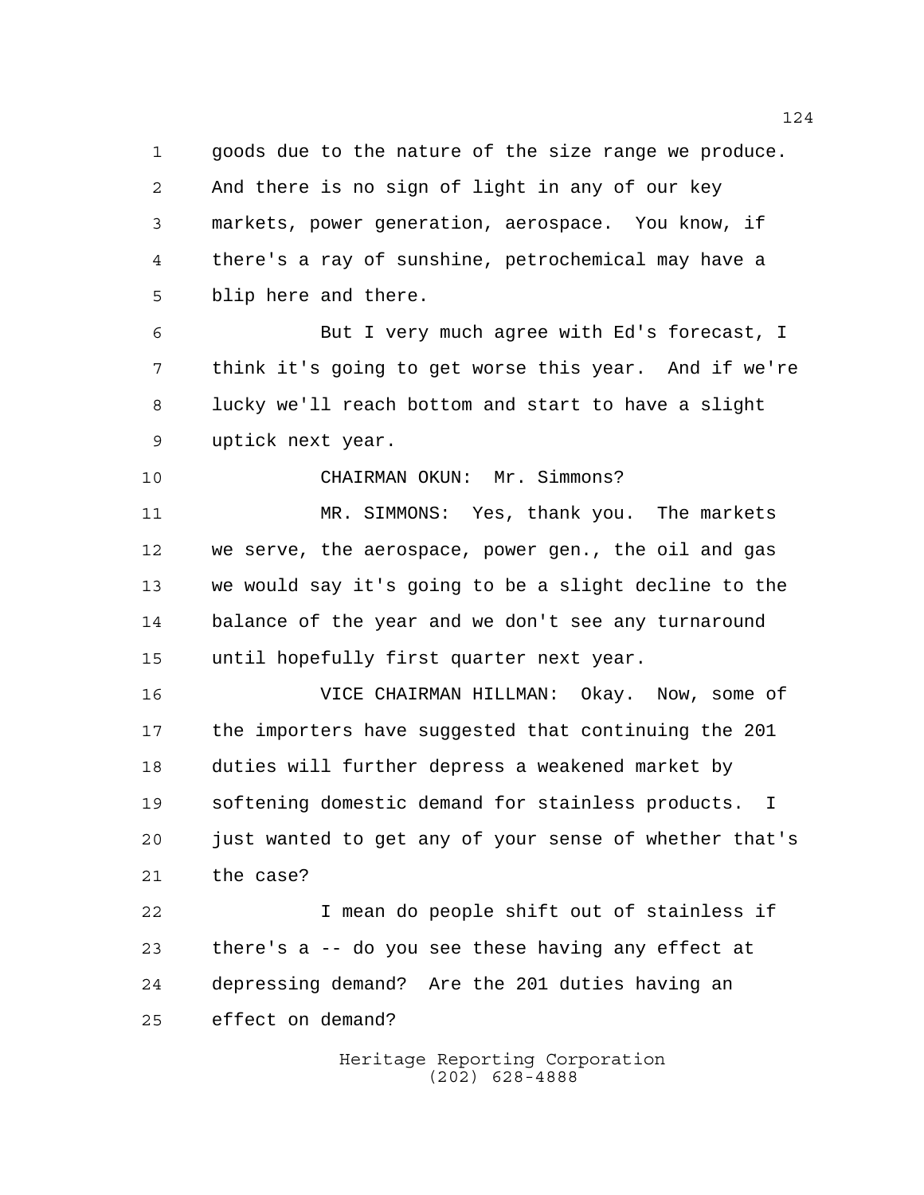goods due to the nature of the size range we produce. And there is no sign of light in any of our key markets, power generation, aerospace. You know, if there's a ray of sunshine, petrochemical may have a blip here and there.

But I very much agree with Ed's forecast, I think it's going to get worse this year. And if we're lucky we'll reach bottom and start to have a slight uptick next year.

CHAIRMAN OKUN: Mr. Simmons?

MR. SIMMONS: Yes, thank you. The markets we serve, the aerospace, power gen., the oil and gas we would say it's going to be a slight decline to the balance of the year and we don't see any turnaround until hopefully first quarter next year.

VICE CHAIRMAN HILLMAN: Okay. Now, some of the importers have suggested that continuing the 201 duties will further depress a weakened market by softening domestic demand for stainless products. I just wanted to get any of your sense of whether that's the case?

I mean do people shift out of stainless if there's a -- do you see these having any effect at depressing demand? Are the 201 duties having an effect on demand?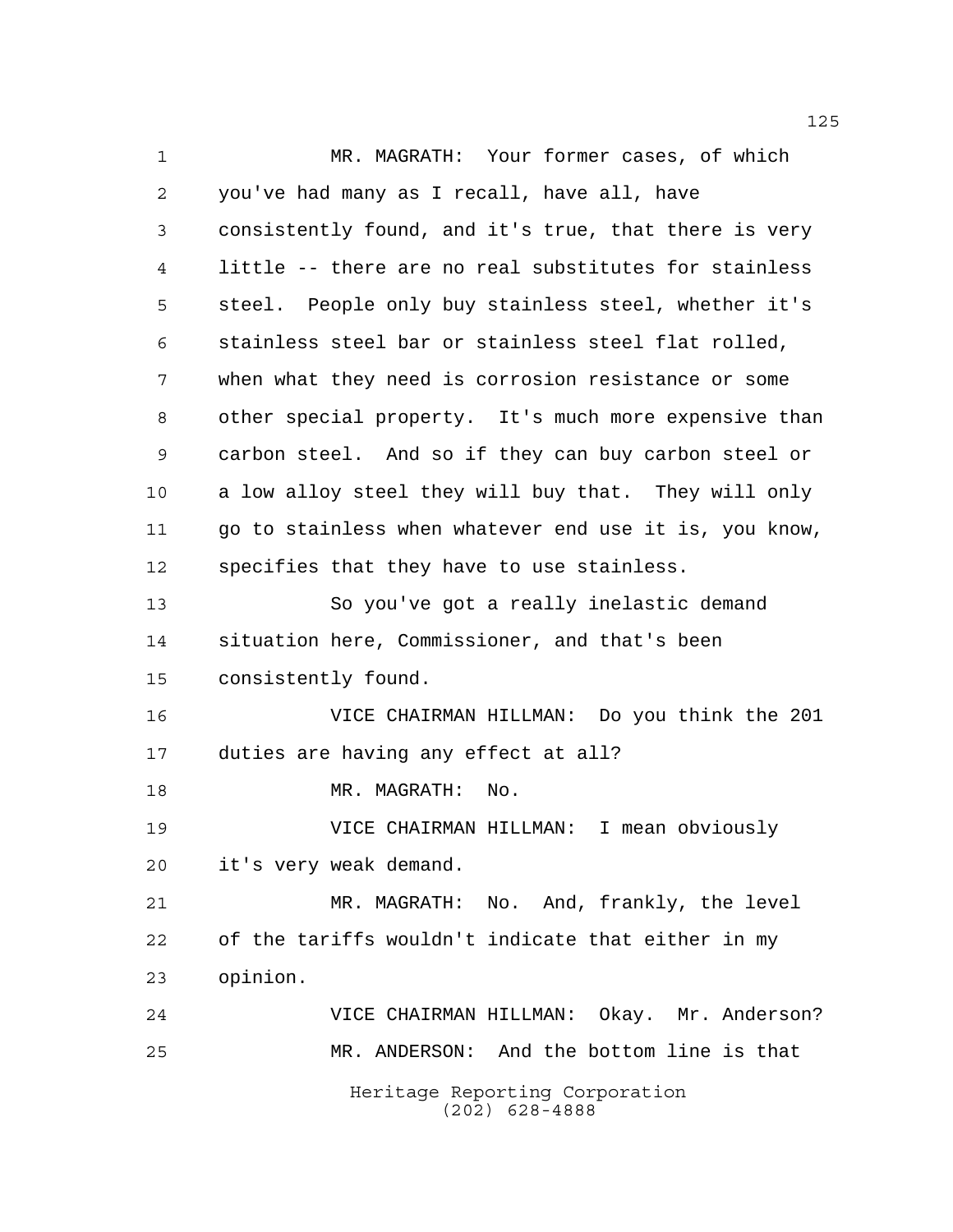MR. MAGRATH: Your former cases, of which you've had many as I recall, have all, have consistently found, and it's true, that there is very little -- there are no real substitutes for stainless steel. People only buy stainless steel, whether it's stainless steel bar or stainless steel flat rolled, when what they need is corrosion resistance or some other special property. It's much more expensive than carbon steel. And so if they can buy carbon steel or a low alloy steel they will buy that. They will only go to stainless when whatever end use it is, you know, specifies that they have to use stainless.

So you've got a really inelastic demand situation here, Commissioner, and that's been consistently found.

VICE CHAIRMAN HILLMAN: Do you think the 201 duties are having any effect at all?

MR. MAGRATH: No.

VICE CHAIRMAN HILLMAN: I mean obviously it's very weak demand.

MR. MAGRATH: No. And, frankly, the level of the tariffs wouldn't indicate that either in my opinion.

VICE CHAIRMAN HILLMAN: Okay. Mr. Anderson?

MR. ANDERSON: And the bottom line is that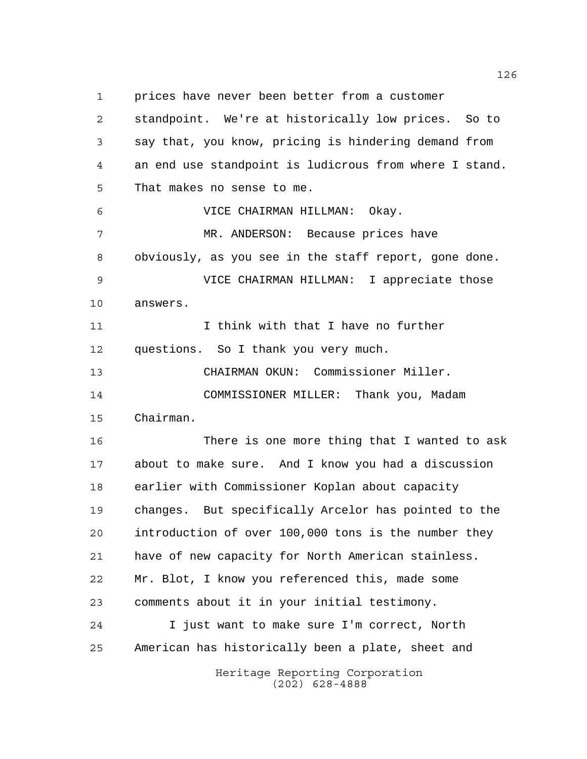prices have never been better from a customer standpoint. We're at historically low prices. So to say that, you know, pricing is hindering demand from an end use standpoint is ludicrous from where I stand. That makes no sense to me.

VICE CHAIRMAN HILLMAN: Okay.

MR. ANDERSON: Because prices have obviously, as you see in the staff report, gone done.

VICE CHAIRMAN HILLMAN: I appreciate those answers.

I think with that I have no further questions. So I thank you very much.

CHAIRMAN OKUN: Commissioner Miller.

COMMISSIONER MILLER: Thank you, Madam Chairman.

There is one more thing that I wanted to ask about to make sure. And I know you had a discussion earlier with Commissioner Koplan about capacity changes. But specifically Arcelor has pointed to the introduction of over 100,000 tons is the number they have of new capacity for North American stainless. Mr. Blot, I know you referenced this, made some comments about it in your initial testimony.

I just want to make sure I'm correct, North American has historically been a plate, sheet and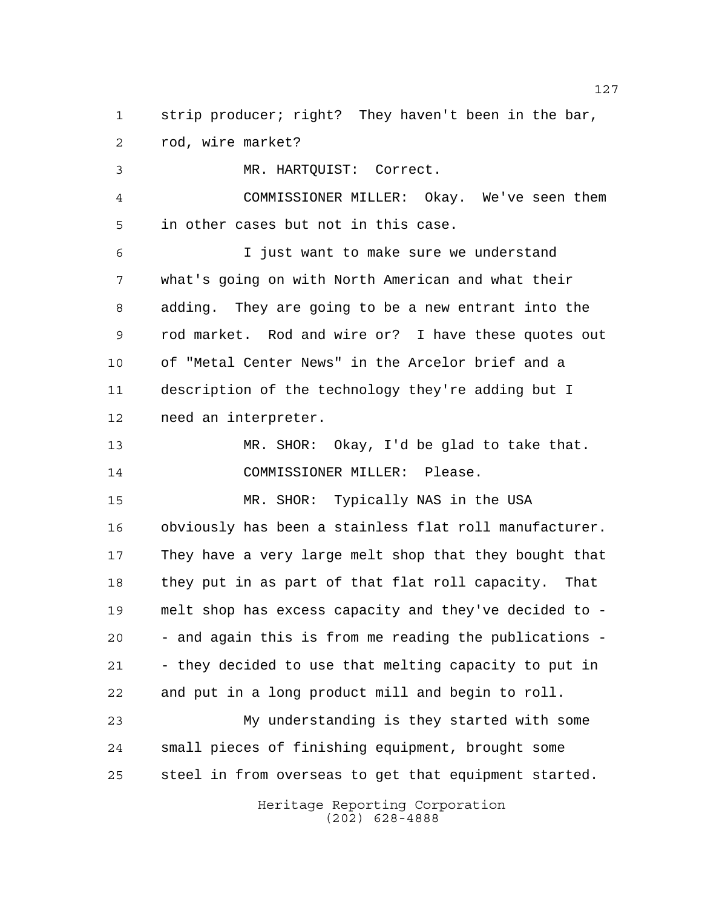strip producer; right? They haven't been in the bar, rod, wire market?

MR. HARTQUIST: Correct.

COMMISSIONER MILLER: Okay. We've seen them in other cases but not in this case.

I just want to make sure we understand what's going on with North American and what their adding. They are going to be a new entrant into the rod market. Rod and wire or? I have these quotes out of "Metal Center News" in the Arcelor brief and a description of the technology they're adding but I need an interpreter.

MR. SHOR: Okay, I'd be glad to take that.

COMMISSIONER MILLER: Please.

MR. SHOR: Typically NAS in the USA obviously has been a stainless flat roll manufacturer. They have a very large melt shop that they bought that they put in as part of that flat roll capacity. That melt shop has excess capacity and they've decided to -- and again this is from me reading the publications -- they decided to use that melting capacity to put in and put in a long product mill and begin to roll.

My understanding is they started with some small pieces of finishing equipment, brought some steel in from overseas to get that equipment started.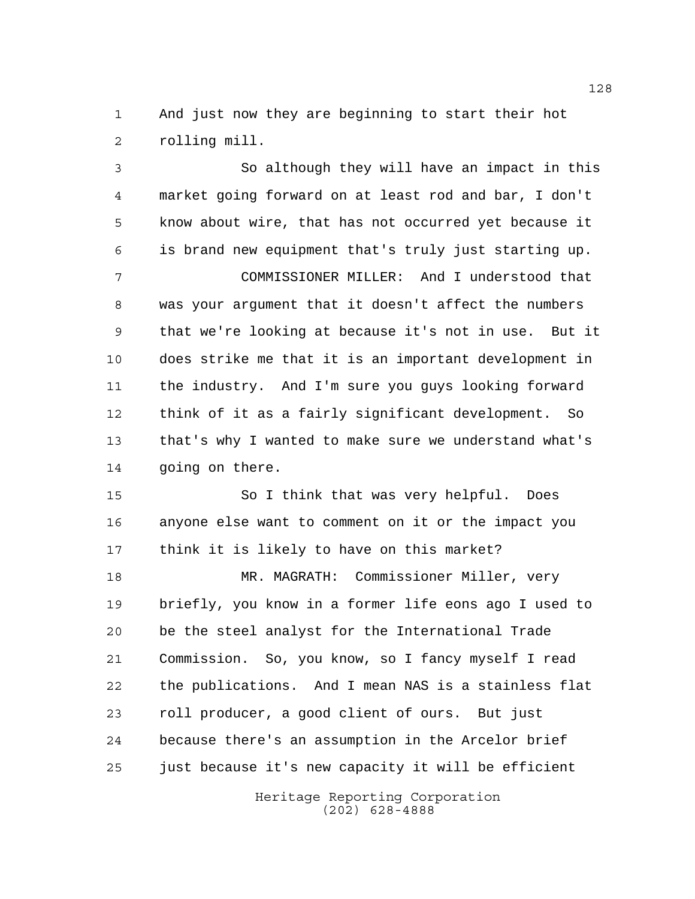And just now they are beginning to start their hot rolling mill.

So although they will have an impact in this market going forward on at least rod and bar, I don't know about wire, that has not occurred yet because it is brand new equipment that's truly just starting up.

COMMISSIONER MILLER: And I understood that was your argument that it doesn't affect the numbers that we're looking at because it's not in use. But it does strike me that it is an important development in the industry. And I'm sure you guys looking forward think of it as a fairly significant development. So that's why I wanted to make sure we understand what's going on there.

So I think that was very helpful. Does anyone else want to comment on it or the impact you think it is likely to have on this market?

MR. MAGRATH: Commissioner Miller, very briefly, you know in a former life eons ago I used to be the steel analyst for the International Trade Commission. So, you know, so I fancy myself I read the publications. And I mean NAS is a stainless flat roll producer, a good client of ours. But just because there's an assumption in the Arcelor brief just because it's new capacity it will be efficient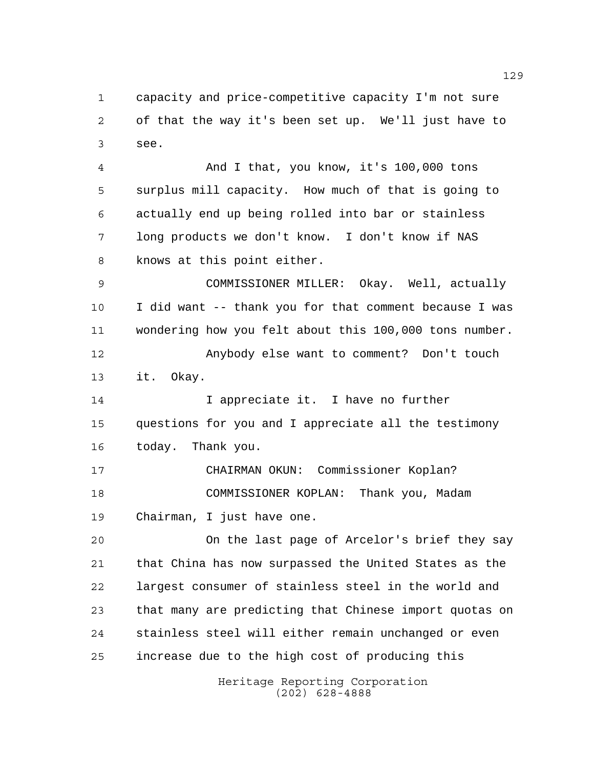capacity and price-competitive capacity I'm not sure of that the way it's been set up. We'll just have to see.

And I that, you know, it's 100,000 tons surplus mill capacity. How much of that is going to actually end up being rolled into bar or stainless long products we don't know. I don't know if NAS knows at this point either.

COMMISSIONER MILLER: Okay. Well, actually I did want -- thank you for that comment because I was wondering how you felt about this 100,000 tons number.

Anybody else want to comment? Don't touch it. Okay.

I appreciate it. I have no further questions for you and I appreciate all the testimony today. Thank you.

CHAIRMAN OKUN: Commissioner Koplan?

COMMISSIONER KOPLAN: Thank you, Madam Chairman, I just have one.

On the last page of Arcelor's brief they say that China has now surpassed the United States as the largest consumer of stainless steel in the world and that many are predicting that Chinese import quotas on stainless steel will either remain unchanged or even increase due to the high cost of producing this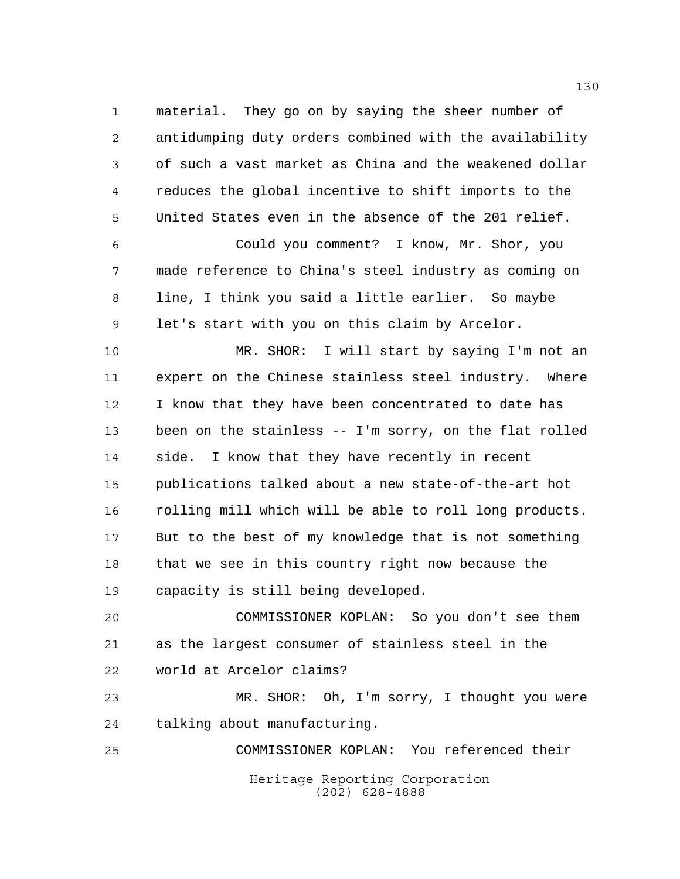material. They go on by saying the sheer number of antidumping duty orders combined with the availability of such a vast market as China and the weakened dollar reduces the global incentive to shift imports to the United States even in the absence of the 201 relief.

Could you comment? I know, Mr. Shor, you made reference to China's steel industry as coming on line, I think you said a little earlier. So maybe let's start with you on this claim by Arcelor.

MR. SHOR: I will start by saying I'm not an expert on the Chinese stainless steel industry. Where I know that they have been concentrated to date has been on the stainless -- I'm sorry, on the flat rolled side. I know that they have recently in recent publications talked about a new state-of-the-art hot rolling mill which will be able to roll long products. But to the best of my knowledge that is not something that we see in this country right now because the capacity is still being developed.

COMMISSIONER KOPLAN: So you don't see them as the largest consumer of stainless steel in the world at Arcelor claims?

MR. SHOR: Oh, I'm sorry, I thought you were talking about manufacturing.

COMMISSIONER KOPLAN: You referenced their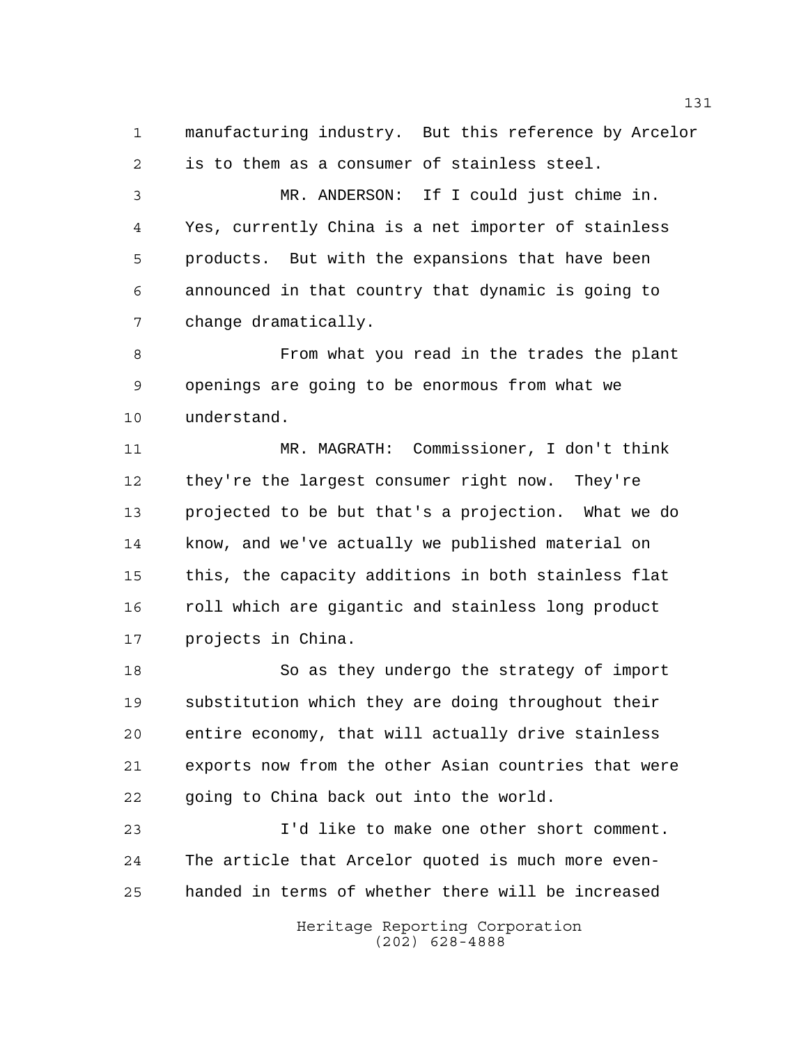manufacturing industry. But this reference by Arcelor is to them as a consumer of stainless steel.

MR. ANDERSON: If I could just chime in. Yes, currently China is a net importer of stainless products. But with the expansions that have been announced in that country that dynamic is going to change dramatically.

From what you read in the trades the plant openings are going to be enormous from what we understand.

MR. MAGRATH: Commissioner, I don't think they're the largest consumer right now. They're projected to be but that's a projection. What we do know, and we've actually we published material on this, the capacity additions in both stainless flat roll which are gigantic and stainless long product projects in China.

So as they undergo the strategy of import substitution which they are doing throughout their entire economy, that will actually drive stainless exports now from the other Asian countries that were going to China back out into the world.

I'd like to make one other short comment. The article that Arcelor quoted is much more even-handed in terms of whether there will be increased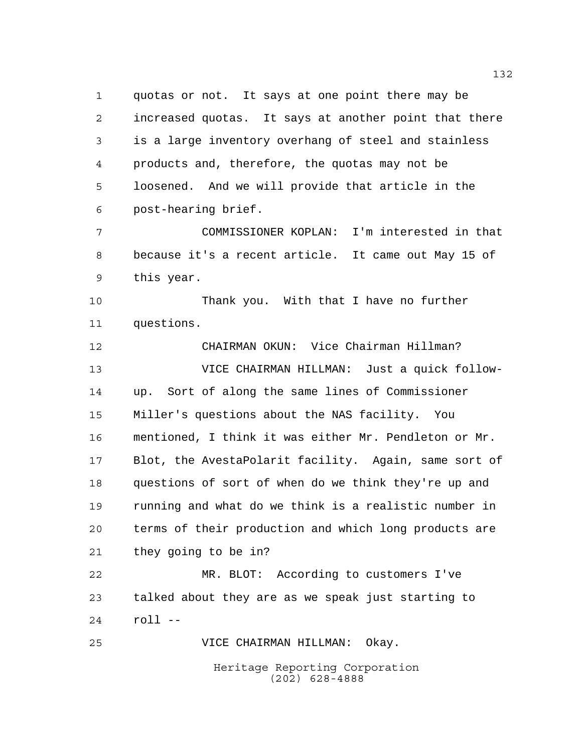quotas or not. It says at one point there may be increased quotas. It says at another point that there is a large inventory overhang of steel and stainless products and, therefore, the quotas may not be loosened. And we will provide that article in the post-hearing brief.

COMMISSIONER KOPLAN: I'm interested in that because it's a recent article. It came out May 15 of this year.

Thank you. With that I have no further questions.

CHAIRMAN OKUN: Vice Chairman Hillman?

VICE CHAIRMAN HILLMAN: Just a quick follow-up. Sort of along the same lines of Commissioner Miller's questions about the NAS facility. You mentioned, I think it was either Mr. Pendleton or Mr. Blot, the AvestaPolarit facility. Again, same sort of questions of sort of when do we think they're up and running and what do we think is a realistic number in terms of their production and which long products are they going to be in?

MR. BLOT: According to customers I've talked about they are as we speak just starting to roll --

VICE CHAIRMAN HILLMAN: Okay.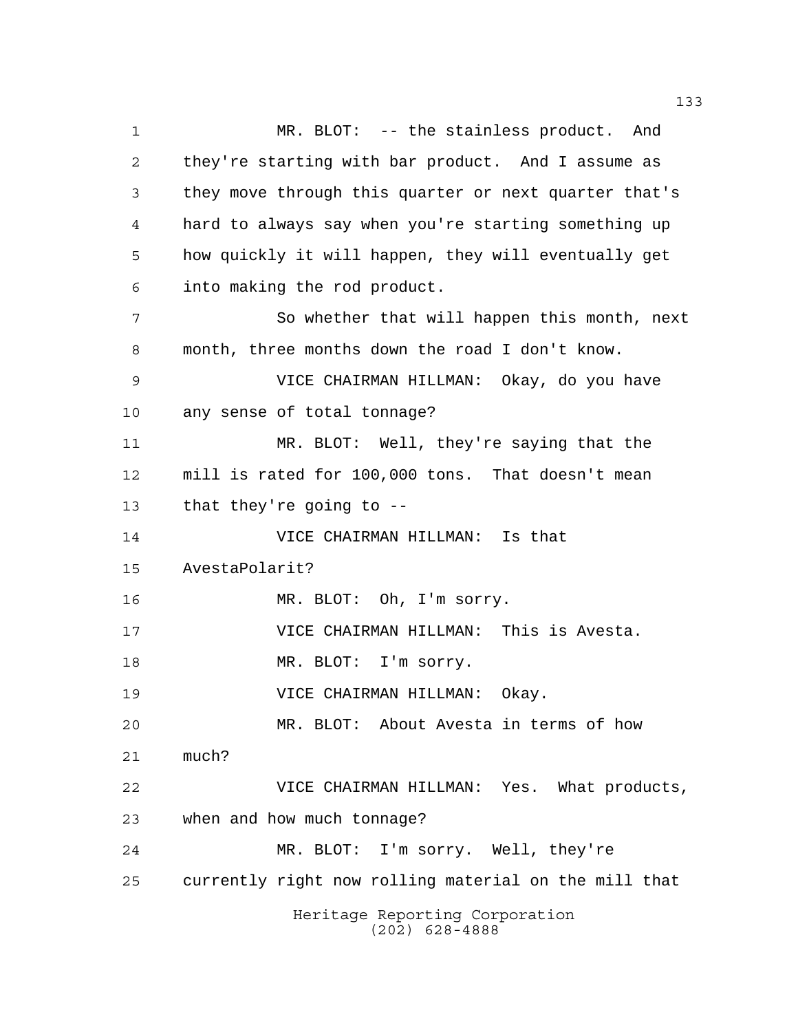MR. BLOT: -- the stainless product. And they're starting with bar product. And I assume as they move through this quarter or next quarter that's hard to always say when you're starting something up how quickly it will happen, they will eventually get into making the rod product.

So whether that will happen this month, next month, three months down the road I don't know.

VICE CHAIRMAN HILLMAN: Okay, do you have any sense of total tonnage?

MR. BLOT: Well, they're saying that the mill is rated for 100,000 tons. That doesn't mean that they're going to --

VICE CHAIRMAN HILLMAN: Is that AvestaPolarit?

MR. BLOT: Oh, I'm sorry.

VICE CHAIRMAN HILLMAN: This is Avesta.

MR. BLOT: I'm sorry.

VICE CHAIRMAN HILLMAN: Okay.

MR. BLOT: About Avesta in terms of how much?

VICE CHAIRMAN HILLMAN: Yes. What products, when and how much tonnage?

MR. BLOT: I'm sorry. Well, they're currently right now rolling material on the mill that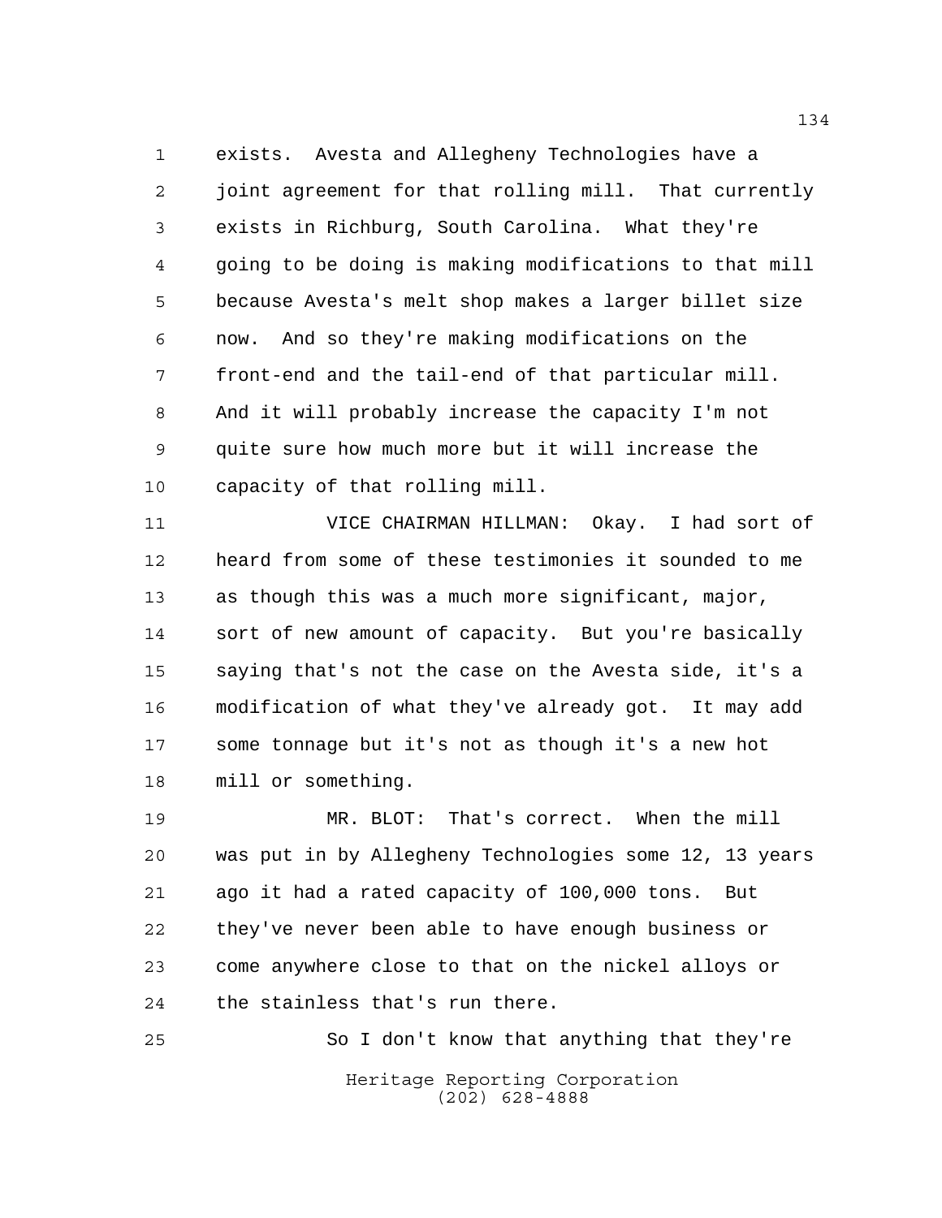exists. Avesta and Allegheny Technologies have a joint agreement for that rolling mill. That currently exists in Richburg, South Carolina. What they're going to be doing is making modifications to that mill because Avesta's melt shop makes a larger billet size now. And so they're making modifications on the front-end and the tail-end of that particular mill. And it will probably increase the capacity I'm not quite sure how much more but it will increase the capacity of that rolling mill.

VICE CHAIRMAN HILLMAN: Okay. I had sort of heard from some of these testimonies it sounded to me as though this was a much more significant, major, sort of new amount of capacity. But you're basically saying that's not the case on the Avesta side, it's a modification of what they've already got. It may add some tonnage but it's not as though it's a new hot mill or something.

MR. BLOT: That's correct. When the mill was put in by Allegheny Technologies some 12, 13 years ago it had a rated capacity of 100,000 tons. But they've never been able to have enough business or come anywhere close to that on the nickel alloys or the stainless that's run there.

So I don't know that anything that they're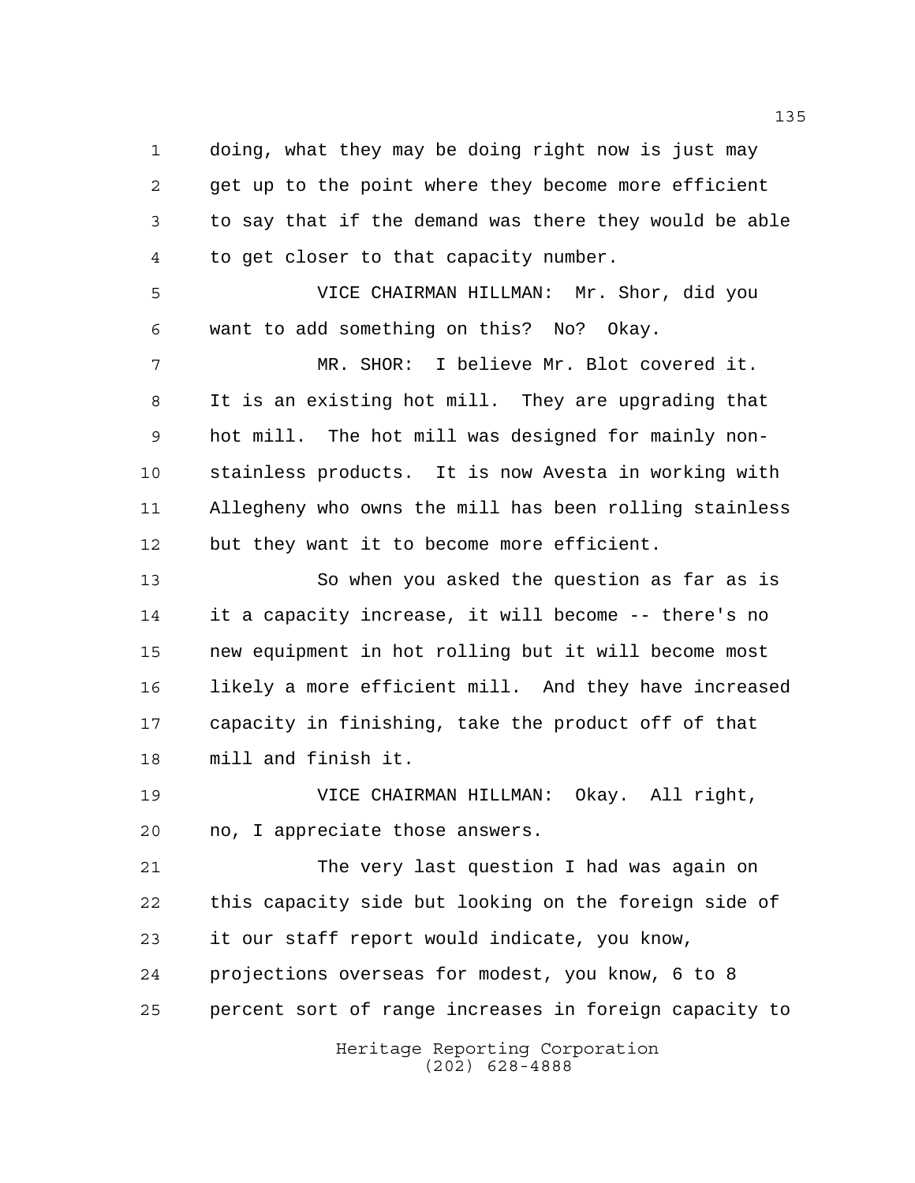doing, what they may be doing right now is just may get up to the point where they become more efficient to say that if the demand was there they would be able to get closer to that capacity number.

VICE CHAIRMAN HILLMAN: Mr. Shor, did you want to add something on this? No? Okay.

MR. SHOR: I believe Mr. Blot covered it. It is an existing hot mill. They are upgrading that hot mill. The hot mill was designed for mainly non-stainless products. It is now Avesta in working with Allegheny who owns the mill has been rolling stainless but they want it to become more efficient.

So when you asked the question as far as is it a capacity increase, it will become -- there's no new equipment in hot rolling but it will become most likely a more efficient mill. And they have increased capacity in finishing, take the product off of that mill and finish it.

VICE CHAIRMAN HILLMAN: Okay. All right, no, I appreciate those answers.

The very last question I had was again on this capacity side but looking on the foreign side of it our staff report would indicate, you know, projections overseas for modest, you know, 6 to 8 percent sort of range increases in foreign capacity to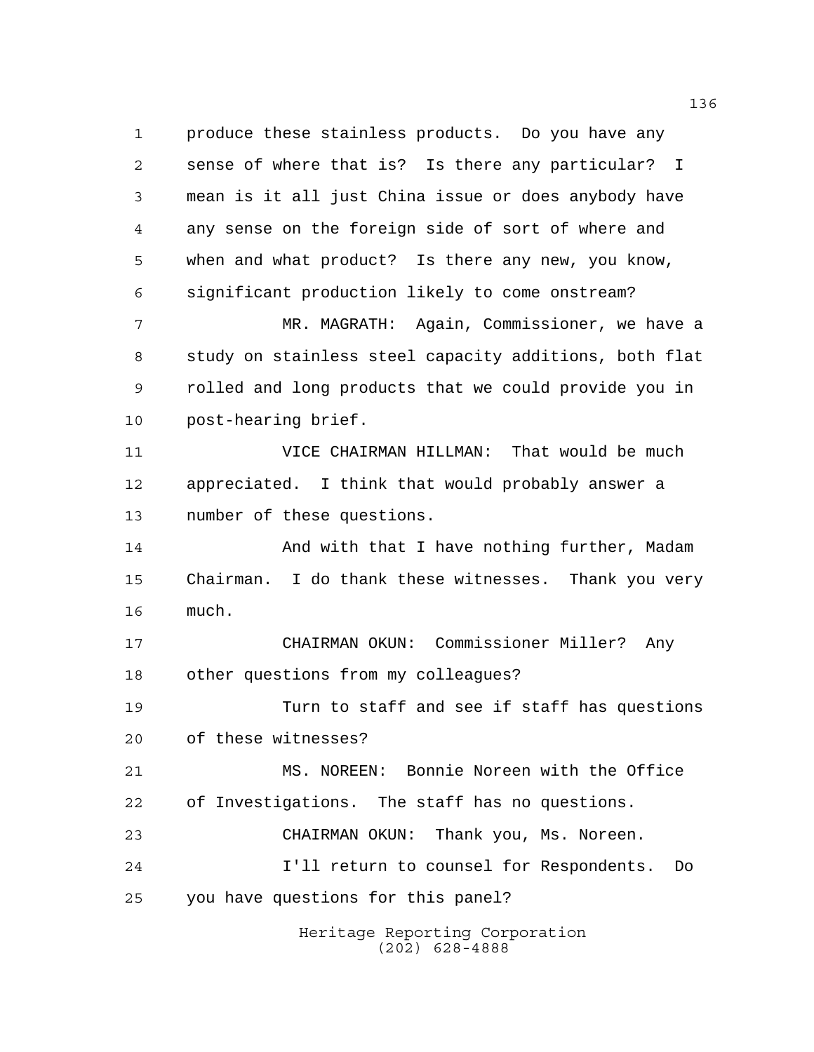produce these stainless products. Do you have any sense of where that is? Is there any particular? I mean is it all just China issue or does anybody have any sense on the foreign side of sort of where and when and what product? Is there any new, you know, significant production likely to come onstream?

MR. MAGRATH: Again, Commissioner, we have a study on stainless steel capacity additions, both flat rolled and long products that we could provide you in post-hearing brief.

VICE CHAIRMAN HILLMAN: That would be much appreciated. I think that would probably answer a number of these questions.

And with that I have nothing further, Madam Chairman. I do thank these witnesses. Thank you very much.

CHAIRMAN OKUN: Commissioner Miller? Any other questions from my colleagues?

Turn to staff and see if staff has questions of these witnesses?

MS. NOREEN: Bonnie Noreen with the Office of Investigations. The staff has no questions.

CHAIRMAN OKUN: Thank you, Ms. Noreen.

I'll return to counsel for Respondents. Do you have questions for this panel?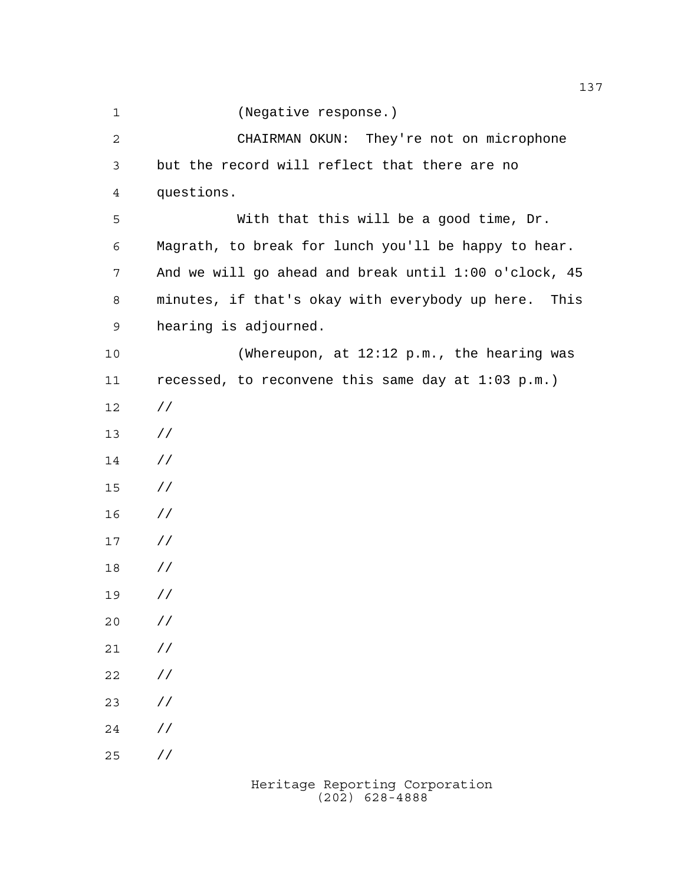(Negative response.)

CHAIRMAN OKUN: They're not on microphone but the record will reflect that there are no questions.

With that this will be a good time, Dr. Magrath, to break for lunch you'll be happy to hear. And we will go ahead and break until 1:00 o'clock, 45 minutes, if that's okay with everybody up here. This hearing is adjourned.

(Whereupon, at 12:12 p.m., the hearing was recessed, to reconvene this same day at 1:03 p.m.)

//

//

//

//

//

//

//

//

//

//

//

//

//

//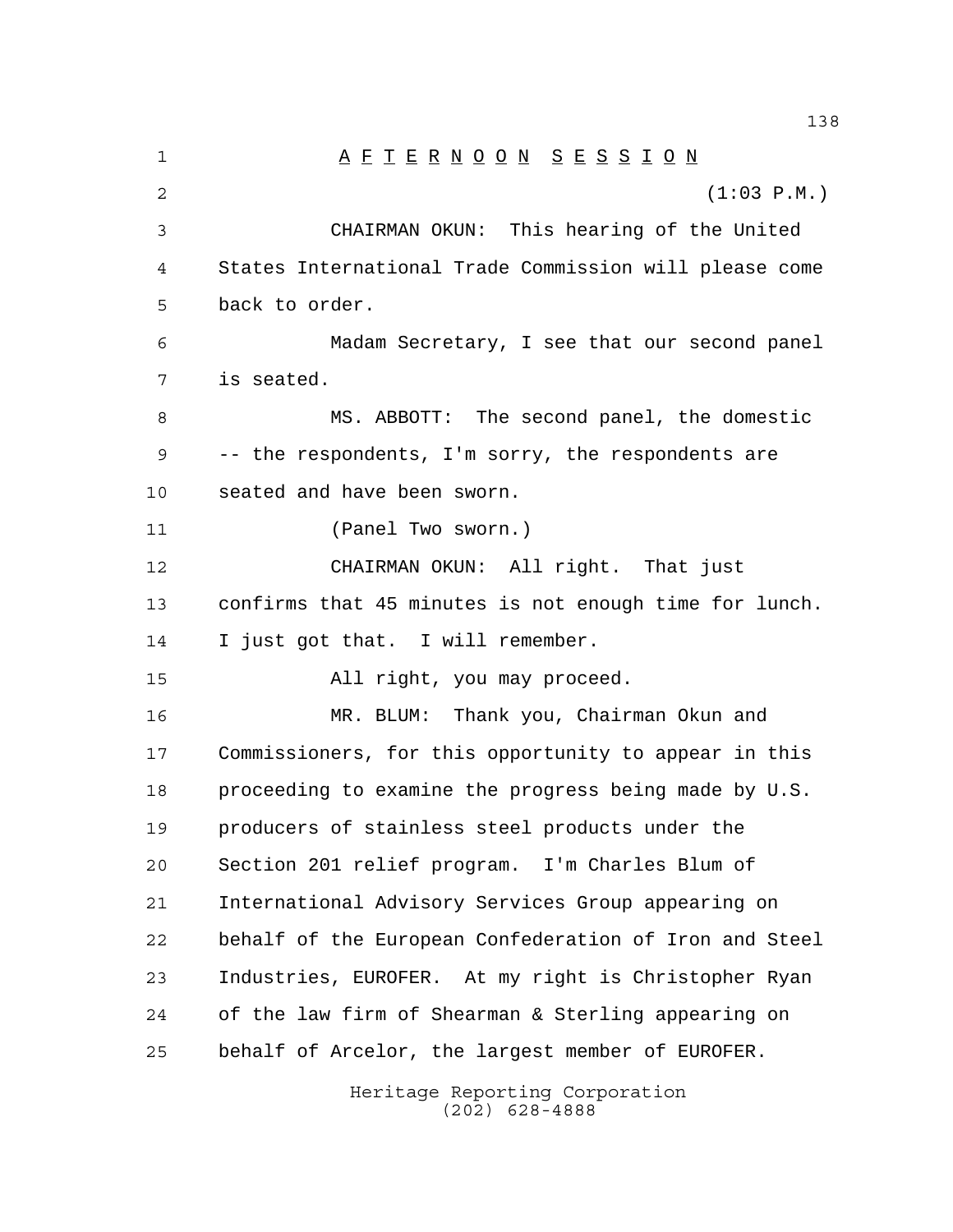A F T E R N O O N   S E S S I O N

(1:03 P.M.)

CHAIRMAN OKUN: This hearing of the United States International Trade Commission will please come back to order.

Madam Secretary, I see that our second panel is seated.

MS. ABBOTT: The second panel, the domestic -- the respondents, I'm sorry, the respondents are seated and have been sworn.

(Panel Two sworn.)

CHAIRMAN OKUN: All right. That just confirms that 45 minutes is not enough time for lunch. I just got that. I will remember.

All right, you may proceed.

MR. BLUM: Thank you, Chairman Okun and Commissioners, for this opportunity to appear in this proceeding to examine the progress being made by U.S. producers of stainless steel products under the Section 201 relief program. I'm Charles Blum of International Advisory Services Group appearing on behalf of the European Confederation of Iron and Steel Industries, EUROFER. At my right is Christopher Ryan of the law firm of Shearman & Sterling appearing on behalf of Arcelor, the largest member of EUROFER.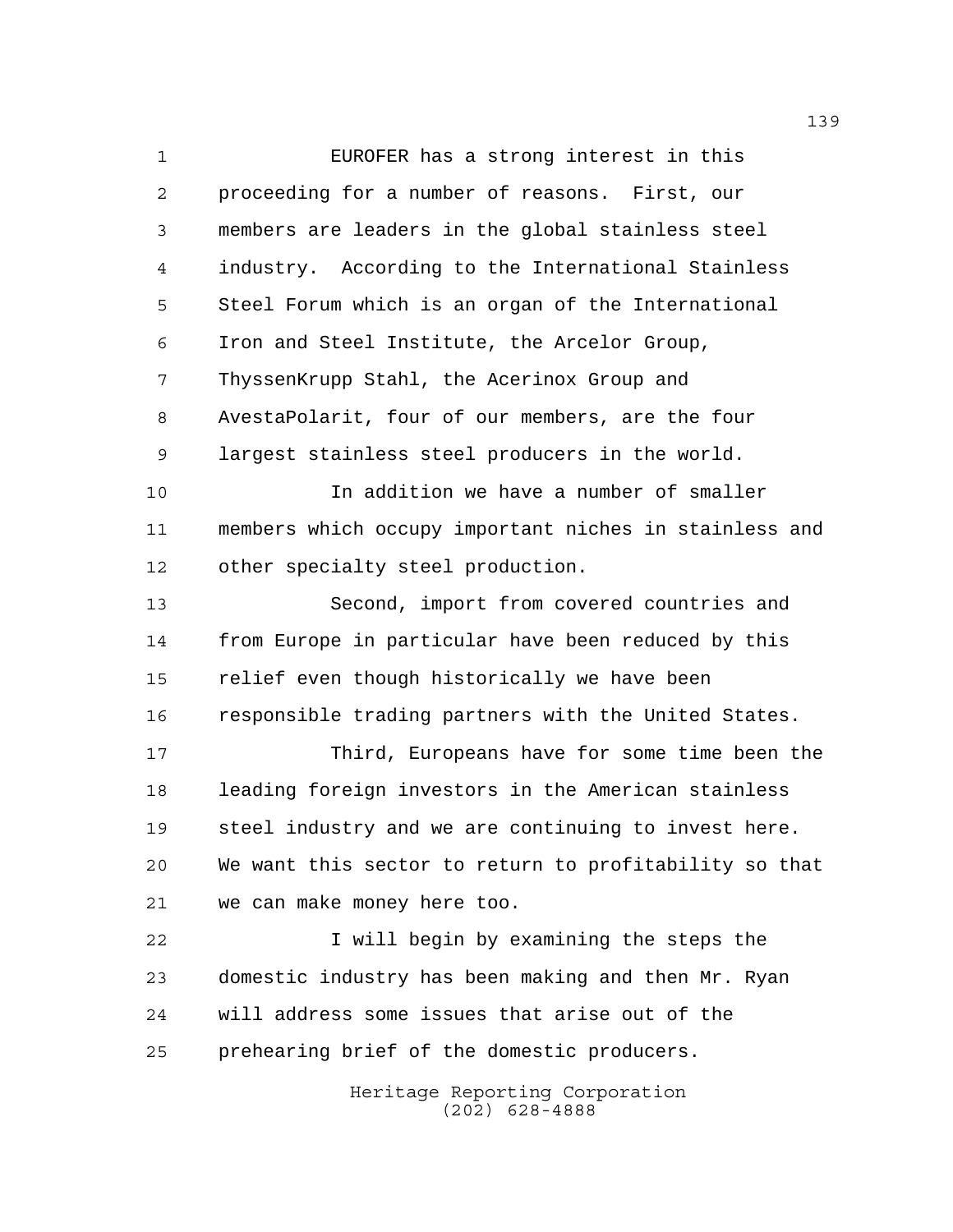EUROFER has a strong interest in this proceeding for a number of reasons. First, our members are leaders in the global stainless steel industry. According to the International Stainless Steel Forum which is an organ of the International Iron and Steel Institute, the Arcelor Group, ThyssenKrupp Stahl, the Acerinox Group and AvestaPolarit, four of our members, are the four largest stainless steel producers in the world.

In addition we have a number of smaller members which occupy important niches in stainless and other specialty steel production.

Second, import from covered countries and from Europe in particular have been reduced by this relief even though historically we have been responsible trading partners with the United States.

Third, Europeans have for some time been the leading foreign investors in the American stainless steel industry and we are continuing to invest here. We want this sector to return to profitability so that we can make money here too.

I will begin by examining the steps the domestic industry has been making and then Mr. Ryan will address some issues that arise out of the prehearing brief of the domestic producers.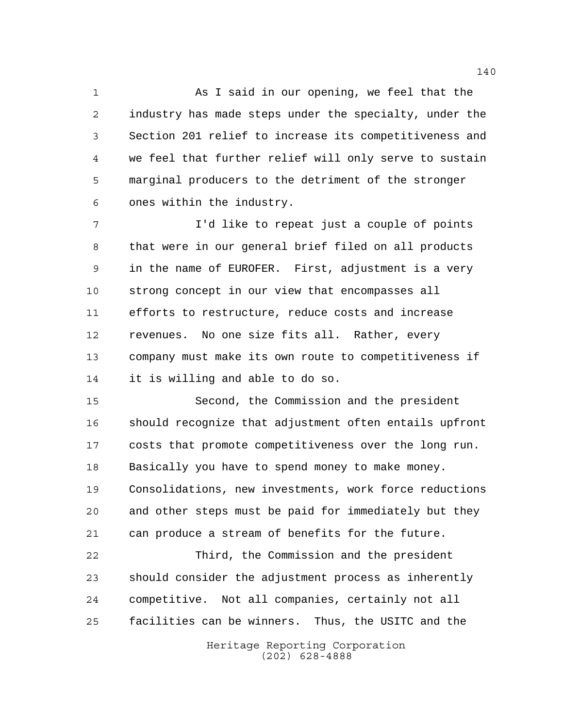As I said in our opening, we feel that the industry has made steps under the specialty, under the Section 201 relief to increase its competitiveness and we feel that further relief will only serve to sustain marginal producers to the detriment of the stronger ones within the industry.

I'd like to repeat just a couple of points that were in our general brief filed on all products in the name of EUROFER. First, adjustment is a very strong concept in our view that encompasses all efforts to restructure, reduce costs and increase revenues. No one size fits all. Rather, every company must make its own route to competitiveness if it is willing and able to do so.

Second, the Commission and the president should recognize that adjustment often entails upfront costs that promote competitiveness over the long run. Basically you have to spend money to make money. Consolidations, new investments, work force reductions and other steps must be paid for immediately but they can produce a stream of benefits for the future.

Third, the Commission and the president should consider the adjustment process as inherently competitive. Not all companies, certainly not all facilities can be winners. Thus, the USITC and the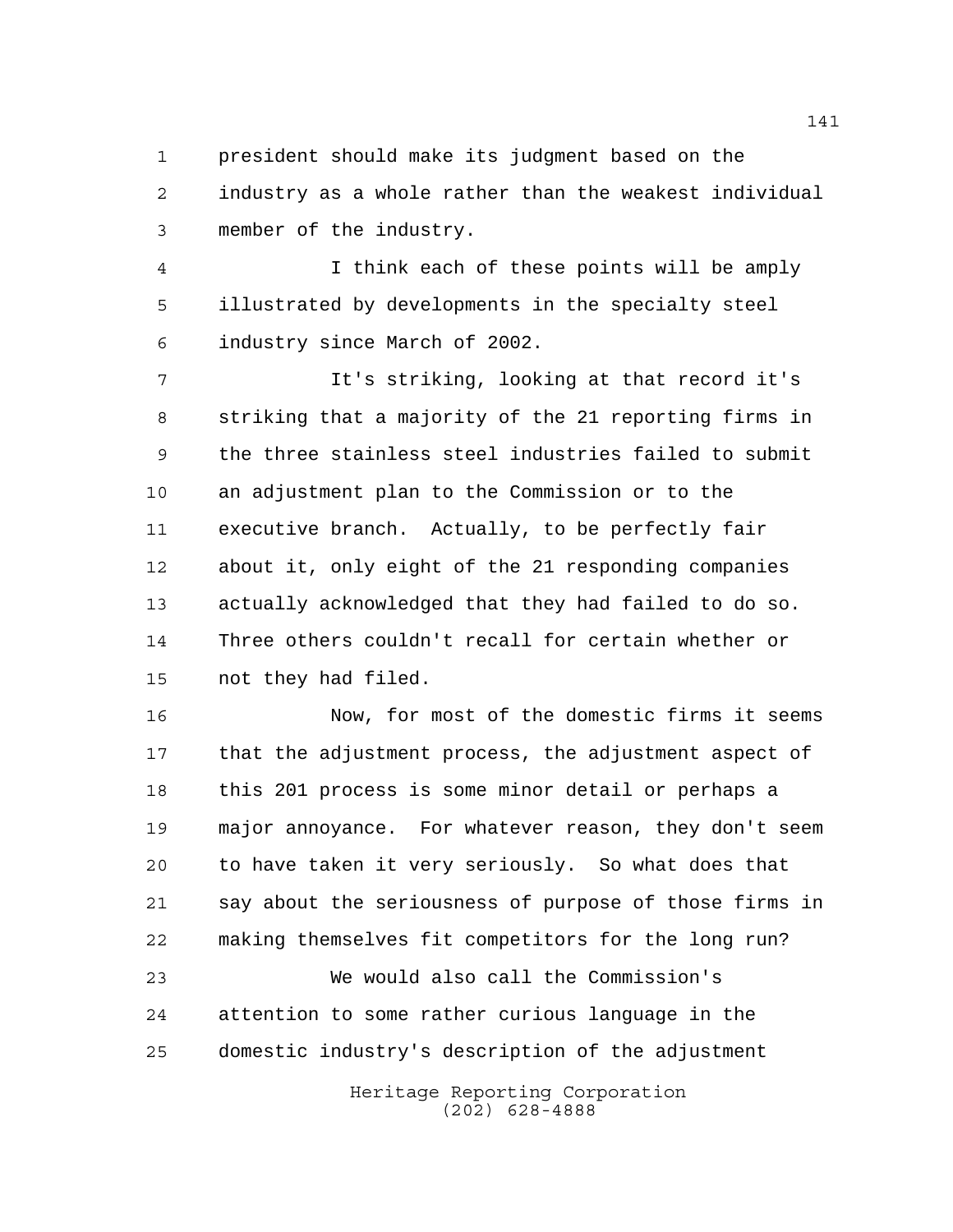president should make its judgment based on the industry as a whole rather than the weakest individual member of the industry.

I think each of these points will be amply illustrated by developments in the specialty steel industry since March of 2002.

It's striking, looking at that record it's striking that a majority of the 21 reporting firms in the three stainless steel industries failed to submit an adjustment plan to the Commission or to the executive branch. Actually, to be perfectly fair about it, only eight of the 21 responding companies actually acknowledged that they had failed to do so. Three others couldn't recall for certain whether or not they had filed.

Now, for most of the domestic firms it seems that the adjustment process, the adjustment aspect of this 201 process is some minor detail or perhaps a major annoyance. For whatever reason, they don't seem to have taken it very seriously. So what does that say about the seriousness of purpose of those firms in making themselves fit competitors for the long run?

We would also call the Commission's attention to some rather curious language in the domestic industry's description of the adjustment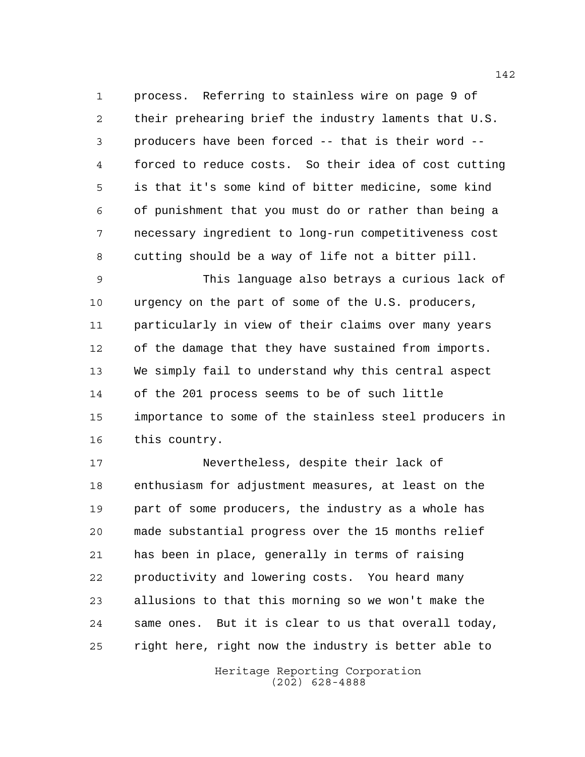process. Referring to stainless wire on page 9 of their prehearing brief the industry laments that U.S. producers have been forced -- that is their word -- forced to reduce costs. So their idea of cost cutting is that it's some kind of bitter medicine, some kind of punishment that you must do or rather than being a necessary ingredient to long-run competitiveness cost cutting should be a way of life not a bitter pill.

This language also betrays a curious lack of urgency on the part of some of the U.S. producers, particularly in view of their claims over many years of the damage that they have sustained from imports. We simply fail to understand why this central aspect of the 201 process seems to be of such little importance to some of the stainless steel producers in this country.

Nevertheless, despite their lack of enthusiasm for adjustment measures, at least on the part of some producers, the industry as a whole has made substantial progress over the 15 months relief has been in place, generally in terms of raising productivity and lowering costs. You heard many allusions to that this morning so we won't make the same ones. But it is clear to us that overall today, right here, right now the industry is better able to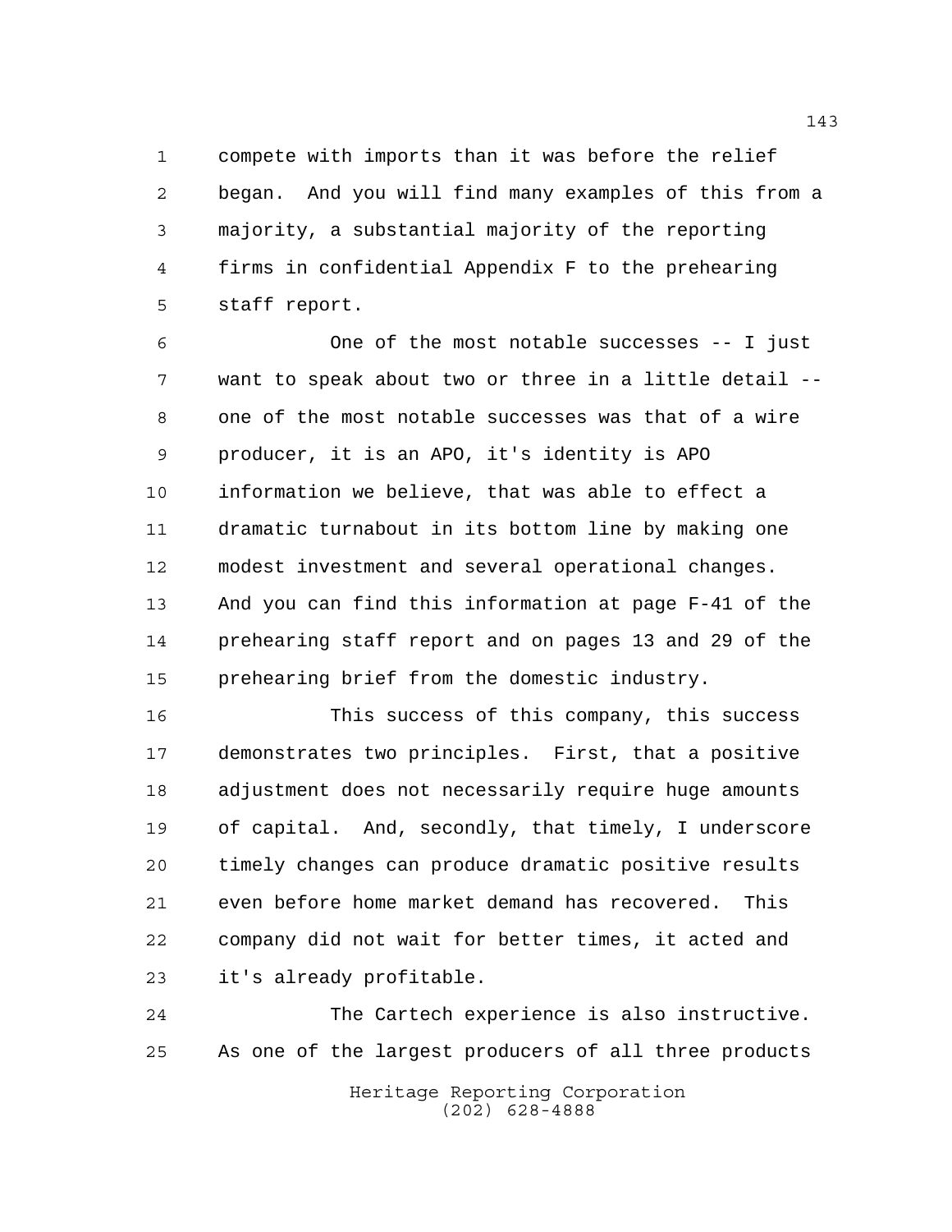compete with imports than it was before the relief began. And you will find many examples of this from a majority, a substantial majority of the reporting firms in confidential Appendix F to the prehearing staff report.

One of the most notable successes -- I just want to speak about two or three in a little detail -- one of the most notable successes was that of a wire producer, it is an APO, it's identity is APO information we believe, that was able to effect a dramatic turnabout in its bottom line by making one modest investment and several operational changes. And you can find this information at page F-41 of the prehearing staff report and on pages 13 and 29 of the prehearing brief from the domestic industry.

This success of this company, this success demonstrates two principles. First, that a positive adjustment does not necessarily require huge amounts of capital. And, secondly, that timely, I underscore timely changes can produce dramatic positive results even before home market demand has recovered. This company did not wait for better times, it acted and it's already profitable.

The Cartech experience is also instructive. As one of the largest producers of all three products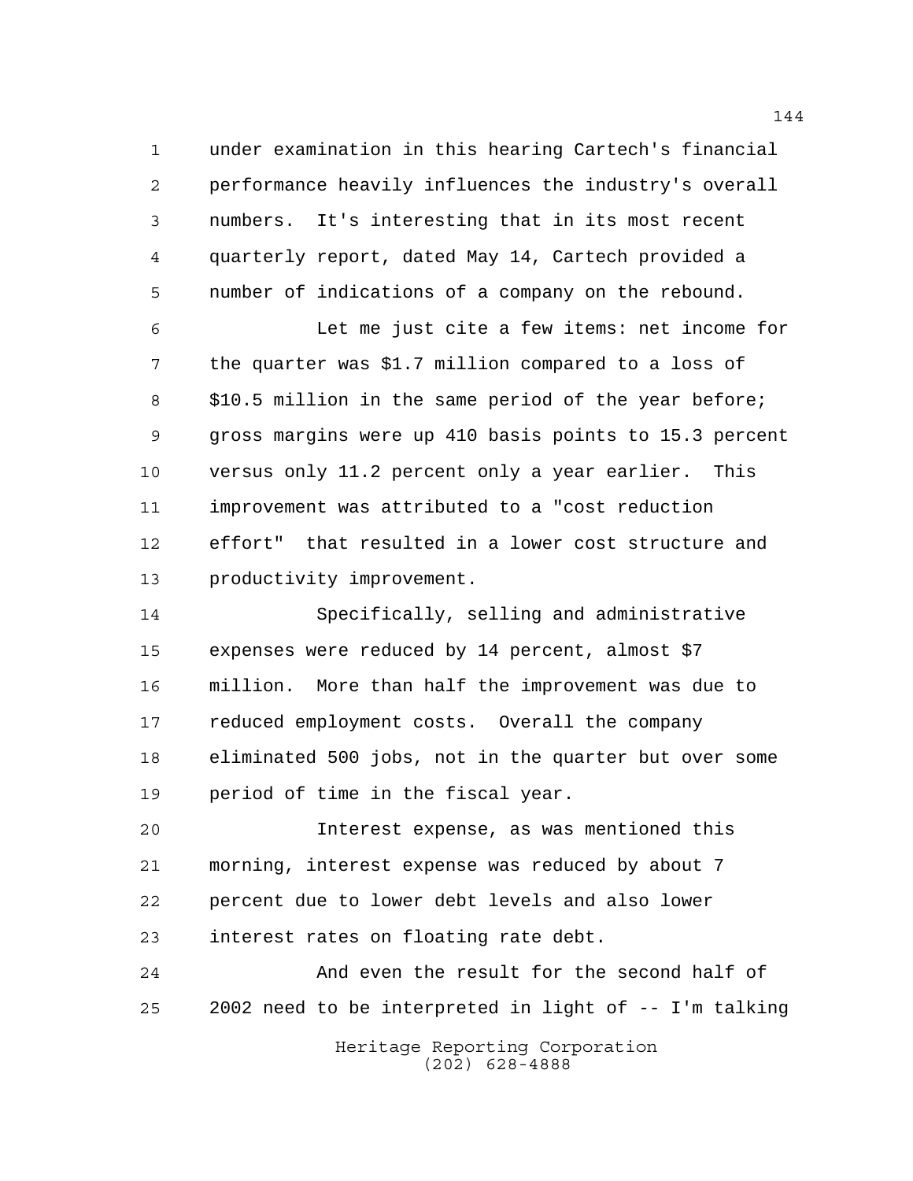under examination in this hearing Cartech's financial performance heavily influences the industry's overall numbers. It's interesting that in its most recent quarterly report, dated May 14, Cartech provided a number of indications of a company on the rebound.

Let me just cite a few items: net income for the quarter was $1.7 million compared to a loss of $10.5 million in the same period of the year before; gross margins were up 410 basis points to 15.3 percent versus only 11.2 percent only a year earlier. This improvement was attributed to a "cost reduction effort" that resulted in a lower cost structure and productivity improvement.

Specifically, selling and administrative expenses were reduced by 14 percent, almost $7 million. More than half the improvement was due to reduced employment costs. Overall the company eliminated 500 jobs, not in the quarter but over some period of time in the fiscal year.

Interest expense, as was mentioned this morning, interest expense was reduced by about 7 percent due to lower debt levels and also lower interest rates on floating rate debt.

And even the result for the second half of 2002 need to be interpreted in light of -- I'm talking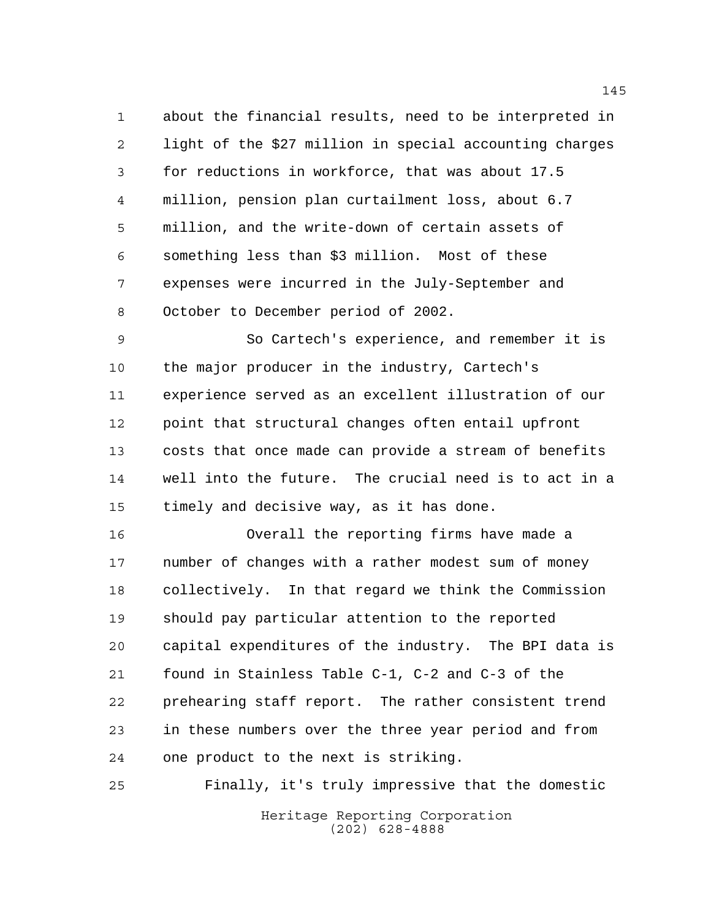about the financial results, need to be interpreted in light of the $27 million in special accounting charges for reductions in workforce, that was about 17.5 million, pension plan curtailment loss, about 6.7 million, and the write-down of certain assets of something less than $3 million. Most of these expenses were incurred in the July-September and October to December period of 2002.

So Cartech's experience, and remember it is the major producer in the industry, Cartech's experience served as an excellent illustration of our point that structural changes often entail upfront costs that once made can provide a stream of benefits well into the future. The crucial need is to act in a timely and decisive way, as it has done.

Overall the reporting firms have made a number of changes with a rather modest sum of money collectively. In that regard we think the Commission should pay particular attention to the reported capital expenditures of the industry. The BPI data is found in Stainless Table C-1, C-2 and C-3 of the prehearing staff report. The rather consistent trend in these numbers over the three year period and from one product to the next is striking.

Finally, it's truly impressive that the domestic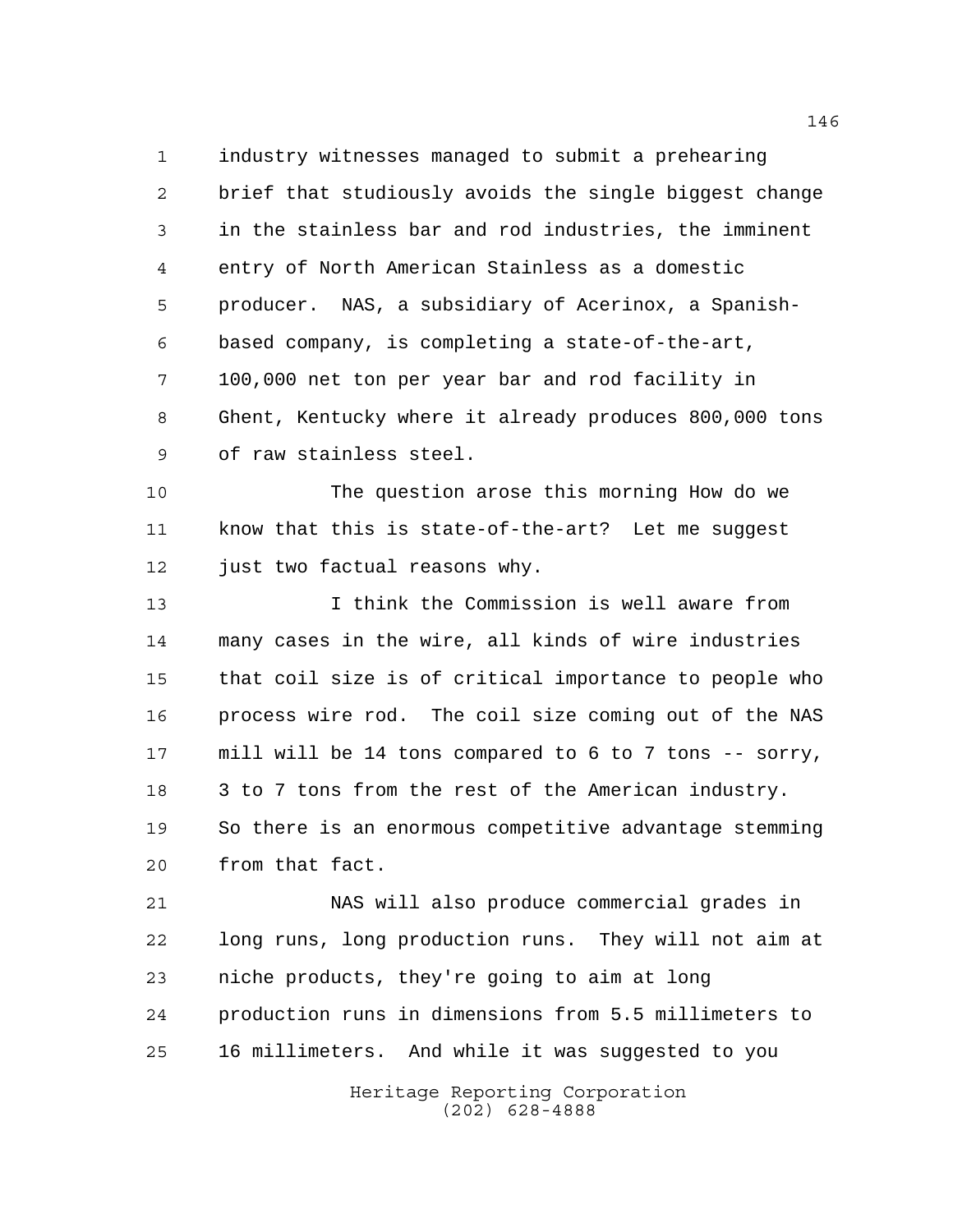industry witnesses managed to submit a prehearing brief that studiously avoids the single biggest change in the stainless bar and rod industries, the imminent entry of North American Stainless as a domestic producer. NAS, a subsidiary of Acerinox, a Spanish-based company, is completing a state-of-the-art, 100,000 net ton per year bar and rod facility in Ghent, Kentucky where it already produces 800,000 tons of raw stainless steel.

The question arose this morning How do we know that this is state-of-the-art? Let me suggest just two factual reasons why.

I think the Commission is well aware from many cases in the wire, all kinds of wire industries that coil size is of critical importance to people who process wire rod. The coil size coming out of the NAS mill will be 14 tons compared to 6 to 7 tons -- sorry, 3 to 7 tons from the rest of the American industry. So there is an enormous competitive advantage stemming from that fact.

NAS will also produce commercial grades in long runs, long production runs. They will not aim at niche products, they're going to aim at long production runs in dimensions from 5.5 millimeters to 16 millimeters. And while it was suggested to you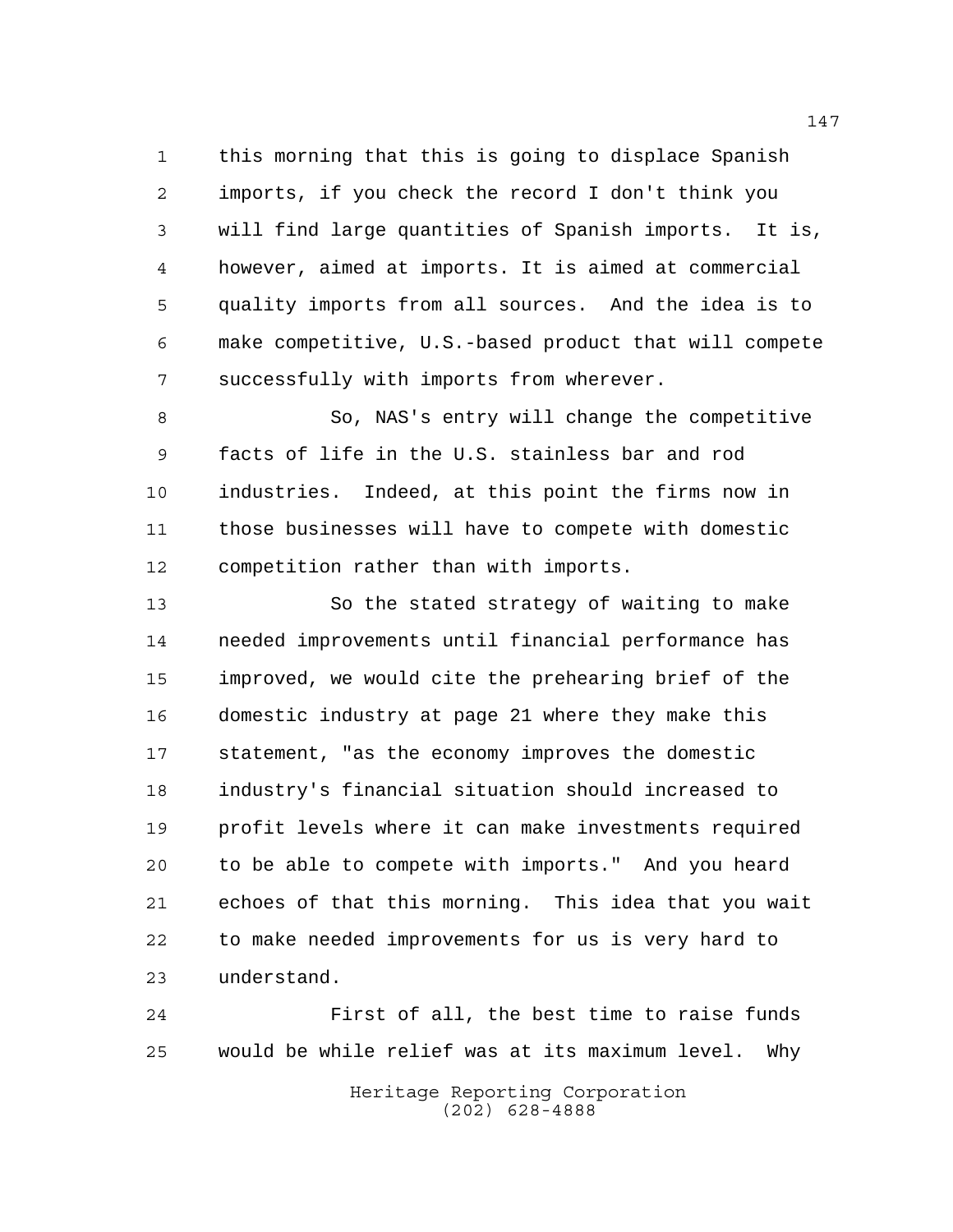this morning that this is going to displace Spanish imports, if you check the record I don't think you will find large quantities of Spanish imports. It is, however, aimed at imports. It is aimed at commercial quality imports from all sources. And the idea is to make competitive, U.S.-based product that will compete successfully with imports from wherever.

So, NAS's entry will change the competitive facts of life in the U.S. stainless bar and rod industries. Indeed, at this point the firms now in those businesses will have to compete with domestic competition rather than with imports.

So the stated strategy of waiting to make needed improvements until financial performance has improved, we would cite the prehearing brief of the domestic industry at page 21 where they make this statement, "as the economy improves the domestic industry's financial situation should increased to profit levels where it can make investments required to be able to compete with imports." And you heard echoes of that this morning. This idea that you wait to make needed improvements for us is very hard to understand.

First of all, the best time to raise funds would be while relief was at its maximum level. Why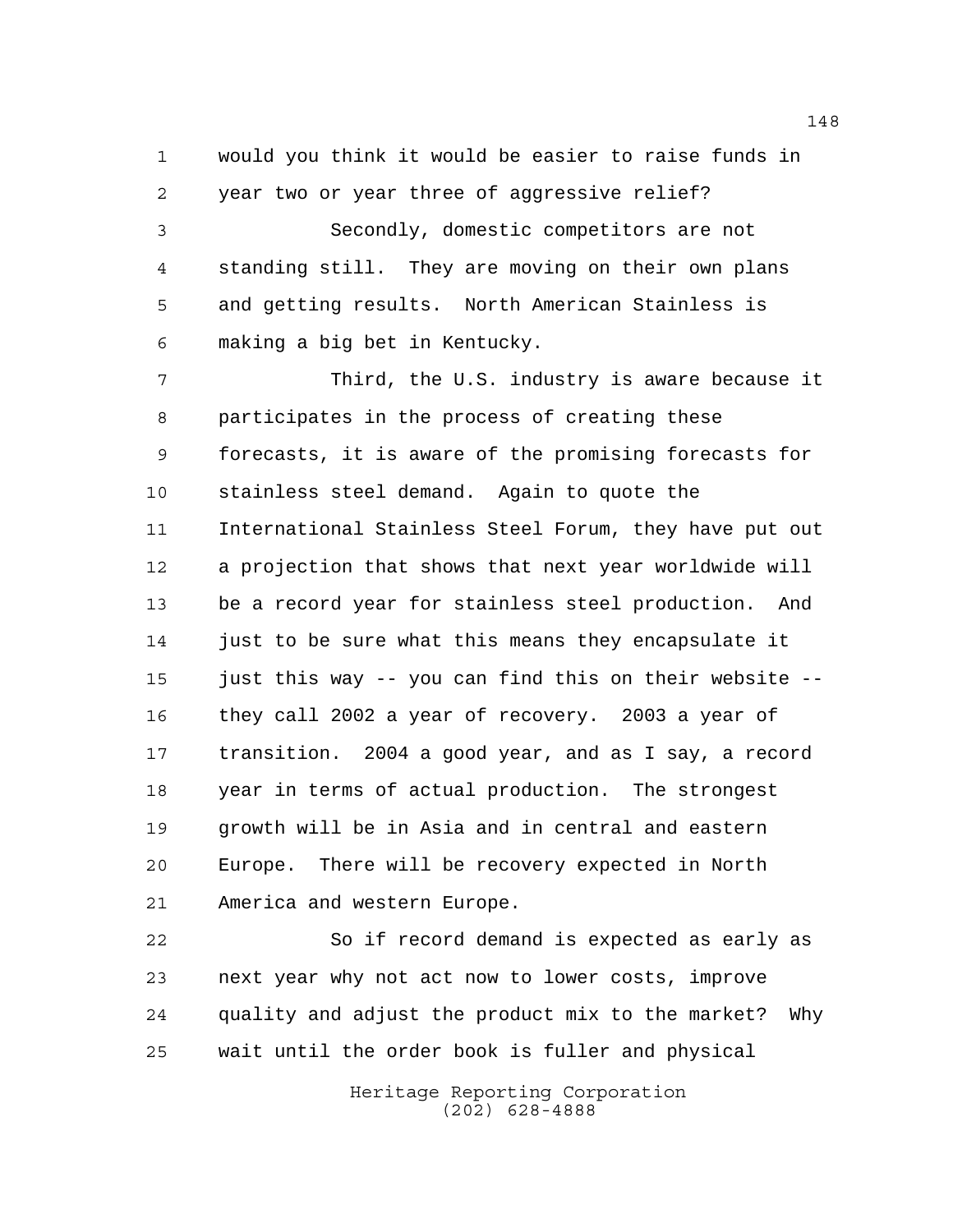would you think it would be easier to raise funds in year two or year three of aggressive relief?

Secondly, domestic competitors are not standing still. They are moving on their own plans and getting results. North American Stainless is making a big bet in Kentucky.

Third, the U.S. industry is aware because it participates in the process of creating these forecasts, it is aware of the promising forecasts for stainless steel demand. Again to quote the International Stainless Steel Forum, they have put out a projection that shows that next year worldwide will be a record year for stainless steel production. And just to be sure what this means they encapsulate it just this way -- you can find this on their website -- they call 2002 a year of recovery. 2003 a year of transition. 2004 a good year, and as I say, a record year in terms of actual production. The strongest growth will be in Asia and in central and eastern Europe. There will be recovery expected in North America and western Europe.

So if record demand is expected as early as next year why not act now to lower costs, improve quality and adjust the product mix to the market? Why wait until the order book is fuller and physical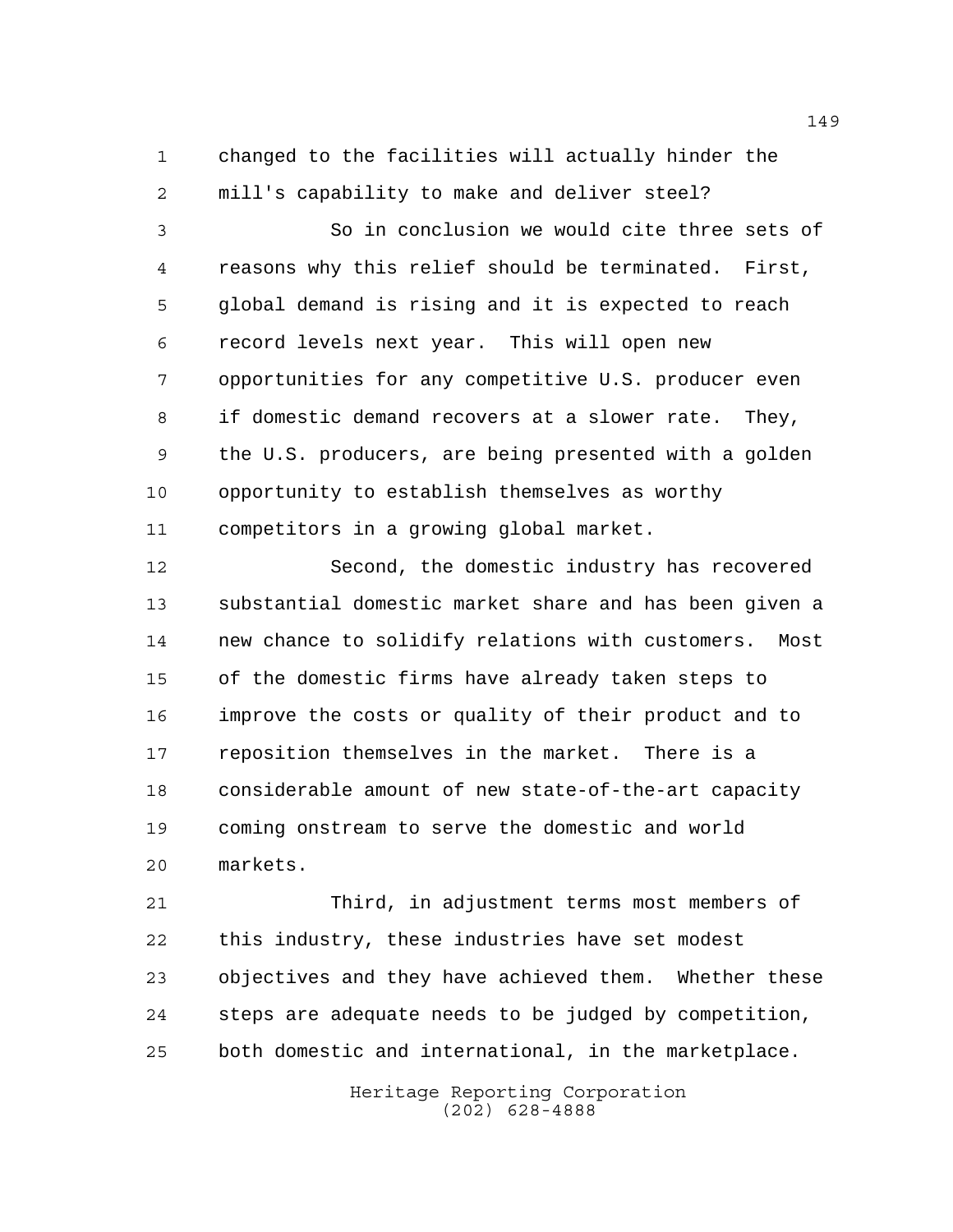changed to the facilities will actually hinder the mill's capability to make and deliver steel?

So in conclusion we would cite three sets of reasons why this relief should be terminated. First, global demand is rising and it is expected to reach record levels next year. This will open new opportunities for any competitive U.S. producer even if domestic demand recovers at a slower rate. They, the U.S. producers, are being presented with a golden opportunity to establish themselves as worthy competitors in a growing global market.

Second, the domestic industry has recovered substantial domestic market share and has been given a new chance to solidify relations with customers. Most of the domestic firms have already taken steps to improve the costs or quality of their product and to reposition themselves in the market. There is a considerable amount of new state-of-the-art capacity coming onstream to serve the domestic and world markets.

Third, in adjustment terms most members of this industry, these industries have set modest objectives and they have achieved them. Whether these steps are adequate needs to be judged by competition, both domestic and international, in the marketplace.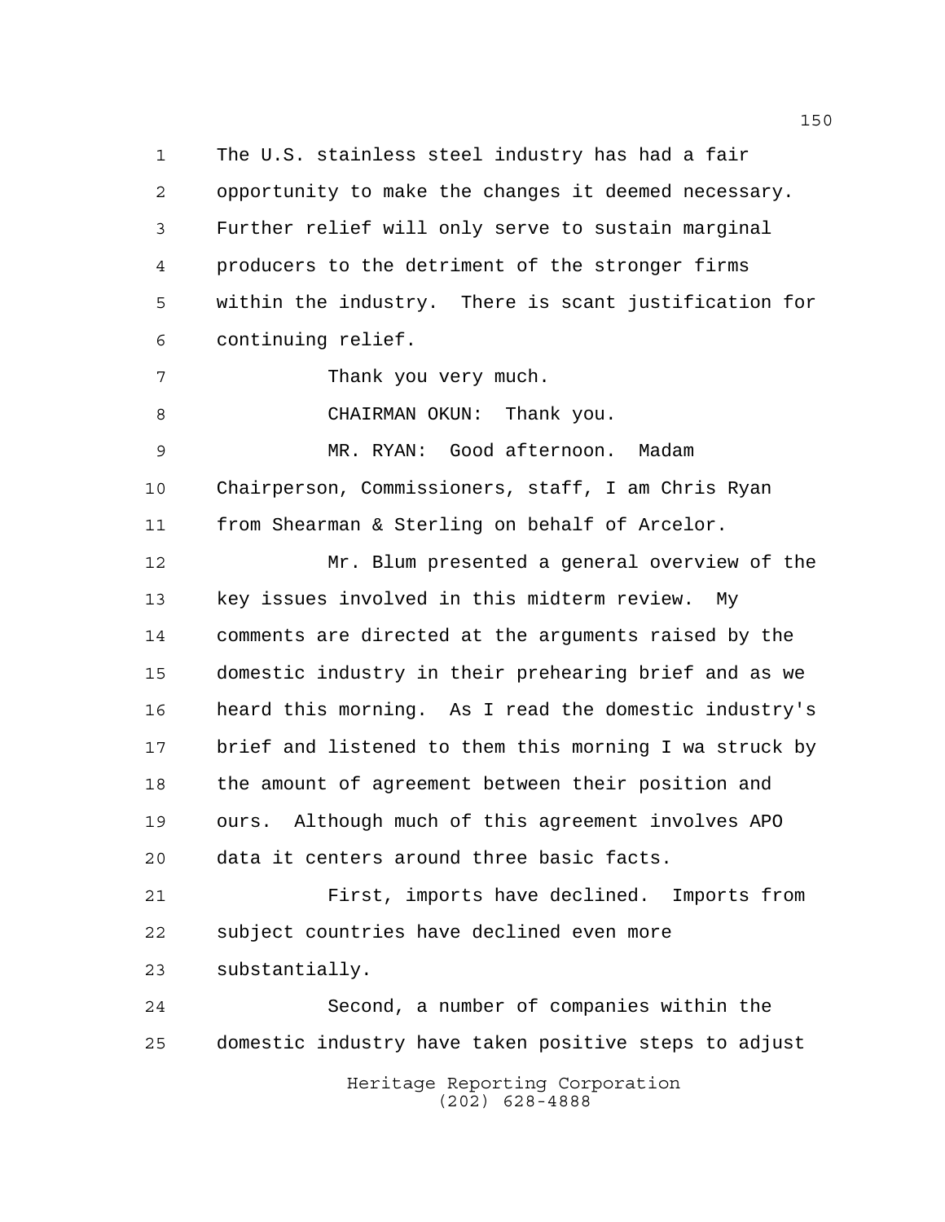The U.S. stainless steel industry has had a fair opportunity to make the changes it deemed necessary. Further relief will only serve to sustain marginal producers to the detriment of the stronger firms within the industry. There is scant justification for continuing relief.

Thank you very much.

CHAIRMAN OKUN: Thank you.

MR. RYAN: Good afternoon. Madam Chairperson, Commissioners, staff, I am Chris Ryan from Shearman & Sterling on behalf of Arcelor.

Mr. Blum presented a general overview of the key issues involved in this midterm review. My comments are directed at the arguments raised by the domestic industry in their prehearing brief and as we heard this morning. As I read the domestic industry's brief and listened to them this morning I wa struck by the amount of agreement between their position and ours. Although much of this agreement involves APO data it centers around three basic facts.

First, imports have declined. Imports from subject countries have declined even more substantially.

Second, a number of companies within the domestic industry have taken positive steps to adjust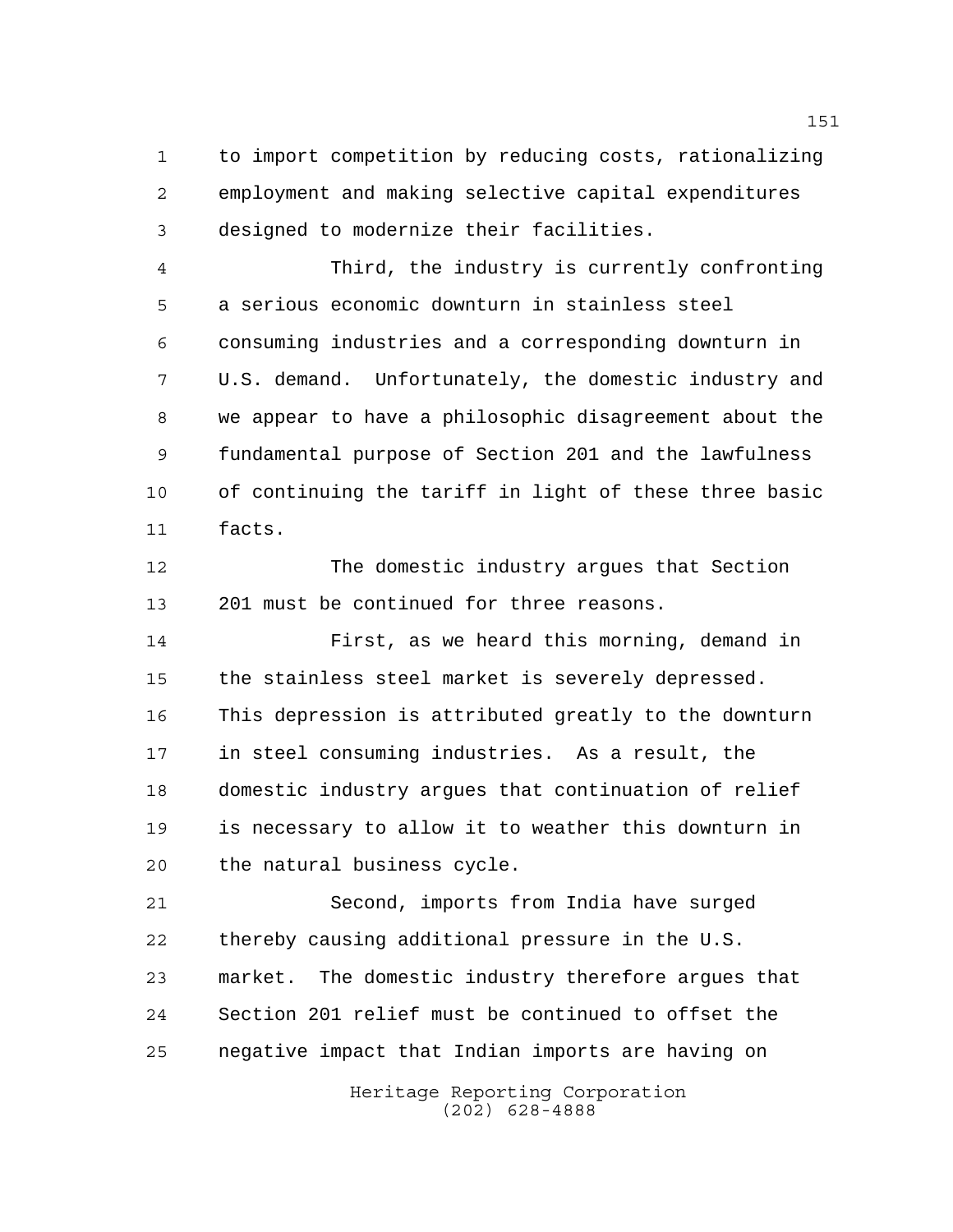to import competition by reducing costs, rationalizing employment and making selective capital expenditures designed to modernize their facilities.

Third, the industry is currently confronting a serious economic downturn in stainless steel consuming industries and a corresponding downturn in U.S. demand. Unfortunately, the domestic industry and we appear to have a philosophic disagreement about the fundamental purpose of Section 201 and the lawfulness of continuing the tariff in light of these three basic facts.

The domestic industry argues that Section 201 must be continued for three reasons.

First, as we heard this morning, demand in the stainless steel market is severely depressed. This depression is attributed greatly to the downturn in steel consuming industries. As a result, the domestic industry argues that continuation of relief is necessary to allow it to weather this downturn in the natural business cycle.

Second, imports from India have surged thereby causing additional pressure in the U.S. market. The domestic industry therefore argues that Section 201 relief must be continued to offset the negative impact that Indian imports are having on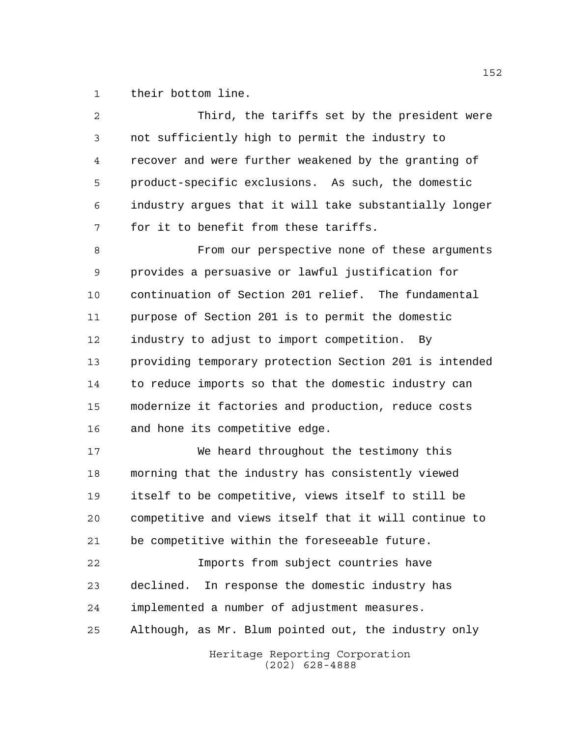their bottom line.

Third, the tariffs set by the president were not sufficiently high to permit the industry to recover and were further weakened by the granting of product-specific exclusions. As such, the domestic industry argues that it will take substantially longer for it to benefit from these tariffs.

From our perspective none of these arguments provides a persuasive or lawful justification for continuation of Section 201 relief. The fundamental purpose of Section 201 is to permit the domestic industry to adjust to import competition. By providing temporary protection Section 201 is intended to reduce imports so that the domestic industry can modernize it factories and production, reduce costs and hone its competitive edge.

We heard throughout the testimony this morning that the industry has consistently viewed itself to be competitive, views itself to still be competitive and views itself that it will continue to be competitive within the foreseeable future.

Imports from subject countries have declined. In response the domestic industry has implemented a number of adjustment measures. Although, as Mr. Blum pointed out, the industry only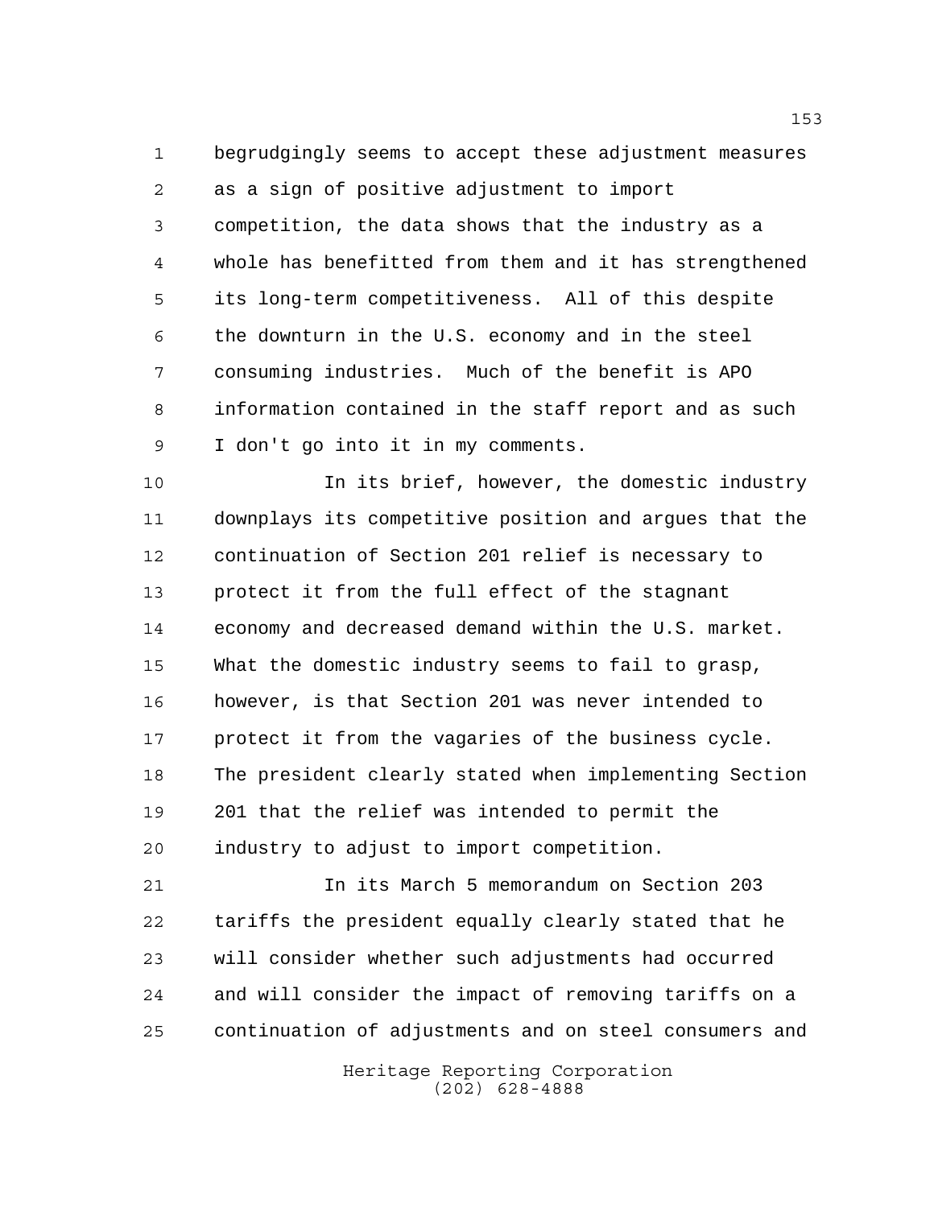begrudgingly seems to accept these adjustment measures as a sign of positive adjustment to import competition, the data shows that the industry as a whole has benefitted from them and it has strengthened its long-term competitiveness. All of this despite the downturn in the U.S. economy and in the steel consuming industries. Much of the benefit is APO information contained in the staff report and as such I don't go into it in my comments.

In its brief, however, the domestic industry downplays its competitive position and argues that the continuation of Section 201 relief is necessary to protect it from the full effect of the stagnant economy and decreased demand within the U.S. market. What the domestic industry seems to fail to grasp, however, is that Section 201 was never intended to protect it from the vagaries of the business cycle. The president clearly stated when implementing Section 201 that the relief was intended to permit the industry to adjust to import competition.

In its March 5 memorandum on Section 203 tariffs the president equally clearly stated that he will consider whether such adjustments had occurred and will consider the impact of removing tariffs on a continuation of adjustments and on steel consumers and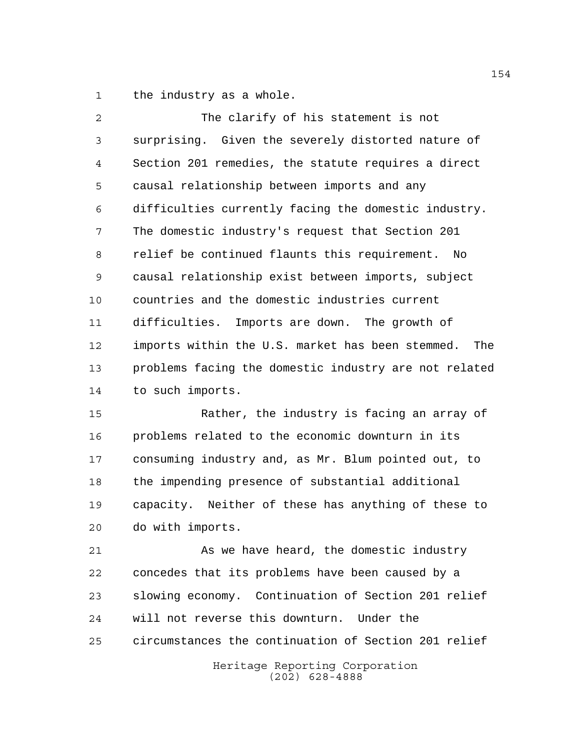the industry as a whole.

The clarify of his statement is not surprising. Given the severely distorted nature of Section 201 remedies, the statute requires a direct causal relationship between imports and any difficulties currently facing the domestic industry. The domestic industry's request that Section 201 relief be continued flaunts this requirement. No causal relationship exist between imports, subject countries and the domestic industries current difficulties. Imports are down. The growth of imports within the U.S. market has been stemmed. The problems facing the domestic industry are not related to such imports.

Rather, the industry is facing an array of problems related to the economic downturn in its consuming industry and, as Mr. Blum pointed out, to the impending presence of substantial additional capacity. Neither of these has anything of these to do with imports.

As we have heard, the domestic industry concedes that its problems have been caused by a slowing economy. Continuation of Section 201 relief will not reverse this downturn. Under the circumstances the continuation of Section 201 relief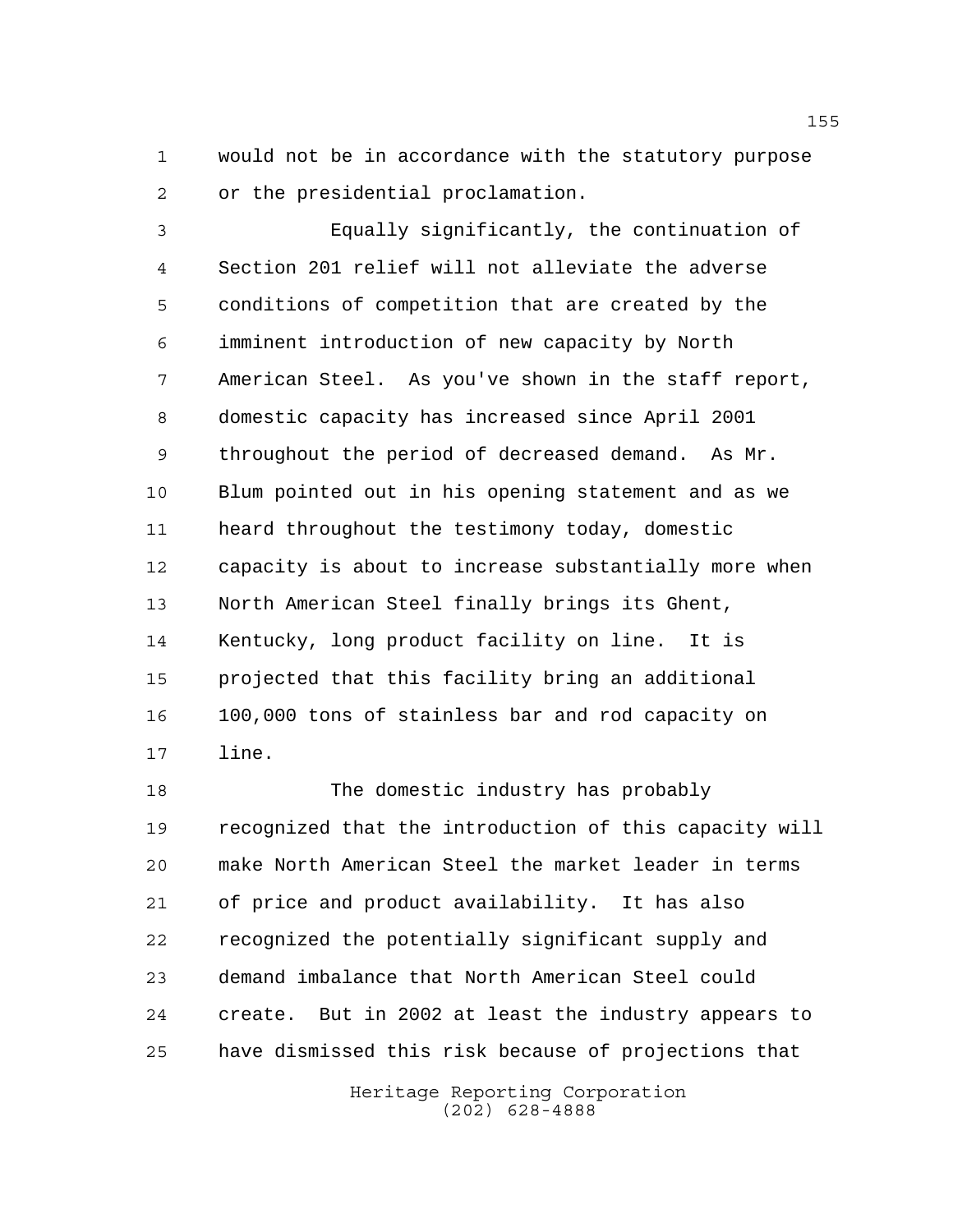would not be in accordance with the statutory purpose or the presidential proclamation.

Equally significantly, the continuation of Section 201 relief will not alleviate the adverse conditions of competition that are created by the imminent introduction of new capacity by North American Steel. As you've shown in the staff report, domestic capacity has increased since April 2001 throughout the period of decreased demand. As Mr. Blum pointed out in his opening statement and as we heard throughout the testimony today, domestic capacity is about to increase substantially more when North American Steel finally brings its Ghent, Kentucky, long product facility on line. It is projected that this facility bring an additional 100,000 tons of stainless bar and rod capacity on line.

The domestic industry has probably recognized that the introduction of this capacity will make North American Steel the market leader in terms of price and product availability. It has also recognized the potentially significant supply and demand imbalance that North American Steel could create. But in 2002 at least the industry appears to have dismissed this risk because of projections that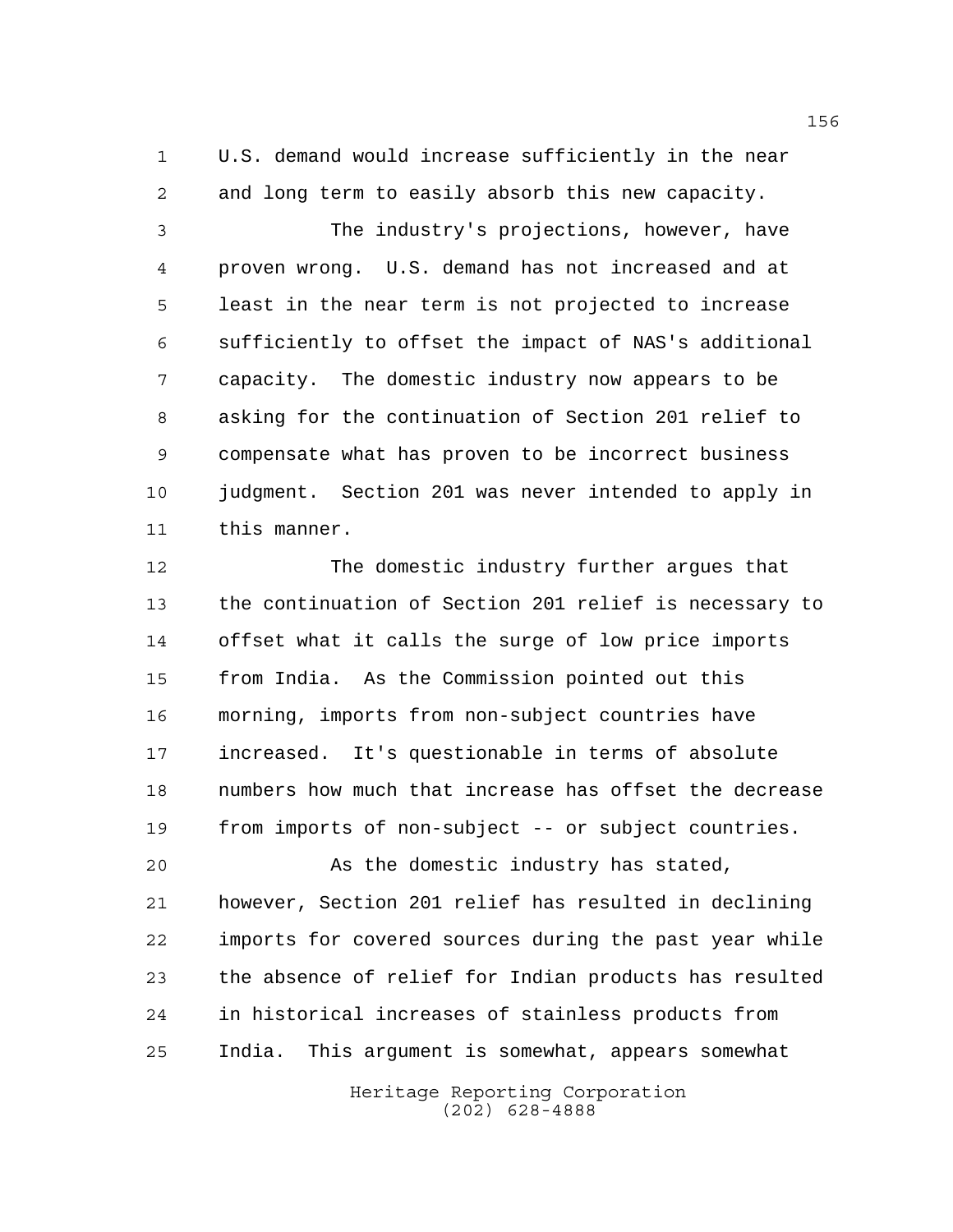U.S. demand would increase sufficiently in the near and long term to easily absorb this new capacity.

The industry's projections, however, have proven wrong. U.S. demand has not increased and at least in the near term is not projected to increase sufficiently to offset the impact of NAS's additional capacity. The domestic industry now appears to be asking for the continuation of Section 201 relief to compensate what has proven to be incorrect business judgment. Section 201 was never intended to apply in this manner.

The domestic industry further argues that the continuation of Section 201 relief is necessary to offset what it calls the surge of low price imports from India. As the Commission pointed out this morning, imports from non-subject countries have increased. It's questionable in terms of absolute numbers how much that increase has offset the decrease from imports of non-subject -- or subject countries.

As the domestic industry has stated, however, Section 201 relief has resulted in declining imports for covered sources during the past year while the absence of relief for Indian products has resulted in historical increases of stainless products from India. This argument is somewhat, appears somewhat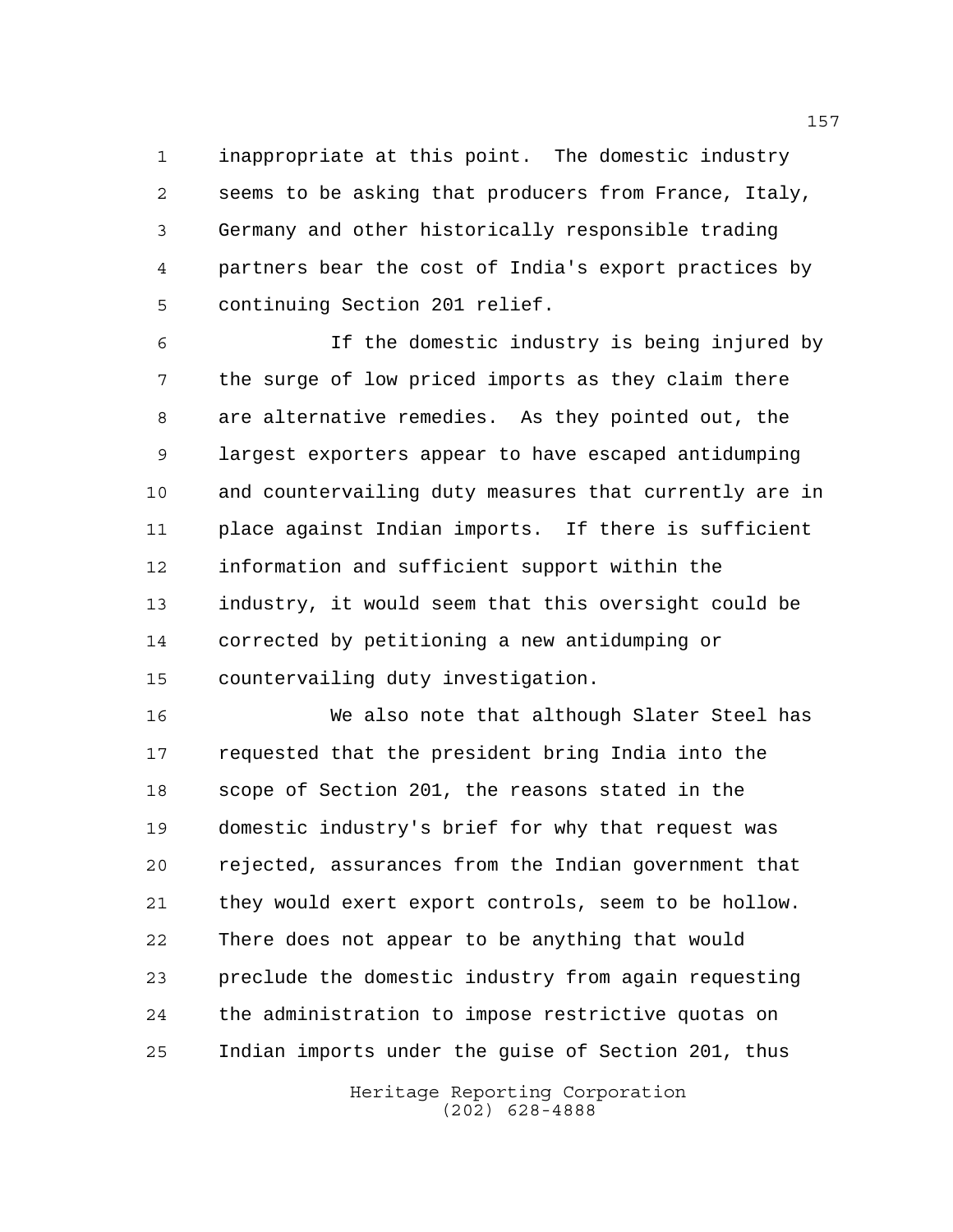inappropriate at this point. The domestic industry seems to be asking that producers from France, Italy, Germany and other historically responsible trading partners bear the cost of India's export practices by continuing Section 201 relief.

If the domestic industry is being injured by the surge of low priced imports as they claim there are alternative remedies. As they pointed out, the largest exporters appear to have escaped antidumping and countervailing duty measures that currently are in place against Indian imports. If there is sufficient information and sufficient support within the industry, it would seem that this oversight could be corrected by petitioning a new antidumping or countervailing duty investigation.

We also note that although Slater Steel has requested that the president bring India into the scope of Section 201, the reasons stated in the domestic industry's brief for why that request was rejected, assurances from the Indian government that they would exert export controls, seem to be hollow. There does not appear to be anything that would preclude the domestic industry from again requesting the administration to impose restrictive quotas on Indian imports under the guise of Section 201, thus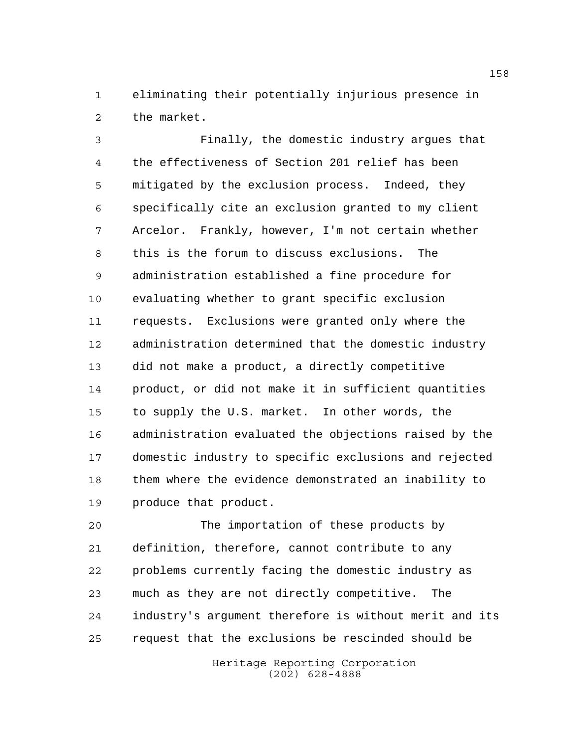eliminating their potentially injurious presence in the market.

Finally, the domestic industry argues that the effectiveness of Section 201 relief has been mitigated by the exclusion process. Indeed, they specifically cite an exclusion granted to my client Arcelor. Frankly, however, I'm not certain whether this is the forum to discuss exclusions. The administration established a fine procedure for evaluating whether to grant specific exclusion requests. Exclusions were granted only where the administration determined that the domestic industry did not make a product, a directly competitive product, or did not make it in sufficient quantities to supply the U.S. market. In other words, the administration evaluated the objections raised by the domestic industry to specific exclusions and rejected them where the evidence demonstrated an inability to produce that product.

The importation of these products by definition, therefore, cannot contribute to any problems currently facing the domestic industry as much as they are not directly competitive. The industry's argument therefore is without merit and its request that the exclusions be rescinded should be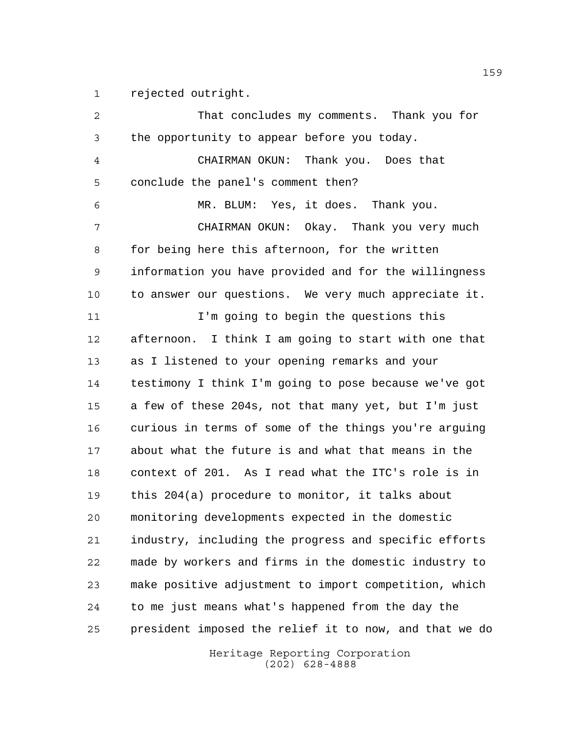rejected outright.

That concludes my comments. Thank you for the opportunity to appear before you today.

CHAIRMAN OKUN: Thank you. Does that conclude the panel's comment then?

MR. BLUM: Yes, it does. Thank you.

CHAIRMAN OKUN: Okay. Thank you very much for being here this afternoon, for the written information you have provided and for the willingness to answer our questions. We very much appreciate it.

I'm going to begin the questions this afternoon. I think I am going to start with one that as I listened to your opening remarks and your testimony I think I'm going to pose because we've got a few of these 204s, not that many yet, but I'm just curious in terms of some of the things you're arguing about what the future is and what that means in the context of 201. As I read what the ITC's role is in this 204(a) procedure to monitor, it talks about monitoring developments expected in the domestic industry, including the progress and specific efforts made by workers and firms in the domestic industry to make positive adjustment to import competition, which to me just means what's happened from the day the president imposed the relief it to now, and that we do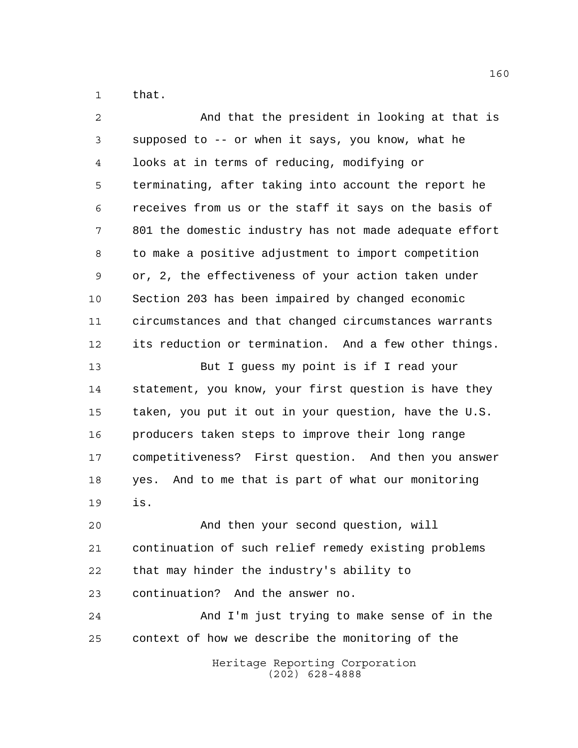that.

And that the president in looking at that is supposed to -- or when it says, you know, what he looks at in terms of reducing, modifying or terminating, after taking into account the report he receives from us or the staff it says on the basis of 801 the domestic industry has not made adequate effort to make a positive adjustment to import competition or, 2, the effectiveness of your action taken under Section 203 has been impaired by changed economic circumstances and that changed circumstances warrants its reduction or termination. And a few other things.

But I guess my point is if I read your statement, you know, your first question is have they taken, you put it out in your question, have the U.S. producers taken steps to improve their long range competitiveness? First question. And then you answer yes. And to me that is part of what our monitoring is.

And then your second question, will continuation of such relief remedy existing problems that may hinder the industry's ability to continuation? And the answer no.

And I'm just trying to make sense of in the context of how we describe the monitoring of the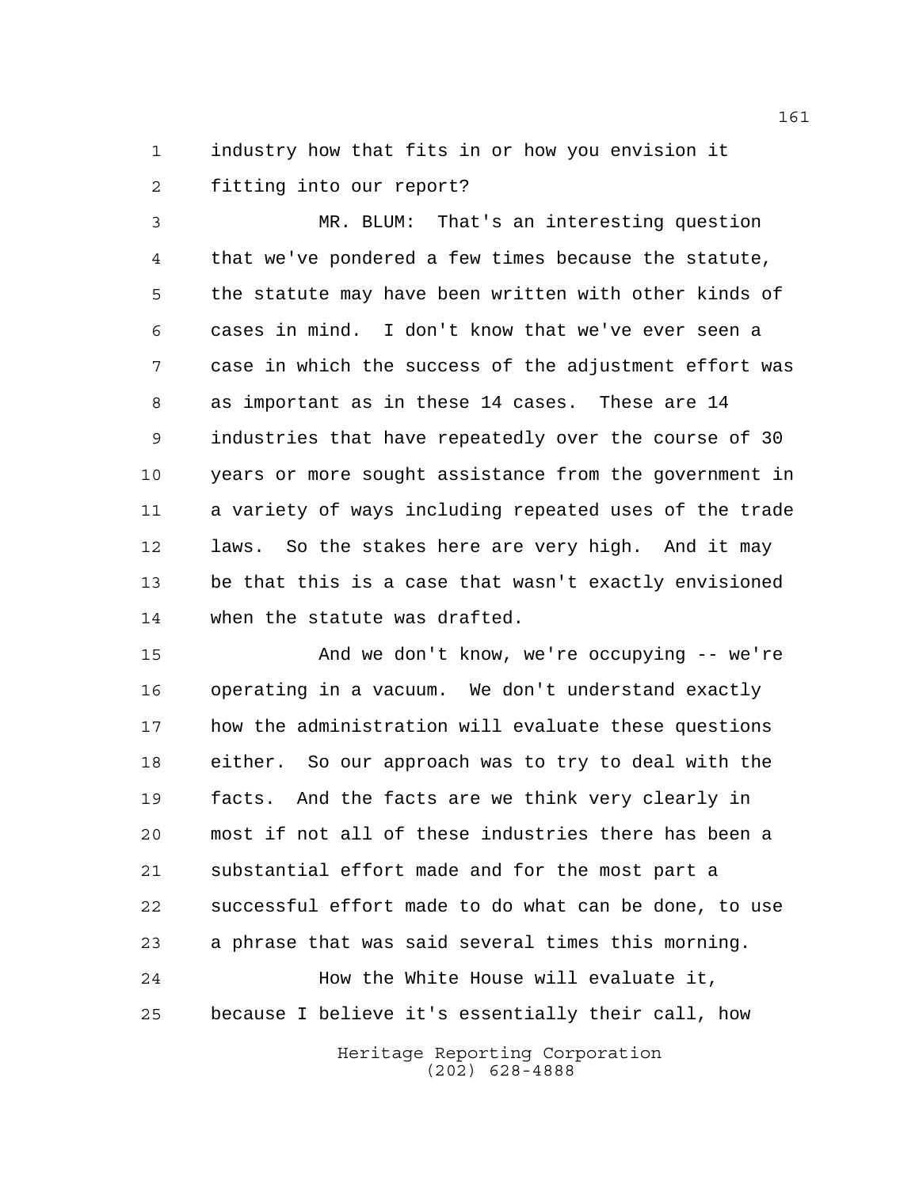industry how that fits in or how you envision it fitting into our report?

MR. BLUM: That's an interesting question that we've pondered a few times because the statute, the statute may have been written with other kinds of cases in mind. I don't know that we've ever seen a case in which the success of the adjustment effort was as important as in these 14 cases. These are 14 industries that have repeatedly over the course of 30 years or more sought assistance from the government in a variety of ways including repeated uses of the trade laws. So the stakes here are very high. And it may be that this is a case that wasn't exactly envisioned when the statute was drafted.

And we don't know, we're occupying -- we're operating in a vacuum. We don't understand exactly how the administration will evaluate these questions either. So our approach was to try to deal with the facts. And the facts are we think very clearly in most if not all of these industries there has been a substantial effort made and for the most part a successful effort made to do what can be done, to use a phrase that was said several times this morning.

How the White House will evaluate it, because I believe it's essentially their call, how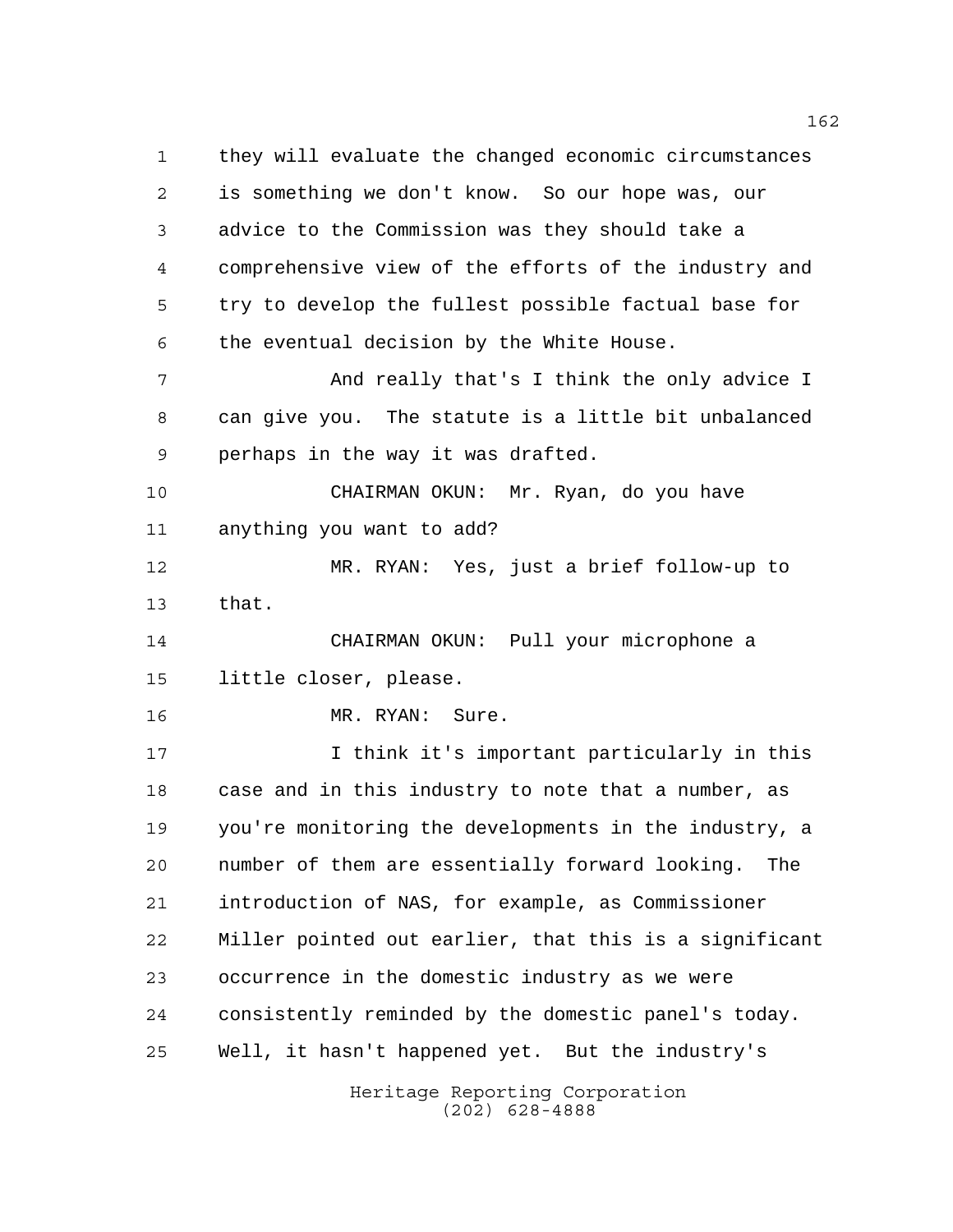they will evaluate the changed economic circumstances is something we don't know. So our hope was, our advice to the Commission was they should take a comprehensive view of the efforts of the industry and try to develop the fullest possible factual base for the eventual decision by the White House.

And really that's I think the only advice I can give you. The statute is a little bit unbalanced perhaps in the way it was drafted.

CHAIRMAN OKUN: Mr. Ryan, do you have anything you want to add?

MR. RYAN: Yes, just a brief follow-up to that.

CHAIRMAN OKUN: Pull your microphone a little closer, please.

MR. RYAN: Sure.

I think it's important particularly in this case and in this industry to note that a number, as you're monitoring the developments in the industry, a number of them are essentially forward looking. The introduction of NAS, for example, as Commissioner Miller pointed out earlier, that this is a significant occurrence in the domestic industry as we were consistently reminded by the domestic panel's today. Well, it hasn't happened yet. But the industry's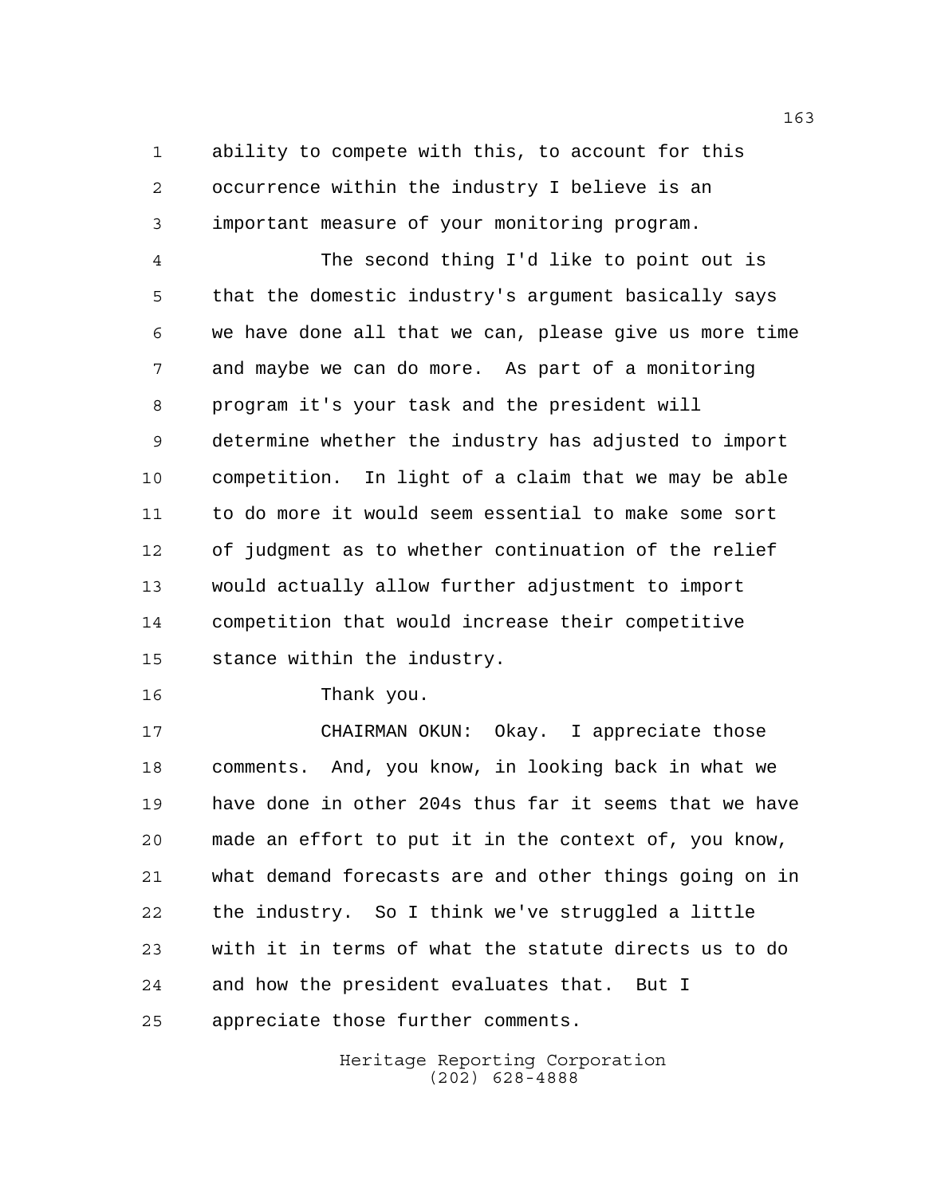ability to compete with this, to account for this occurrence within the industry I believe is an important measure of your monitoring program.

The second thing I'd like to point out is that the domestic industry's argument basically says we have done all that we can, please give us more time and maybe we can do more. As part of a monitoring program it's your task and the president will determine whether the industry has adjusted to import competition. In light of a claim that we may be able to do more it would seem essential to make some sort of judgment as to whether continuation of the relief would actually allow further adjustment to import competition that would increase their competitive stance within the industry.

Thank you.

CHAIRMAN OKUN: Okay. I appreciate those comments. And, you know, in looking back in what we have done in other 204s thus far it seems that we have made an effort to put it in the context of, you know, what demand forecasts are and other things going on in the industry. So I think we've struggled a little with it in terms of what the statute directs us to do and how the president evaluates that. But I appreciate those further comments.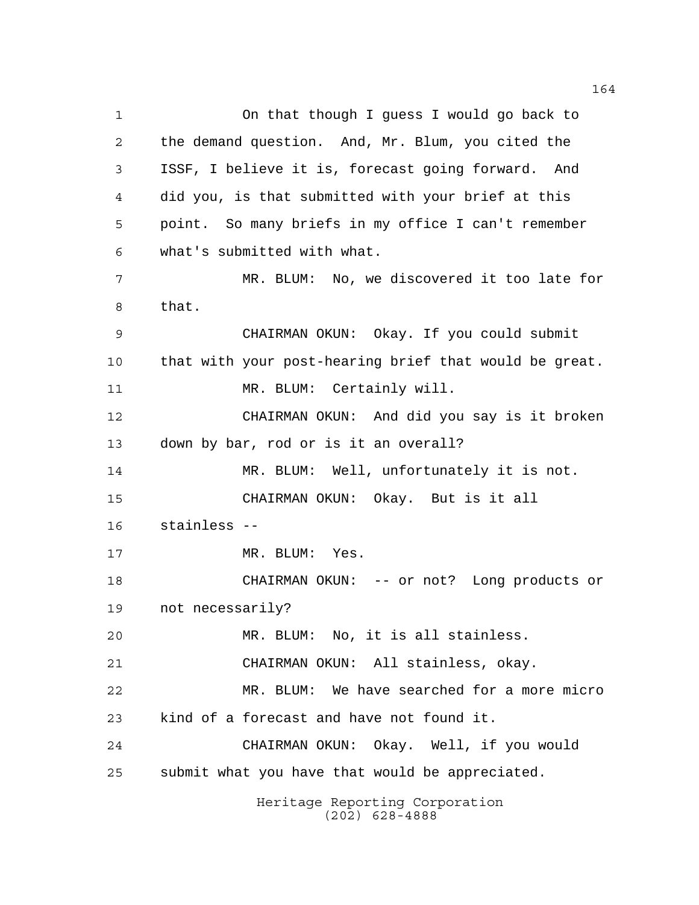On that though I guess I would go back to the demand question. And, Mr. Blum, you cited the ISSF, I believe it is, forecast going forward. And did you, is that submitted with your brief at this point. So many briefs in my office I can't remember what's submitted with what.

MR. BLUM: No, we discovered it too late for that.

CHAIRMAN OKUN: Okay. If you could submit that with your post-hearing brief that would be great.

MR. BLUM: Certainly will.

CHAIRMAN OKUN: And did you say is it broken down by bar, rod or is it an overall?

MR. BLUM: Well, unfortunately it is not.

CHAIRMAN OKUN: Okay. But is it all stainless --

MR. BLUM: Yes.

CHAIRMAN OKUN: -- or not? Long products or not necessarily?

MR. BLUM: No, it is all stainless.

CHAIRMAN OKUN: All stainless, okay.

MR. BLUM: We have searched for a more micro kind of a forecast and have not found it.

CHAIRMAN OKUN: Okay. Well, if you would submit what you have that would be appreciated.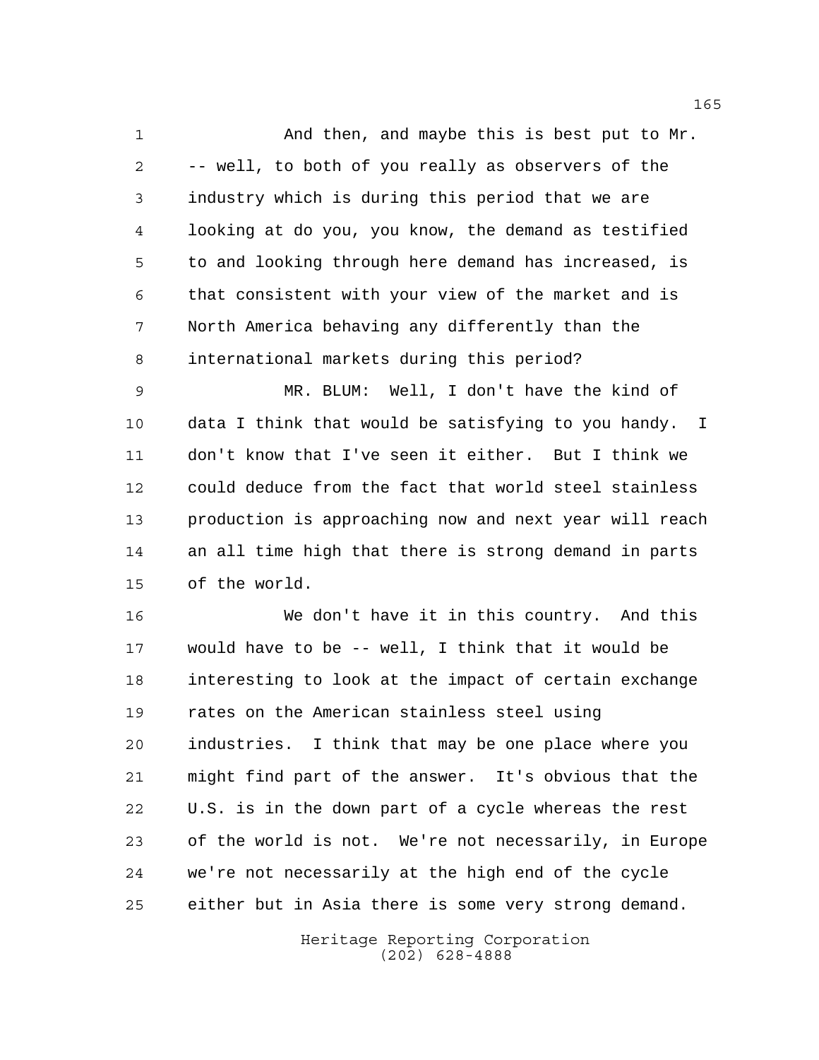And then, and maybe this is best put to Mr. -- well, to both of you really as observers of the industry which is during this period that we are looking at do you, you know, the demand as testified to and looking through here demand has increased, is that consistent with your view of the market and is North America behaving any differently than the international markets during this period?

MR. BLUM: Well, I don't have the kind of data I think that would be satisfying to you handy. I don't know that I've seen it either. But I think we could deduce from the fact that world steel stainless production is approaching now and next year will reach an all time high that there is strong demand in parts of the world.

We don't have it in this country. And this would have to be -- well, I think that it would be interesting to look at the impact of certain exchange rates on the American stainless steel using industries. I think that may be one place where you might find part of the answer. It's obvious that the U.S. is in the down part of a cycle whereas the rest of the world is not. We're not necessarily, in Europe we're not necessarily at the high end of the cycle either but in Asia there is some very strong demand.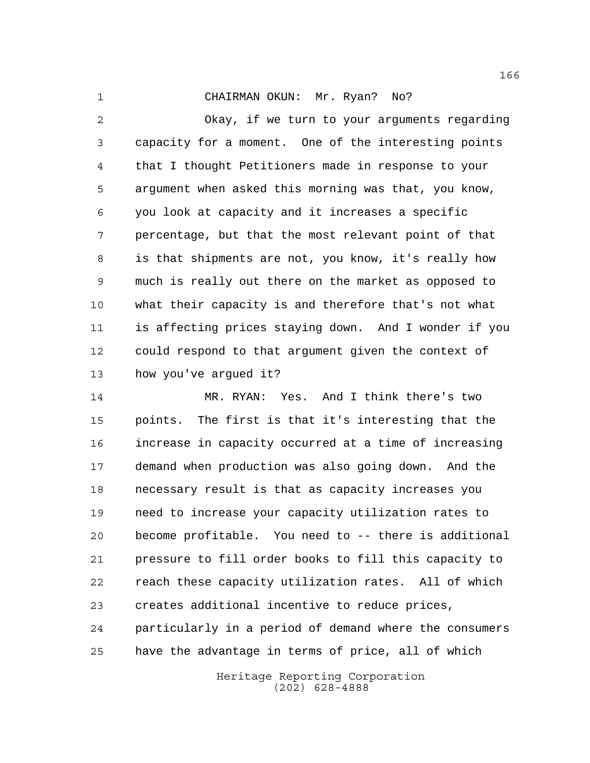CHAIRMAN OKUN: Mr. Ryan? No?

Okay, if we turn to your arguments regarding capacity for a moment. One of the interesting points that I thought Petitioners made in response to your argument when asked this morning was that, you know, you look at capacity and it increases a specific percentage, but that the most relevant point of that is that shipments are not, you know, it's really how much is really out there on the market as opposed to what their capacity is and therefore that's not what is affecting prices staying down. And I wonder if you could respond to that argument given the context of how you've argued it?

MR. RYAN: Yes. And I think there's two points. The first is that it's interesting that the increase in capacity occurred at a time of increasing demand when production was also going down. And the necessary result is that as capacity increases you need to increase your capacity utilization rates to become profitable. You need to -- there is additional pressure to fill order books to fill this capacity to reach these capacity utilization rates. All of which creates additional incentive to reduce prices, particularly in a period of demand where the consumers have the advantage in terms of price, all of which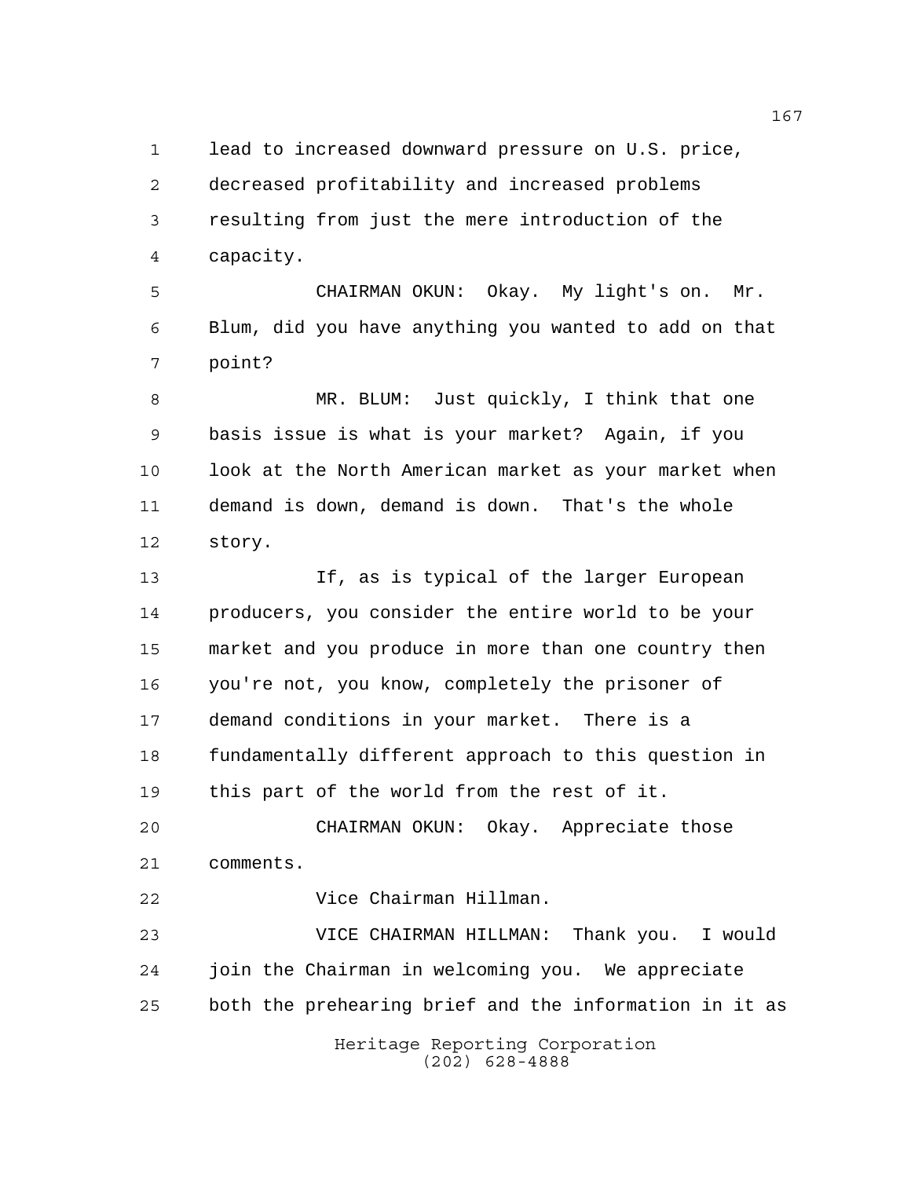lead to increased downward pressure on U.S. price, decreased profitability and increased problems resulting from just the mere introduction of the capacity.

CHAIRMAN OKUN: Okay. My light's on. Mr. Blum, did you have anything you wanted to add on that point?

MR. BLUM: Just quickly, I think that one basis issue is what is your market? Again, if you look at the North American market as your market when demand is down, demand is down. That's the whole story.

If, as is typical of the larger European producers, you consider the entire world to be your market and you produce in more than one country then you're not, you know, completely the prisoner of demand conditions in your market. There is a fundamentally different approach to this question in this part of the world from the rest of it.

CHAIRMAN OKUN: Okay. Appreciate those comments.

Vice Chairman Hillman.

VICE CHAIRMAN HILLMAN: Thank you. I would join the Chairman in welcoming you. We appreciate both the prehearing brief and the information in it as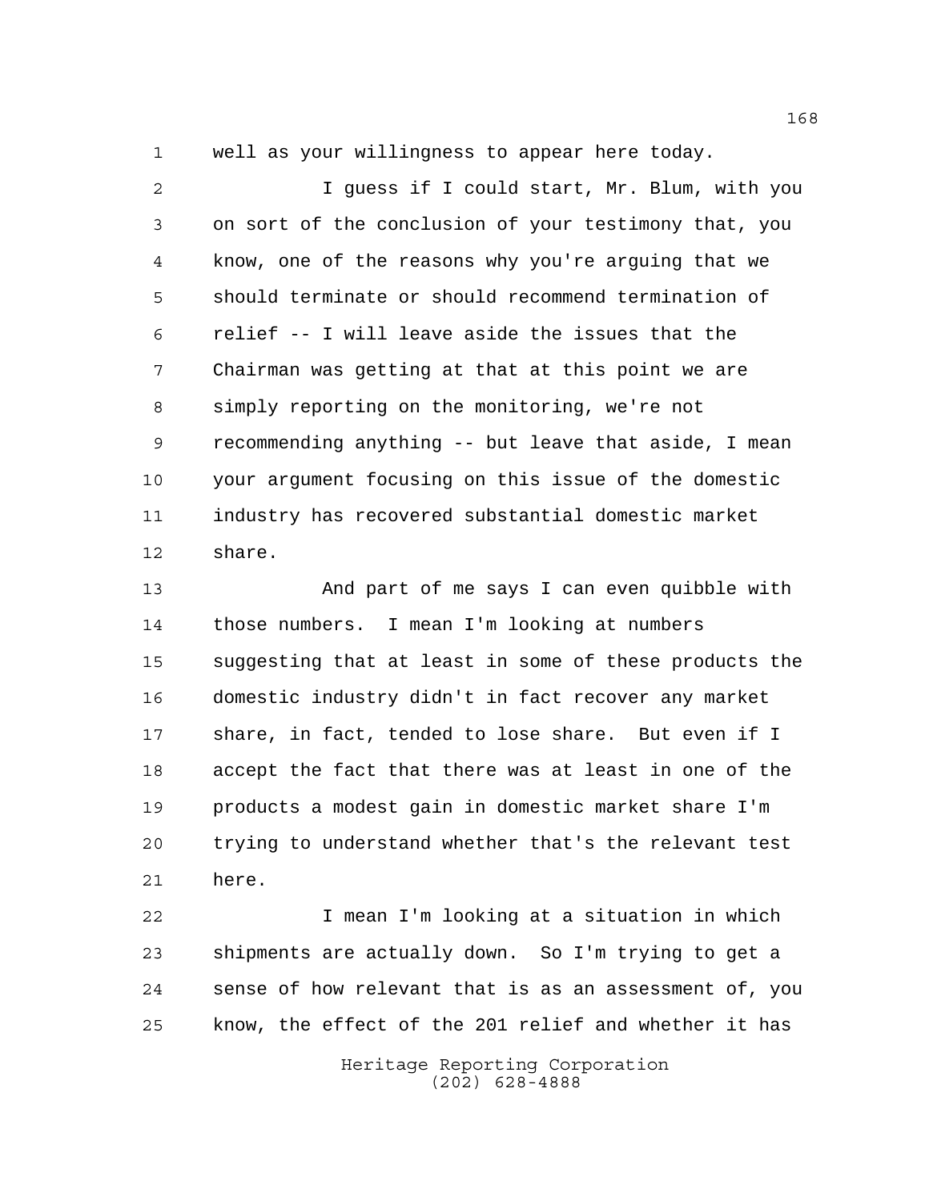well as your willingness to appear here today.

I guess if I could start, Mr. Blum, with you on sort of the conclusion of your testimony that, you know, one of the reasons why you're arguing that we should terminate or should recommend termination of relief -- I will leave aside the issues that the Chairman was getting at that at this point we are simply reporting on the monitoring, we're not recommending anything -- but leave that aside, I mean your argument focusing on this issue of the domestic industry has recovered substantial domestic market share.

And part of me says I can even quibble with those numbers. I mean I'm looking at numbers suggesting that at least in some of these products the domestic industry didn't in fact recover any market share, in fact, tended to lose share. But even if I accept the fact that there was at least in one of the products a modest gain in domestic market share I'm trying to understand whether that's the relevant test here.

I mean I'm looking at a situation in which shipments are actually down. So I'm trying to get a sense of how relevant that is as an assessment of, you know, the effect of the 201 relief and whether it has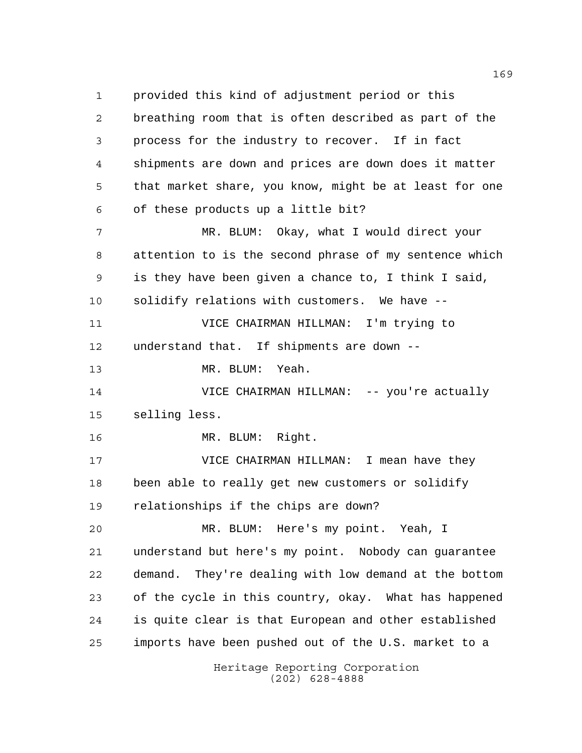provided this kind of adjustment period or this breathing room that is often described as part of the process for the industry to recover. If in fact shipments are down and prices are down does it matter that market share, you know, might be at least for one of these products up a little bit?

MR. BLUM: Okay, what I would direct your attention to is the second phrase of my sentence which is they have been given a chance to, I think I said, solidify relations with customers. We have --

VICE CHAIRMAN HILLMAN: I'm trying to understand that. If shipments are down --

MR. BLUM: Yeah.

VICE CHAIRMAN HILLMAN: -- you're actually selling less.

MR. BLUM: Right.

VICE CHAIRMAN HILLMAN: I mean have they been able to really get new customers or solidify relationships if the chips are down?

MR. BLUM: Here's my point. Yeah, I understand but here's my point. Nobody can guarantee demand. They're dealing with low demand at the bottom of the cycle in this country, okay. What has happened is quite clear is that European and other established imports have been pushed out of the U.S. market to a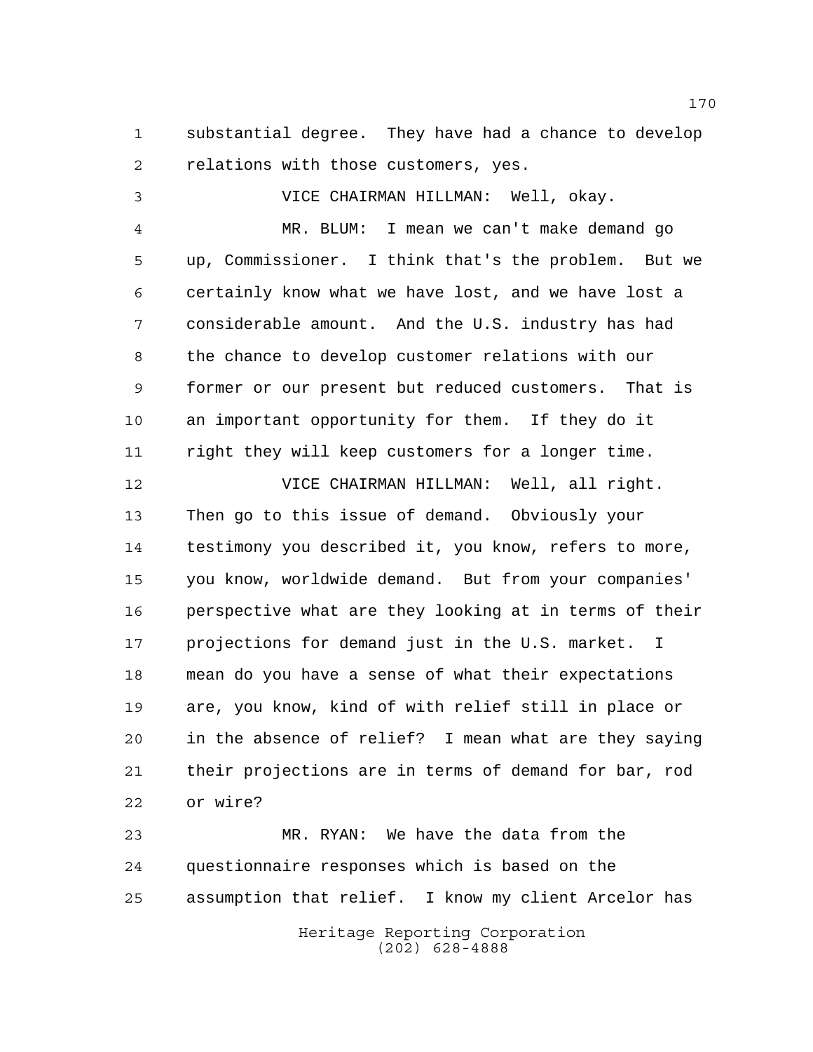substantial degree. They have had a chance to develop relations with those customers, yes.

VICE CHAIRMAN HILLMAN: Well, okay.

MR. BLUM: I mean we can't make demand go up, Commissioner. I think that's the problem. But we certainly know what we have lost, and we have lost a considerable amount. And the U.S. industry has had the chance to develop customer relations with our former or our present but reduced customers. That is an important opportunity for them. If they do it right they will keep customers for a longer time.

VICE CHAIRMAN HILLMAN: Well, all right. Then go to this issue of demand. Obviously your testimony you described it, you know, refers to more, you know, worldwide demand. But from your companies' perspective what are they looking at in terms of their projections for demand just in the U.S. market. I mean do you have a sense of what their expectations are, you know, kind of with relief still in place or in the absence of relief? I mean what are they saying their projections are in terms of demand for bar, rod or wire?

MR. RYAN: We have the data from the questionnaire responses which is based on the assumption that relief. I know my client Arcelor has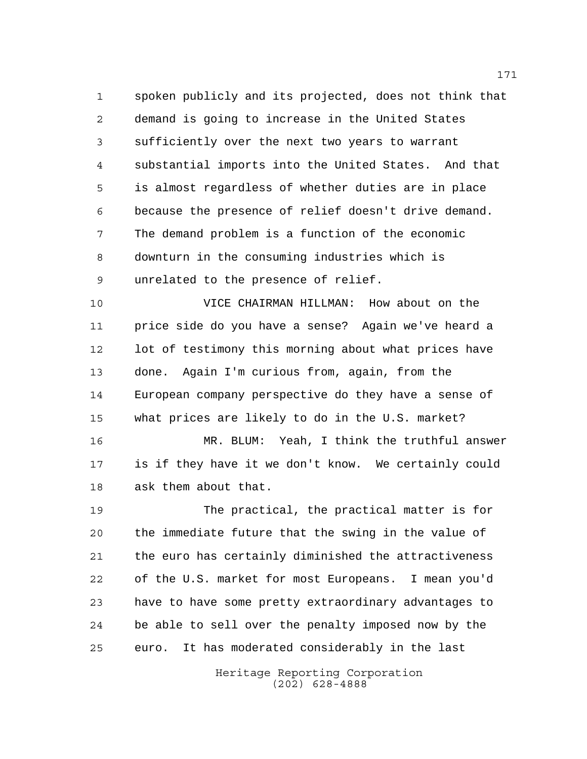spoken publicly and its projected, does not think that demand is going to increase in the United States sufficiently over the next two years to warrant substantial imports into the United States. And that is almost regardless of whether duties are in place because the presence of relief doesn't drive demand. The demand problem is a function of the economic downturn in the consuming industries which is unrelated to the presence of relief.

VICE CHAIRMAN HILLMAN: How about on the price side do you have a sense? Again we've heard a lot of testimony this morning about what prices have done. Again I'm curious from, again, from the European company perspective do they have a sense of what prices are likely to do in the U.S. market?

MR. BLUM: Yeah, I think the truthful answer is if they have it we don't know. We certainly could ask them about that.

The practical, the practical matter is for the immediate future that the swing in the value of the euro has certainly diminished the attractiveness of the U.S. market for most Europeans. I mean you'd have to have some pretty extraordinary advantages to be able to sell over the penalty imposed now by the euro. It has moderated considerably in the last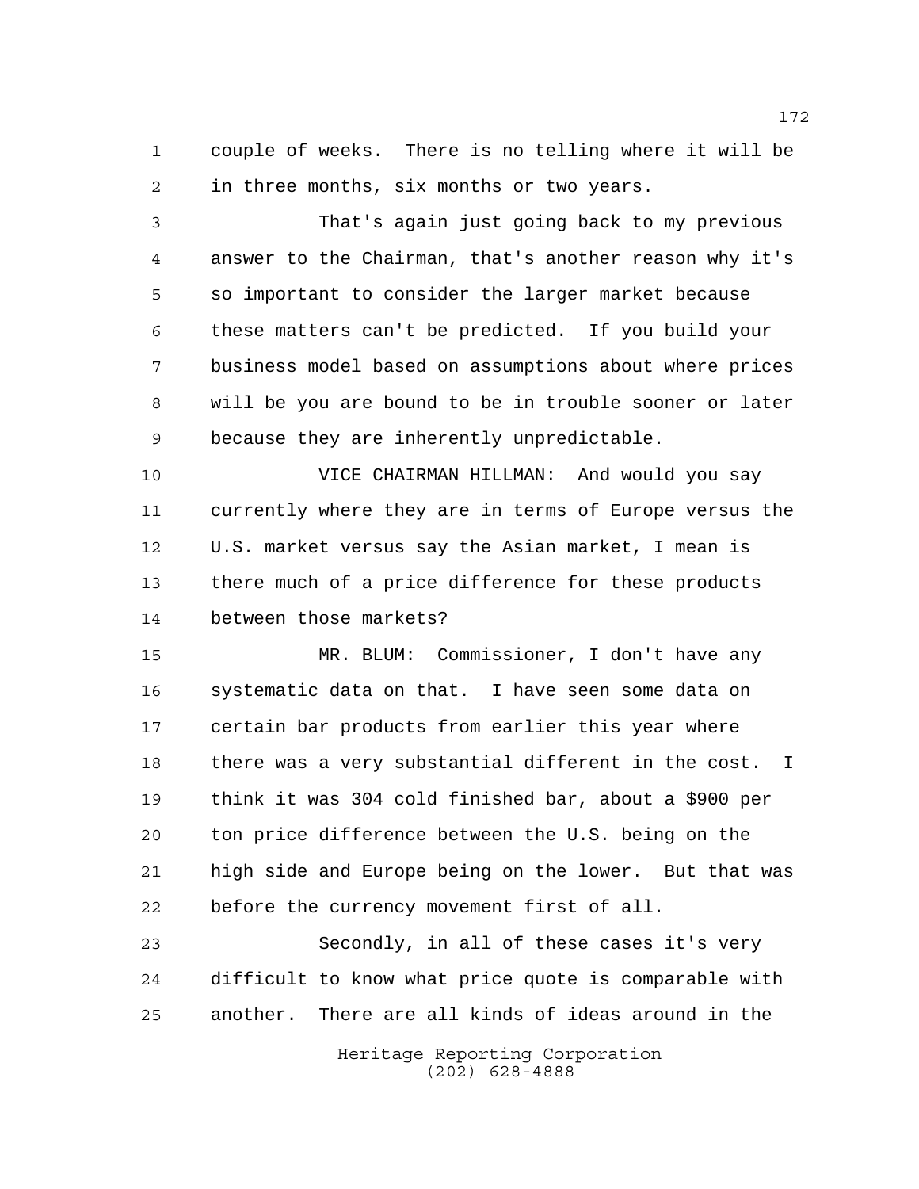couple of weeks. There is no telling where it will be in three months, six months or two years.

That's again just going back to my previous answer to the Chairman, that's another reason why it's so important to consider the larger market because these matters can't be predicted. If you build your business model based on assumptions about where prices will be you are bound to be in trouble sooner or later because they are inherently unpredictable.

VICE CHAIRMAN HILLMAN: And would you say currently where they are in terms of Europe versus the U.S. market versus say the Asian market, I mean is there much of a price difference for these products between those markets?

MR. BLUM: Commissioner, I don't have any systematic data on that. I have seen some data on certain bar products from earlier this year where there was a very substantial different in the cost. I think it was 304 cold finished bar, about a $900 per ton price difference between the U.S. being on the high side and Europe being on the lower. But that was before the currency movement first of all.

Secondly, in all of these cases it's very difficult to know what price quote is comparable with another. There are all kinds of ideas around in the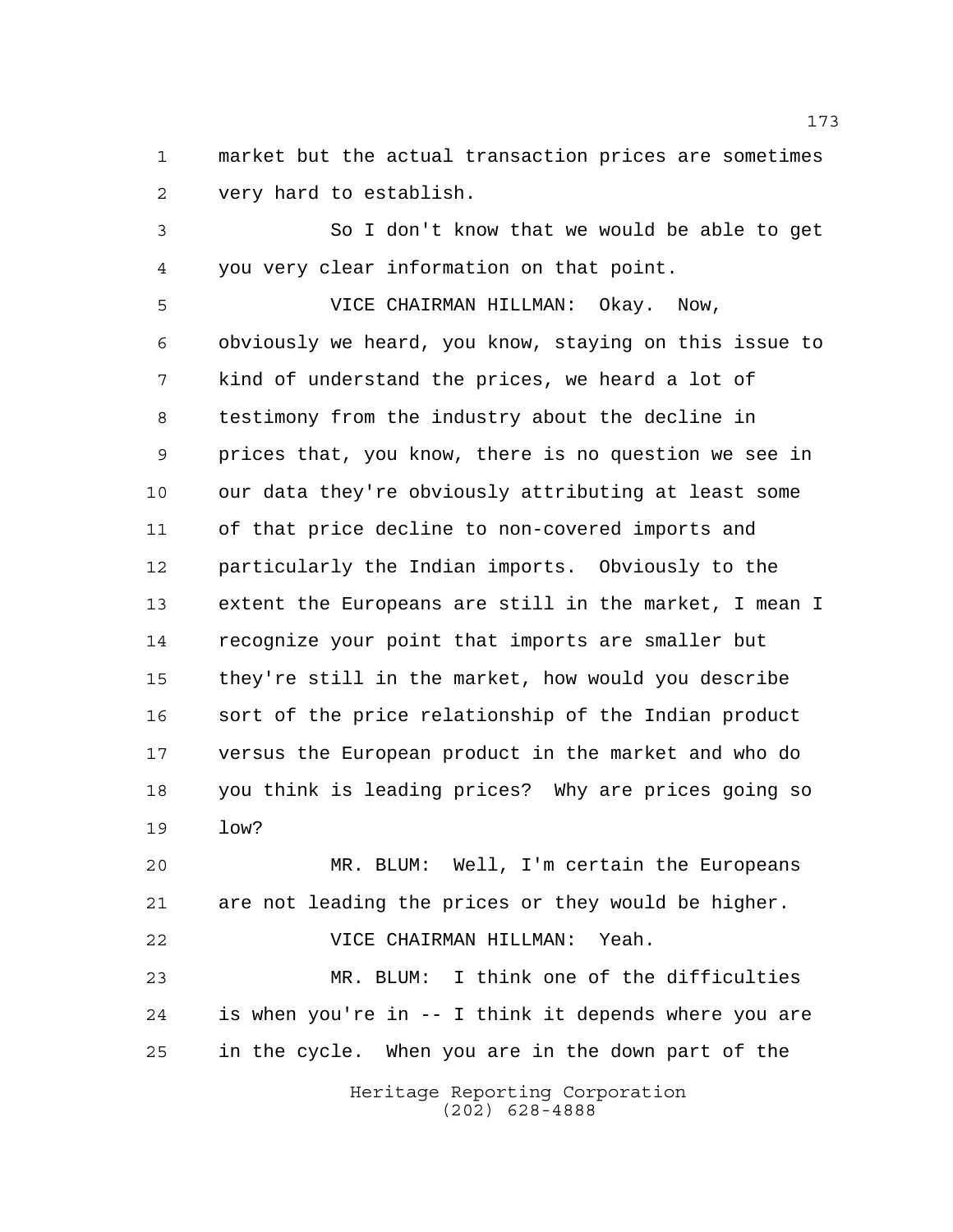market but the actual transaction prices are sometimes very hard to establish.

So I don't know that we would be able to get you very clear information on that point.

VICE CHAIRMAN HILLMAN: Okay. Now, obviously we heard, you know, staying on this issue to kind of understand the prices, we heard a lot of testimony from the industry about the decline in prices that, you know, there is no question we see in our data they're obviously attributing at least some of that price decline to non-covered imports and particularly the Indian imports. Obviously to the extent the Europeans are still in the market, I mean I recognize your point that imports are smaller but they're still in the market, how would you describe sort of the price relationship of the Indian product versus the European product in the market and who do you think is leading prices? Why are prices going so low?

MR. BLUM: Well, I'm certain the Europeans are not leading the prices or they would be higher.

VICE CHAIRMAN HILLMAN: Yeah.

MR. BLUM: I think one of the difficulties is when you're in -- I think it depends where you are in the cycle. When you are in the down part of the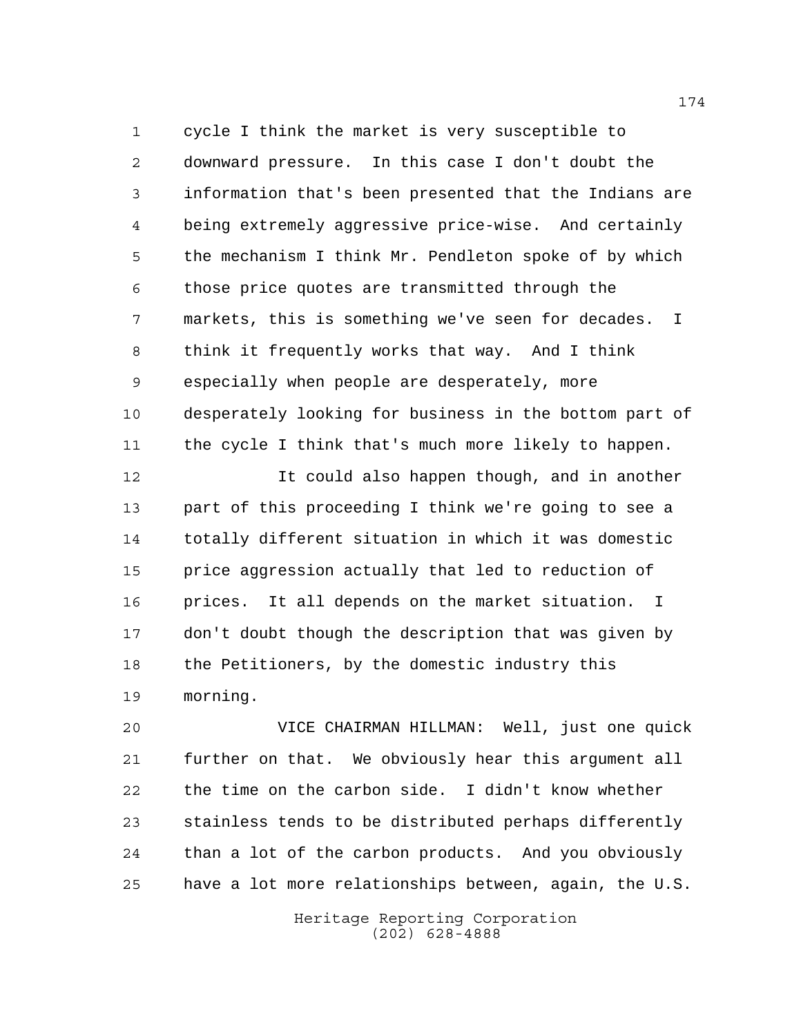cycle I think the market is very susceptible to downward pressure. In this case I don't doubt the information that's been presented that the Indians are being extremely aggressive price-wise. And certainly the mechanism I think Mr. Pendleton spoke of by which those price quotes are transmitted through the markets, this is something we've seen for decades. I think it frequently works that way. And I think especially when people are desperately, more desperately looking for business in the bottom part of the cycle I think that's much more likely to happen.

It could also happen though, and in another part of this proceeding I think we're going to see a totally different situation in which it was domestic price aggression actually that led to reduction of prices. It all depends on the market situation. I don't doubt though the description that was given by the Petitioners, by the domestic industry this morning.

VICE CHAIRMAN HILLMAN: Well, just one quick further on that. We obviously hear this argument all the time on the carbon side. I didn't know whether stainless tends to be distributed perhaps differently than a lot of the carbon products. And you obviously have a lot more relationships between, again, the U.S.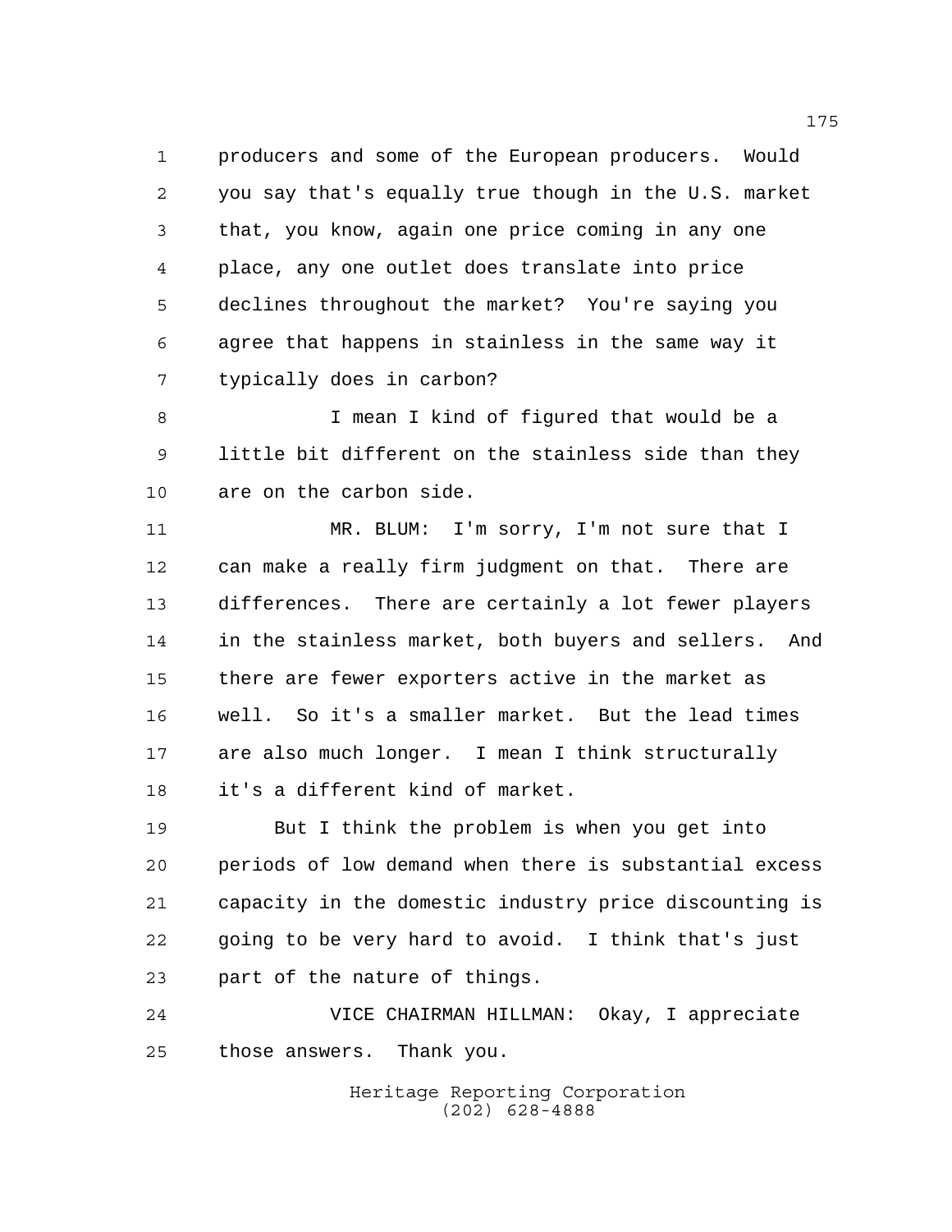producers and some of the European producers. Would you say that's equally true though in the U.S. market that, you know, again one price coming in any one place, any one outlet does translate into price declines throughout the market? You're saying you agree that happens in stainless in the same way it typically does in carbon?

I mean I kind of figured that would be a little bit different on the stainless side than they are on the carbon side.

MR. BLUM: I'm sorry, I'm not sure that I can make a really firm judgment on that. There are differences. There are certainly a lot fewer players in the stainless market, both buyers and sellers. And there are fewer exporters active in the market as well. So it's a smaller market. But the lead times are also much longer. I mean I think structurally it's a different kind of market.

But I think the problem is when you get into periods of low demand when there is substantial excess capacity in the domestic industry price discounting is going to be very hard to avoid. I think that's just part of the nature of things.

VICE CHAIRMAN HILLMAN: Okay, I appreciate those answers. Thank you.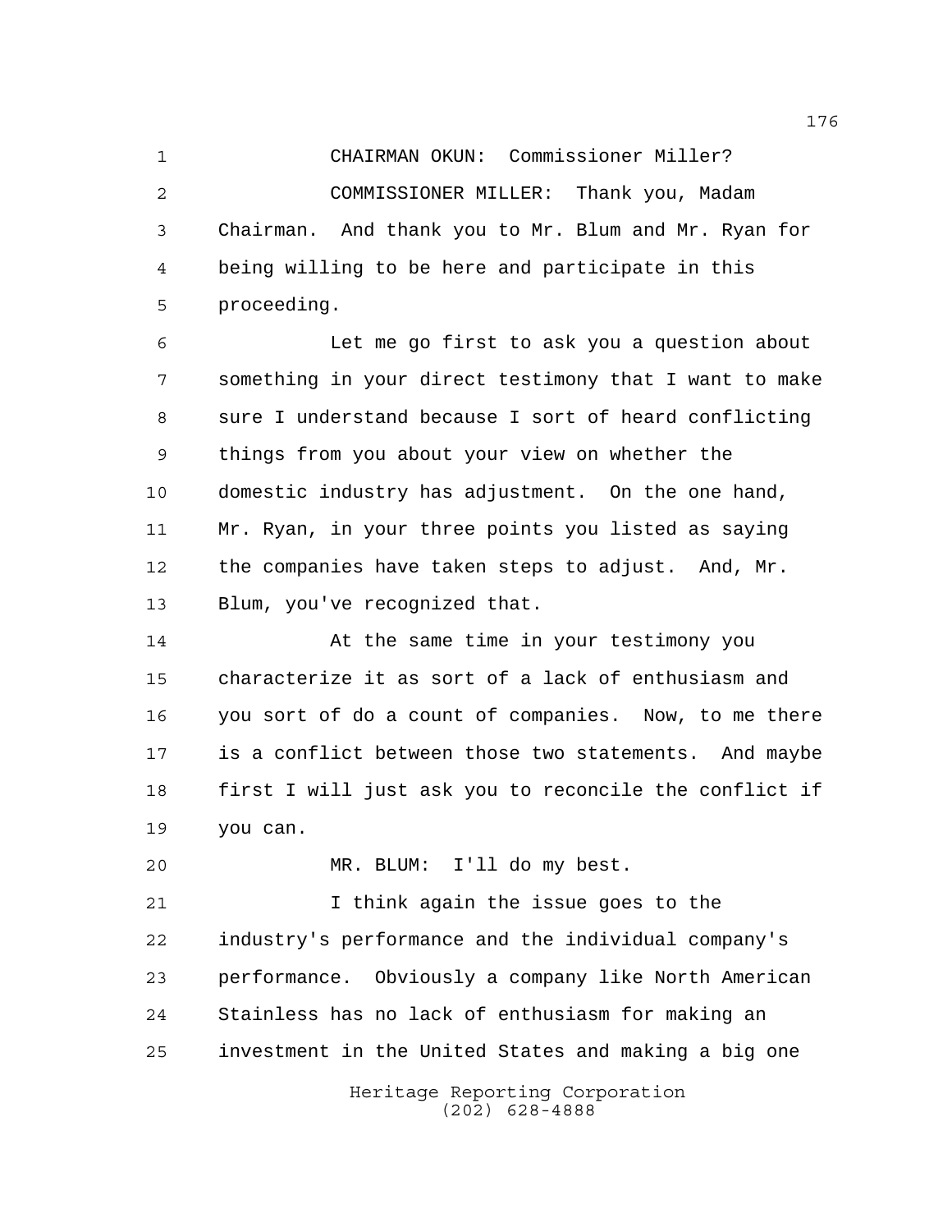CHAIRMAN OKUN: Commissioner Miller?

COMMISSIONER MILLER: Thank you, Madam Chairman. And thank you to Mr. Blum and Mr. Ryan for being willing to be here and participate in this proceeding.

Let me go first to ask you a question about something in your direct testimony that I want to make sure I understand because I sort of heard conflicting things from you about your view on whether the domestic industry has adjustment. On the one hand, Mr. Ryan, in your three points you listed as saying the companies have taken steps to adjust. And, Mr. Blum, you've recognized that.

At the same time in your testimony you characterize it as sort of a lack of enthusiasm and you sort of do a count of companies. Now, to me there is a conflict between those two statements. And maybe first I will just ask you to reconcile the conflict if you can.

MR. BLUM: I'll do my best.

I think again the issue goes to the industry's performance and the individual company's performance. Obviously a company like North American Stainless has no lack of enthusiasm for making an investment in the United States and making a big one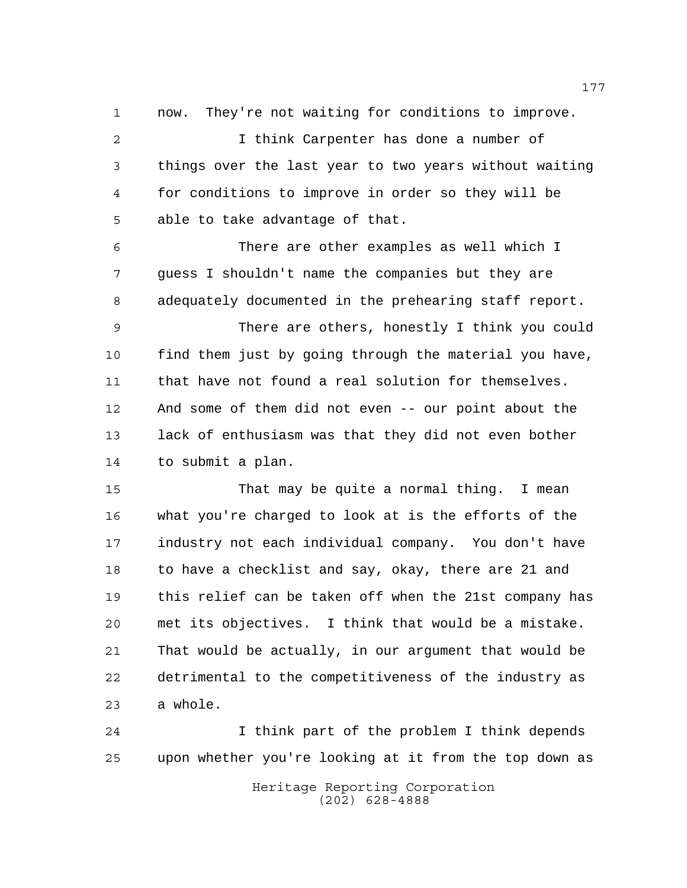now. They're not waiting for conditions to improve.

I think Carpenter has done a number of things over the last year to two years without waiting for conditions to improve in order so they will be able to take advantage of that.

There are other examples as well which I guess I shouldn't name the companies but they are adequately documented in the prehearing staff report.

There are others, honestly I think you could find them just by going through the material you have, that have not found a real solution for themselves. And some of them did not even -- our point about the lack of enthusiasm was that they did not even bother to submit a plan.

That may be quite a normal thing. I mean what you're charged to look at is the efforts of the industry not each individual company. You don't have to have a checklist and say, okay, there are 21 and this relief can be taken off when the 21st company has met its objectives. I think that would be a mistake. That would be actually, in our argument that would be detrimental to the competitiveness of the industry as a whole.

I think part of the problem I think depends upon whether you're looking at it from the top down as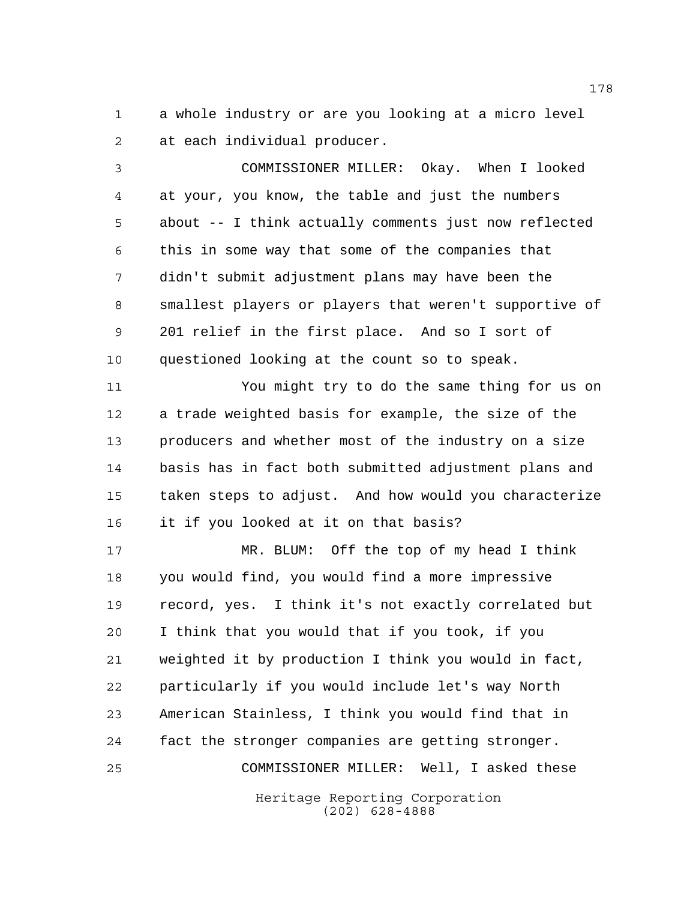a whole industry or are you looking at a micro level at each individual producer.

COMMISSIONER MILLER: Okay. When I looked at your, you know, the table and just the numbers about -- I think actually comments just now reflected this in some way that some of the companies that didn't submit adjustment plans may have been the smallest players or players that weren't supportive of 201 relief in the first place. And so I sort of questioned looking at the count so to speak.

You might try to do the same thing for us on a trade weighted basis for example, the size of the producers and whether most of the industry on a size basis has in fact both submitted adjustment plans and taken steps to adjust. And how would you characterize it if you looked at it on that basis?

MR. BLUM: Off the top of my head I think you would find, you would find a more impressive record, yes. I think it's not exactly correlated but I think that you would that if you took, if you weighted it by production I think you would in fact, particularly if you would include let's way North American Stainless, I think you would find that in fact the stronger companies are getting stronger.

COMMISSIONER MILLER: Well, I asked these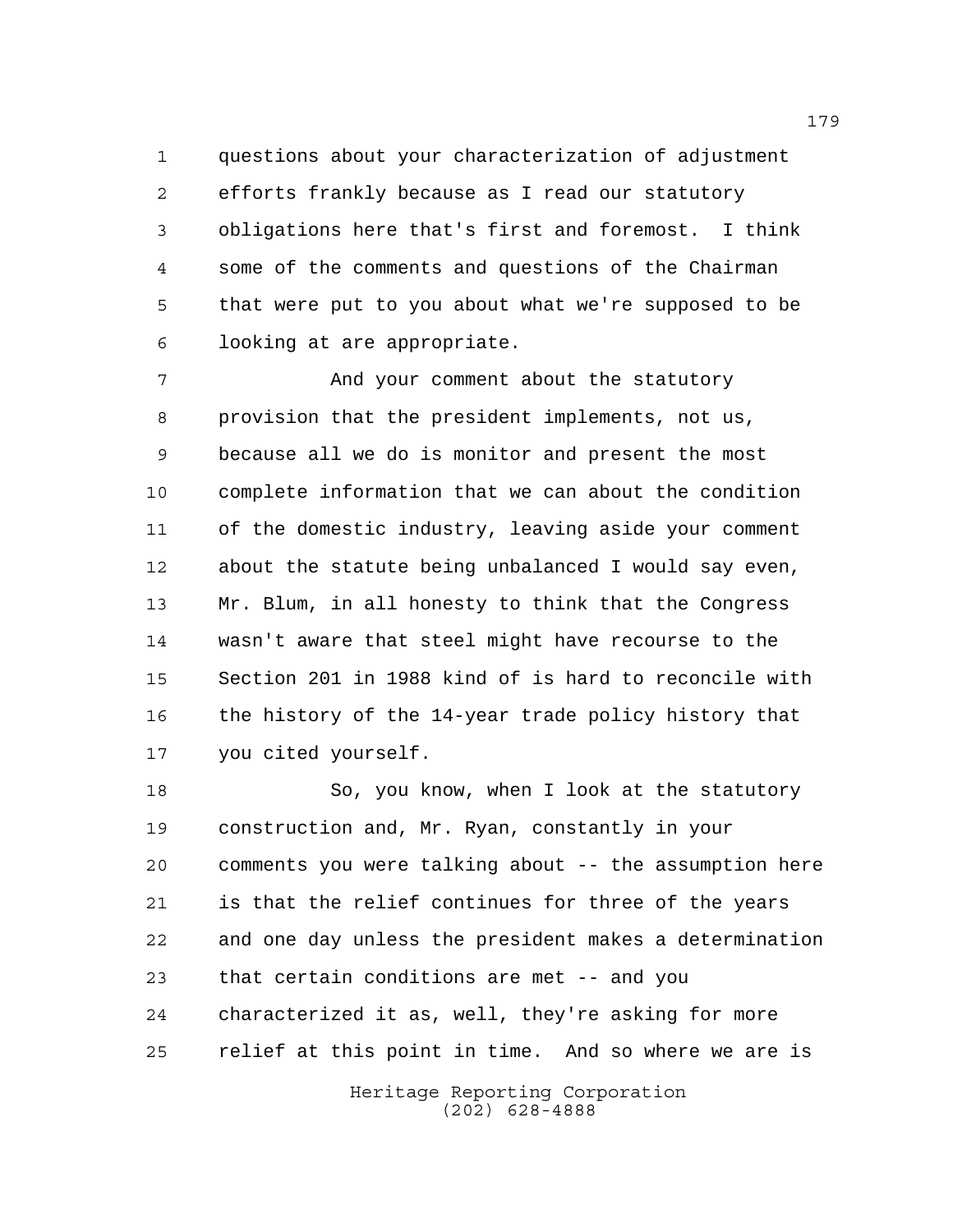questions about your characterization of adjustment efforts frankly because as I read our statutory obligations here that's first and foremost. I think some of the comments and questions of the Chairman that were put to you about what we're supposed to be looking at are appropriate.

And your comment about the statutory provision that the president implements, not us, because all we do is monitor and present the most complete information that we can about the condition of the domestic industry, leaving aside your comment about the statute being unbalanced I would say even, Mr. Blum, in all honesty to think that the Congress wasn't aware that steel might have recourse to the Section 201 in 1988 kind of is hard to reconcile with the history of the 14-year trade policy history that you cited yourself.

So, you know, when I look at the statutory construction and, Mr. Ryan, constantly in your comments you were talking about -- the assumption here is that the relief continues for three of the years and one day unless the president makes a determination that certain conditions are met -- and you characterized it as, well, they're asking for more relief at this point in time. And so where we are is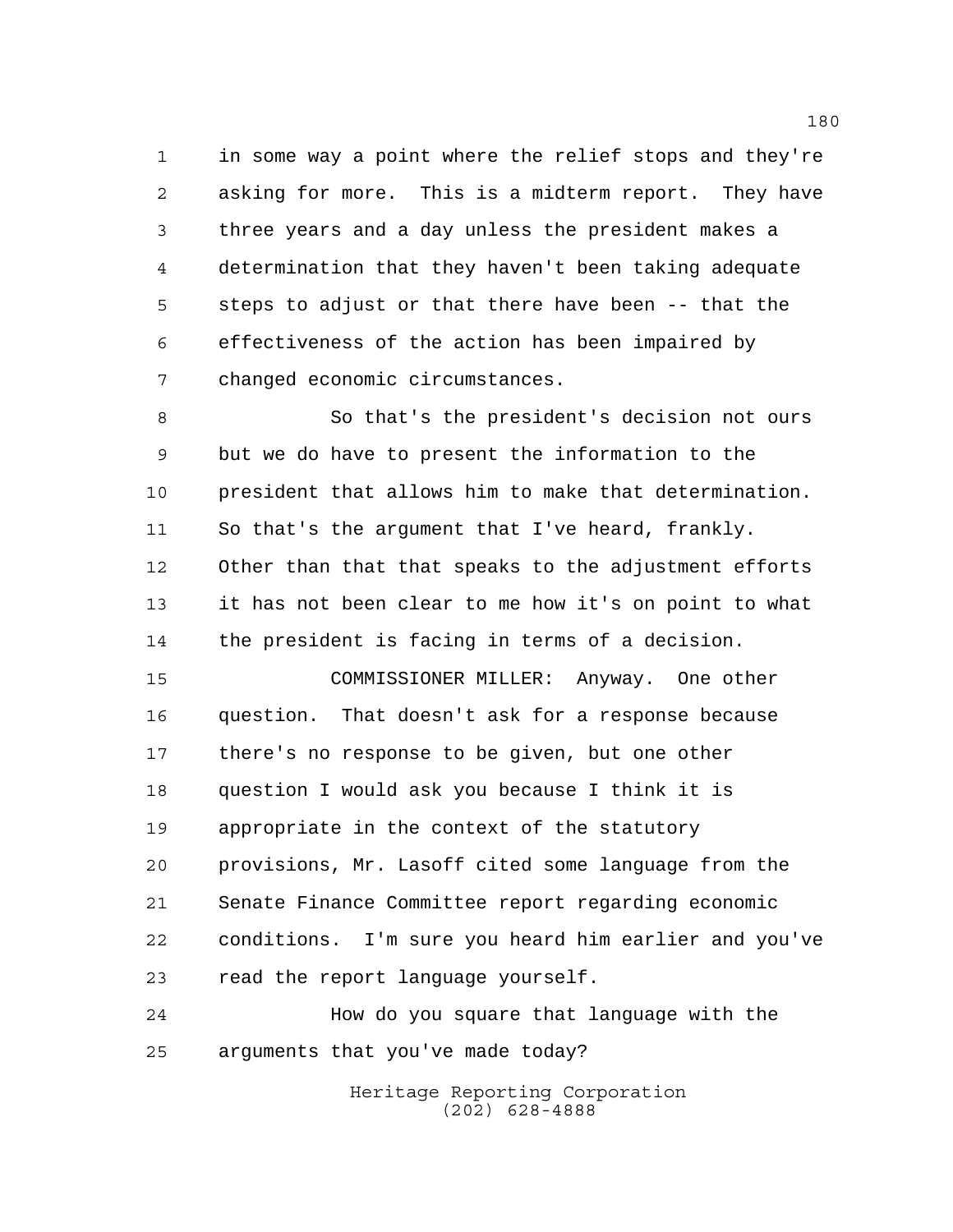in some way a point where the relief stops and they're asking for more. This is a midterm report. They have three years and a day unless the president makes a determination that they haven't been taking adequate steps to adjust or that there have been -- that the effectiveness of the action has been impaired by changed economic circumstances.

So that's the president's decision not ours but we do have to present the information to the president that allows him to make that determination. So that's the argument that I've heard, frankly. Other than that that speaks to the adjustment efforts it has not been clear to me how it's on point to what the president is facing in terms of a decision.

COMMISSIONER MILLER: Anyway. One other question. That doesn't ask for a response because there's no response to be given, but one other question I would ask you because I think it is appropriate in the context of the statutory provisions, Mr. Lasoff cited some language from the Senate Finance Committee report regarding economic conditions. I'm sure you heard him earlier and you've read the report language yourself.

How do you square that language with the arguments that you've made today?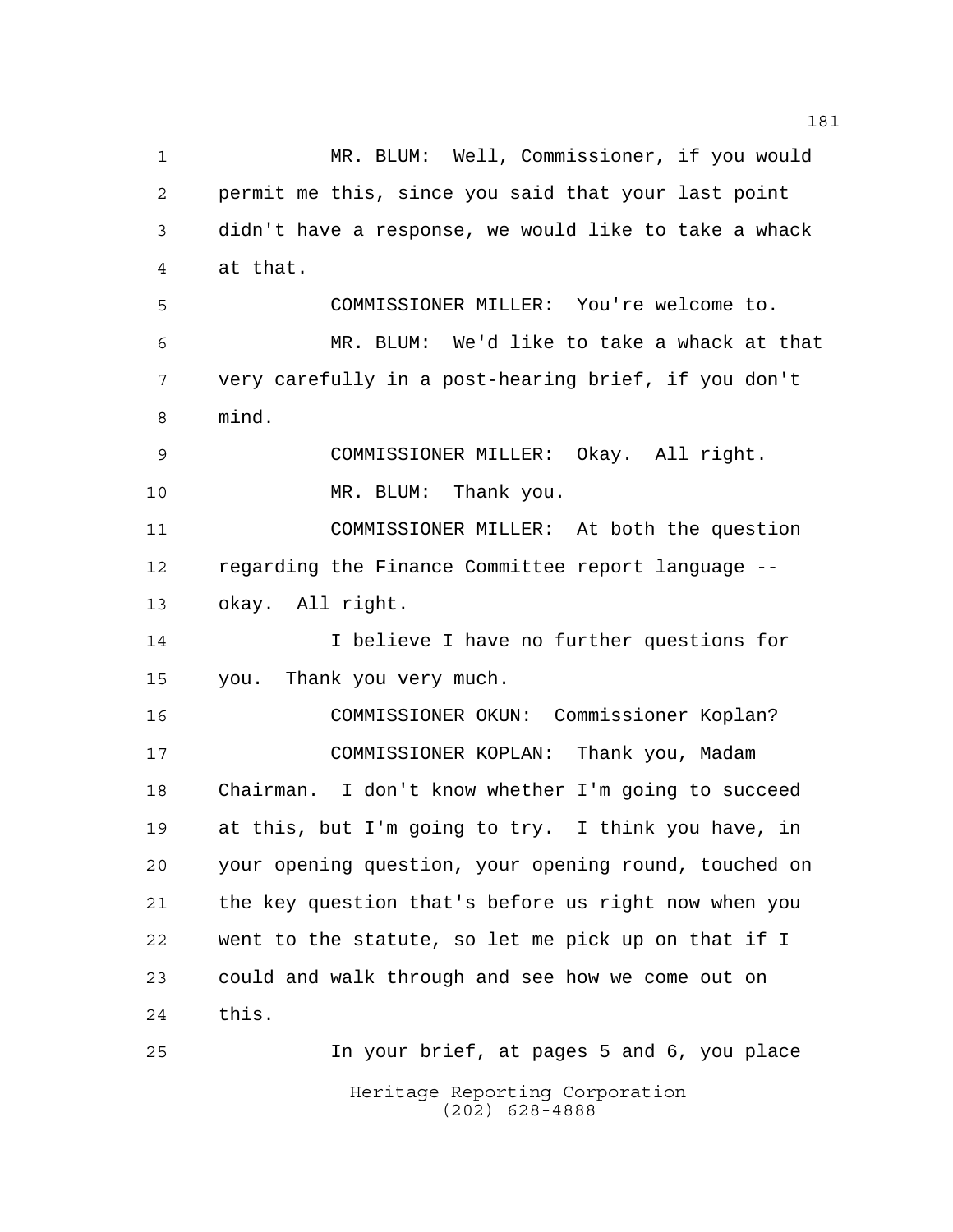MR. BLUM: Well, Commissioner, if you would permit me this, since you said that your last point didn't have a response, we would like to take a whack at that.

COMMISSIONER MILLER: You're welcome to.

MR. BLUM: We'd like to take a whack at that very carefully in a post-hearing brief, if you don't mind.

COMMISSIONER MILLER: Okay. All right.

MR. BLUM: Thank you.

COMMISSIONER MILLER: At both the question regarding the Finance Committee report language -- okay. All right.

I believe I have no further questions for you. Thank you very much.

COMMISSIONER OKUN: Commissioner Koplan?

COMMISSIONER KOPLAN: Thank you, Madam Chairman. I don't know whether I'm going to succeed at this, but I'm going to try. I think you have, in your opening question, your opening round, touched on the key question that's before us right now when you went to the statute, so let me pick up on that if I could and walk through and see how we come out on this.

In your brief, at pages 5 and 6, you place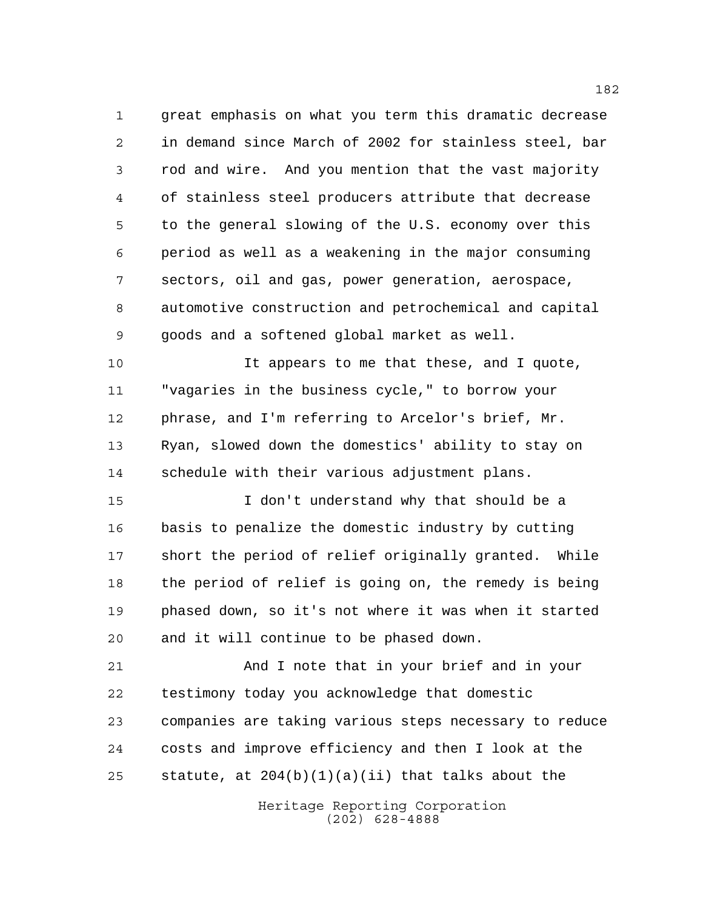great emphasis on what you term this dramatic decrease in demand since March of 2002 for stainless steel, bar rod and wire. And you mention that the vast majority of stainless steel producers attribute that decrease to the general slowing of the U.S. economy over this period as well as a weakening in the major consuming sectors, oil and gas, power generation, aerospace, automotive construction and petrochemical and capital goods and a softened global market as well.

It appears to me that these, and I quote, "vagaries in the business cycle," to borrow your phrase, and I'm referring to Arcelor's brief, Mr. Ryan, slowed down the domestics' ability to stay on schedule with their various adjustment plans.

I don't understand why that should be a basis to penalize the domestic industry by cutting short the period of relief originally granted. While the period of relief is going on, the remedy is being phased down, so it's not where it was when it started and it will continue to be phased down.

And I note that in your brief and in your testimony today you acknowledge that domestic companies are taking various steps necessary to reduce costs and improve efficiency and then I look at the statute, at 204(b)(1)(a)(ii) that talks about the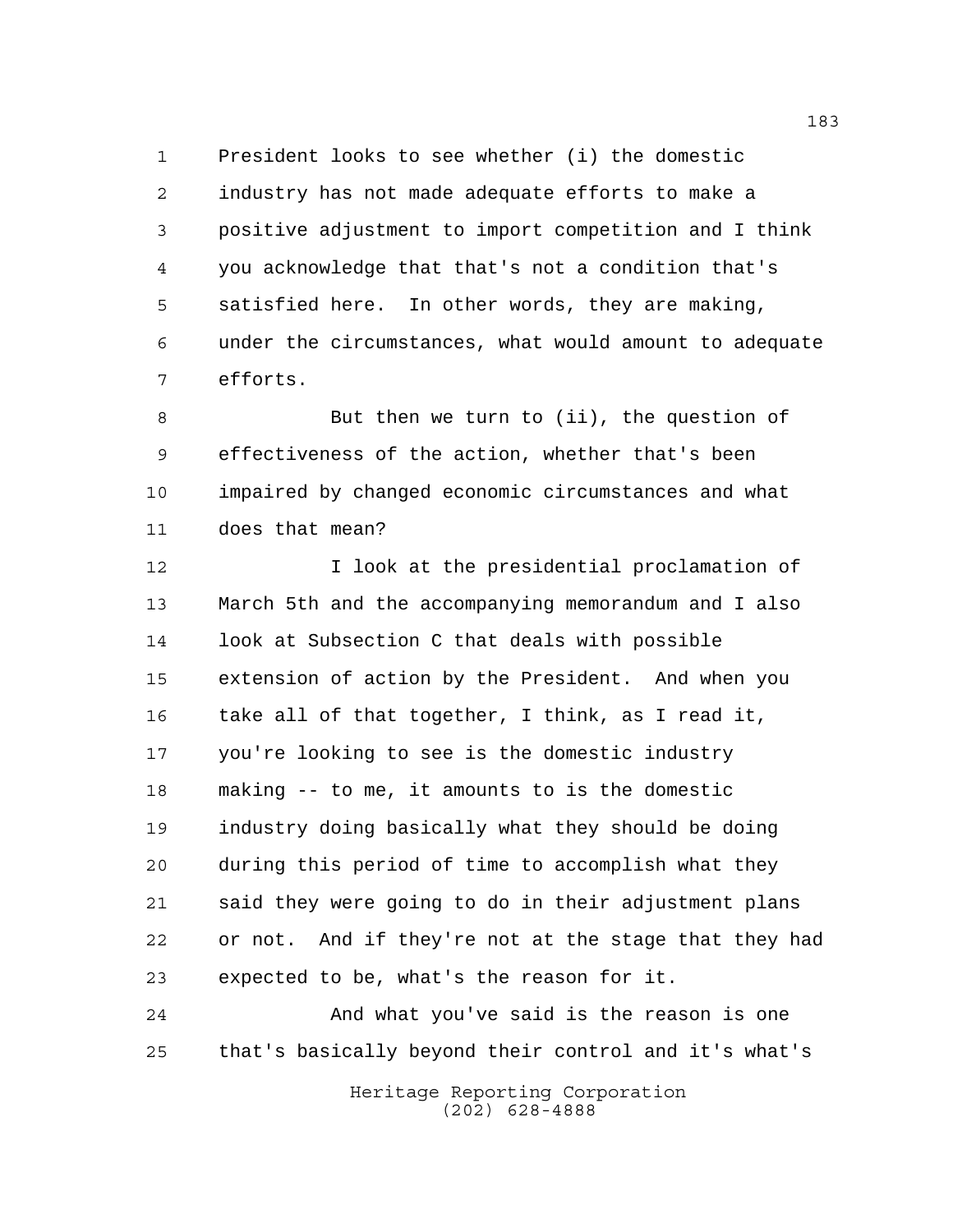President looks to see whether (i) the domestic industry has not made adequate efforts to make a positive adjustment to import competition and I think you acknowledge that that's not a condition that's satisfied here. In other words, they are making, under the circumstances, what would amount to adequate efforts.

But then we turn to (ii), the question of effectiveness of the action, whether that's been impaired by changed economic circumstances and what does that mean?

I look at the presidential proclamation of March 5th and the accompanying memorandum and I also look at Subsection C that deals with possible extension of action by the President. And when you take all of that together, I think, as I read it, you're looking to see is the domestic industry making -- to me, it amounts to is the domestic industry doing basically what they should be doing during this period of time to accomplish what they said they were going to do in their adjustment plans or not. And if they're not at the stage that they had expected to be, what's the reason for it.

And what you've said is the reason is one that's basically beyond their control and it's what's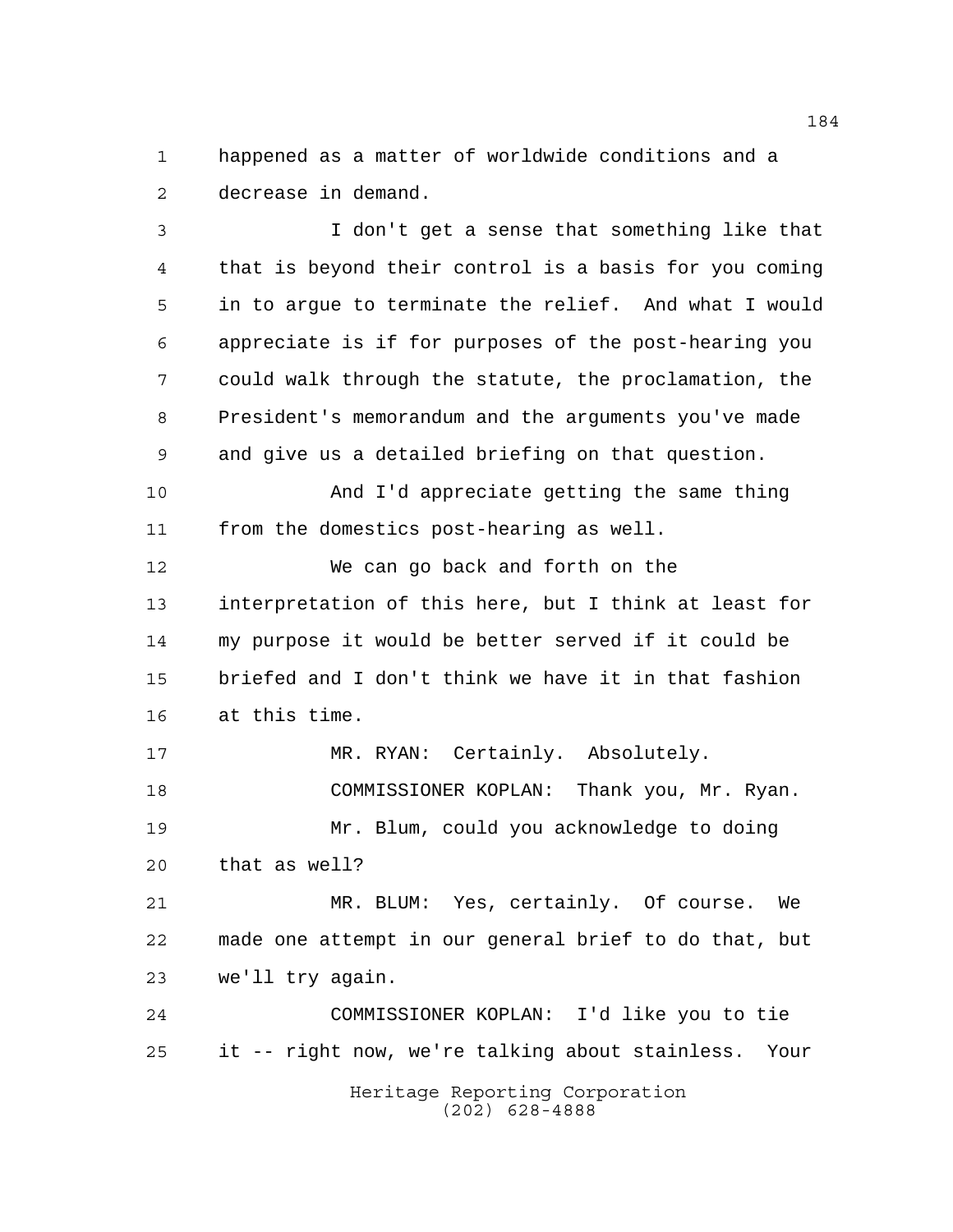happened as a matter of worldwide conditions and a decrease in demand.

I don't get a sense that something like that that is beyond their control is a basis for you coming in to argue to terminate the relief. And what I would appreciate is if for purposes of the post-hearing you could walk through the statute, the proclamation, the President's memorandum and the arguments you've made and give us a detailed briefing on that question.

And I'd appreciate getting the same thing from the domestics post-hearing as well.

We can go back and forth on the interpretation of this here, but I think at least for my purpose it would be better served if it could be briefed and I don't think we have it in that fashion at this time.

MR. RYAN: Certainly. Absolutely.

COMMISSIONER KOPLAN: Thank you, Mr. Ryan.

Mr. Blum, could you acknowledge to doing that as well?

MR. BLUM: Yes, certainly. Of course. We made one attempt in our general brief to do that, but we'll try again.

COMMISSIONER KOPLAN: I'd like you to tie it -- right now, we're talking about stainless. Your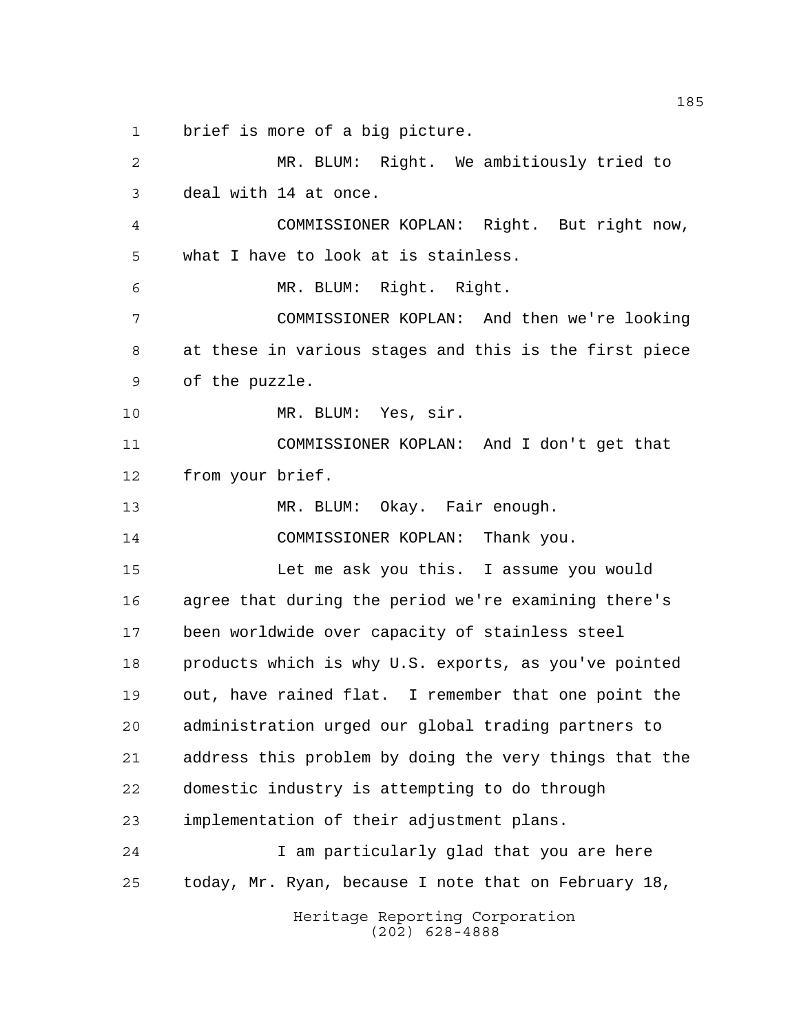brief is more of a big picture.

MR. BLUM: Right. We ambitiously tried to deal with 14 at once.

COMMISSIONER KOPLAN: Right. But right now, what I have to look at is stainless.

MR. BLUM: Right. Right.

COMMISSIONER KOPLAN: And then we're looking at these in various stages and this is the first piece of the puzzle.

MR. BLUM: Yes, sir.

COMMISSIONER KOPLAN: And I don't get that from your brief.

MR. BLUM: Okay. Fair enough.

COMMISSIONER KOPLAN: Thank you.

Let me ask you this. I assume you would agree that during the period we're examining there's been worldwide over capacity of stainless steel products which is why U.S. exports, as you've pointed out, have rained flat. I remember that one point the administration urged our global trading partners to address this problem by doing the very things that the domestic industry is attempting to do through implementation of their adjustment plans.

I am particularly glad that you are here today, Mr. Ryan, because I note that on February 18,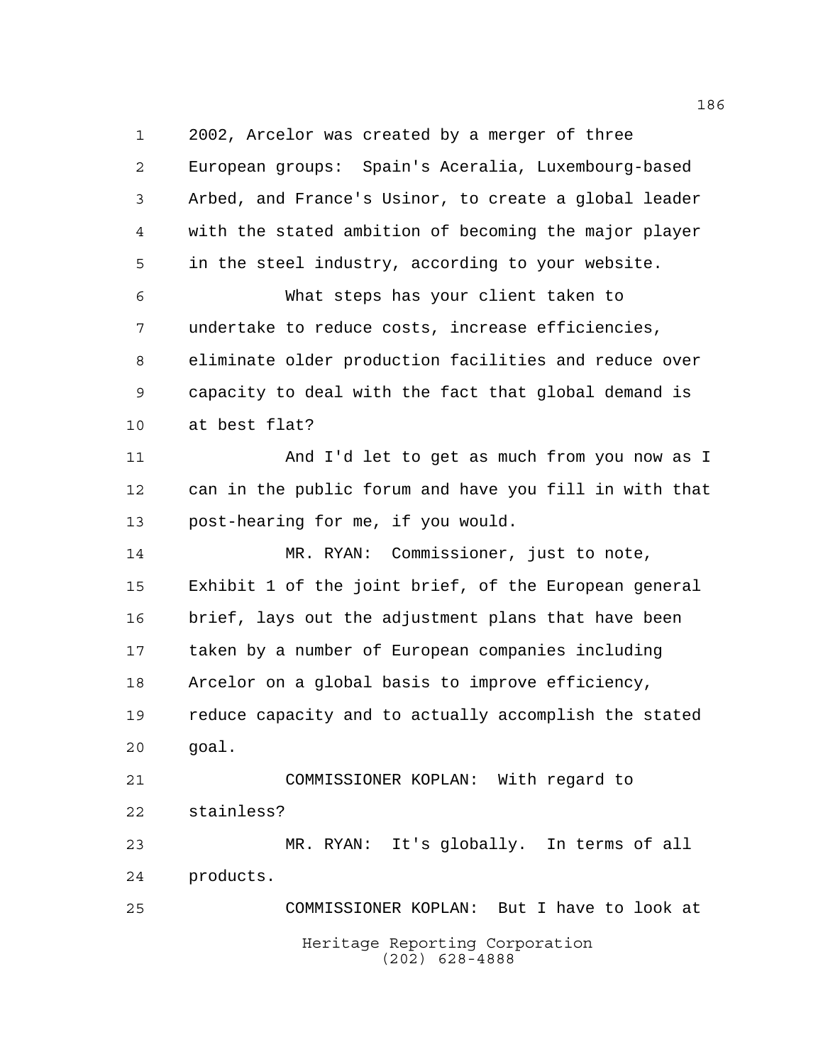2002, Arcelor was created by a merger of three European groups: Spain's Aceralia, Luxembourg-based Arbed, and France's Usinor, to create a global leader with the stated ambition of becoming the major player in the steel industry, according to your website.

What steps has your client taken to undertake to reduce costs, increase efficiencies, eliminate older production facilities and reduce over capacity to deal with the fact that global demand is at best flat?

And I'd let to get as much from you now as I can in the public forum and have you fill in with that post-hearing for me, if you would.

MR. RYAN: Commissioner, just to note, Exhibit 1 of the joint brief, of the European general brief, lays out the adjustment plans that have been taken by a number of European companies including Arcelor on a global basis to improve efficiency, reduce capacity and to actually accomplish the stated goal.

COMMISSIONER KOPLAN: With regard to stainless?

MR. RYAN: It's globally. In terms of all products.

COMMISSIONER KOPLAN: But I have to look at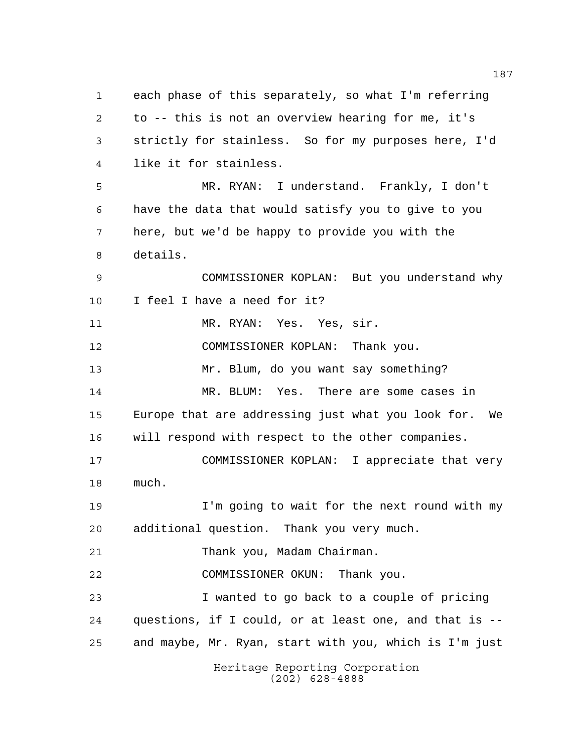each phase of this separately, so what I'm referring to -- this is not an overview hearing for me, it's strictly for stainless. So for my purposes here, I'd like it for stainless.

MR. RYAN: I understand. Frankly, I don't have the data that would satisfy you to give to you here, but we'd be happy to provide you with the details.

COMMISSIONER KOPLAN: But you understand why I feel I have a need for it?

MR. RYAN: Yes. Yes, sir.

COMMISSIONER KOPLAN: Thank you.

Mr. Blum, do you want say something?

MR. BLUM: Yes. There are some cases in Europe that are addressing just what you look for. We will respond with respect to the other companies.

COMMISSIONER KOPLAN: I appreciate that very much.

I'm going to wait for the next round with my additional question. Thank you very much.

Thank you, Madam Chairman.

COMMISSIONER OKUN: Thank you.

I wanted to go back to a couple of pricing questions, if I could, or at least one, and that is -- and maybe, Mr. Ryan, start with you, which is I'm just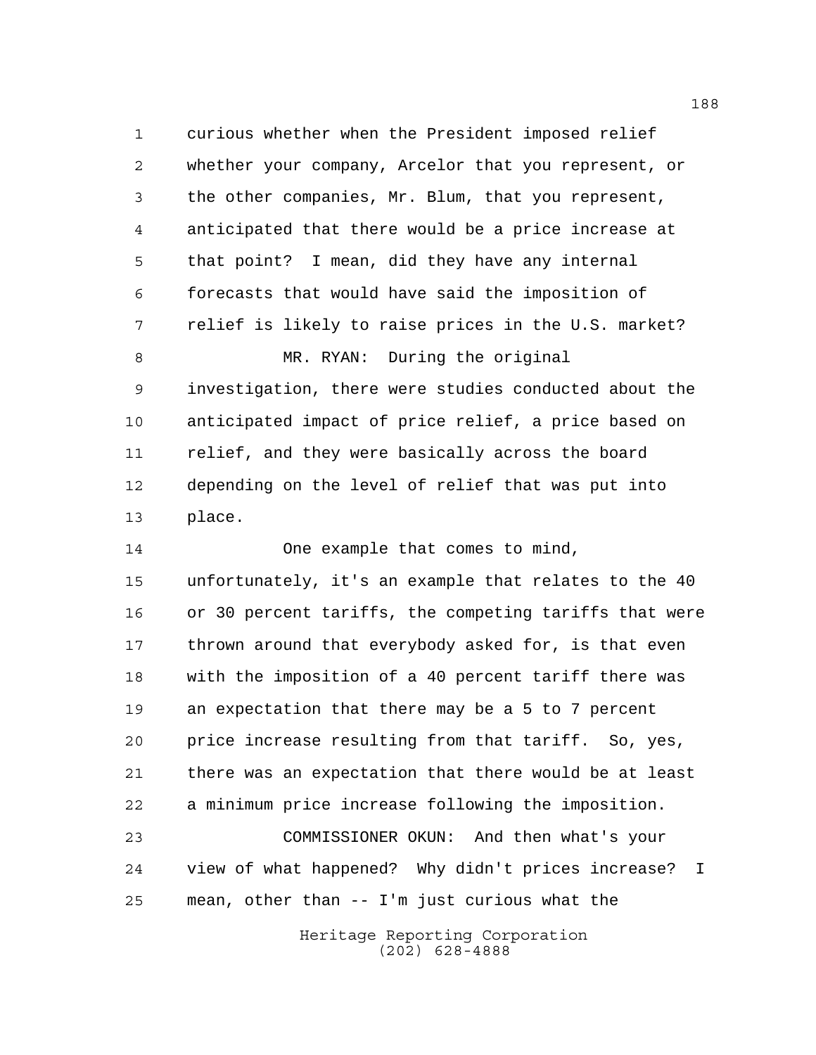curious whether when the President imposed relief whether your company, Arcelor that you represent, or the other companies, Mr. Blum, that you represent, anticipated that there would be a price increase at that point? I mean, did they have any internal forecasts that would have said the imposition of relief is likely to raise prices in the U.S. market?

MR. RYAN: During the original investigation, there were studies conducted about the anticipated impact of price relief, a price based on relief, and they were basically across the board depending on the level of relief that was put into place.

One example that comes to mind, unfortunately, it's an example that relates to the 40 or 30 percent tariffs, the competing tariffs that were thrown around that everybody asked for, is that even with the imposition of a 40 percent tariff there was an expectation that there may be a 5 to 7 percent price increase resulting from that tariff. So, yes, there was an expectation that there would be at least a minimum price increase following the imposition.

COMMISSIONER OKUN: And then what's your view of what happened? Why didn't prices increase? I mean, other than -- I'm just curious what the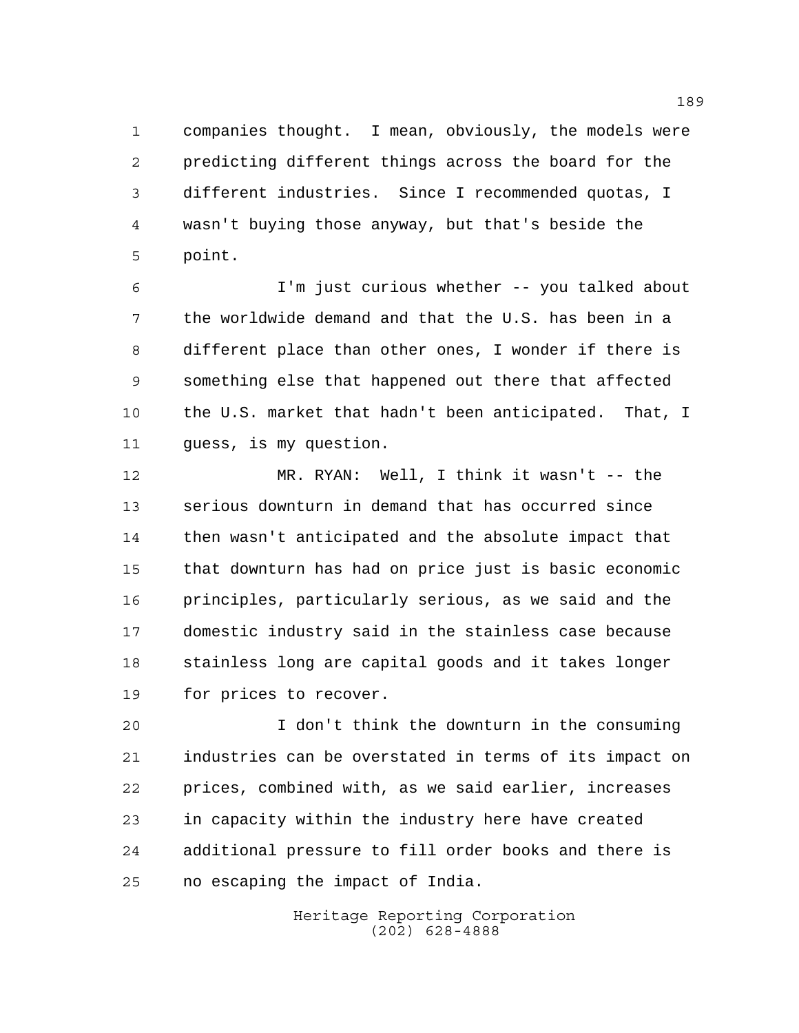companies thought. I mean, obviously, the models were predicting different things across the board for the different industries. Since I recommended quotas, I wasn't buying those anyway, but that's beside the point.

I'm just curious whether -- you talked about the worldwide demand and that the U.S. has been in a different place than other ones, I wonder if there is something else that happened out there that affected the U.S. market that hadn't been anticipated. That, I guess, is my question.

MR. RYAN: Well, I think it wasn't -- the serious downturn in demand that has occurred since then wasn't anticipated and the absolute impact that that downturn has had on price just is basic economic principles, particularly serious, as we said and the domestic industry said in the stainless case because stainless long are capital goods and it takes longer for prices to recover.

I don't think the downturn in the consuming industries can be overstated in terms of its impact on prices, combined with, as we said earlier, increases in capacity within the industry here have created additional pressure to fill order books and there is no escaping the impact of India.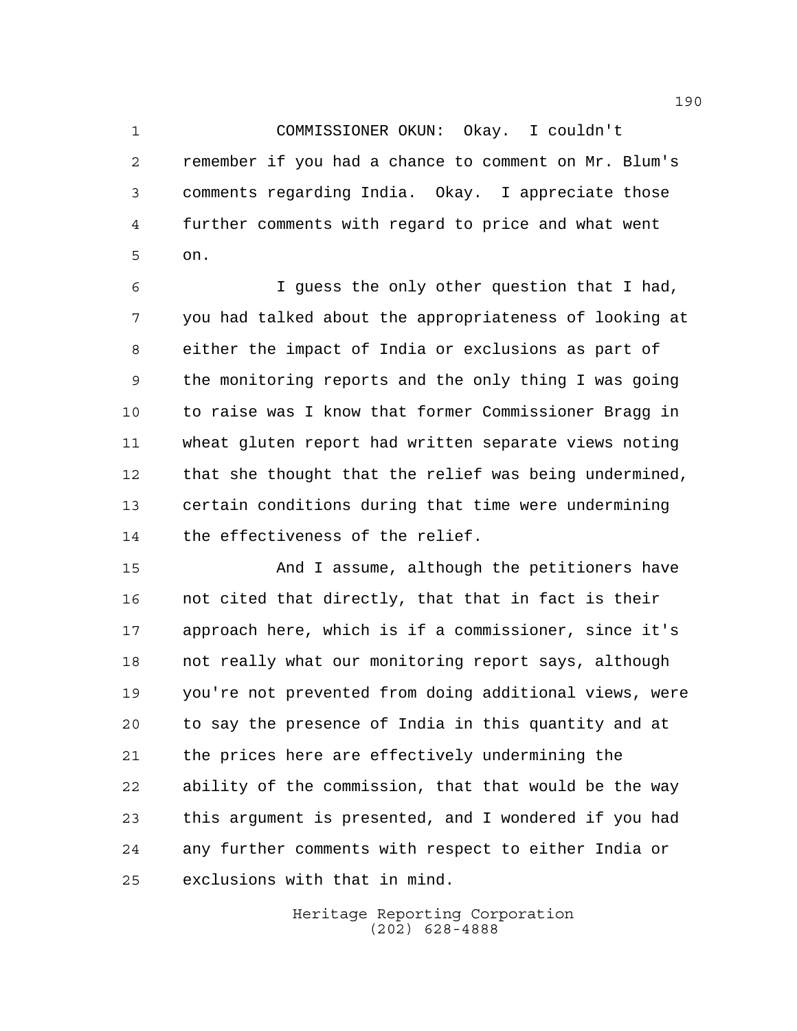COMMISSIONER OKUN: Okay. I couldn't remember if you had a chance to comment on Mr. Blum's comments regarding India. Okay. I appreciate those further comments with regard to price and what went on.

I guess the only other question that I had, you had talked about the appropriateness of looking at either the impact of India or exclusions as part of the monitoring reports and the only thing I was going to raise was I know that former Commissioner Bragg in wheat gluten report had written separate views noting that she thought that the relief was being undermined, certain conditions during that time were undermining the effectiveness of the relief.

And I assume, although the petitioners have not cited that directly, that that in fact is their approach here, which is if a commissioner, since it's not really what our monitoring report says, although you're not prevented from doing additional views, were to say the presence of India in this quantity and at the prices here are effectively undermining the ability of the commission, that that would be the way this argument is presented, and I wondered if you had any further comments with respect to either India or exclusions with that in mind.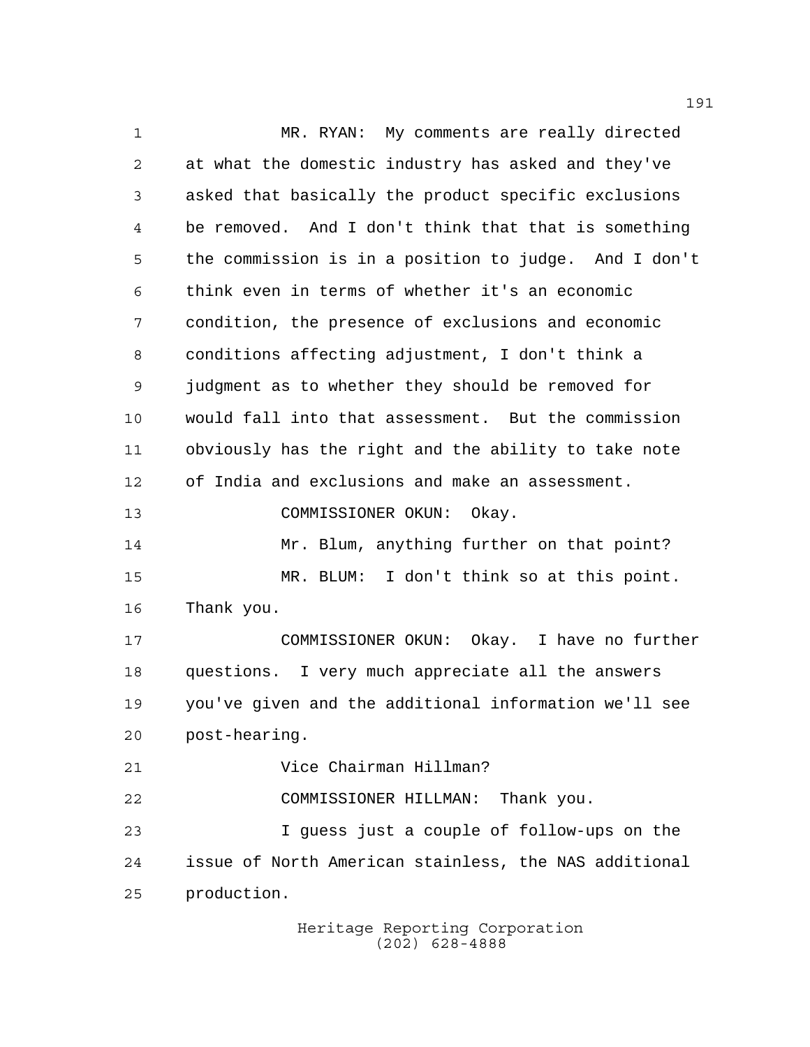MR. RYAN: My comments are really directed at what the domestic industry has asked and they've asked that basically the product specific exclusions be removed. And I don't think that that is something the commission is in a position to judge. And I don't think even in terms of whether it's an economic condition, the presence of exclusions and economic conditions affecting adjustment, I don't think a judgment as to whether they should be removed for would fall into that assessment. But the commission obviously has the right and the ability to take note of India and exclusions and make an assessment.

COMMISSIONER OKUN: Okay.

Mr. Blum, anything further on that point?

MR. BLUM: I don't think so at this point. Thank you.

COMMISSIONER OKUN: Okay. I have no further questions. I very much appreciate all the answers you've given and the additional information we'll see post-hearing.

Vice Chairman Hillman?

COMMISSIONER HILLMAN: Thank you.

I guess just a couple of follow-ups on the issue of North American stainless, the NAS additional production.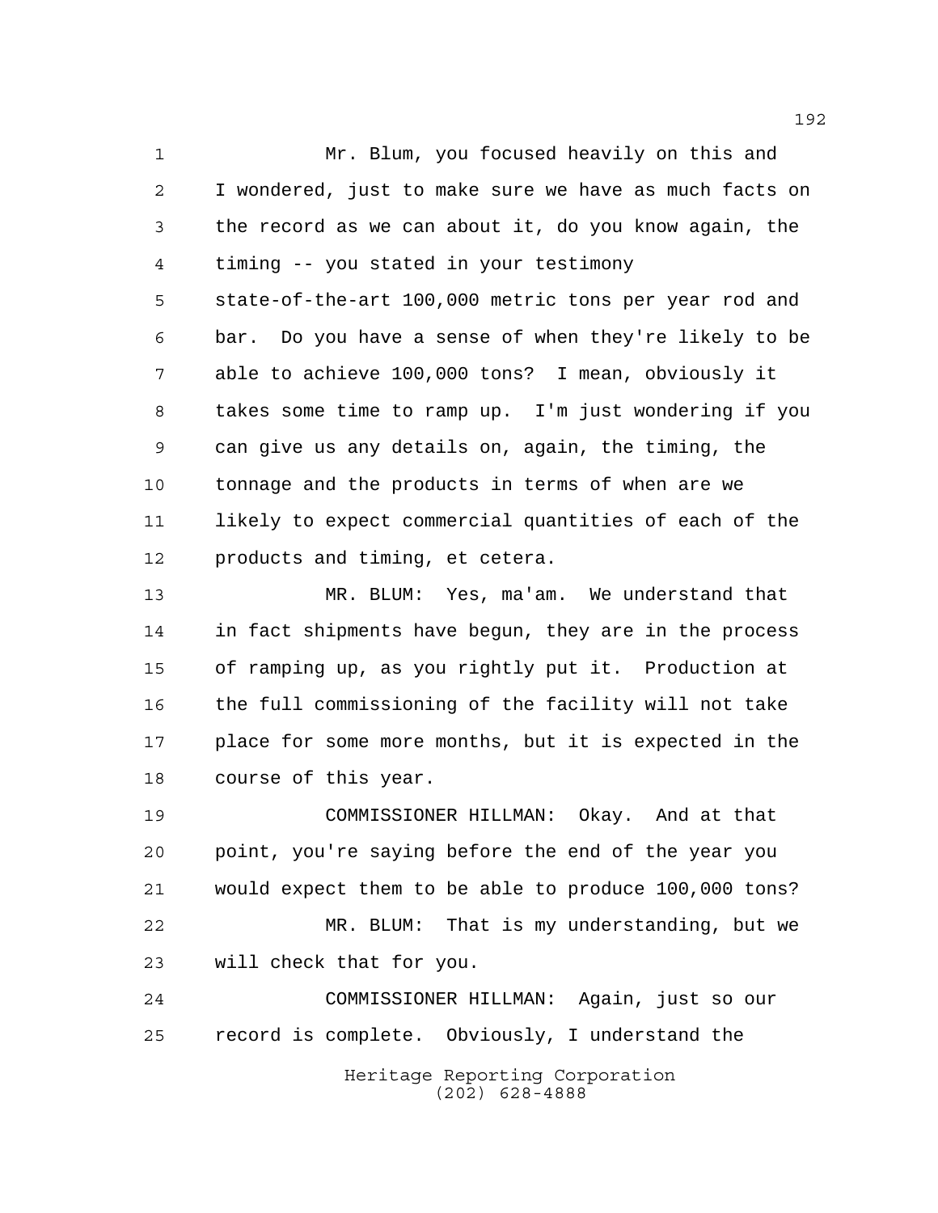Mr. Blum, you focused heavily on this and I wondered, just to make sure we have as much facts on the record as we can about it, do you know again, the timing -- you stated in your testimony state-of-the-art 100,000 metric tons per year rod and bar. Do you have a sense of when they're likely to be able to achieve 100,000 tons? I mean, obviously it takes some time to ramp up. I'm just wondering if you can give us any details on, again, the timing, the tonnage and the products in terms of when are we likely to expect commercial quantities of each of the products and timing, et cetera.

MR. BLUM: Yes, ma'am. We understand that in fact shipments have begun, they are in the process of ramping up, as you rightly put it. Production at the full commissioning of the facility will not take place for some more months, but it is expected in the course of this year.

COMMISSIONER HILLMAN: Okay. And at that point, you're saying before the end of the year you would expect them to be able to produce 100,000 tons?

MR. BLUM: That is my understanding, but we will check that for you.

COMMISSIONER HILLMAN: Again, just so our record is complete. Obviously, I understand the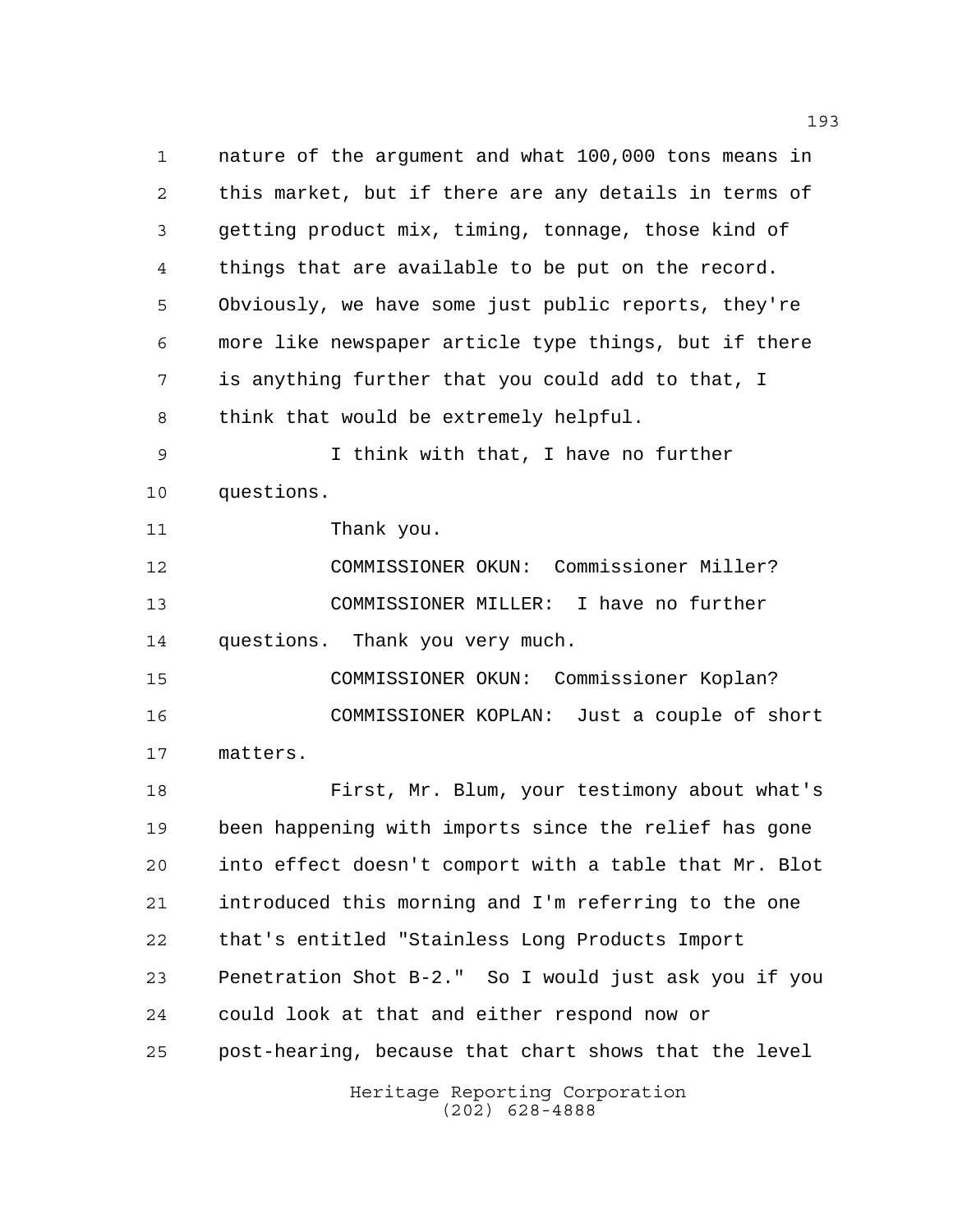nature of the argument and what 100,000 tons means in this market, but if there are any details in terms of getting product mix, timing, tonnage, those kind of things that are available to be put on the record. Obviously, we have some just public reports, they're more like newspaper article type things, but if there is anything further that you could add to that, I think that would be extremely helpful.

I think with that, I have no further questions.

Thank you.

COMMISSIONER OKUN: Commissioner Miller?

COMMISSIONER MILLER: I have no further questions. Thank you very much.

COMMISSIONER OKUN: Commissioner Koplan?

COMMISSIONER KOPLAN: Just a couple of short matters.

First, Mr. Blum, your testimony about what's been happening with imports since the relief has gone into effect doesn't comport with a table that Mr. Blot introduced this morning and I'm referring to the one that's entitled "Stainless Long Products Import Penetration Shot B-2." So I would just ask you if you could look at that and either respond now or post-hearing, because that chart shows that the level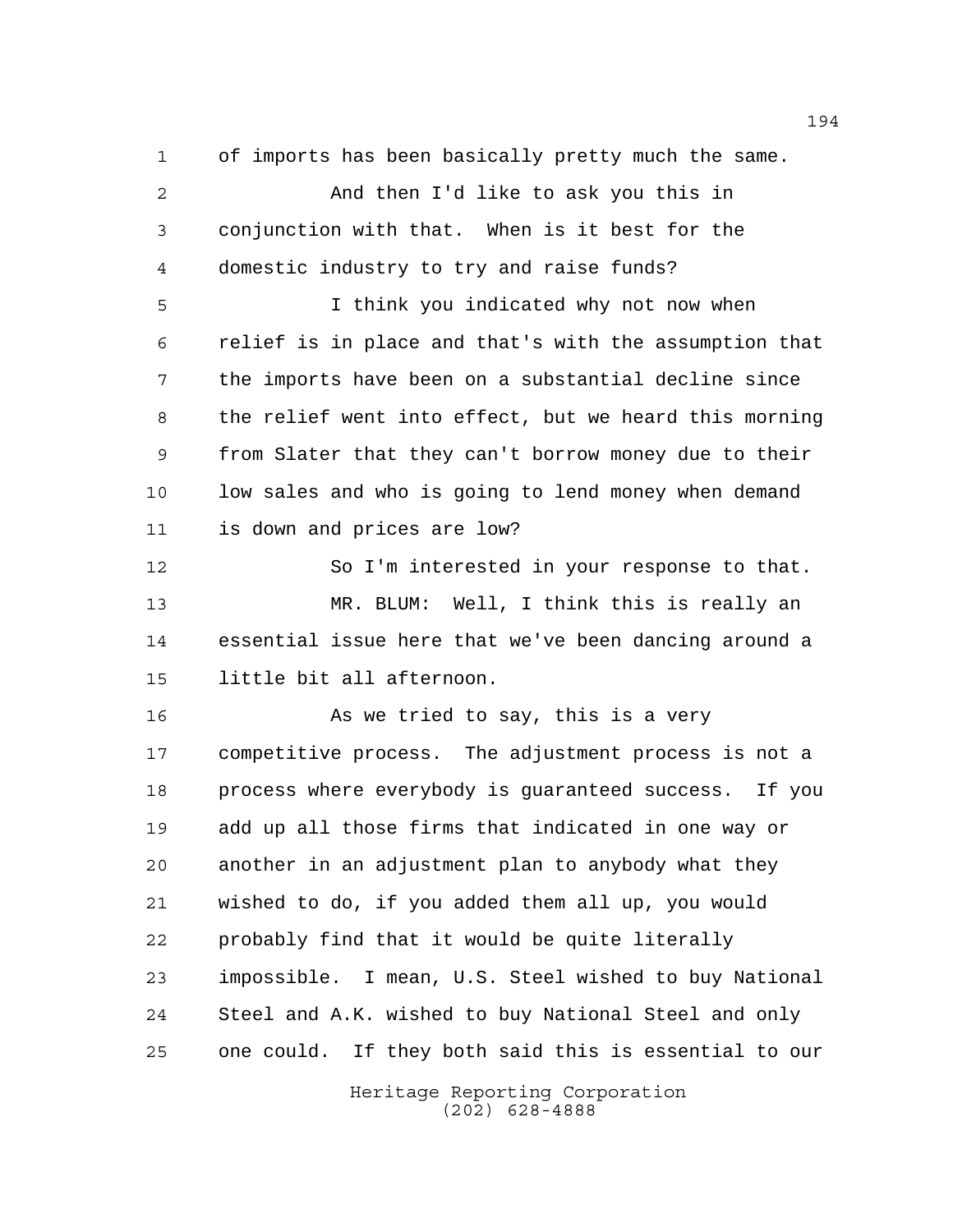of imports has been basically pretty much the same.

And then I'd like to ask you this in conjunction with that. When is it best for the domestic industry to try and raise funds?

I think you indicated why not now when relief is in place and that's with the assumption that the imports have been on a substantial decline since the relief went into effect, but we heard this morning from Slater that they can't borrow money due to their low sales and who is going to lend money when demand is down and prices are low?

So I'm interested in your response to that.

MR. BLUM: Well, I think this is really an essential issue here that we've been dancing around a little bit all afternoon.

As we tried to say, this is a very competitive process. The adjustment process is not a process where everybody is guaranteed success. If you add up all those firms that indicated in one way or another in an adjustment plan to anybody what they wished to do, if you added them all up, you would probably find that it would be quite literally impossible. I mean, U.S. Steel wished to buy National Steel and A.K. wished to buy National Steel and only one could. If they both said this is essential to our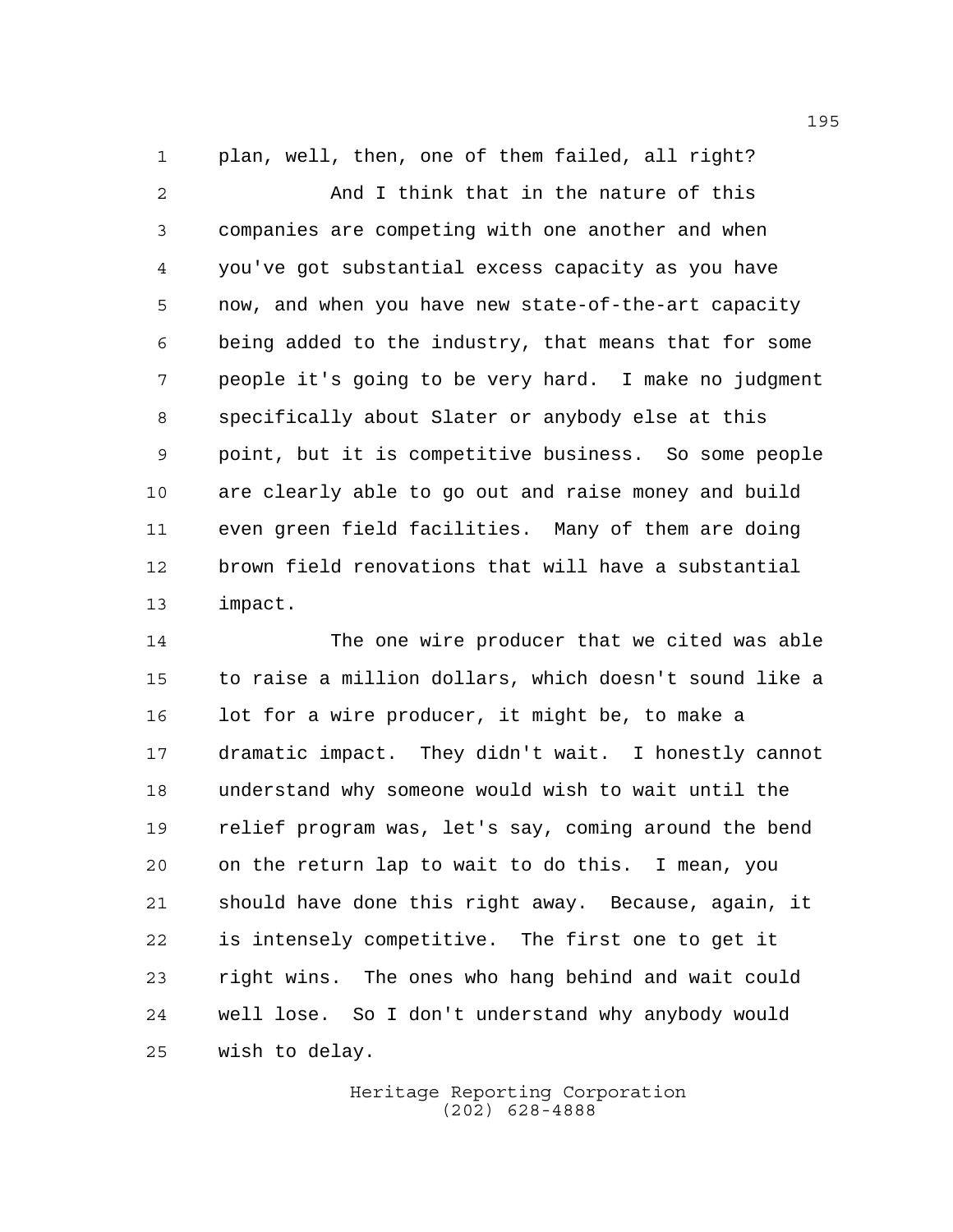plan, well, then, one of them failed, all right?

And I think that in the nature of this companies are competing with one another and when you've got substantial excess capacity as you have now, and when you have new state-of-the-art capacity being added to the industry, that means that for some people it's going to be very hard. I make no judgment specifically about Slater or anybody else at this point, but it is competitive business. So some people are clearly able to go out and raise money and build even green field facilities. Many of them are doing brown field renovations that will have a substantial impact.

The one wire producer that we cited was able to raise a million dollars, which doesn't sound like a lot for a wire producer, it might be, to make a dramatic impact. They didn't wait. I honestly cannot understand why someone would wish to wait until the relief program was, let's say, coming around the bend on the return lap to wait to do this. I mean, you should have done this right away. Because, again, it is intensely competitive. The first one to get it right wins. The ones who hang behind and wait could well lose. So I don't understand why anybody would wish to delay.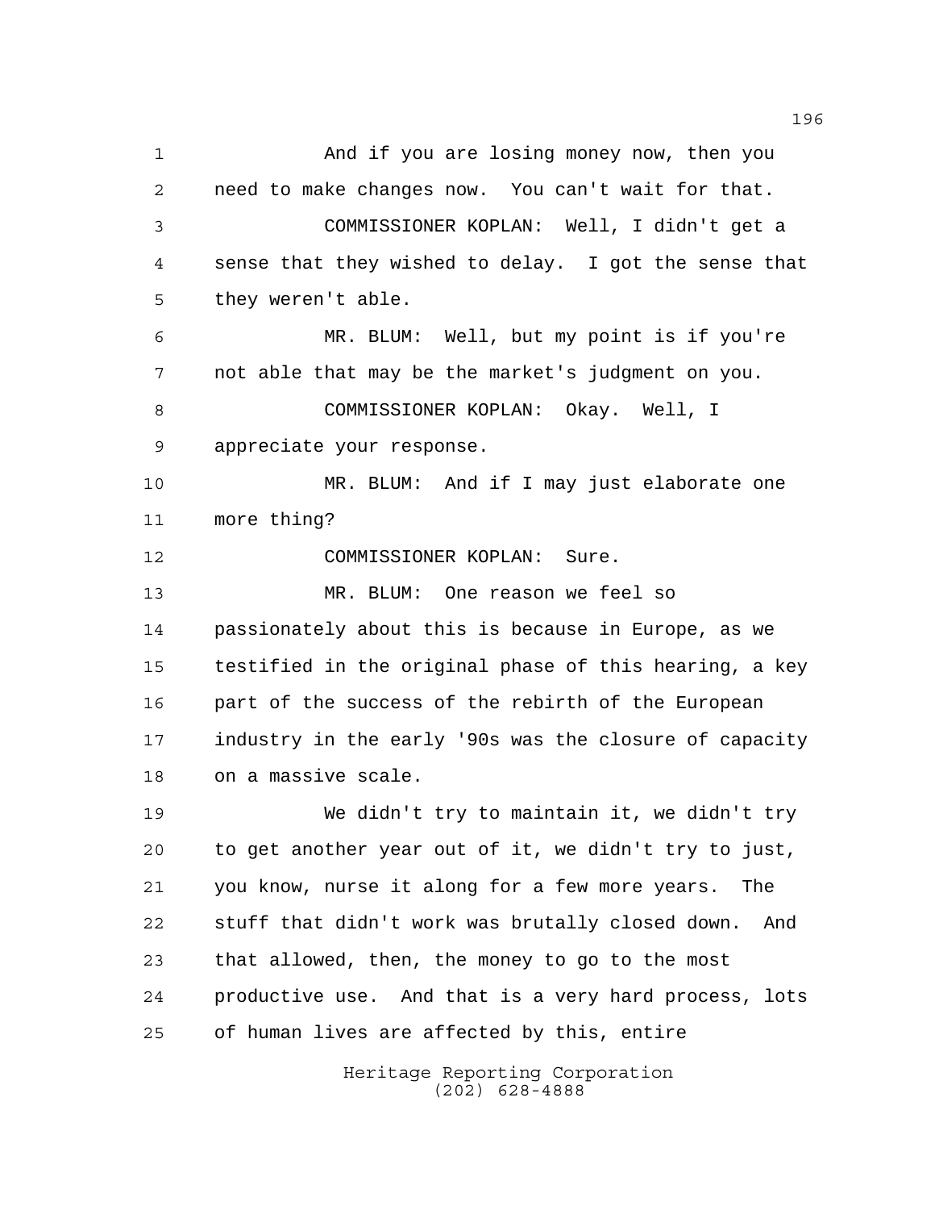And if you are losing money now, then you need to make changes now. You can't wait for that.

COMMISSIONER KOPLAN: Well, I didn't get a sense that they wished to delay. I got the sense that they weren't able.

MR. BLUM: Well, but my point is if you're not able that may be the market's judgment on you.

COMMISSIONER KOPLAN: Okay. Well, I appreciate your response.

MR. BLUM: And if I may just elaborate one more thing?

COMMISSIONER KOPLAN: Sure.

MR. BLUM: One reason we feel so passionately about this is because in Europe, as we testified in the original phase of this hearing, a key part of the success of the rebirth of the European industry in the early '90s was the closure of capacity on a massive scale.

We didn't try to maintain it, we didn't try to get another year out of it, we didn't try to just, you know, nurse it along for a few more years. The stuff that didn't work was brutally closed down. And that allowed, then, the money to go to the most productive use. And that is a very hard process, lots of human lives are affected by this, entire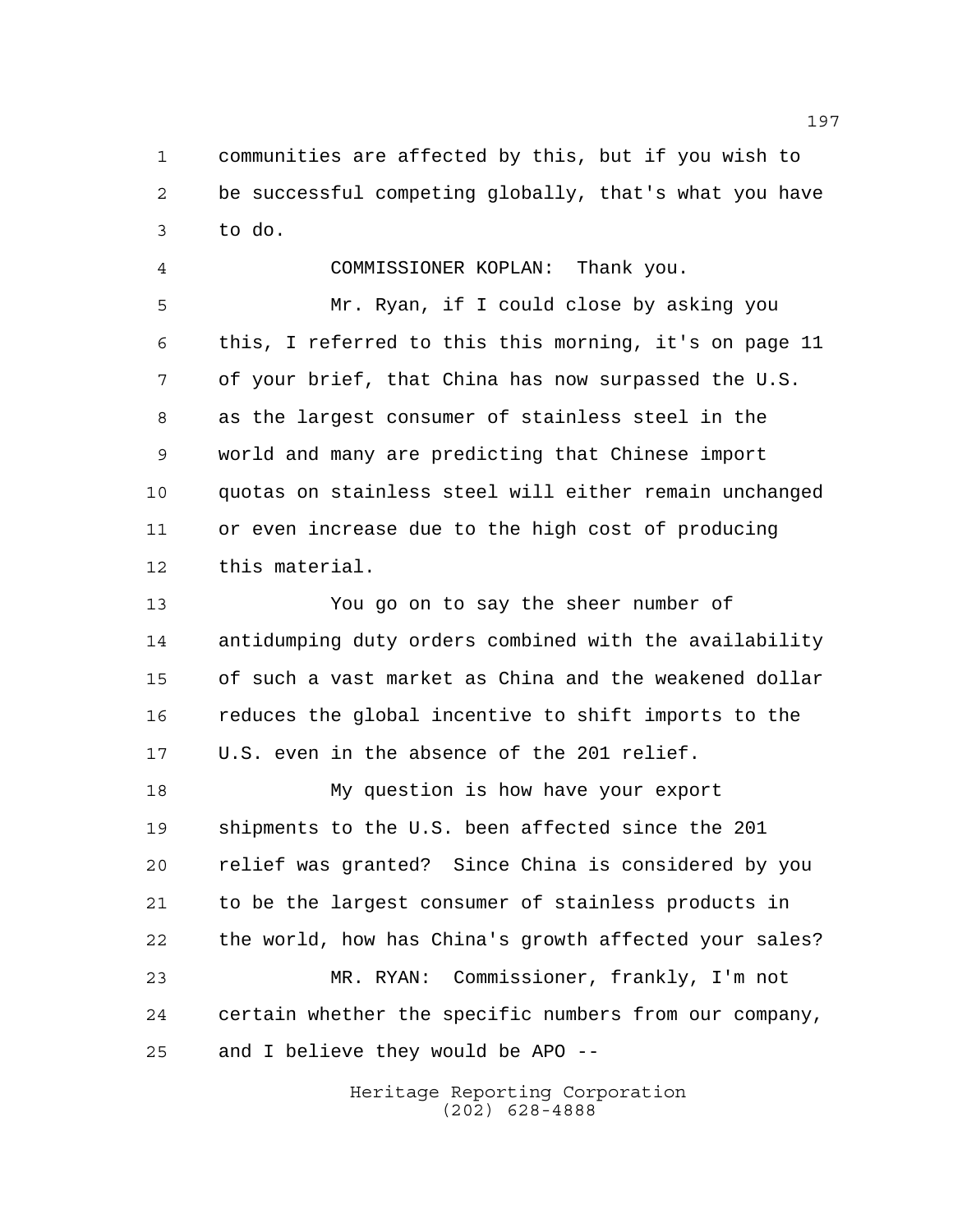communities are affected by this, but if you wish to be successful competing globally, that's what you have to do.

COMMISSIONER KOPLAN: Thank you.

Mr. Ryan, if I could close by asking you this, I referred to this this morning, it's on page 11 of your brief, that China has now surpassed the U.S. as the largest consumer of stainless steel in the world and many are predicting that Chinese import quotas on stainless steel will either remain unchanged or even increase due to the high cost of producing this material.

You go on to say the sheer number of antidumping duty orders combined with the availability of such a vast market as China and the weakened dollar reduces the global incentive to shift imports to the U.S. even in the absence of the 201 relief.

My question is how have your export shipments to the U.S. been affected since the 201 relief was granted? Since China is considered by you to be the largest consumer of stainless products in the world, how has China's growth affected your sales?

MR. RYAN: Commissioner, frankly, I'm not certain whether the specific numbers from our company, and I believe they would be APO --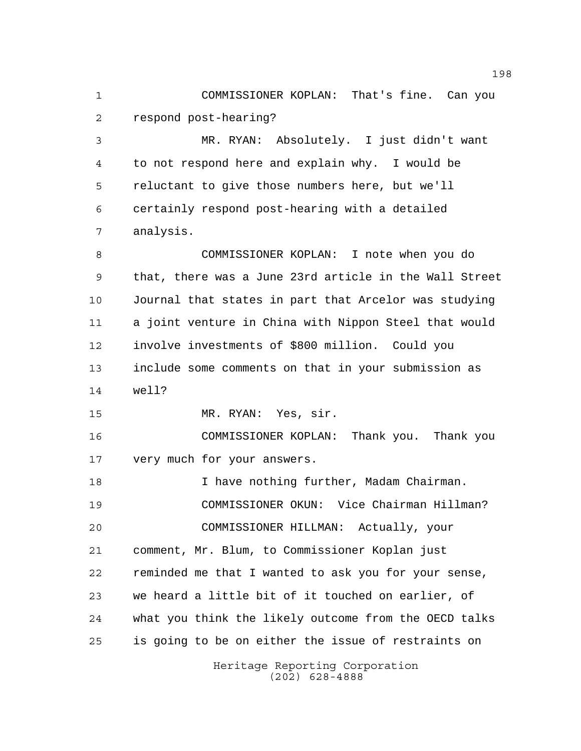COMMISSIONER KOPLAN: That's fine. Can you respond post-hearing?

MR. RYAN: Absolutely. I just didn't want to not respond here and explain why. I would be reluctant to give those numbers here, but we'll certainly respond post-hearing with a detailed analysis.

COMMISSIONER KOPLAN: I note when you do that, there was a June 23rd article in the Wall Street Journal that states in part that Arcelor was studying a joint venture in China with Nippon Steel that would involve investments of $800 million. Could you include some comments on that in your submission as well?

MR. RYAN: Yes, sir.

COMMISSIONER KOPLAN: Thank you. Thank you very much for your answers.

I have nothing further, Madam Chairman.

COMMISSIONER OKUN: Vice Chairman Hillman?

COMMISSIONER HILLMAN: Actually, your comment, Mr. Blum, to Commissioner Koplan just reminded me that I wanted to ask you for your sense, we heard a little bit of it touched on earlier, of what you think the likely outcome from the OECD talks is going to be on either the issue of restraints on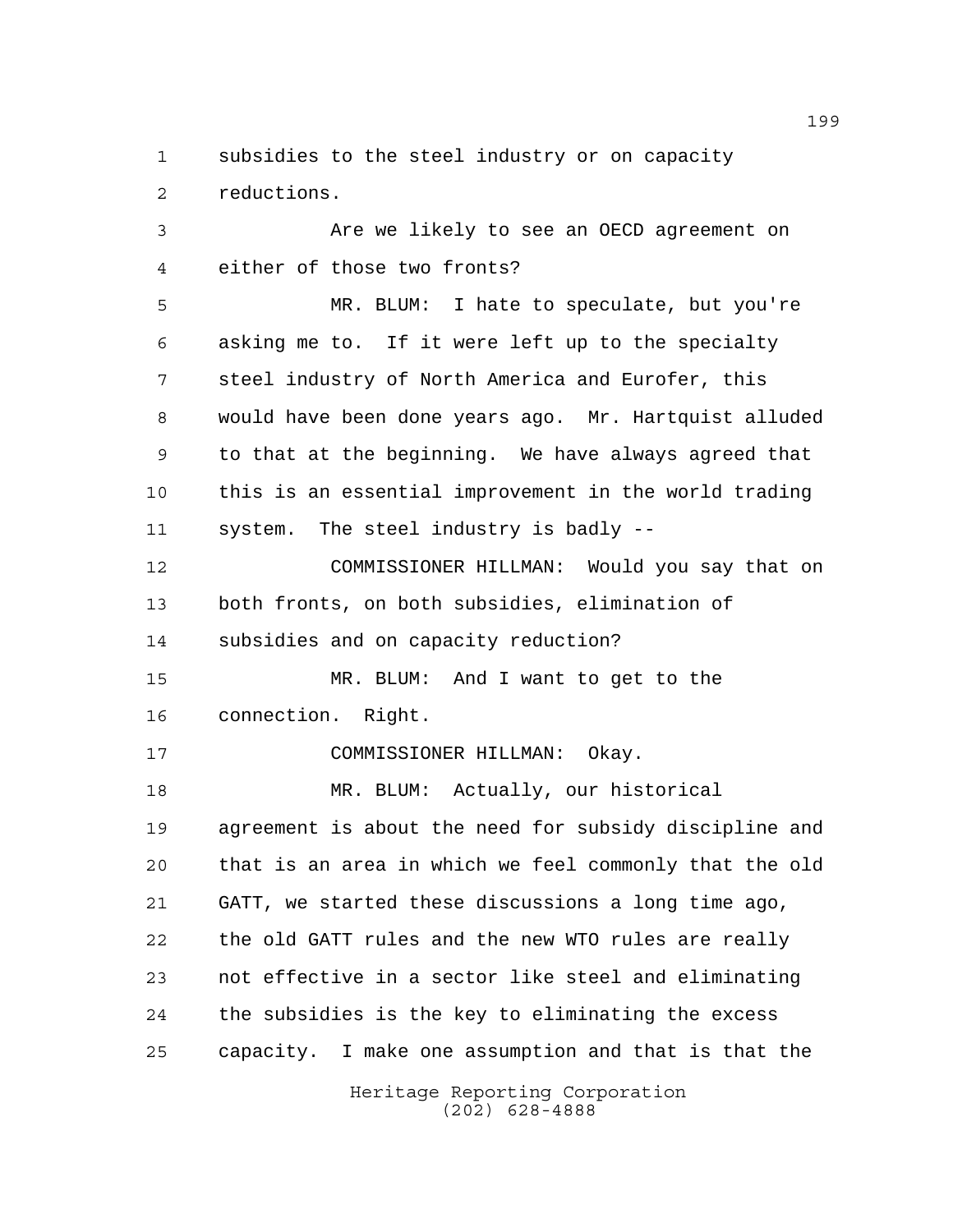subsidies to the steel industry or on capacity reductions.

Are we likely to see an OECD agreement on either of those two fronts?

MR. BLUM: I hate to speculate, but you're asking me to. If it were left up to the specialty steel industry of North America and Eurofer, this would have been done years ago. Mr. Hartquist alluded to that at the beginning. We have always agreed that this is an essential improvement in the world trading system. The steel industry is badly --

COMMISSIONER HILLMAN: Would you say that on both fronts, on both subsidies, elimination of subsidies and on capacity reduction?

MR. BLUM: And I want to get to the connection. Right.

COMMISSIONER HILLMAN: Okay.

MR. BLUM: Actually, our historical agreement is about the need for subsidy discipline and that is an area in which we feel commonly that the old GATT, we started these discussions a long time ago, the old GATT rules and the new WTO rules are really not effective in a sector like steel and eliminating the subsidies is the key to eliminating the excess capacity. I make one assumption and that is that the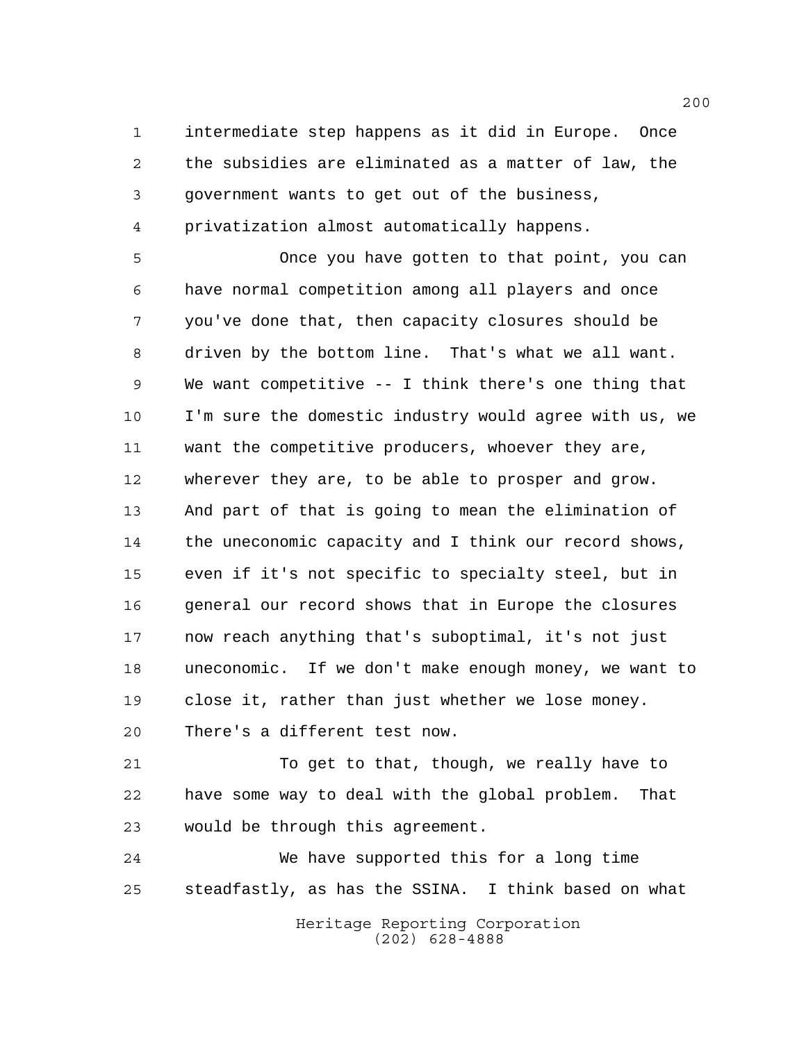intermediate step happens as it did in Europe. Once the subsidies are eliminated as a matter of law, the government wants to get out of the business, privatization almost automatically happens.

Once you have gotten to that point, you can have normal competition among all players and once you've done that, then capacity closures should be driven by the bottom line. That's what we all want. We want competitive -- I think there's one thing that I'm sure the domestic industry would agree with us, we want the competitive producers, whoever they are, wherever they are, to be able to prosper and grow. And part of that is going to mean the elimination of the uneconomic capacity and I think our record shows, even if it's not specific to specialty steel, but in general our record shows that in Europe the closures now reach anything that's suboptimal, it's not just uneconomic. If we don't make enough money, we want to close it, rather than just whether we lose money. There's a different test now.

To get to that, though, we really have to have some way to deal with the global problem. That would be through this agreement.

We have supported this for a long time steadfastly, as has the SSINA. I think based on what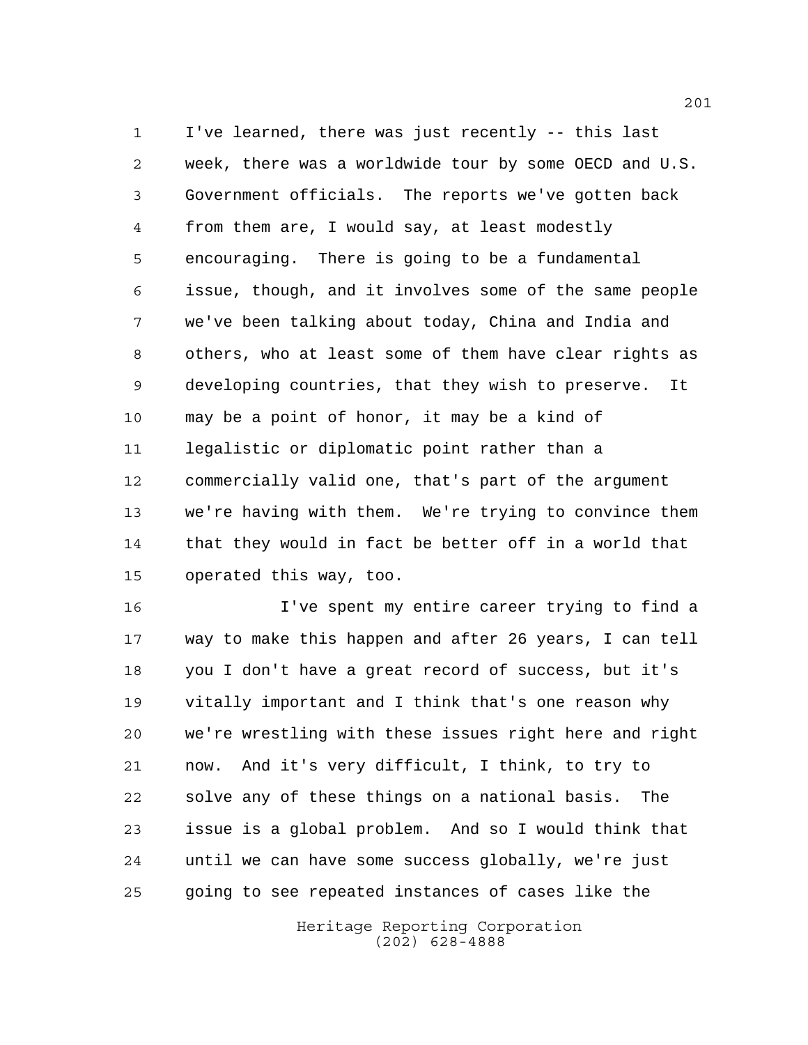I've learned, there was just recently -- this last week, there was a worldwide tour by some OECD and U.S. Government officials. The reports we've gotten back from them are, I would say, at least modestly encouraging. There is going to be a fundamental issue, though, and it involves some of the same people we've been talking about today, China and India and others, who at least some of them have clear rights as developing countries, that they wish to preserve. It may be a point of honor, it may be a kind of legalistic or diplomatic point rather than a commercially valid one, that's part of the argument we're having with them. We're trying to convince them that they would in fact be better off in a world that operated this way, too.

I've spent my entire career trying to find a way to make this happen and after 26 years, I can tell you I don't have a great record of success, but it's vitally important and I think that's one reason why we're wrestling with these issues right here and right now. And it's very difficult, I think, to try to solve any of these things on a national basis. The issue is a global problem. And so I would think that until we can have some success globally, we're just going to see repeated instances of cases like the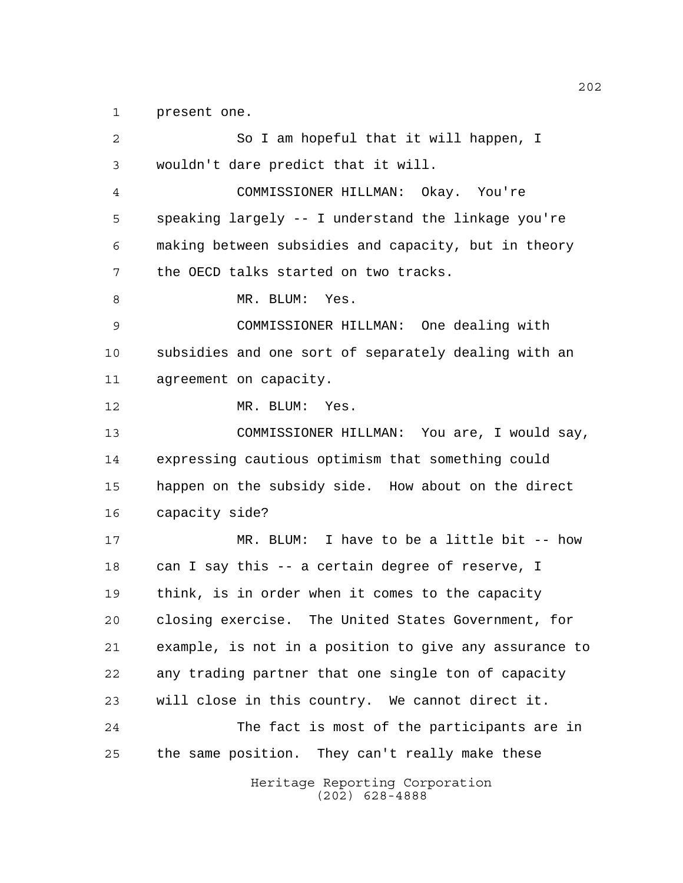present one.

So I am hopeful that it will happen, I wouldn't dare predict that it will.

COMMISSIONER HILLMAN: Okay. You're speaking largely -- I understand the linkage you're making between subsidies and capacity, but in theory the OECD talks started on two tracks.

MR. BLUM: Yes.

COMMISSIONER HILLMAN: One dealing with subsidies and one sort of separately dealing with an agreement on capacity.

MR. BLUM: Yes.

COMMISSIONER HILLMAN: You are, I would say, expressing cautious optimism that something could happen on the subsidy side. How about on the direct capacity side?

MR. BLUM: I have to be a little bit -- how can I say this -- a certain degree of reserve, I think, is in order when it comes to the capacity closing exercise. The United States Government, for example, is not in a position to give any assurance to any trading partner that one single ton of capacity will close in this country. We cannot direct it.

The fact is most of the participants are in the same position. They can't really make these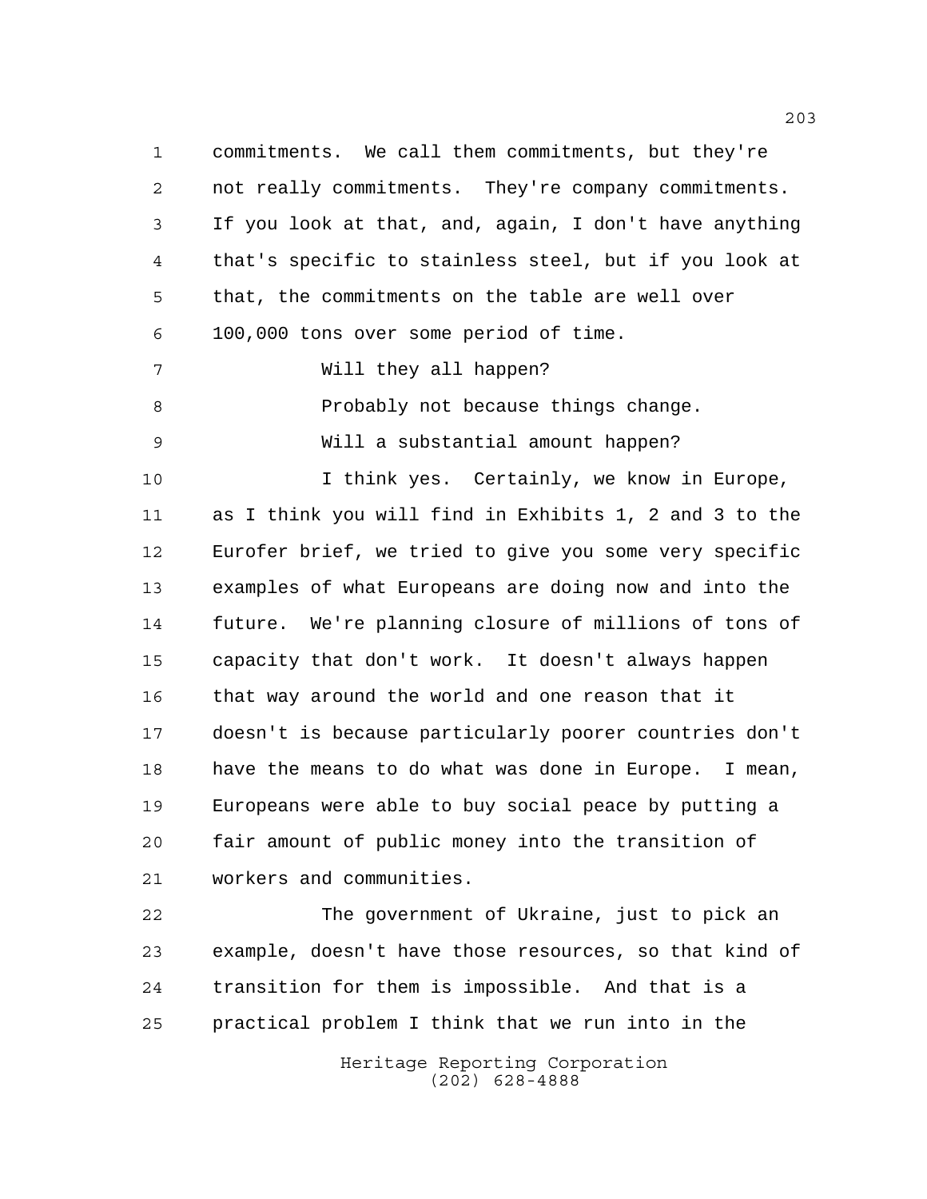commitments. We call them commitments, but they're not really commitments. They're company commitments. If you look at that, and, again, I don't have anything that's specific to stainless steel, but if you look at that, the commitments on the table are well over 100,000 tons over some period of time.

Will they all happen?

Probably not because things change.

Will a substantial amount happen?

I think yes. Certainly, we know in Europe, as I think you will find in Exhibits 1, 2 and 3 to the Eurofer brief, we tried to give you some very specific examples of what Europeans are doing now and into the future. We're planning closure of millions of tons of capacity that don't work. It doesn't always happen that way around the world and one reason that it doesn't is because particularly poorer countries don't have the means to do what was done in Europe. I mean, Europeans were able to buy social peace by putting a fair amount of public money into the transition of workers and communities.

The government of Ukraine, just to pick an example, doesn't have those resources, so that kind of transition for them is impossible. And that is a practical problem I think that we run into in the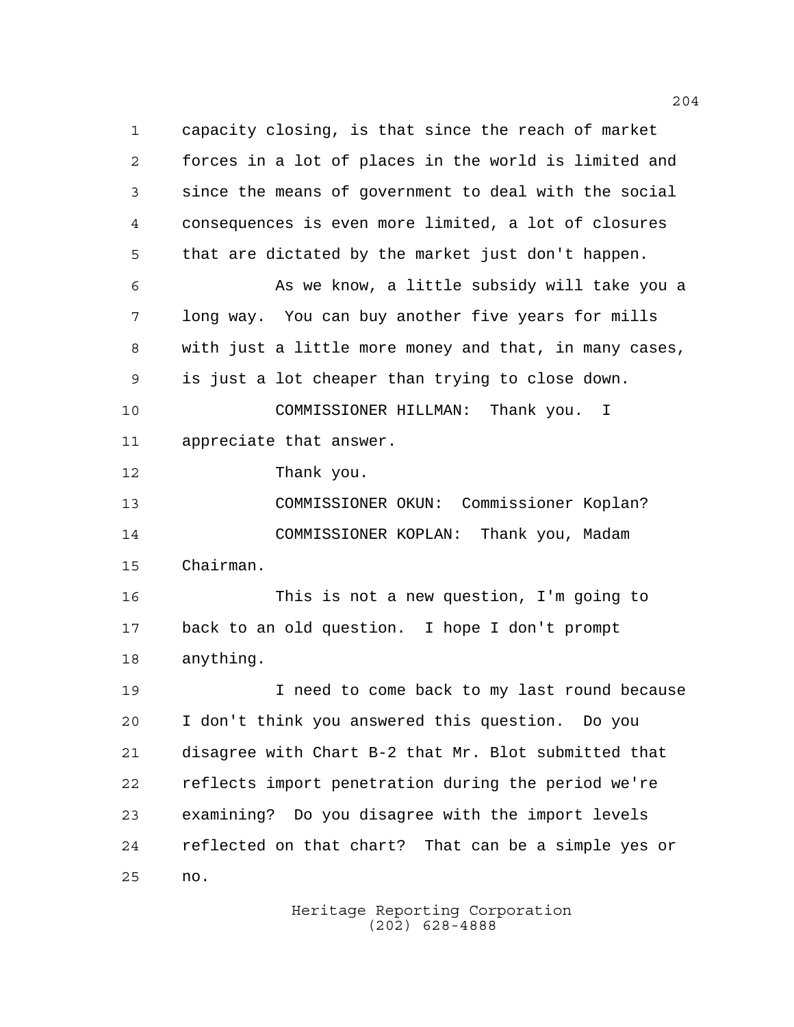capacity closing, is that since the reach of market forces in a lot of places in the world is limited and since the means of government to deal with the social consequences is even more limited, a lot of closures that are dictated by the market just don't happen.

As we know, a little subsidy will take you a long way. You can buy another five years for mills with just a little more money and that, in many cases, is just a lot cheaper than trying to close down.

COMMISSIONER HILLMAN: Thank you. I appreciate that answer.

Thank you.

COMMISSIONER OKUN: Commissioner Koplan?

COMMISSIONER KOPLAN: Thank you, Madam Chairman.

This is not a new question, I'm going to back to an old question. I hope I don't prompt anything.

I need to come back to my last round because I don't think you answered this question. Do you disagree with Chart B-2 that Mr. Blot submitted that reflects import penetration during the period we're examining? Do you disagree with the import levels reflected on that chart? That can be a simple yes or no.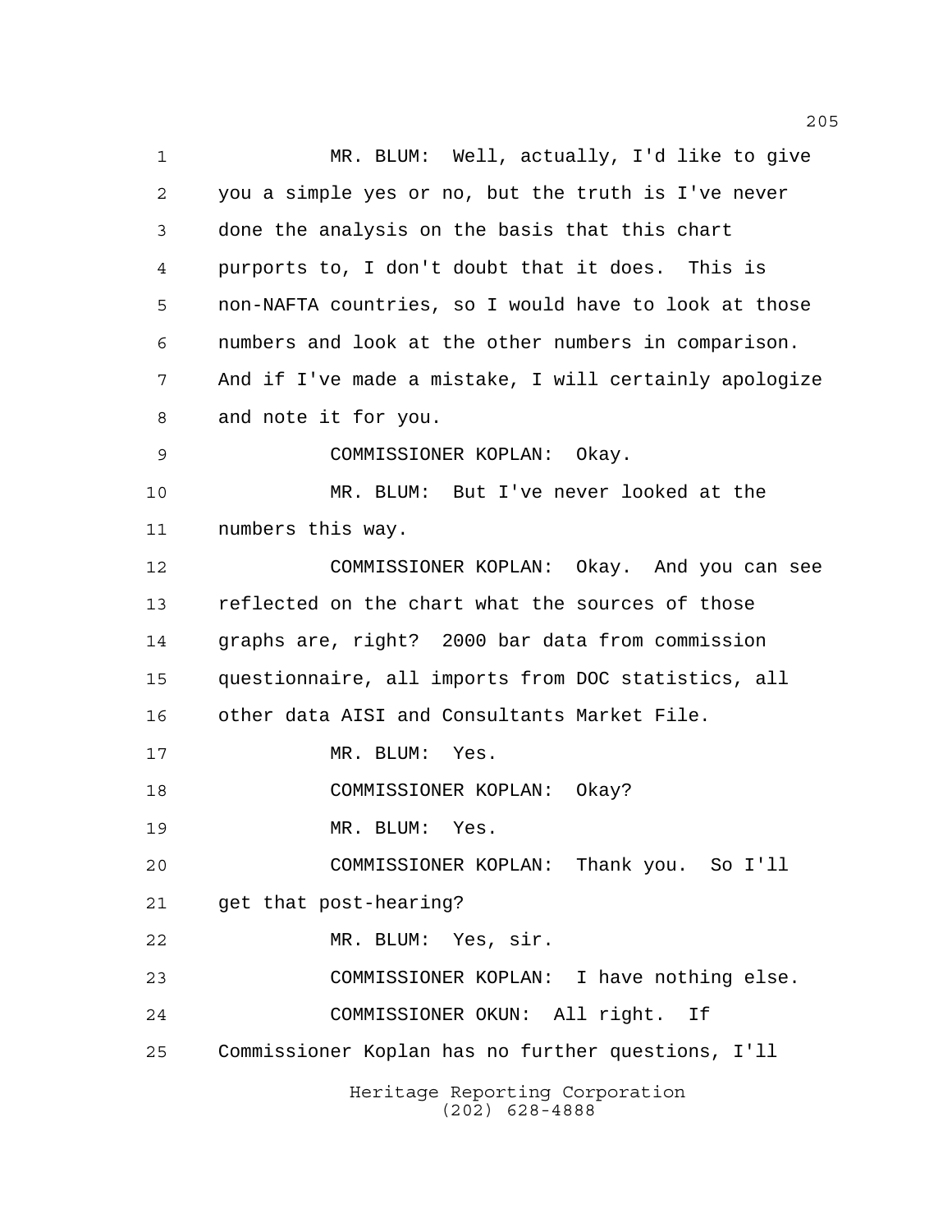MR. BLUM: Well, actually, I'd like to give you a simple yes or no, but the truth is I've never done the analysis on the basis that this chart purports to, I don't doubt that it does. This is non-NAFTA countries, so I would have to look at those numbers and look at the other numbers in comparison. And if I've made a mistake, I will certainly apologize and note it for you.

COMMISSIONER KOPLAN: Okay.

MR. BLUM: But I've never looked at the numbers this way.

COMMISSIONER KOPLAN: Okay. And you can see reflected on the chart what the sources of those graphs are, right? 2000 bar data from commission questionnaire, all imports from DOC statistics, all other data AISI and Consultants Market File.

MR. BLUM: Yes.

COMMISSIONER KOPLAN: Okay?

MR. BLUM: Yes.

COMMISSIONER KOPLAN: Thank you. So I'll get that post-hearing?

MR. BLUM: Yes, sir.

COMMISSIONER KOPLAN: I have nothing else.

COMMISSIONER OKUN: All right. If Commissioner Koplan has no further questions, I'll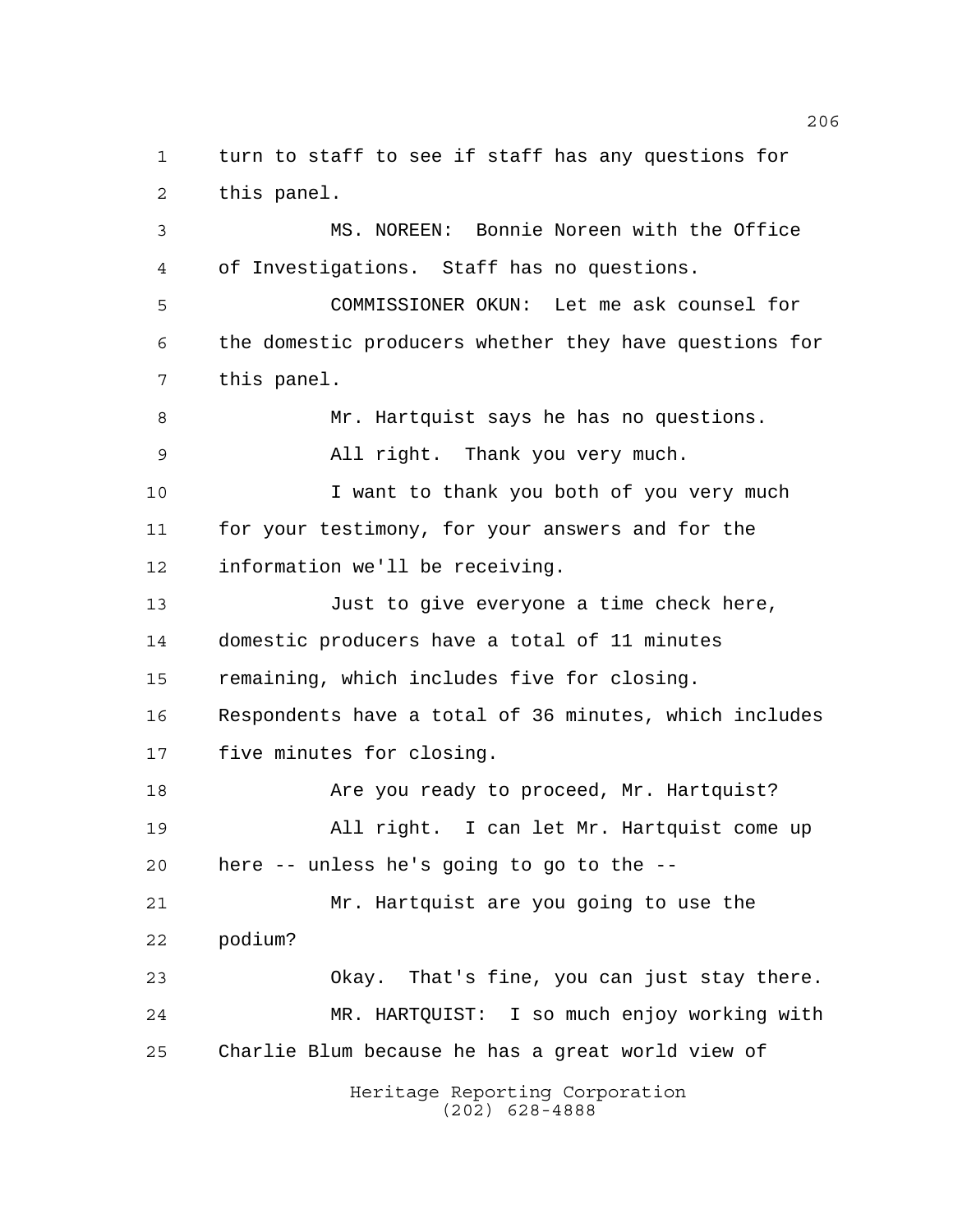turn to staff to see if staff has any questions for this panel.

MS. NOREEN: Bonnie Noreen with the Office of Investigations. Staff has no questions.

COMMISSIONER OKUN: Let me ask counsel for the domestic producers whether they have questions for this panel.

Mr. Hartquist says he has no questions.

All right. Thank you very much.

I want to thank you both of you very much for your testimony, for your answers and for the information we'll be receiving.

Just to give everyone a time check here, domestic producers have a total of 11 minutes remaining, which includes five for closing. Respondents have a total of 36 minutes, which includes five minutes for closing.

Are you ready to proceed, Mr. Hartquist?

All right. I can let Mr. Hartquist come up here -- unless he's going to go to the --

Mr. Hartquist are you going to use the podium?

Okay. That's fine, you can just stay there.

MR. HARTQUIST: I so much enjoy working with Charlie Blum because he has a great world view of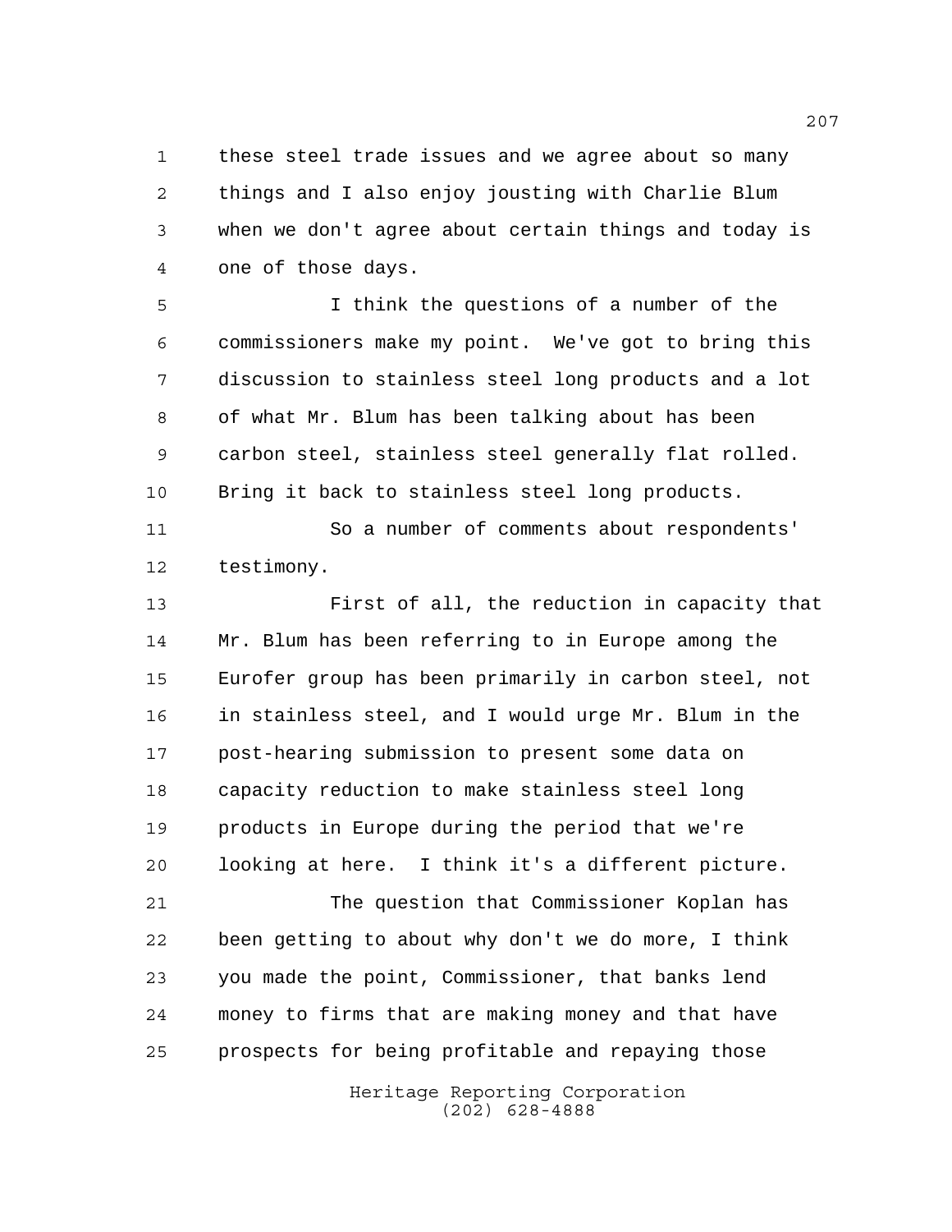these steel trade issues and we agree about so many things and I also enjoy jousting with Charlie Blum when we don't agree about certain things and today is one of those days.

I think the questions of a number of the commissioners make my point. We've got to bring this discussion to stainless steel long products and a lot of what Mr. Blum has been talking about has been carbon steel, stainless steel generally flat rolled. Bring it back to stainless steel long products.

So a number of comments about respondents' testimony.

First of all, the reduction in capacity that Mr. Blum has been referring to in Europe among the Eurofer group has been primarily in carbon steel, not in stainless steel, and I would urge Mr. Blum in the post-hearing submission to present some data on capacity reduction to make stainless steel long products in Europe during the period that we're looking at here. I think it's a different picture.

The question that Commissioner Koplan has been getting to about why don't we do more, I think you made the point, Commissioner, that banks lend money to firms that are making money and that have prospects for being profitable and repaying those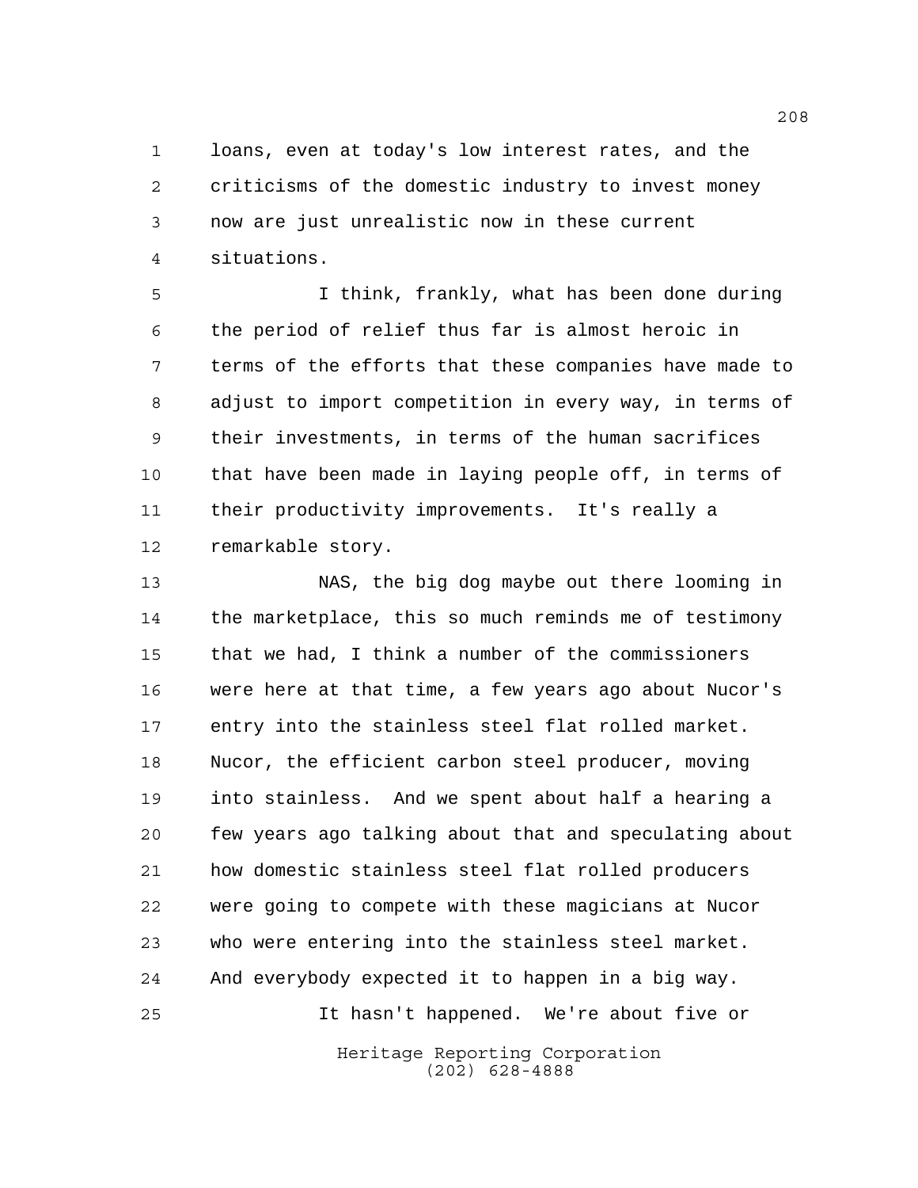loans, even at today's low interest rates, and the criticisms of the domestic industry to invest money now are just unrealistic now in these current situations.

I think, frankly, what has been done during the period of relief thus far is almost heroic in terms of the efforts that these companies have made to adjust to import competition in every way, in terms of their investments, in terms of the human sacrifices that have been made in laying people off, in terms of their productivity improvements. It's really a remarkable story.

NAS, the big dog maybe out there looming in the marketplace, this so much reminds me of testimony that we had, I think a number of the commissioners were here at that time, a few years ago about Nucor's entry into the stainless steel flat rolled market. Nucor, the efficient carbon steel producer, moving into stainless. And we spent about half a hearing a few years ago talking about that and speculating about how domestic stainless steel flat rolled producers were going to compete with these magicians at Nucor who were entering into the stainless steel market. And everybody expected it to happen in a big way.

It hasn't happened. We're about five or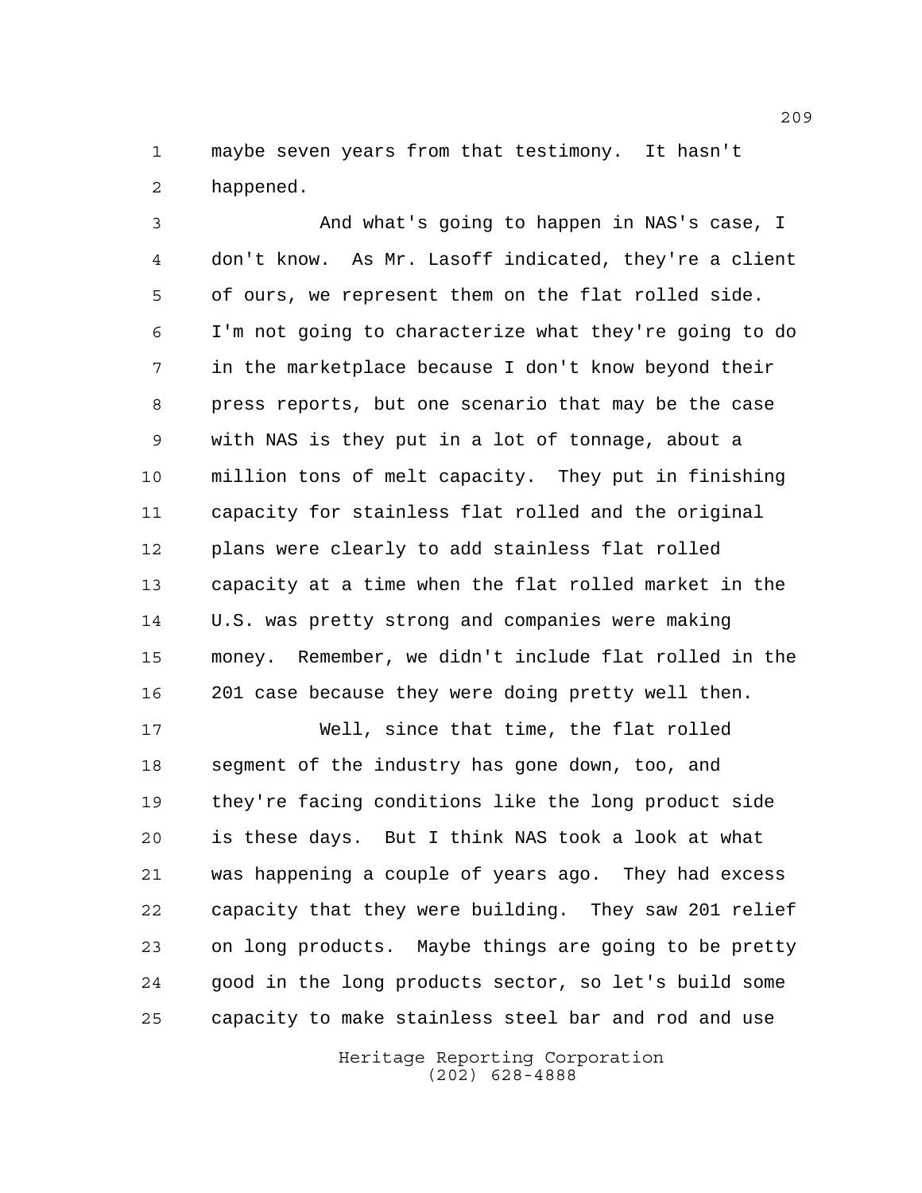maybe seven years from that testimony. It hasn't happened.

And what's going to happen in NAS's case, I don't know. As Mr. Lasoff indicated, they're a client of ours, we represent them on the flat rolled side. I'm not going to characterize what they're going to do in the marketplace because I don't know beyond their press reports, but one scenario that may be the case with NAS is they put in a lot of tonnage, about a million tons of melt capacity. They put in finishing capacity for stainless flat rolled and the original plans were clearly to add stainless flat rolled capacity at a time when the flat rolled market in the U.S. was pretty strong and companies were making money. Remember, we didn't include flat rolled in the 201 case because they were doing pretty well then.

Well, since that time, the flat rolled segment of the industry has gone down, too, and they're facing conditions like the long product side is these days. But I think NAS took a look at what was happening a couple of years ago. They had excess capacity that they were building. They saw 201 relief on long products. Maybe things are going to be pretty good in the long products sector, so let's build some capacity to make stainless steel bar and rod and use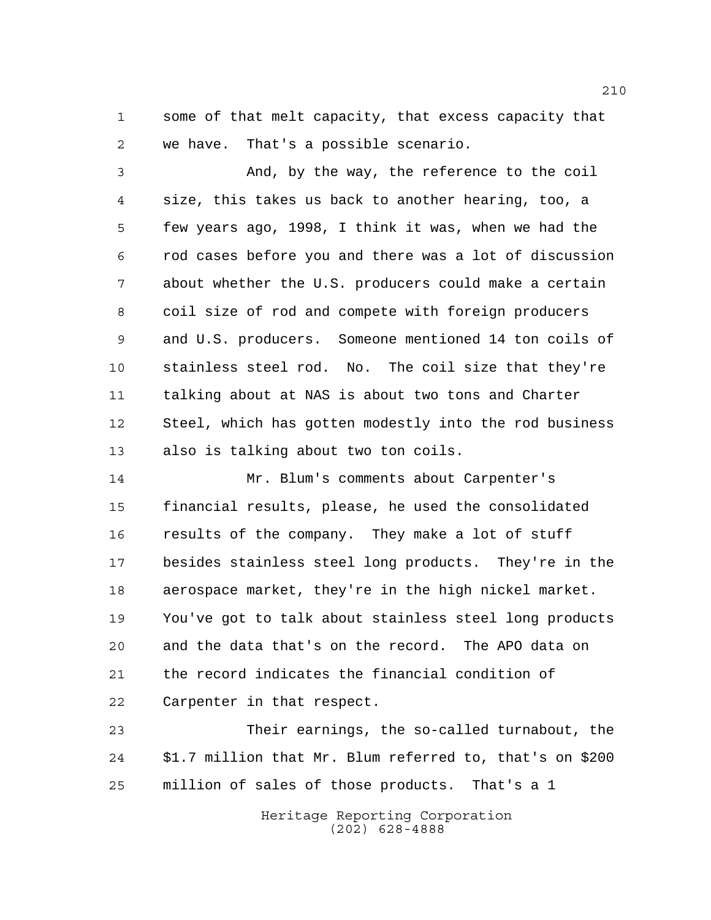some of that melt capacity, that excess capacity that we have. That's a possible scenario.

And, by the way, the reference to the coil size, this takes us back to another hearing, too, a few years ago, 1998, I think it was, when we had the rod cases before you and there was a lot of discussion about whether the U.S. producers could make a certain coil size of rod and compete with foreign producers and U.S. producers. Someone mentioned 14 ton coils of stainless steel rod. No. The coil size that they're talking about at NAS is about two tons and Charter Steel, which has gotten modestly into the rod business also is talking about two ton coils.

Mr. Blum's comments about Carpenter's financial results, please, he used the consolidated results of the company. They make a lot of stuff besides stainless steel long products. They're in the aerospace market, they're in the high nickel market. You've got to talk about stainless steel long products and the data that's on the record. The APO data on the record indicates the financial condition of Carpenter in that respect.

Their earnings, the so-called turnabout, the $1.7 million that Mr. Blum referred to, that's on $200 million of sales of those products. That's a 1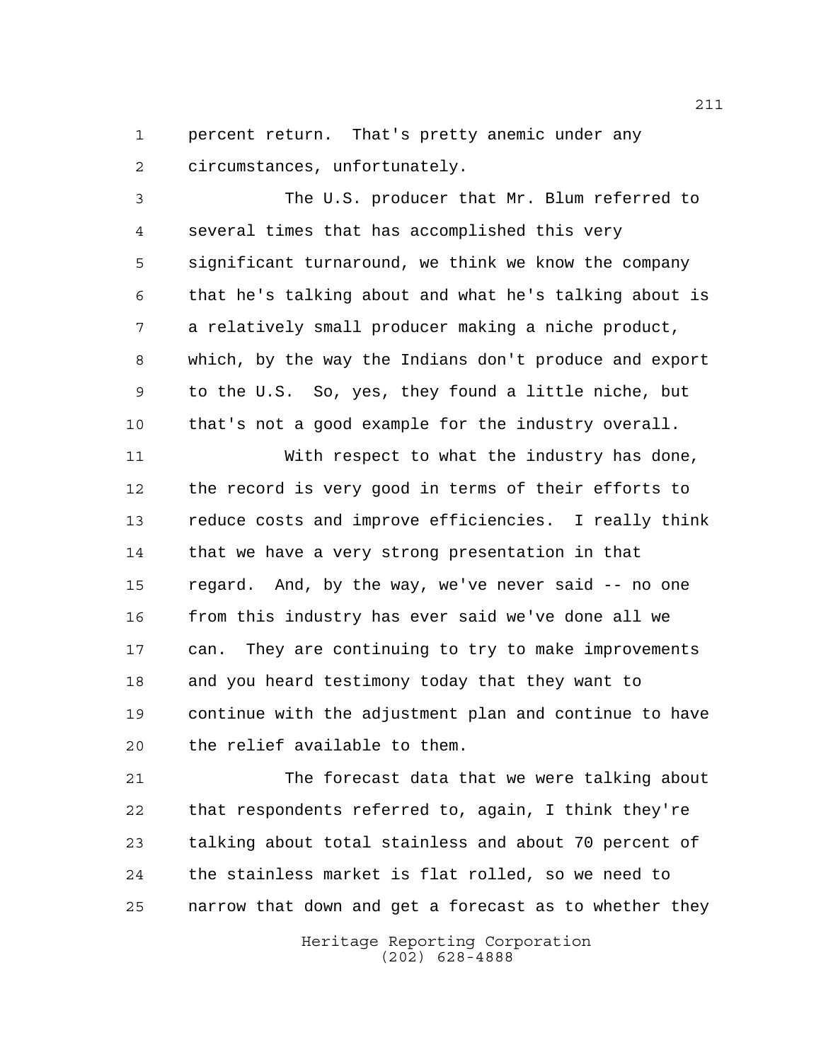percent return. That's pretty anemic under any circumstances, unfortunately.

The U.S. producer that Mr. Blum referred to several times that has accomplished this very significant turnaround, we think we know the company that he's talking about and what he's talking about is a relatively small producer making a niche product, which, by the way the Indians don't produce and export to the U.S. So, yes, they found a little niche, but that's not a good example for the industry overall.

With respect to what the industry has done, the record is very good in terms of their efforts to reduce costs and improve efficiencies. I really think that we have a very strong presentation in that regard. And, by the way, we've never said -- no one from this industry has ever said we've done all we can. They are continuing to try to make improvements and you heard testimony today that they want to continue with the adjustment plan and continue to have the relief available to them.

The forecast data that we were talking about that respondents referred to, again, I think they're talking about total stainless and about 70 percent of the stainless market is flat rolled, so we need to narrow that down and get a forecast as to whether they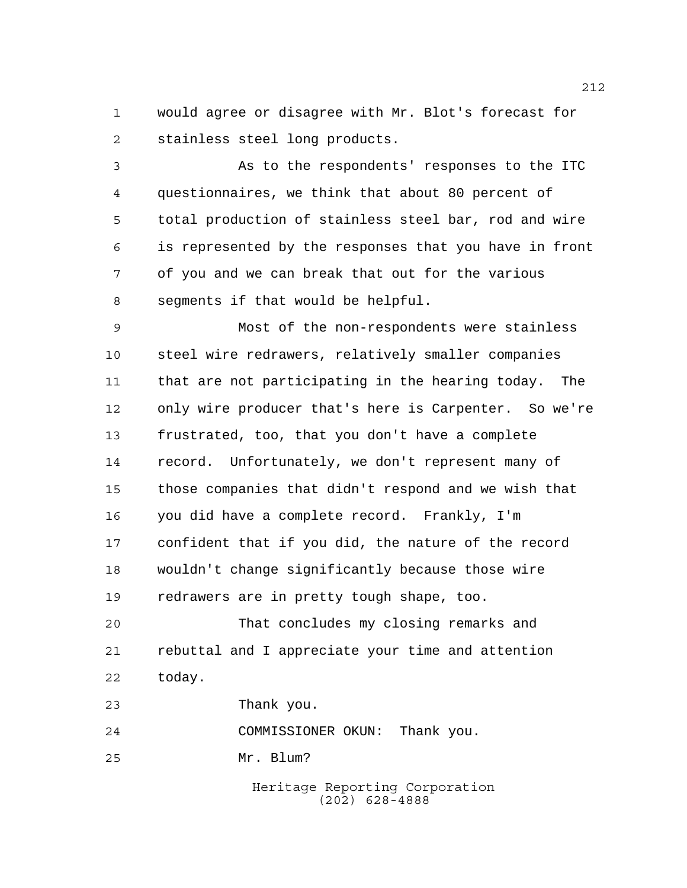would agree or disagree with Mr. Blot's forecast for stainless steel long products.

As to the respondents' responses to the ITC questionnaires, we think that about 80 percent of total production of stainless steel bar, rod and wire is represented by the responses that you have in front of you and we can break that out for the various segments if that would be helpful.

Most of the non-respondents were stainless steel wire redrawers, relatively smaller companies that are not participating in the hearing today. The only wire producer that's here is Carpenter. So we're frustrated, too, that you don't have a complete record. Unfortunately, we don't represent many of those companies that didn't respond and we wish that you did have a complete record. Frankly, I'm confident that if you did, the nature of the record wouldn't change significantly because those wire redrawers are in pretty tough shape, too.

That concludes my closing remarks and rebuttal and I appreciate your time and attention today.

Thank you.

COMMISSIONER OKUN: Thank you.

Mr. Blum?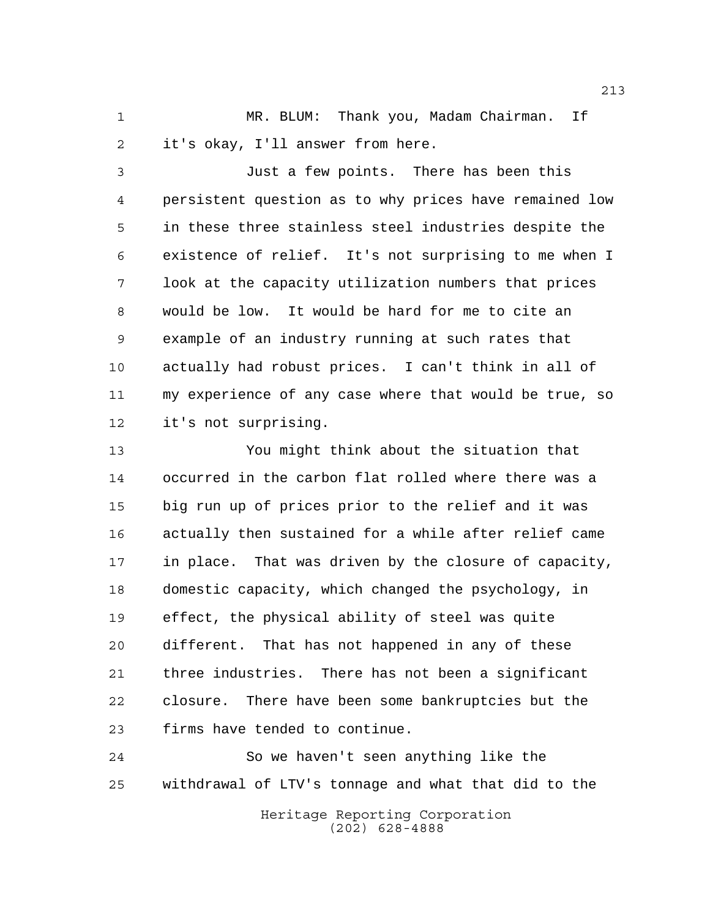MR. BLUM: Thank you, Madam Chairman. If it's okay, I'll answer from here.

Just a few points. There has been this persistent question as to why prices have remained low in these three stainless steel industries despite the existence of relief. It's not surprising to me when I look at the capacity utilization numbers that prices would be low. It would be hard for me to cite an example of an industry running at such rates that actually had robust prices. I can't think in all of my experience of any case where that would be true, so it's not surprising.

You might think about the situation that occurred in the carbon flat rolled where there was a big run up of prices prior to the relief and it was actually then sustained for a while after relief came in place. That was driven by the closure of capacity, domestic capacity, which changed the psychology, in effect, the physical ability of steel was quite different. That has not happened in any of these three industries. There has not been a significant closure. There have been some bankruptcies but the firms have tended to continue.

So we haven't seen anything like the withdrawal of LTV's tonnage and what that did to the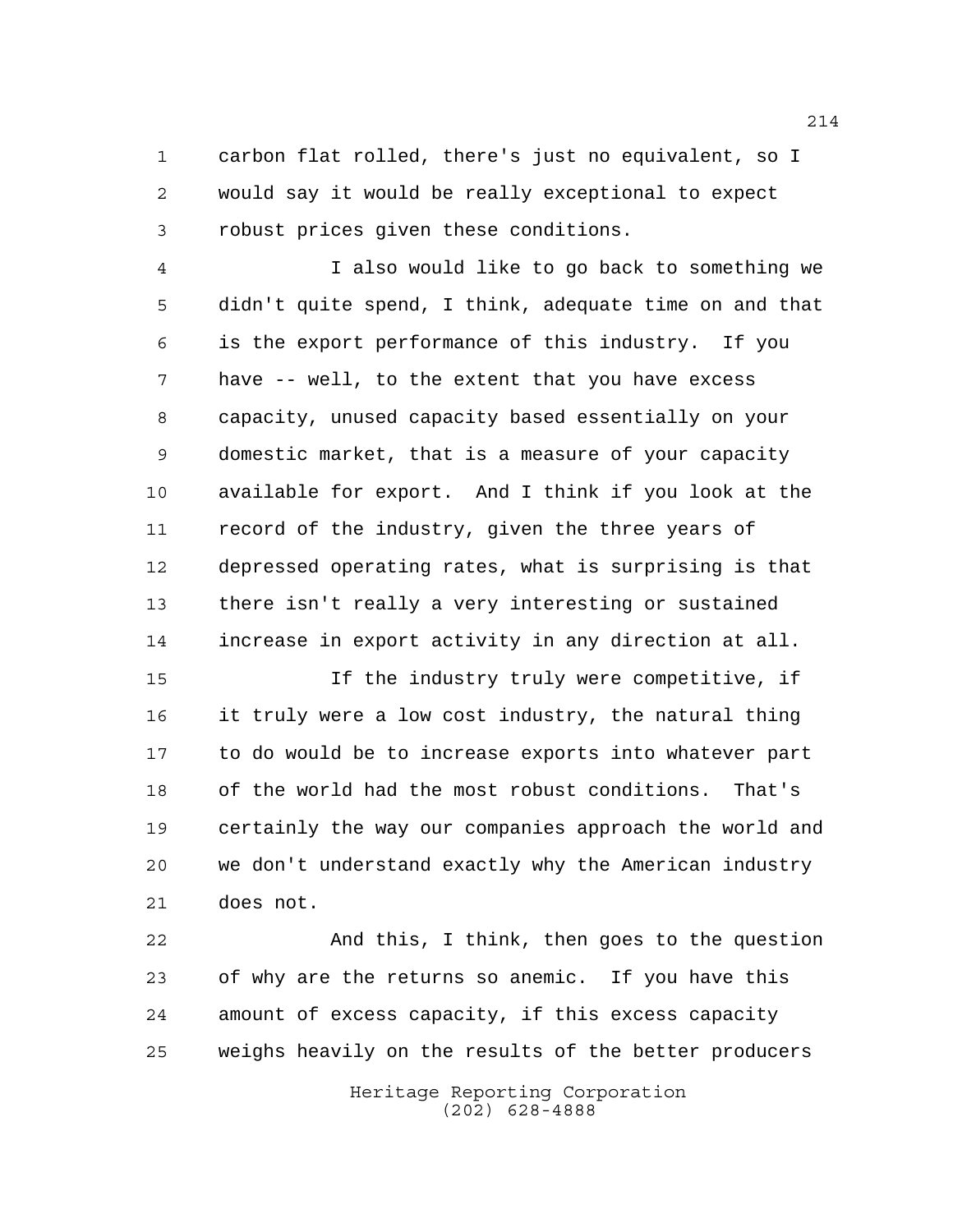carbon flat rolled, there's just no equivalent, so I would say it would be really exceptional to expect robust prices given these conditions.

I also would like to go back to something we didn't quite spend, I think, adequate time on and that is the export performance of this industry. If you have -- well, to the extent that you have excess capacity, unused capacity based essentially on your domestic market, that is a measure of your capacity available for export. And I think if you look at the record of the industry, given the three years of depressed operating rates, what is surprising is that there isn't really a very interesting or sustained increase in export activity in any direction at all.

If the industry truly were competitive, if it truly were a low cost industry, the natural thing to do would be to increase exports into whatever part of the world had the most robust conditions. That's certainly the way our companies approach the world and we don't understand exactly why the American industry does not.

And this, I think, then goes to the question of why are the returns so anemic. If you have this amount of excess capacity, if this excess capacity weighs heavily on the results of the better producers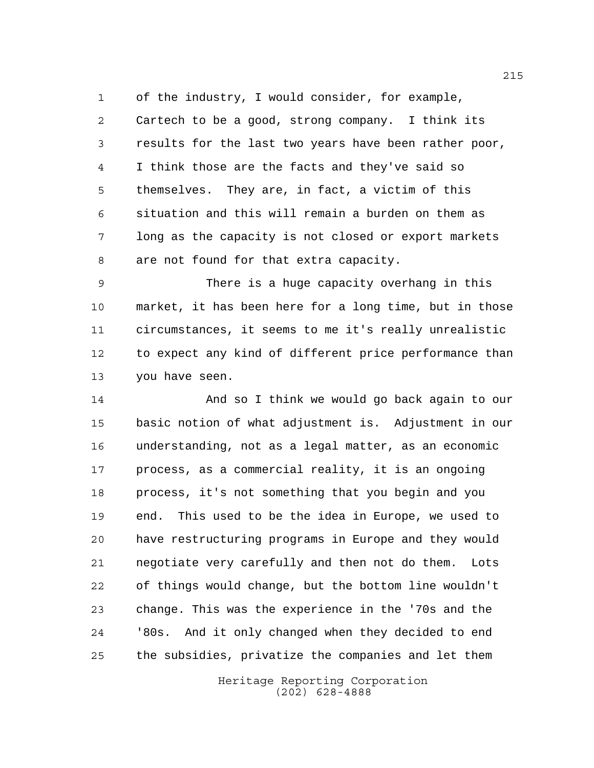of the industry, I would consider, for example, Cartech to be a good, strong company. I think its results for the last two years have been rather poor, I think those are the facts and they've said so themselves. They are, in fact, a victim of this situation and this will remain a burden on them as long as the capacity is not closed or export markets are not found for that extra capacity.

There is a huge capacity overhang in this market, it has been here for a long time, but in those circumstances, it seems to me it's really unrealistic to expect any kind of different price performance than you have seen.

And so I think we would go back again to our basic notion of what adjustment is. Adjustment in our understanding, not as a legal matter, as an economic process, as a commercial reality, it is an ongoing process, it's not something that you begin and you end. This used to be the idea in Europe, we used to have restructuring programs in Europe and they would negotiate very carefully and then not do them. Lots of things would change, but the bottom line wouldn't change. This was the experience in the '70s and the '80s. And it only changed when they decided to end the subsidies, privatize the companies and let them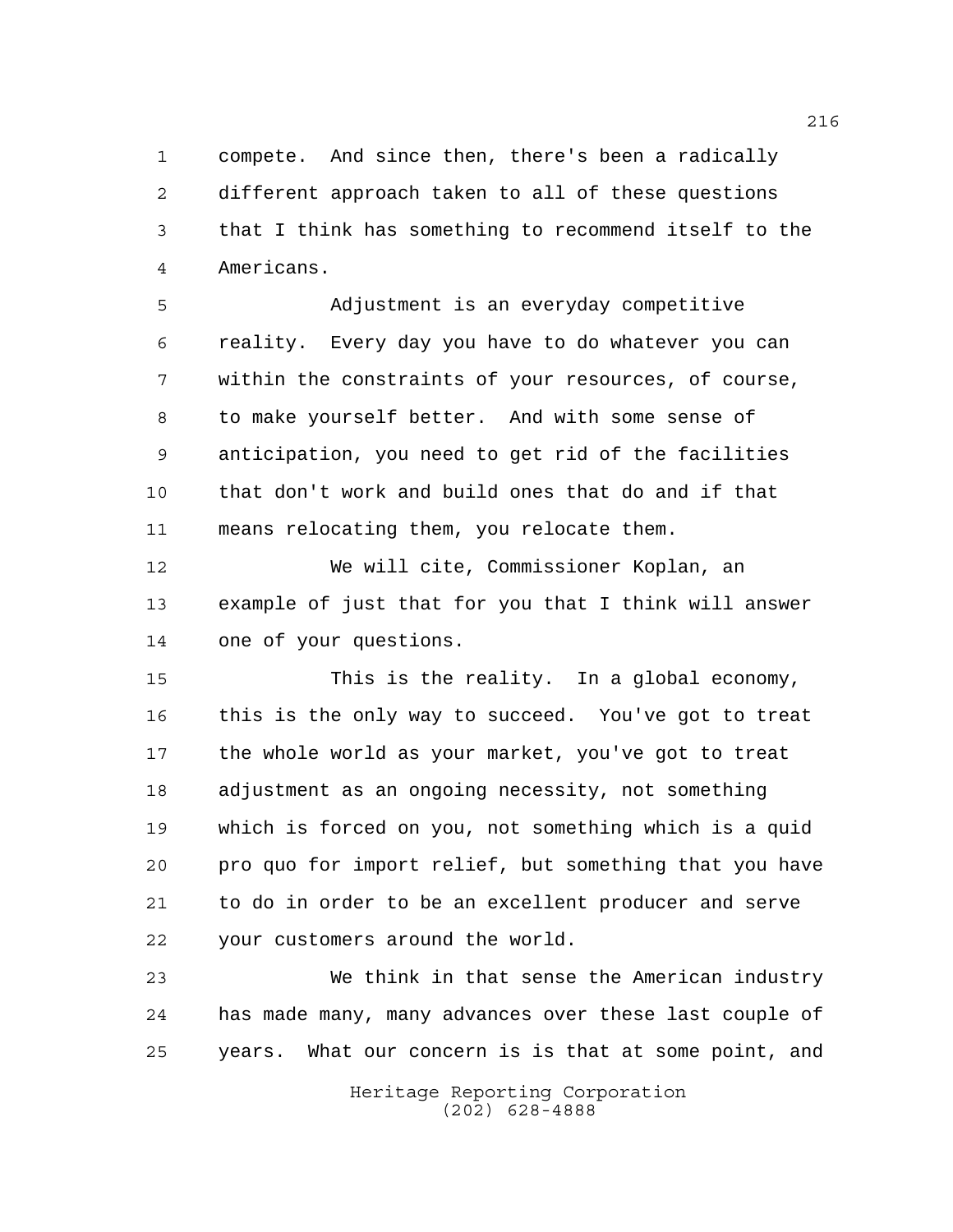compete. And since then, there's been a radically different approach taken to all of these questions that I think has something to recommend itself to the Americans.

Adjustment is an everyday competitive reality. Every day you have to do whatever you can within the constraints of your resources, of course, to make yourself better. And with some sense of anticipation, you need to get rid of the facilities that don't work and build ones that do and if that means relocating them, you relocate them.

We will cite, Commissioner Koplan, an example of just that for you that I think will answer one of your questions.

This is the reality. In a global economy, this is the only way to succeed. You've got to treat the whole world as your market, you've got to treat adjustment as an ongoing necessity, not something which is forced on you, not something which is a quid pro quo for import relief, but something that you have to do in order to be an excellent producer and serve your customers around the world.

We think in that sense the American industry has made many, many advances over these last couple of years. What our concern is is that at some point, and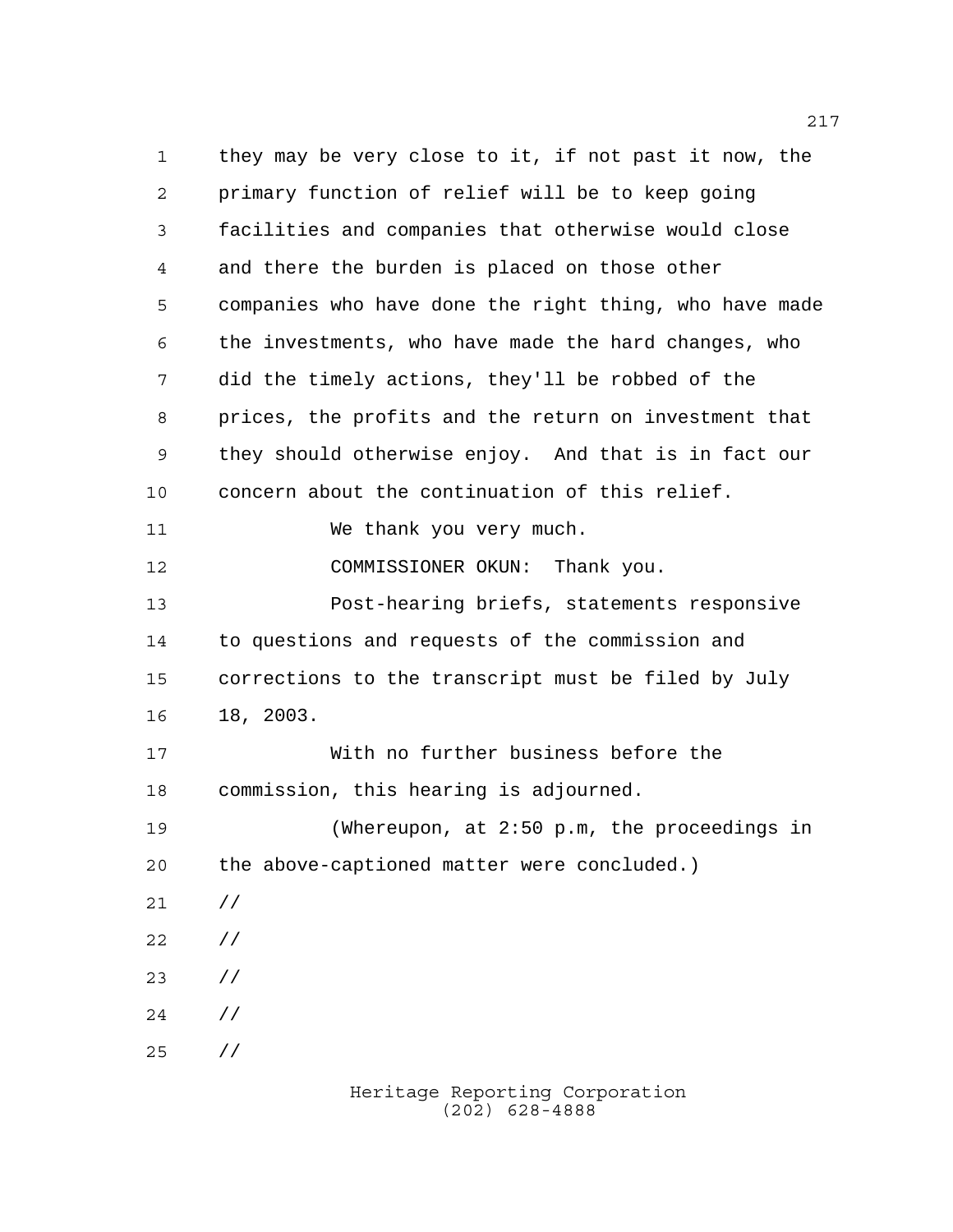they may be very close to it, if not past it now, the primary function of relief will be to keep going facilities and companies that otherwise would close and there the burden is placed on those other companies who have done the right thing, who have made the investments, who have made the hard changes, who did the timely actions, they'll be robbed of the prices, the profits and the return on investment that they should otherwise enjoy. And that is in fact our concern about the continuation of this relief.

We thank you very much.

COMMISSIONER OKUN: Thank you.

Post-hearing briefs, statements responsive to questions and requests of the commission and corrections to the transcript must be filed by July 18, 2003.

With no further business before the commission, this hearing is adjourned.

(Whereupon, at 2:50 p.m, the proceedings in the above-captioned matter were concluded.)

//

//

//

//

//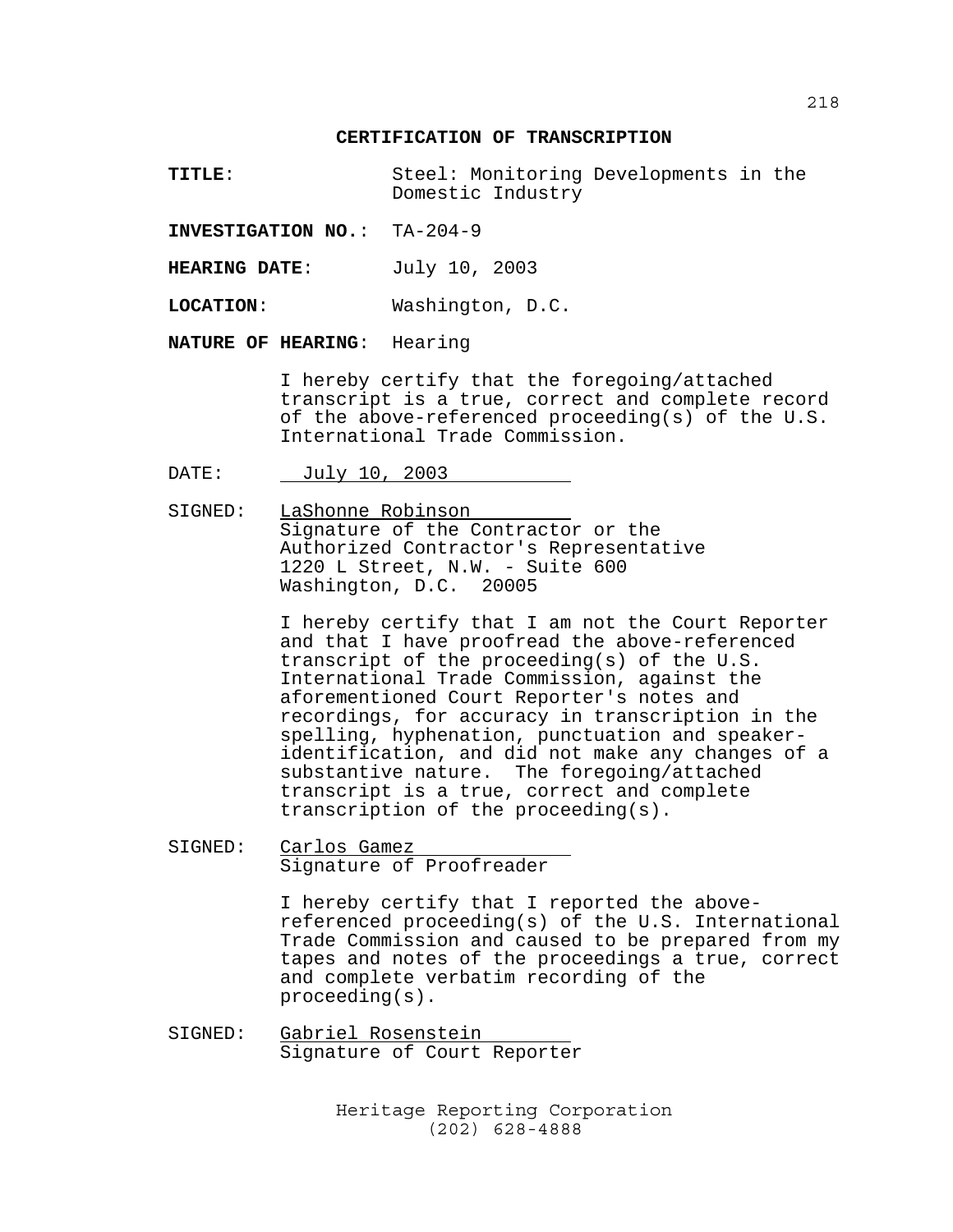# CERTIFICATION OF TRANSCRIPTION

**TITLE**: Steel: Monitoring Developments in the Domestic Industry

**INVESTIGATION NO.**: TA-204-9

**HEARING DATE**: July 10, 2003

**LOCATION**: Washington, D.C.

**NATURE OF HEARING**: Hearing

I hereby certify that the foregoing/attached transcript is a true, correct and complete record of the above-referenced proceeding(s) of the U.S. International Trade Commission.

DATE: July 10, 2003

SIGNED: LaShonne Robinson
Signature of the Contractor or the Authorized Contractor's Representative
1220 L Street, N.W. - Suite 600
Washington, D.C. 20005

I hereby certify that I am not the Court Reporter and that I have proofread the above-referenced transcript of the proceeding(s) of the U.S. International Trade Commission, against the aforementioned Court Reporter's notes and recordings, for accuracy in transcription in the spelling, hyphenation, punctuation and speaker-identification, and did not make any changes of a substantive nature. The foregoing/attached transcript is a true, correct and complete transcription of the proceeding(s).

SIGNED: Carlos Gamez
Signature of Proofreader

I hereby certify that I reported the above-referenced proceeding(s) of the U.S. International Trade Commission and caused to be prepared from my tapes and notes of the proceedings a true, correct and complete verbatim recording of the proceeding(s).

SIGNED: Gabriel Rosenstein
Signature of Court Reporter